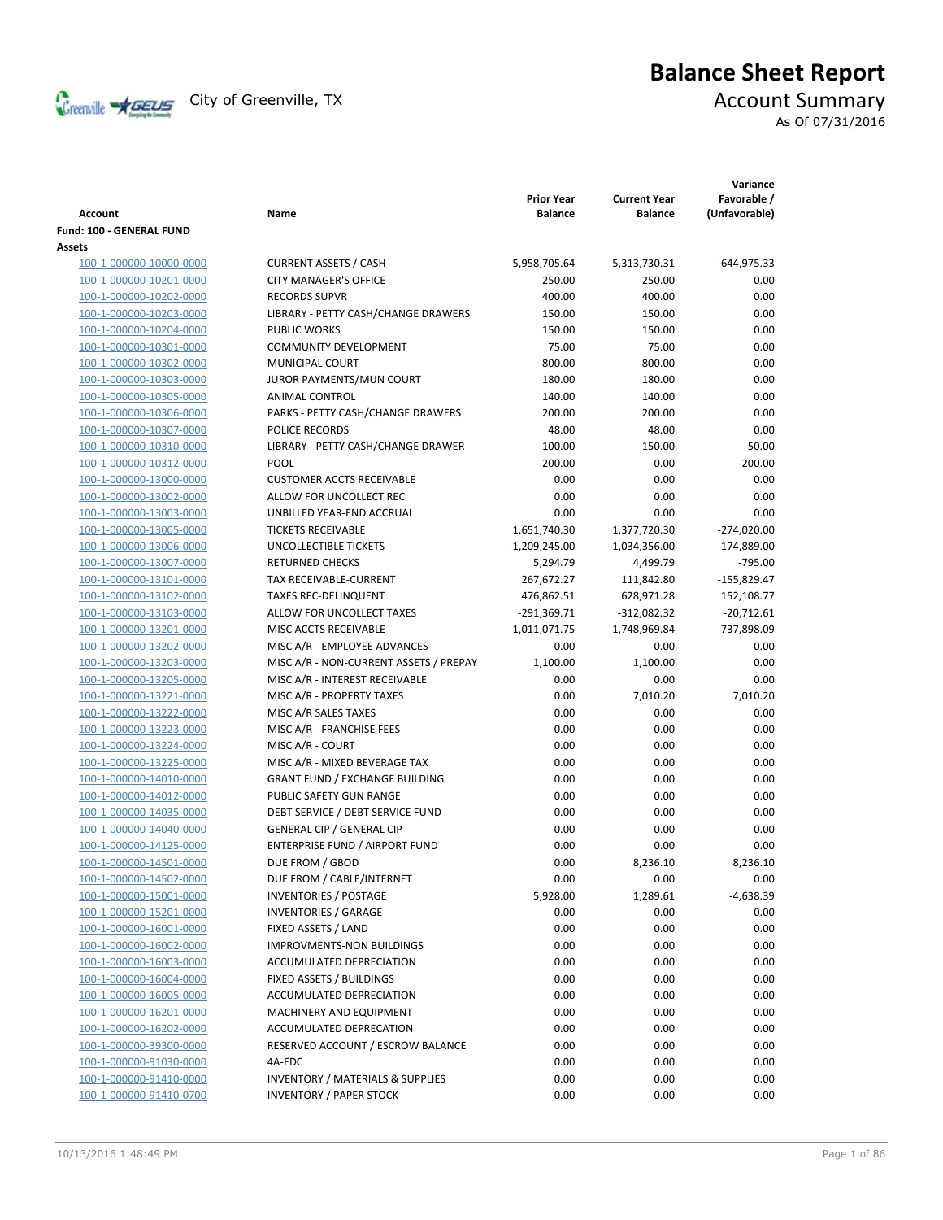# Balance Sheet Report

City of Greenville, TX

## Account Summary

As Of 07/31/2016

| Account | Name | Prior Year Balance | Current Year Balance | Variance Favorable / (Unfavorable) |
|---|---|---|---|---|
| **Fund: 100 - GENERAL FUND** | | | | |
| **Assets** | | | | |
| 100-1-000000-10000-0000 | CURRENT ASSETS / CASH | 5,958,705.64 | 5,313,730.31 | -644,975.33 |
| 100-1-000000-10201-0000 | CITY MANAGER'S OFFICE | 250.00 | 250.00 | 0.00 |
| 100-1-000000-10202-0000 | RECORDS SUPVR | 400.00 | 400.00 | 0.00 |
| 100-1-000000-10203-0000 | LIBRARY - PETTY CASH/CHANGE DRAWERS | 150.00 | 150.00 | 0.00 |
| 100-1-000000-10204-0000 | PUBLIC WORKS | 150.00 | 150.00 | 0.00 |
| 100-1-000000-10301-0000 | COMMUNITY DEVELOPMENT | 75.00 | 75.00 | 0.00 |
| 100-1-000000-10302-0000 | MUNICIPAL COURT | 800.00 | 800.00 | 0.00 |
| 100-1-000000-10303-0000 | JUROR PAYMENTS/MUN COURT | 180.00 | 180.00 | 0.00 |
| 100-1-000000-10305-0000 | ANIMAL CONTROL | 140.00 | 140.00 | 0.00 |
| 100-1-000000-10306-0000 | PARKS - PETTY CASH/CHANGE DRAWERS | 200.00 | 200.00 | 0.00 |
| 100-1-000000-10307-0000 | POLICE RECORDS | 48.00 | 48.00 | 0.00 |
| 100-1-000000-10310-0000 | LIBRARY - PETTY CASH/CHANGE DRAWER | 100.00 | 150.00 | 50.00 |
| 100-1-000000-10312-0000 | POOL | 200.00 | 0.00 | -200.00 |
| 100-1-000000-13000-0000 | CUSTOMER ACCTS RECEIVABLE | 0.00 | 0.00 | 0.00 |
| 100-1-000000-13002-0000 | ALLOW FOR UNCOLLECT REC | 0.00 | 0.00 | 0.00 |
| 100-1-000000-13003-0000 | UNBILLED YEAR-END ACCRUAL | 0.00 | 0.00 | 0.00 |
| 100-1-000000-13005-0000 | TICKETS RECEIVABLE | 1,651,740.30 | 1,377,720.30 | -274,020.00 |
| 100-1-000000-13006-0000 | UNCOLLECTIBLE TICKETS | -1,209,245.00 | -1,034,356.00 | 174,889.00 |
| 100-1-000000-13007-0000 | RETURNED CHECKS | 5,294.79 | 4,499.79 | -795.00 |
| 100-1-000000-13101-0000 | TAX RECEIVABLE-CURRENT | 267,672.27 | 111,842.80 | -155,829.47 |
| 100-1-000000-13102-0000 | TAXES REC-DELINQUENT | 476,862.51 | 628,971.28 | 152,108.77 |
| 100-1-000000-13103-0000 | ALLOW FOR UNCOLLECT TAXES | -291,369.71 | -312,082.32 | -20,712.61 |
| 100-1-000000-13201-0000 | MISC ACCTS RECEIVABLE | 1,011,071.75 | 1,748,969.84 | 737,898.09 |
| 100-1-000000-13202-0000 | MISC A/R - EMPLOYEE ADVANCES | 0.00 | 0.00 | 0.00 |
| 100-1-000000-13203-0000 | MISC A/R - NON-CURRENT ASSETS / PREPAY | 1,100.00 | 1,100.00 | 0.00 |
| 100-1-000000-13205-0000 | MISC A/R - INTEREST RECEIVABLE | 0.00 | 0.00 | 0.00 |
| 100-1-000000-13221-0000 | MISC A/R - PROPERTY TAXES | 0.00 | 7,010.20 | 7,010.20 |
| 100-1-000000-13222-0000 | MISC A/R SALES TAXES | 0.00 | 0.00 | 0.00 |
| 100-1-000000-13223-0000 | MISC A/R - FRANCHISE FEES | 0.00 | 0.00 | 0.00 |
| 100-1-000000-13224-0000 | MISC A/R - COURT | 0.00 | 0.00 | 0.00 |
| 100-1-000000-13225-0000 | MISC A/R - MIXED BEVERAGE TAX | 0.00 | 0.00 | 0.00 |
| 100-1-000000-14010-0000 | GRANT FUND / EXCHANGE BUILDING | 0.00 | 0.00 | 0.00 |
| 100-1-000000-14012-0000 | PUBLIC SAFETY GUN RANGE | 0.00 | 0.00 | 0.00 |
| 100-1-000000-14035-0000 | DEBT SERVICE / DEBT SERVICE FUND | 0.00 | 0.00 | 0.00 |
| 100-1-000000-14040-0000 | GENERAL CIP / GENERAL CIP | 0.00 | 0.00 | 0.00 |
| 100-1-000000-14125-0000 | ENTERPRISE FUND / AIRPORT FUND | 0.00 | 0.00 | 0.00 |
| 100-1-000000-14501-0000 | DUE FROM / GBOD | 0.00 | 8,236.10 | 8,236.10 |
| 100-1-000000-14502-0000 | DUE FROM / CABLE/INTERNET | 0.00 | 0.00 | 0.00 |
| 100-1-000000-15001-0000 | INVENTORIES / POSTAGE | 5,928.00 | 1,289.61 | -4,638.39 |
| 100-1-000000-15201-0000 | INVENTORIES / GARAGE | 0.00 | 0.00 | 0.00 |
| 100-1-000000-16001-0000 | FIXED ASSETS / LAND | 0.00 | 0.00 | 0.00 |
| 100-1-000000-16002-0000 | IMPROVMENTS-NON BUILDINGS | 0.00 | 0.00 | 0.00 |
| 100-1-000000-16003-0000 | ACCUMULATED DEPRECIATION | 0.00 | 0.00 | 0.00 |
| 100-1-000000-16004-0000 | FIXED ASSETS / BUILDINGS | 0.00 | 0.00 | 0.00 |
| 100-1-000000-16005-0000 | ACCUMULATED DEPRECIATION | 0.00 | 0.00 | 0.00 |
| 100-1-000000-16201-0000 | MACHINERY AND EQUIPMENT | 0.00 | 0.00 | 0.00 |
| 100-1-000000-16202-0000 | ACCUMULATED DEPRECATION | 0.00 | 0.00 | 0.00 |
| 100-1-000000-39300-0000 | RESERVED ACCOUNT / ESCROW BALANCE | 0.00 | 0.00 | 0.00 |
| 100-1-000000-91030-0000 | 4A-EDC | 0.00 | 0.00 | 0.00 |
| 100-1-000000-91410-0000 | INVENTORY / MATERIALS & SUPPLIES | 0.00 | 0.00 | 0.00 |
| 100-1-000000-91410-0700 | INVENTORY / PAPER STOCK | 0.00 | 0.00 | 0.00 |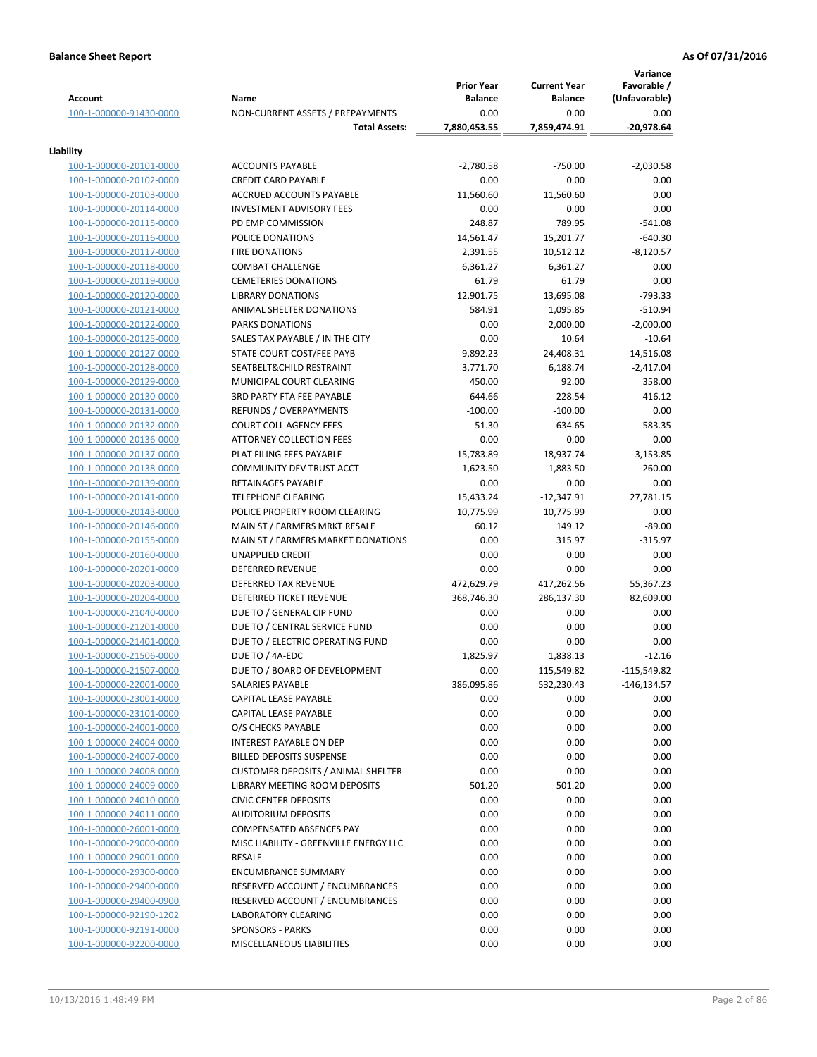**Balance Sheet Report** **As Of 07/31/2016**

| Account | Name | Prior Year Balance | Current Year Balance | Variance Favorable / (Unfavorable) |
|---|---|---|---|---|
| 100-1-000000-91430-0000 | NON-CURRENT ASSETS / PREPAYMENTS | 0.00 | 0.00 | 0.00 |
| | **Total Assets:** | **7,880,453.55** | **7,859,474.91** | **-20,978.64** |

**Liability**

| Account | Name | Prior Year Balance | Current Year Balance | Variance Favorable / (Unfavorable) |
|---|---|---|---|---|
| 100-1-000000-20101-0000 | ACCOUNTS PAYABLE | -2,780.58 | -750.00 | -2,030.58 |
| 100-1-000000-20102-0000 | CREDIT CARD PAYABLE | 0.00 | 0.00 | 0.00 |
| 100-1-000000-20103-0000 | ACCRUED ACCOUNTS PAYABLE | 11,560.60 | 11,560.60 | 0.00 |
| 100-1-000000-20114-0000 | INVESTMENT ADVISORY FEES | 0.00 | 0.00 | 0.00 |
| 100-1-000000-20115-0000 | PD EMP COMMISSION | 248.87 | 789.95 | -541.08 |
| 100-1-000000-20116-0000 | POLICE DONATIONS | 14,561.47 | 15,201.77 | -640.30 |
| 100-1-000000-20117-0000 | FIRE DONATIONS | 2,391.55 | 10,512.12 | -8,120.57 |
| 100-1-000000-20118-0000 | COMBAT CHALLENGE | 6,361.27 | 6,361.27 | 0.00 |
| 100-1-000000-20119-0000 | CEMETERIES DONATIONS | 61.79 | 61.79 | 0.00 |
| 100-1-000000-20120-0000 | LIBRARY DONATIONS | 12,901.75 | 13,695.08 | -793.33 |
| 100-1-000000-20121-0000 | ANIMAL SHELTER DONATIONS | 584.91 | 1,095.85 | -510.94 |
| 100-1-000000-20122-0000 | PARKS DONATIONS | 0.00 | 2,000.00 | -2,000.00 |
| 100-1-000000-20125-0000 | SALES TAX PAYABLE / IN THE CITY | 0.00 | 10.64 | -10.64 |
| 100-1-000000-20127-0000 | STATE COURT COST/FEE PAYB | 9,892.23 | 24,408.31 | -14,516.08 |
| 100-1-000000-20128-0000 | SEATBELT&CHILD RESTRAINT | 3,771.70 | 6,188.74 | -2,417.04 |
| 100-1-000000-20129-0000 | MUNICIPAL COURT CLEARING | 450.00 | 92.00 | 358.00 |
| 100-1-000000-20130-0000 | 3RD PARTY FTA FEE PAYABLE | 644.66 | 228.54 | 416.12 |
| 100-1-000000-20131-0000 | REFUNDS / OVERPAYMENTS | -100.00 | -100.00 | 0.00 |
| 100-1-000000-20132-0000 | COURT COLL AGENCY FEES | 51.30 | 634.65 | -583.35 |
| 100-1-000000-20136-0000 | ATTORNEY COLLECTION FEES | 0.00 | 0.00 | 0.00 |
| 100-1-000000-20137-0000 | PLAT FILING FEES PAYABLE | 15,783.89 | 18,937.74 | -3,153.85 |
| 100-1-000000-20138-0000 | COMMUNITY DEV TRUST ACCT | 1,623.50 | 1,883.50 | -260.00 |
| 100-1-000000-20139-0000 | RETAINAGES PAYABLE | 0.00 | 0.00 | 0.00 |
| 100-1-000000-20141-0000 | TELEPHONE CLEARING | 15,433.24 | -12,347.91 | 27,781.15 |
| 100-1-000000-20143-0000 | POLICE PROPERTY ROOM CLEARING | 10,775.99 | 10,775.99 | 0.00 |
| 100-1-000000-20146-0000 | MAIN ST / FARMERS MRKT RESALE | 60.12 | 149.12 | -89.00 |
| 100-1-000000-20155-0000 | MAIN ST / FARMERS MARKET DONATIONS | 0.00 | 315.97 | -315.97 |
| 100-1-000000-20160-0000 | UNAPPLIED CREDIT | 0.00 | 0.00 | 0.00 |
| 100-1-000000-20201-0000 | DEFERRED REVENUE | 0.00 | 0.00 | 0.00 |
| 100-1-000000-20203-0000 | DEFERRED TAX REVENUE | 472,629.79 | 417,262.56 | 55,367.23 |
| 100-1-000000-20204-0000 | DEFERRED TICKET REVENUE | 368,746.30 | 286,137.30 | 82,609.00 |
| 100-1-000000-21040-0000 | DUE TO / GENERAL CIP FUND | 0.00 | 0.00 | 0.00 |
| 100-1-000000-21201-0000 | DUE TO / CENTRAL SERVICE FUND | 0.00 | 0.00 | 0.00 |
| 100-1-000000-21401-0000 | DUE TO / ELECTRIC OPERATING FUND | 0.00 | 0.00 | 0.00 |
| 100-1-000000-21506-0000 | DUE TO / 4A-EDC | 1,825.97 | 1,838.13 | -12.16 |
| 100-1-000000-21507-0000 | DUE TO / BOARD OF DEVELOPMENT | 0.00 | 115,549.82 | -115,549.82 |
| 100-1-000000-22001-0000 | SALARIES PAYABLE | 386,095.86 | 532,230.43 | -146,134.57 |
| 100-1-000000-23001-0000 | CAPITAL LEASE PAYABLE | 0.00 | 0.00 | 0.00 |
| 100-1-000000-23101-0000 | CAPITAL LEASE PAYABLE | 0.00 | 0.00 | 0.00 |
| 100-1-000000-24001-0000 | O/S CHECKS PAYABLE | 0.00 | 0.00 | 0.00 |
| 100-1-000000-24004-0000 | INTEREST PAYABLE ON DEP | 0.00 | 0.00 | 0.00 |
| 100-1-000000-24007-0000 | BILLED DEPOSITS SUSPENSE | 0.00 | 0.00 | 0.00 |
| 100-1-000000-24008-0000 | CUSTOMER DEPOSITS / ANIMAL SHELTER | 0.00 | 0.00 | 0.00 |
| 100-1-000000-24009-0000 | LIBRARY MEETING ROOM DEPOSITS | 501.20 | 501.20 | 0.00 |
| 100-1-000000-24010-0000 | CIVIC CENTER DEPOSITS | 0.00 | 0.00 | 0.00 |
| 100-1-000000-24011-0000 | AUDITORIUM DEPOSITS | 0.00 | 0.00 | 0.00 |
| 100-1-000000-26001-0000 | COMPENSATED ABSENCES PAY | 0.00 | 0.00 | 0.00 |
| 100-1-000000-29000-0000 | MISC LIABILITY - GREENVILLE ENERGY LLC | 0.00 | 0.00 | 0.00 |
| 100-1-000000-29001-0000 | RESALE | 0.00 | 0.00 | 0.00 |
| 100-1-000000-29300-0000 | ENCUMBRANCE SUMMARY | 0.00 | 0.00 | 0.00 |
| 100-1-000000-29400-0000 | RESERVED ACCOUNT / ENCUMBRANCES | 0.00 | 0.00 | 0.00 |
| 100-1-000000-29400-0900 | RESERVED ACCOUNT / ENCUMBRANCES | 0.00 | 0.00 | 0.00 |
| 100-1-000000-92190-1202 | LABORATORY CLEARING | 0.00 | 0.00 | 0.00 |
| 100-1-000000-92191-0000 | SPONSORS - PARKS | 0.00 | 0.00 | 0.00 |
| 100-1-000000-92200-0000 | MISCELLANEOUS LIABILITIES | 0.00 | 0.00 | 0.00 |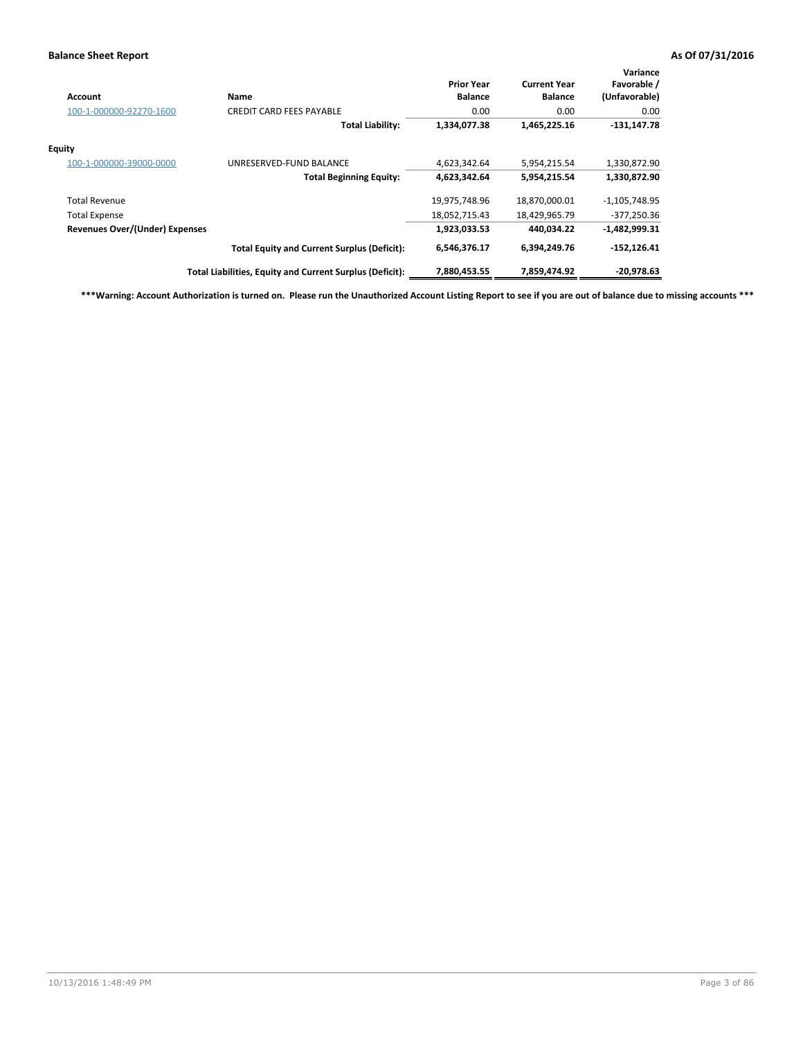**Balance Sheet Report** | **As Of 07/31/2016**

| Account | Name | Prior Year Balance | Current Year Balance | Variance Favorable / (Unfavorable) |
|---|---|---|---|---|
| 100-1-000000-92270-1600 | CREDIT CARD FEES PAYABLE | 0.00 | 0.00 | 0.00 |
| | **Total Liability:** | **1,334,077.38** | **1,465,225.16** | **-131,147.78** |
| **Equity** | | | | |
| 100-1-000000-39000-0000 | UNRESERVED-FUND BALANCE | 4,623,342.64 | 5,954,215.54 | 1,330,872.90 |
| | **Total Beginning Equity:** | **4,623,342.64** | **5,954,215.54** | **1,330,872.90** |
| Total Revenue | | 19,975,748.96 | 18,870,000.01 | -1,105,748.95 |
| Total Expense | | 18,052,715.43 | 18,429,965.79 | -377,250.36 |
| **Revenues Over/(Under) Expenses** | | **1,923,033.53** | **440,034.22** | **-1,482,999.31** |
| | **Total Equity and Current Surplus (Deficit):** | **6,546,376.17** | **6,394,249.76** | **-152,126.41** |
| | **Total Liabilities, Equity and Current Surplus (Deficit):** | **7,880,453.55** | **7,859,474.92** | **-20,978.63** |

**\*\*\*Warning: Account Authorization is turned on. Please run the Unauthorized Account Listing Report to see if you are out of balance due to missing accounts \*\*\***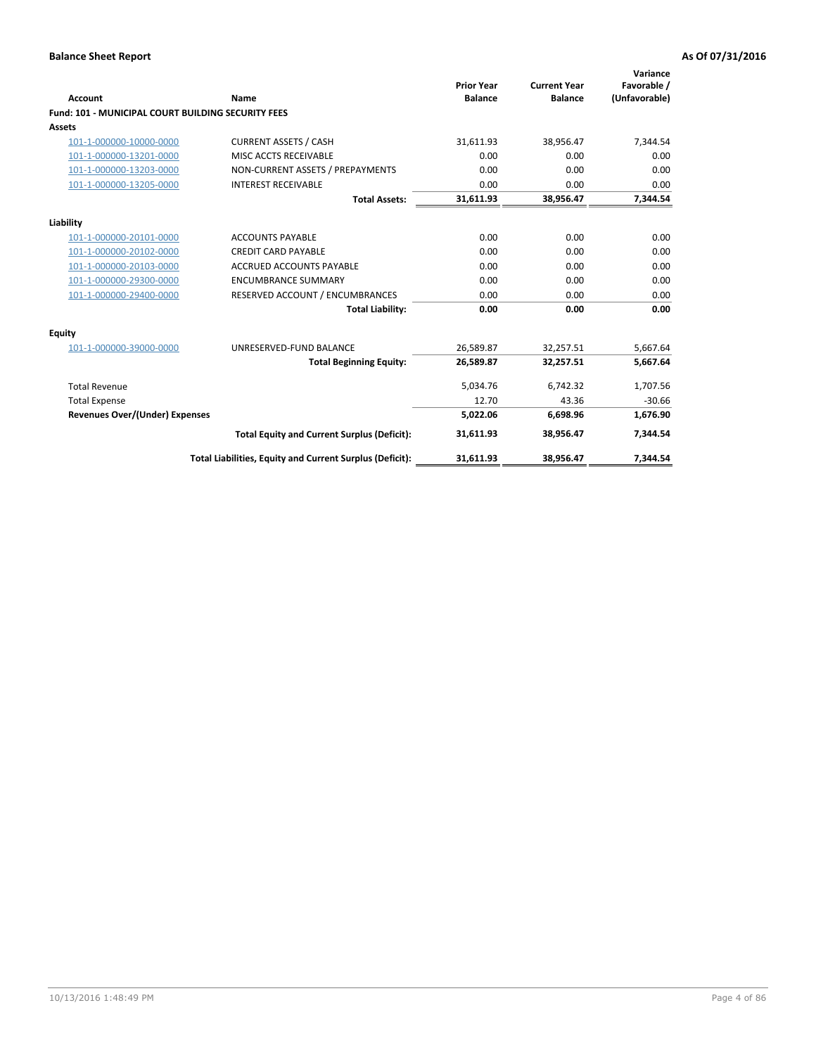# Balance Sheet Report

**As Of 07/31/2016**

| Account | Name | Prior Year Balance | Current Year Balance | Variance Favorable / (Unfavorable) |
|---|---|---|---|---|
| **Fund: 101 - MUNICIPAL COURT BUILDING SECURITY FEES** | | | | |
| **Assets** | | | | |
| 101-1-000000-10000-0000 | CURRENT ASSETS / CASH | 31,611.93 | 38,956.47 | 7,344.54 |
| 101-1-000000-13201-0000 | MISC ACCTS RECEIVABLE | 0.00 | 0.00 | 0.00 |
| 101-1-000000-13203-0000 | NON-CURRENT ASSETS / PREPAYMENTS | 0.00 | 0.00 | 0.00 |
| 101-1-000000-13205-0000 | INTEREST RECEIVABLE | 0.00 | 0.00 | 0.00 |
| | **Total Assets:** | **31,611.93** | **38,956.47** | **7,344.54** |
| **Liability** | | | | |
| 101-1-000000-20101-0000 | ACCOUNTS PAYABLE | 0.00 | 0.00 | 0.00 |
| 101-1-000000-20102-0000 | CREDIT CARD PAYABLE | 0.00 | 0.00 | 0.00 |
| 101-1-000000-20103-0000 | ACCRUED ACCOUNTS PAYABLE | 0.00 | 0.00 | 0.00 |
| 101-1-000000-29300-0000 | ENCUMBRANCE SUMMARY | 0.00 | 0.00 | 0.00 |
| 101-1-000000-29400-0000 | RESERVED ACCOUNT / ENCUMBRANCES | 0.00 | 0.00 | 0.00 |
| | **Total Liability:** | **0.00** | **0.00** | **0.00** |
| **Equity** | | | | |
| 101-1-000000-39000-0000 | UNRESERVED-FUND BALANCE | 26,589.87 | 32,257.51 | 5,667.64 |
| | **Total Beginning Equity:** | **26,589.87** | **32,257.51** | **5,667.64** |
| Total Revenue | | 5,034.76 | 6,742.32 | 1,707.56 |
| Total Expense | | 12.70 | 43.36 | -30.66 |
| **Revenues Over/(Under) Expenses** | | **5,022.06** | **6,698.96** | **1,676.90** |
| | **Total Equity and Current Surplus (Deficit):** | **31,611.93** | **38,956.47** | **7,344.54** |
| | **Total Liabilities, Equity and Current Surplus (Deficit):** | **31,611.93** | **38,956.47** | **7,344.54** |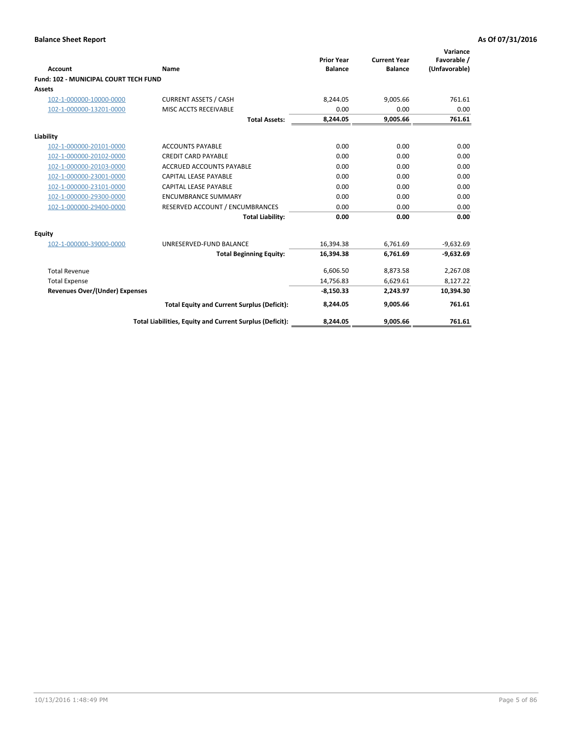**Balance Sheet Report** — As Of 07/31/2016

| Account | Name | Prior Year Balance | Current Year Balance | Variance Favorable / (Unfavorable) |
|---|---|---|---|---|
| **Fund: 102 - MUNICIPAL COURT TECH FUND** | | | | |
| **Assets** | | | | |
| 102-1-000000-10000-0000 | CURRENT ASSETS / CASH | 8,244.05 | 9,005.66 | 761.61 |
| 102-1-000000-13201-0000 | MISC ACCTS RECEIVABLE | 0.00 | 0.00 | 0.00 |
| | **Total Assets:** | **8,244.05** | **9,005.66** | **761.61** |
| **Liability** | | | | |
| 102-1-000000-20101-0000 | ACCOUNTS PAYABLE | 0.00 | 0.00 | 0.00 |
| 102-1-000000-20102-0000 | CREDIT CARD PAYABLE | 0.00 | 0.00 | 0.00 |
| 102-1-000000-20103-0000 | ACCRUED ACCOUNTS PAYABLE | 0.00 | 0.00 | 0.00 |
| 102-1-000000-23001-0000 | CAPITAL LEASE PAYABLE | 0.00 | 0.00 | 0.00 |
| 102-1-000000-23101-0000 | CAPITAL LEASE PAYABLE | 0.00 | 0.00 | 0.00 |
| 102-1-000000-29300-0000 | ENCUMBRANCE SUMMARY | 0.00 | 0.00 | 0.00 |
| 102-1-000000-29400-0000 | RESERVED ACCOUNT / ENCUMBRANCES | 0.00 | 0.00 | 0.00 |
| | **Total Liability:** | **0.00** | **0.00** | **0.00** |
| **Equity** | | | | |
| 102-1-000000-39000-0000 | UNRESERVED-FUND BALANCE | 16,394.38 | 6,761.69 | -9,632.69 |
| | **Total Beginning Equity:** | **16,394.38** | **6,761.69** | **-9,632.69** |
| Total Revenue | | 6,606.50 | 8,873.58 | 2,267.08 |
| Total Expense | | 14,756.83 | 6,629.61 | 8,127.22 |
| **Revenues Over/(Under) Expenses** | | **-8,150.33** | **2,243.97** | **10,394.30** |
| | **Total Equity and Current Surplus (Deficit):** | **8,244.05** | **9,005.66** | **761.61** |
| | **Total Liabilities, Equity and Current Surplus (Deficit):** | **8,244.05** | **9,005.66** | **761.61** |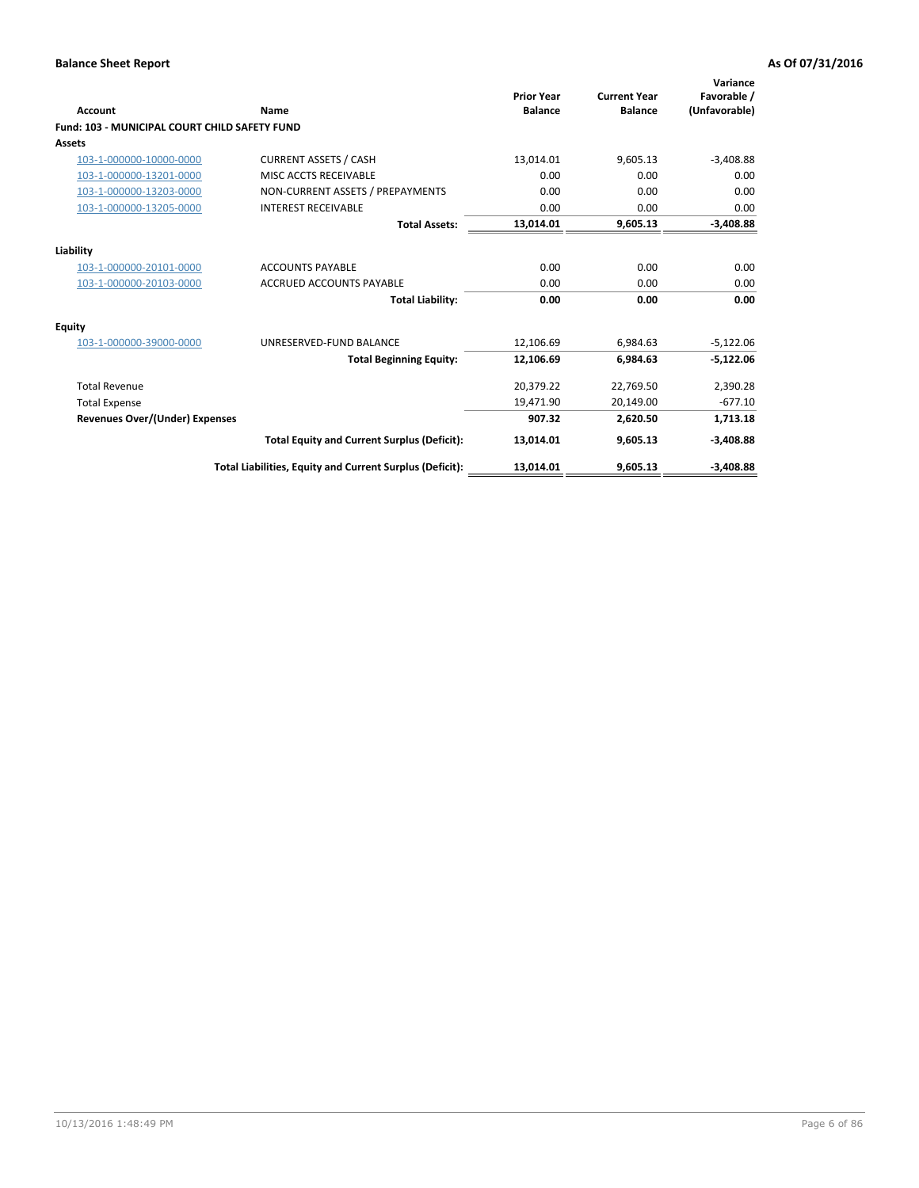## Balance Sheet Report

**As Of 07/31/2016**

| Account | Name | Prior Year Balance | Current Year Balance | Variance Favorable / (Unfavorable) |
|---|---|---|---|---|
| **Fund: 103 - MUNICIPAL COURT CHILD SAFETY FUND** | | | | |
| **Assets** | | | | |
| 103-1-000000-10000-0000 | CURRENT ASSETS / CASH | 13,014.01 | 9,605.13 | -3,408.88 |
| 103-1-000000-13201-0000 | MISC ACCTS RECEIVABLE | 0.00 | 0.00 | 0.00 |
| 103-1-000000-13203-0000 | NON-CURRENT ASSETS / PREPAYMENTS | 0.00 | 0.00 | 0.00 |
| 103-1-000000-13205-0000 | INTEREST RECEIVABLE | 0.00 | 0.00 | 0.00 |
| | **Total Assets:** | **13,014.01** | **9,605.13** | **-3,408.88** |
| **Liability** | | | | |
| 103-1-000000-20101-0000 | ACCOUNTS PAYABLE | 0.00 | 0.00 | 0.00 |
| 103-1-000000-20103-0000 | ACCRUED ACCOUNTS PAYABLE | 0.00 | 0.00 | 0.00 |
| | **Total Liability:** | **0.00** | **0.00** | **0.00** |
| **Equity** | | | | |
| 103-1-000000-39000-0000 | UNRESERVED-FUND BALANCE | 12,106.69 | 6,984.63 | -5,122.06 |
| | **Total Beginning Equity:** | **12,106.69** | **6,984.63** | **-5,122.06** |
| Total Revenue | | 20,379.22 | 22,769.50 | 2,390.28 |
| Total Expense | | 19,471.90 | 20,149.00 | -677.10 |
| **Revenues Over/(Under) Expenses** | | **907.32** | **2,620.50** | **1,713.18** |
| | **Total Equity and Current Surplus (Deficit):** | **13,014.01** | **9,605.13** | **-3,408.88** |
| | **Total Liabilities, Equity and Current Surplus (Deficit):** | **13,014.01** | **9,605.13** | **-3,408.88** |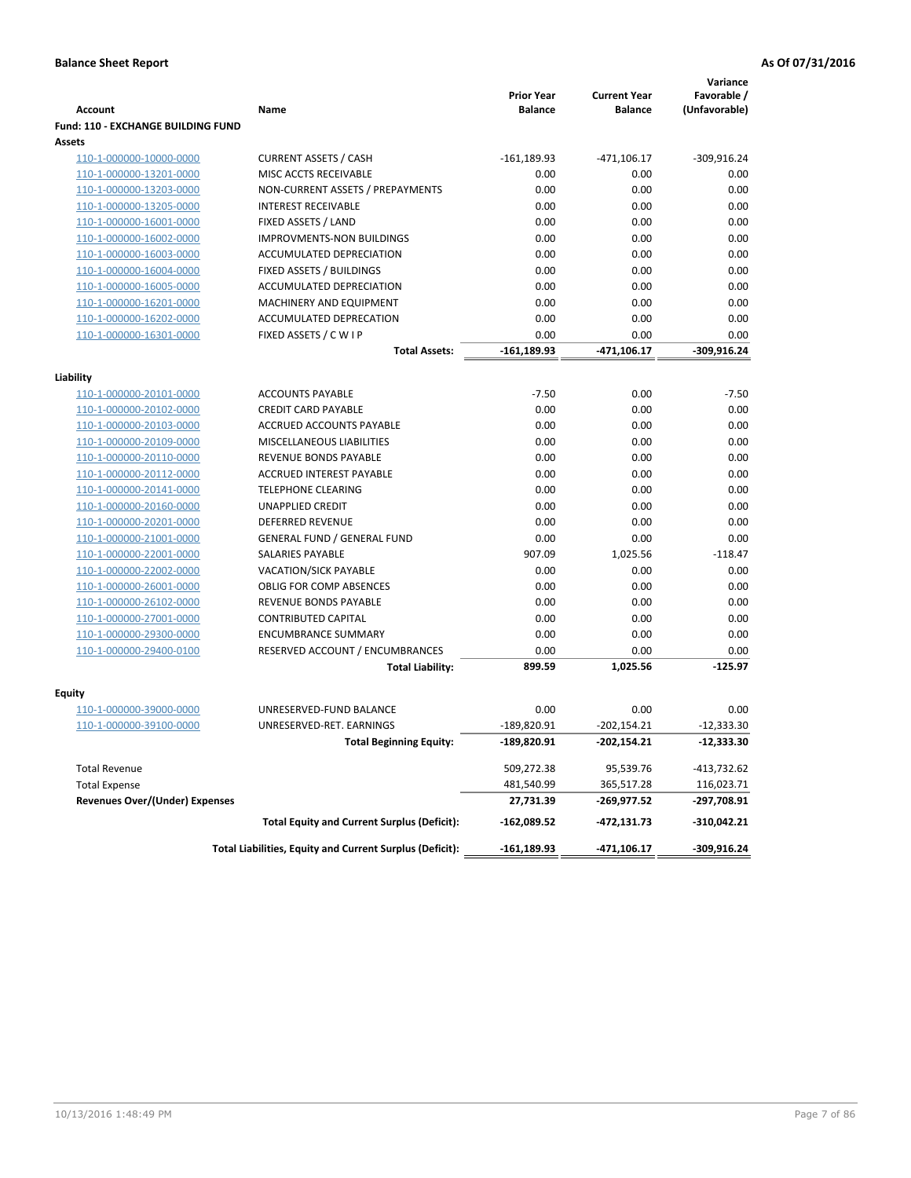**Balance Sheet Report** **As Of 07/31/2016**

| Account | Name | Prior Year Balance | Current Year Balance | Variance Favorable / (Unfavorable) |
|---|---|---|---|---|
| **Fund: 110 - EXCHANGE BUILDING FUND** | | | | |
| **Assets** | | | | |
| 110-1-000000-10000-0000 | CURRENT ASSETS / CASH | -161,189.93 | -471,106.17 | -309,916.24 |
| 110-1-000000-13201-0000 | MISC ACCTS RECEIVABLE | 0.00 | 0.00 | 0.00 |
| 110-1-000000-13203-0000 | NON-CURRENT ASSETS / PREPAYMENTS | 0.00 | 0.00 | 0.00 |
| 110-1-000000-13205-0000 | INTEREST RECEIVABLE | 0.00 | 0.00 | 0.00 |
| 110-1-000000-16001-0000 | FIXED ASSETS / LAND | 0.00 | 0.00 | 0.00 |
| 110-1-000000-16002-0000 | IMPROVMENTS-NON BUILDINGS | 0.00 | 0.00 | 0.00 |
| 110-1-000000-16003-0000 | ACCUMULATED DEPRECIATION | 0.00 | 0.00 | 0.00 |
| 110-1-000000-16004-0000 | FIXED ASSETS / BUILDINGS | 0.00 | 0.00 | 0.00 |
| 110-1-000000-16005-0000 | ACCUMULATED DEPRECIATION | 0.00 | 0.00 | 0.00 |
| 110-1-000000-16201-0000 | MACHINERY AND EQUIPMENT | 0.00 | 0.00 | 0.00 |
| 110-1-000000-16202-0000 | ACCUMULATED DEPRECATION | 0.00 | 0.00 | 0.00 |
| 110-1-000000-16301-0000 | FIXED ASSETS / C W I P | 0.00 | 0.00 | 0.00 |
| | **Total Assets:** | **-161,189.93** | **-471,106.17** | **-309,916.24** |
| **Liability** | | | | |
| 110-1-000000-20101-0000 | ACCOUNTS PAYABLE | -7.50 | 0.00 | -7.50 |
| 110-1-000000-20102-0000 | CREDIT CARD PAYABLE | 0.00 | 0.00 | 0.00 |
| 110-1-000000-20103-0000 | ACCRUED ACCOUNTS PAYABLE | 0.00 | 0.00 | 0.00 |
| 110-1-000000-20109-0000 | MISCELLANEOUS LIABILITIES | 0.00 | 0.00 | 0.00 |
| 110-1-000000-20110-0000 | REVENUE BONDS PAYABLE | 0.00 | 0.00 | 0.00 |
| 110-1-000000-20112-0000 | ACCRUED INTEREST PAYABLE | 0.00 | 0.00 | 0.00 |
| 110-1-000000-20141-0000 | TELEPHONE CLEARING | 0.00 | 0.00 | 0.00 |
| 110-1-000000-20160-0000 | UNAPPLIED CREDIT | 0.00 | 0.00 | 0.00 |
| 110-1-000000-20201-0000 | DEFERRED REVENUE | 0.00 | 0.00 | 0.00 |
| 110-1-000000-21001-0000 | GENERAL FUND / GENERAL FUND | 0.00 | 0.00 | 0.00 |
| 110-1-000000-22001-0000 | SALARIES PAYABLE | 907.09 | 1,025.56 | -118.47 |
| 110-1-000000-22002-0000 | VACATION/SICK PAYABLE | 0.00 | 0.00 | 0.00 |
| 110-1-000000-26001-0000 | OBLIG FOR COMP ABSENCES | 0.00 | 0.00 | 0.00 |
| 110-1-000000-26102-0000 | REVENUE BONDS PAYABLE | 0.00 | 0.00 | 0.00 |
| 110-1-000000-27001-0000 | CONTRIBUTED CAPITAL | 0.00 | 0.00 | 0.00 |
| 110-1-000000-29300-0000 | ENCUMBRANCE SUMMARY | 0.00 | 0.00 | 0.00 |
| 110-1-000000-29400-0100 | RESERVED ACCOUNT / ENCUMBRANCES | 0.00 | 0.00 | 0.00 |
| | **Total Liability:** | **899.59** | **1,025.56** | **-125.97** |
| **Equity** | | | | |
| 110-1-000000-39000-0000 | UNRESERVED-FUND BALANCE | 0.00 | 0.00 | 0.00 |
| 110-1-000000-39100-0000 | UNRESERVED-RET. EARNINGS | -189,820.91 | -202,154.21 | -12,333.30 |
| | **Total Beginning Equity:** | **-189,820.91** | **-202,154.21** | **-12,333.30** |
| Total Revenue | | 509,272.38 | 95,539.76 | -413,732.62 |
| Total Expense | | 481,540.99 | 365,517.28 | 116,023.71 |
| **Revenues Over/(Under) Expenses** | | **27,731.39** | **-269,977.52** | **-297,708.91** |
| | **Total Equity and Current Surplus (Deficit):** | **-162,089.52** | **-472,131.73** | **-310,042.21** |
| | **Total Liabilities, Equity and Current Surplus (Deficit):** | **-161,189.93** | **-471,106.17** | **-309,916.24** |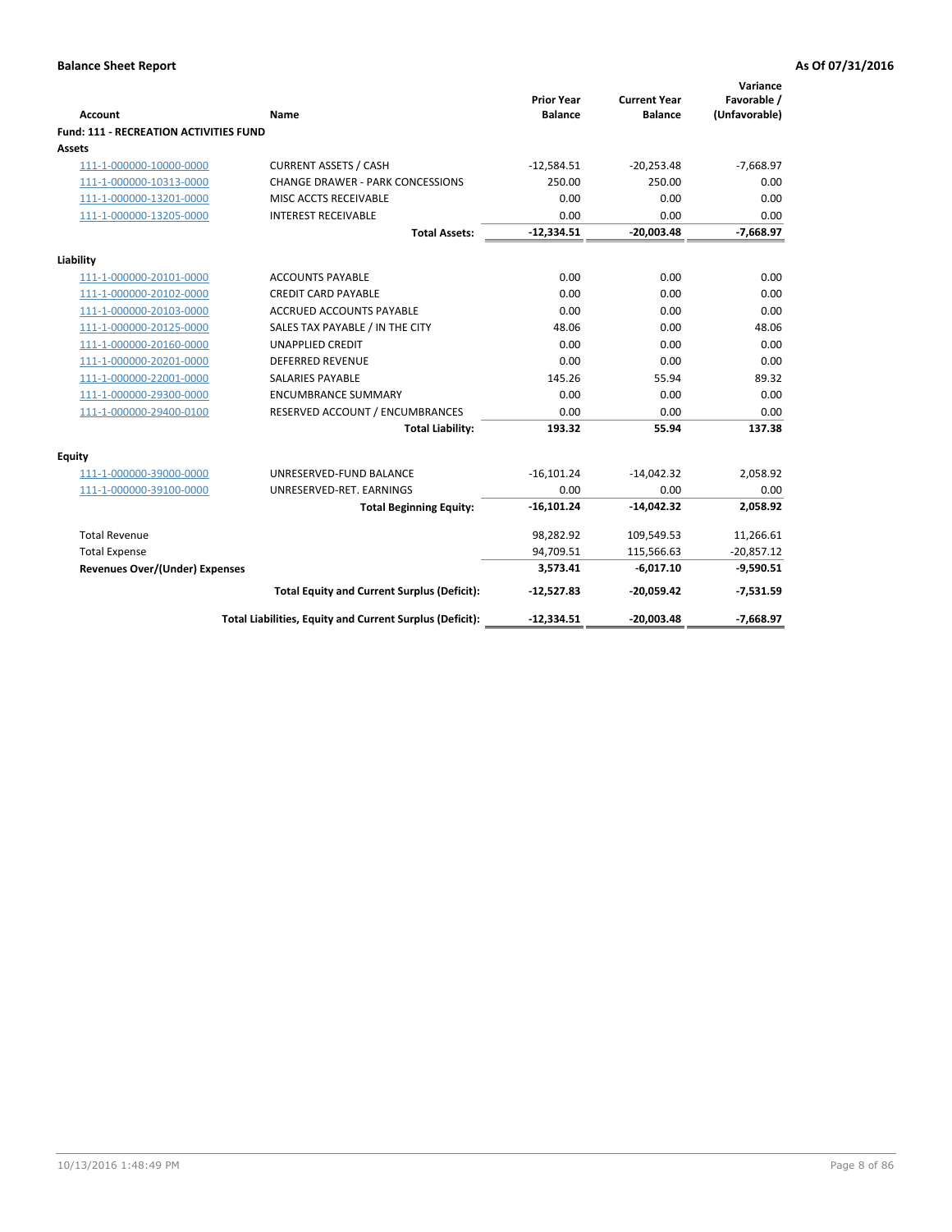**Balance Sheet Report** | **As Of 07/31/2016**

| Account | Name | Prior Year Balance | Current Year Balance | Variance Favorable / (Unfavorable) |
|---|---|---|---|---|
| **Fund: 111 - RECREATION ACTIVITIES FUND** | | | | |
| **Assets** | | | | |
| 111-1-000000-10000-0000 | CURRENT ASSETS / CASH | -12,584.51 | -20,253.48 | -7,668.97 |
| 111-1-000000-10313-0000 | CHANGE DRAWER - PARK CONCESSIONS | 250.00 | 250.00 | 0.00 |
| 111-1-000000-13201-0000 | MISC ACCTS RECEIVABLE | 0.00 | 0.00 | 0.00 |
| 111-1-000000-13205-0000 | INTEREST RECEIVABLE | 0.00 | 0.00 | 0.00 |
| | **Total Assets:** | **-12,334.51** | **-20,003.48** | **-7,668.97** |
| **Liability** | | | | |
| 111-1-000000-20101-0000 | ACCOUNTS PAYABLE | 0.00 | 0.00 | 0.00 |
| 111-1-000000-20102-0000 | CREDIT CARD PAYABLE | 0.00 | 0.00 | 0.00 |
| 111-1-000000-20103-0000 | ACCRUED ACCOUNTS PAYABLE | 0.00 | 0.00 | 0.00 |
| 111-1-000000-20125-0000 | SALES TAX PAYABLE / IN THE CITY | 48.06 | 0.00 | 48.06 |
| 111-1-000000-20160-0000 | UNAPPLIED CREDIT | 0.00 | 0.00 | 0.00 |
| 111-1-000000-20201-0000 | DEFERRED REVENUE | 0.00 | 0.00 | 0.00 |
| 111-1-000000-22001-0000 | SALARIES PAYABLE | 145.26 | 55.94 | 89.32 |
| 111-1-000000-29300-0000 | ENCUMBRANCE SUMMARY | 0.00 | 0.00 | 0.00 |
| 111-1-000000-29400-0100 | RESERVED ACCOUNT / ENCUMBRANCES | 0.00 | 0.00 | 0.00 |
| | **Total Liability:** | **193.32** | **55.94** | **137.38** |
| **Equity** | | | | |
| 111-1-000000-39000-0000 | UNRESERVED-FUND BALANCE | -16,101.24 | -14,042.32 | 2,058.92 |
| 111-1-000000-39100-0000 | UNRESERVED-RET. EARNINGS | 0.00 | 0.00 | 0.00 |
| | **Total Beginning Equity:** | **-16,101.24** | **-14,042.32** | **2,058.92** |
| Total Revenue | | 98,282.92 | 109,549.53 | 11,266.61 |
| Total Expense | | 94,709.51 | 115,566.63 | -20,857.12 |
| **Revenues Over/(Under) Expenses** | | **3,573.41** | **-6,017.10** | **-9,590.51** |
| | **Total Equity and Current Surplus (Deficit):** | **-12,527.83** | **-20,059.42** | **-7,531.59** |
| | **Total Liabilities, Equity and Current Surplus (Deficit):** | **-12,334.51** | **-20,003.48** | **-7,668.97** |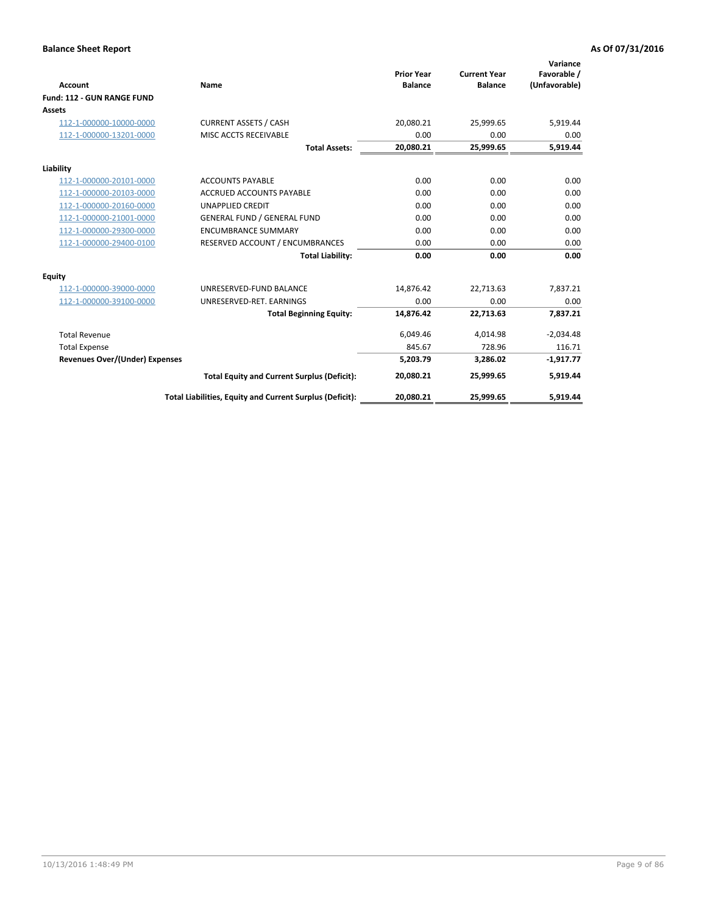**Balance Sheet Report** — As Of 07/31/2016

| Account | Name | Prior Year Balance | Current Year Balance | Variance Favorable / (Unfavorable) |
|---|---|---|---|---|
| **Fund: 112 - GUN RANGE FUND** | | | | |
| **Assets** | | | | |
| 112-1-000000-10000-0000 | CURRENT ASSETS / CASH | 20,080.21 | 25,999.65 | 5,919.44 |
| 112-1-000000-13201-0000 | MISC ACCTS RECEIVABLE | 0.00 | 0.00 | 0.00 |
| | **Total Assets:** | **20,080.21** | **25,999.65** | **5,919.44** |
| **Liability** | | | | |
| 112-1-000000-20101-0000 | ACCOUNTS PAYABLE | 0.00 | 0.00 | 0.00 |
| 112-1-000000-20103-0000 | ACCRUED ACCOUNTS PAYABLE | 0.00 | 0.00 | 0.00 |
| 112-1-000000-20160-0000 | UNAPPLIED CREDIT | 0.00 | 0.00 | 0.00 |
| 112-1-000000-21001-0000 | GENERAL FUND / GENERAL FUND | 0.00 | 0.00 | 0.00 |
| 112-1-000000-29300-0000 | ENCUMBRANCE SUMMARY | 0.00 | 0.00 | 0.00 |
| 112-1-000000-29400-0100 | RESERVED ACCOUNT / ENCUMBRANCES | 0.00 | 0.00 | 0.00 |
| | **Total Liability:** | **0.00** | **0.00** | **0.00** |
| **Equity** | | | | |
| 112-1-000000-39000-0000 | UNRESERVED-FUND BALANCE | 14,876.42 | 22,713.63 | 7,837.21 |
| 112-1-000000-39100-0000 | UNRESERVED-RET. EARNINGS | 0.00 | 0.00 | 0.00 |
| | **Total Beginning Equity:** | **14,876.42** | **22,713.63** | **7,837.21** |
| Total Revenue | | 6,049.46 | 4,014.98 | -2,034.48 |
| Total Expense | | 845.67 | 728.96 | 116.71 |
| **Revenues Over/(Under) Expenses** | | **5,203.79** | **3,286.02** | **-1,917.77** |
| | **Total Equity and Current Surplus (Deficit):** | **20,080.21** | **25,999.65** | **5,919.44** |
| | **Total Liabilities, Equity and Current Surplus (Deficit):** | **20,080.21** | **25,999.65** | **5,919.44** |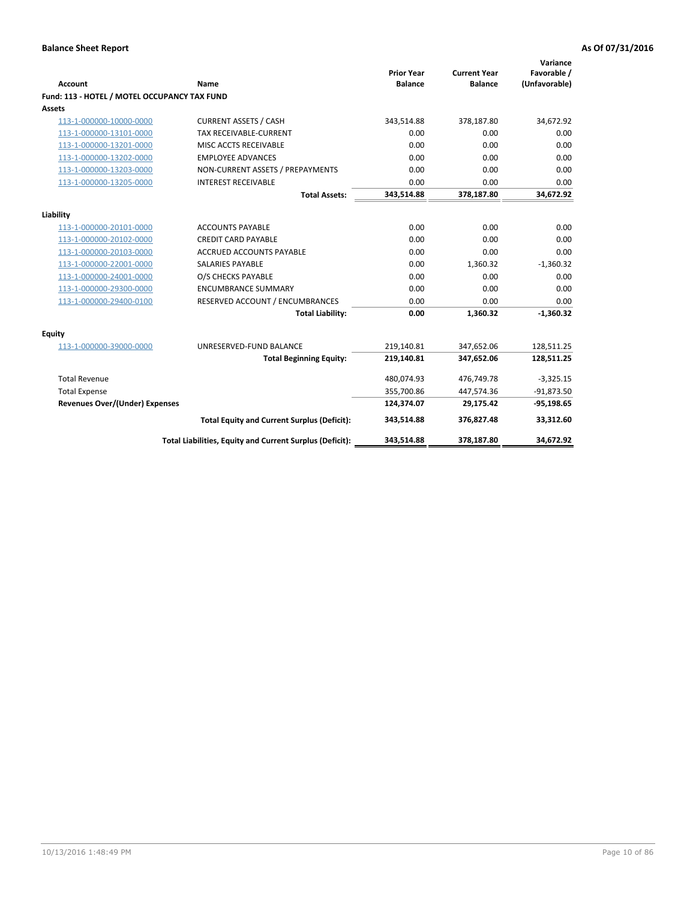**Balance Sheet Report** **As Of 07/31/2016**

| Account | Name | Prior Year Balance | Current Year Balance | Variance Favorable / (Unfavorable) |
|---|---|---|---|---|
| **Fund: 113 - HOTEL / MOTEL OCCUPANCY TAX FUND** | | | | |
| **Assets** | | | | |
| 113-1-000000-10000-0000 | CURRENT ASSETS / CASH | 343,514.88 | 378,187.80 | 34,672.92 |
| 113-1-000000-13101-0000 | TAX RECEIVABLE-CURRENT | 0.00 | 0.00 | 0.00 |
| 113-1-000000-13201-0000 | MISC ACCTS RECEIVABLE | 0.00 | 0.00 | 0.00 |
| 113-1-000000-13202-0000 | EMPLOYEE ADVANCES | 0.00 | 0.00 | 0.00 |
| 113-1-000000-13203-0000 | NON-CURRENT ASSETS / PREPAYMENTS | 0.00 | 0.00 | 0.00 |
| 113-1-000000-13205-0000 | INTEREST RECEIVABLE | 0.00 | 0.00 | 0.00 |
| | **Total Assets:** | **343,514.88** | **378,187.80** | **34,672.92** |
| **Liability** | | | | |
| 113-1-000000-20101-0000 | ACCOUNTS PAYABLE | 0.00 | 0.00 | 0.00 |
| 113-1-000000-20102-0000 | CREDIT CARD PAYABLE | 0.00 | 0.00 | 0.00 |
| 113-1-000000-20103-0000 | ACCRUED ACCOUNTS PAYABLE | 0.00 | 0.00 | 0.00 |
| 113-1-000000-22001-0000 | SALARIES PAYABLE | 0.00 | 1,360.32 | -1,360.32 |
| 113-1-000000-24001-0000 | O/S CHECKS PAYABLE | 0.00 | 0.00 | 0.00 |
| 113-1-000000-29300-0000 | ENCUMBRANCE SUMMARY | 0.00 | 0.00 | 0.00 |
| 113-1-000000-29400-0100 | RESERVED ACCOUNT / ENCUMBRANCES | 0.00 | 0.00 | 0.00 |
| | **Total Liability:** | **0.00** | **1,360.32** | **-1,360.32** |
| **Equity** | | | | |
| 113-1-000000-39000-0000 | UNRESERVED-FUND BALANCE | 219,140.81 | 347,652.06 | 128,511.25 |
| | **Total Beginning Equity:** | **219,140.81** | **347,652.06** | **128,511.25** |
| Total Revenue | | 480,074.93 | 476,749.78 | -3,325.15 |
| Total Expense | | 355,700.86 | 447,574.36 | -91,873.50 |
| **Revenues Over/(Under) Expenses** | | **124,374.07** | **29,175.42** | **-95,198.65** |
| | **Total Equity and Current Surplus (Deficit):** | **343,514.88** | **376,827.48** | **33,312.60** |
| | **Total Liabilities, Equity and Current Surplus (Deficit):** | **343,514.88** | **378,187.80** | **34,672.92** |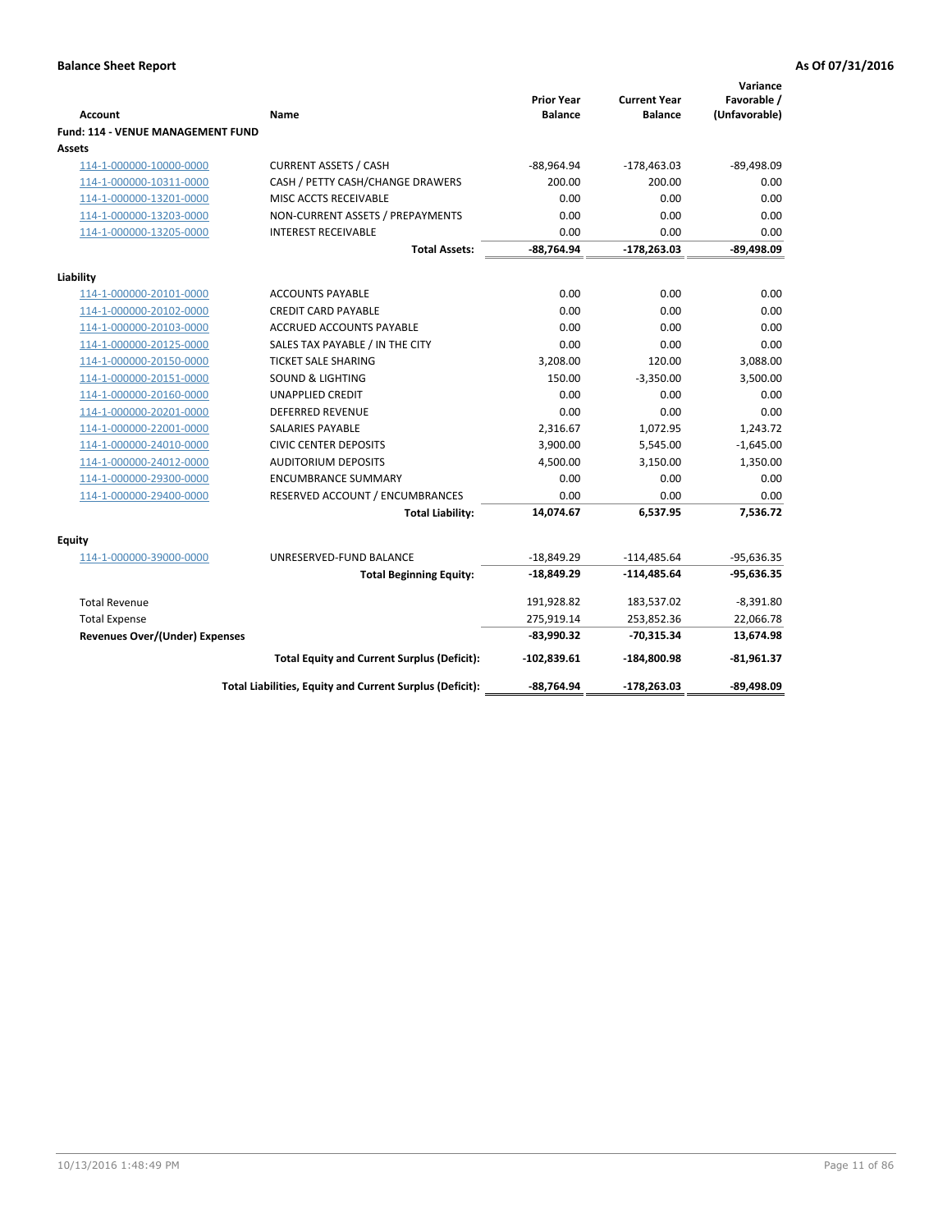**Balance Sheet Report** **As Of 07/31/2016**

| Account | Name | Prior Year Balance | Current Year Balance | Variance Favorable / (Unfavorable) |
|---|---|---|---|---|
| **Fund: 114 - VENUE MANAGEMENT FUND** | | | | |
| **Assets** | | | | |
| 114-1-000000-10000-0000 | CURRENT ASSETS / CASH | -88,964.94 | -178,463.03 | -89,498.09 |
| 114-1-000000-10311-0000 | CASH / PETTY CASH/CHANGE DRAWERS | 200.00 | 200.00 | 0.00 |
| 114-1-000000-13201-0000 | MISC ACCTS RECEIVABLE | 0.00 | 0.00 | 0.00 |
| 114-1-000000-13203-0000 | NON-CURRENT ASSETS / PREPAYMENTS | 0.00 | 0.00 | 0.00 |
| 114-1-000000-13205-0000 | INTEREST RECEIVABLE | 0.00 | 0.00 | 0.00 |
| | **Total Assets:** | **-88,764.94** | **-178,263.03** | **-89,498.09** |
| **Liability** | | | | |
| 114-1-000000-20101-0000 | ACCOUNTS PAYABLE | 0.00 | 0.00 | 0.00 |
| 114-1-000000-20102-0000 | CREDIT CARD PAYABLE | 0.00 | 0.00 | 0.00 |
| 114-1-000000-20103-0000 | ACCRUED ACCOUNTS PAYABLE | 0.00 | 0.00 | 0.00 |
| 114-1-000000-20125-0000 | SALES TAX PAYABLE / IN THE CITY | 0.00 | 0.00 | 0.00 |
| 114-1-000000-20150-0000 | TICKET SALE SHARING | 3,208.00 | 120.00 | 3,088.00 |
| 114-1-000000-20151-0000 | SOUND & LIGHTING | 150.00 | -3,350.00 | 3,500.00 |
| 114-1-000000-20160-0000 | UNAPPLIED CREDIT | 0.00 | 0.00 | 0.00 |
| 114-1-000000-20201-0000 | DEFERRED REVENUE | 0.00 | 0.00 | 0.00 |
| 114-1-000000-22001-0000 | SALARIES PAYABLE | 2,316.67 | 1,072.95 | 1,243.72 |
| 114-1-000000-24010-0000 | CIVIC CENTER DEPOSITS | 3,900.00 | 5,545.00 | -1,645.00 |
| 114-1-000000-24012-0000 | AUDITORIUM DEPOSITS | 4,500.00 | 3,150.00 | 1,350.00 |
| 114-1-000000-29300-0000 | ENCUMBRANCE SUMMARY | 0.00 | 0.00 | 0.00 |
| 114-1-000000-29400-0000 | RESERVED ACCOUNT / ENCUMBRANCES | 0.00 | 0.00 | 0.00 |
| | **Total Liability:** | **14,074.67** | **6,537.95** | **7,536.72** |
| **Equity** | | | | |
| 114-1-000000-39000-0000 | UNRESERVED-FUND BALANCE | -18,849.29 | -114,485.64 | -95,636.35 |
| | **Total Beginning Equity:** | **-18,849.29** | **-114,485.64** | **-95,636.35** |
| Total Revenue | | 191,928.82 | 183,537.02 | -8,391.80 |
| Total Expense | | 275,919.14 | 253,852.36 | 22,066.78 |
| **Revenues Over/(Under) Expenses** | | **-83,990.32** | **-70,315.34** | **13,674.98** |
| | **Total Equity and Current Surplus (Deficit):** | **-102,839.61** | **-184,800.98** | **-81,961.37** |
| | **Total Liabilities, Equity and Current Surplus (Deficit):** | **-88,764.94** | **-178,263.03** | **-89,498.09** |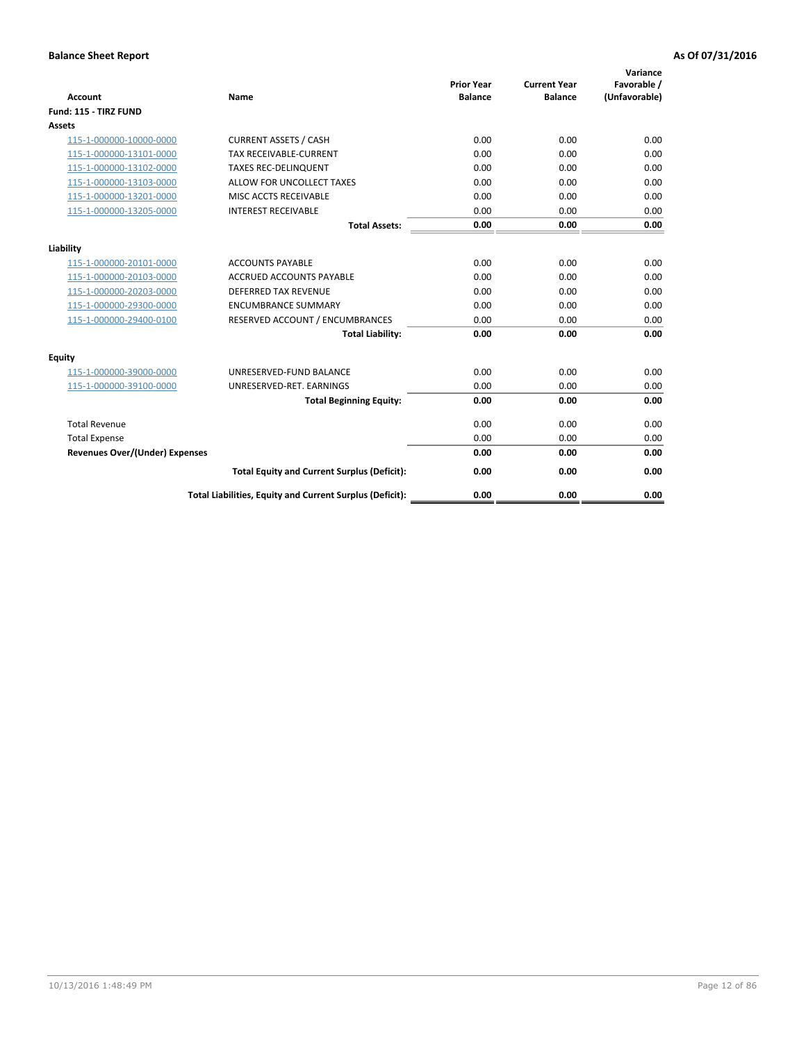**Balance Sheet Report** — As Of 07/31/2016

| Account | Name | Prior Year Balance | Current Year Balance | Variance Favorable / (Unfavorable) |
|---|---|---|---|---|
| **Fund: 115 - TIRZ FUND** | | | | |
| **Assets** | | | | |
| 115-1-000000-10000-0000 | CURRENT ASSETS / CASH | 0.00 | 0.00 | 0.00 |
| 115-1-000000-13101-0000 | TAX RECEIVABLE-CURRENT | 0.00 | 0.00 | 0.00 |
| 115-1-000000-13102-0000 | TAXES REC-DELINQUENT | 0.00 | 0.00 | 0.00 |
| 115-1-000000-13103-0000 | ALLOW FOR UNCOLLECT TAXES | 0.00 | 0.00 | 0.00 |
| 115-1-000000-13201-0000 | MISC ACCTS RECEIVABLE | 0.00 | 0.00 | 0.00 |
| 115-1-000000-13205-0000 | INTEREST RECEIVABLE | 0.00 | 0.00 | 0.00 |
| | **Total Assets:** | **0.00** | **0.00** | **0.00** |
| **Liability** | | | | |
| 115-1-000000-20101-0000 | ACCOUNTS PAYABLE | 0.00 | 0.00 | 0.00 |
| 115-1-000000-20103-0000 | ACCRUED ACCOUNTS PAYABLE | 0.00 | 0.00 | 0.00 |
| 115-1-000000-20203-0000 | DEFERRED TAX REVENUE | 0.00 | 0.00 | 0.00 |
| 115-1-000000-29300-0000 | ENCUMBRANCE SUMMARY | 0.00 | 0.00 | 0.00 |
| 115-1-000000-29400-0100 | RESERVED ACCOUNT / ENCUMBRANCES | 0.00 | 0.00 | 0.00 |
| | **Total Liability:** | **0.00** | **0.00** | **0.00** |
| **Equity** | | | | |
| 115-1-000000-39000-0000 | UNRESERVED-FUND BALANCE | 0.00 | 0.00 | 0.00 |
| 115-1-000000-39100-0000 | UNRESERVED-RET. EARNINGS | 0.00 | 0.00 | 0.00 |
| | **Total Beginning Equity:** | **0.00** | **0.00** | **0.00** |
| Total Revenue | | 0.00 | 0.00 | 0.00 |
| Total Expense | | 0.00 | 0.00 | 0.00 |
| **Revenues Over/(Under) Expenses** | | **0.00** | **0.00** | **0.00** |
| | **Total Equity and Current Surplus (Deficit):** | **0.00** | **0.00** | **0.00** |
| | **Total Liabilities, Equity and Current Surplus (Deficit):** | **0.00** | **0.00** | **0.00** |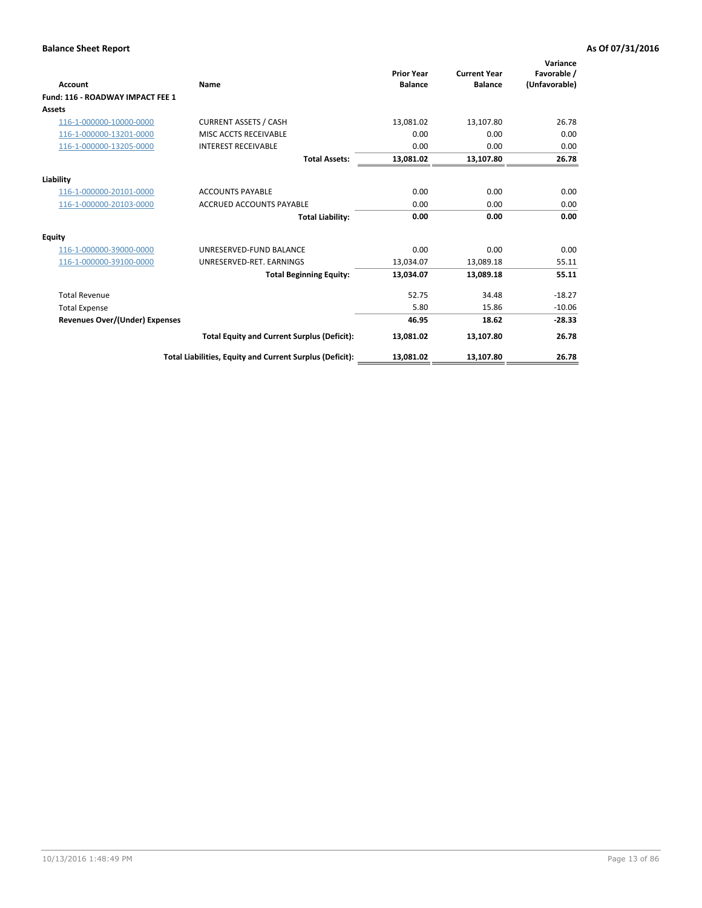**Balance Sheet Report** **As Of 07/31/2016**

| Account | Name | Prior Year Balance | Current Year Balance | Variance Favorable / (Unfavorable) |
|---|---|---|---|---|
| **Fund: 116 - ROADWAY IMPACT FEE 1** | | | | |
| **Assets** | | | | |
| 116-1-000000-10000-0000 | CURRENT ASSETS / CASH | 13,081.02 | 13,107.80 | 26.78 |
| 116-1-000000-13201-0000 | MISC ACCTS RECEIVABLE | 0.00 | 0.00 | 0.00 |
| 116-1-000000-13205-0000 | INTEREST RECEIVABLE | 0.00 | 0.00 | 0.00 |
| | **Total Assets:** | **13,081.02** | **13,107.80** | **26.78** |
| **Liability** | | | | |
| 116-1-000000-20101-0000 | ACCOUNTS PAYABLE | 0.00 | 0.00 | 0.00 |
| 116-1-000000-20103-0000 | ACCRUED ACCOUNTS PAYABLE | 0.00 | 0.00 | 0.00 |
| | **Total Liability:** | **0.00** | **0.00** | **0.00** |
| **Equity** | | | | |
| 116-1-000000-39000-0000 | UNRESERVED-FUND BALANCE | 0.00 | 0.00 | 0.00 |
| 116-1-000000-39100-0000 | UNRESERVED-RET. EARNINGS | 13,034.07 | 13,089.18 | 55.11 |
| | **Total Beginning Equity:** | **13,034.07** | **13,089.18** | **55.11** |
| Total Revenue | | 52.75 | 34.48 | -18.27 |
| Total Expense | | 5.80 | 15.86 | -10.06 |
| **Revenues Over/(Under) Expenses** | | **46.95** | **18.62** | **-28.33** |
| | **Total Equity and Current Surplus (Deficit):** | **13,081.02** | **13,107.80** | **26.78** |
| | **Total Liabilities, Equity and Current Surplus (Deficit):** | **13,081.02** | **13,107.80** | **26.78** |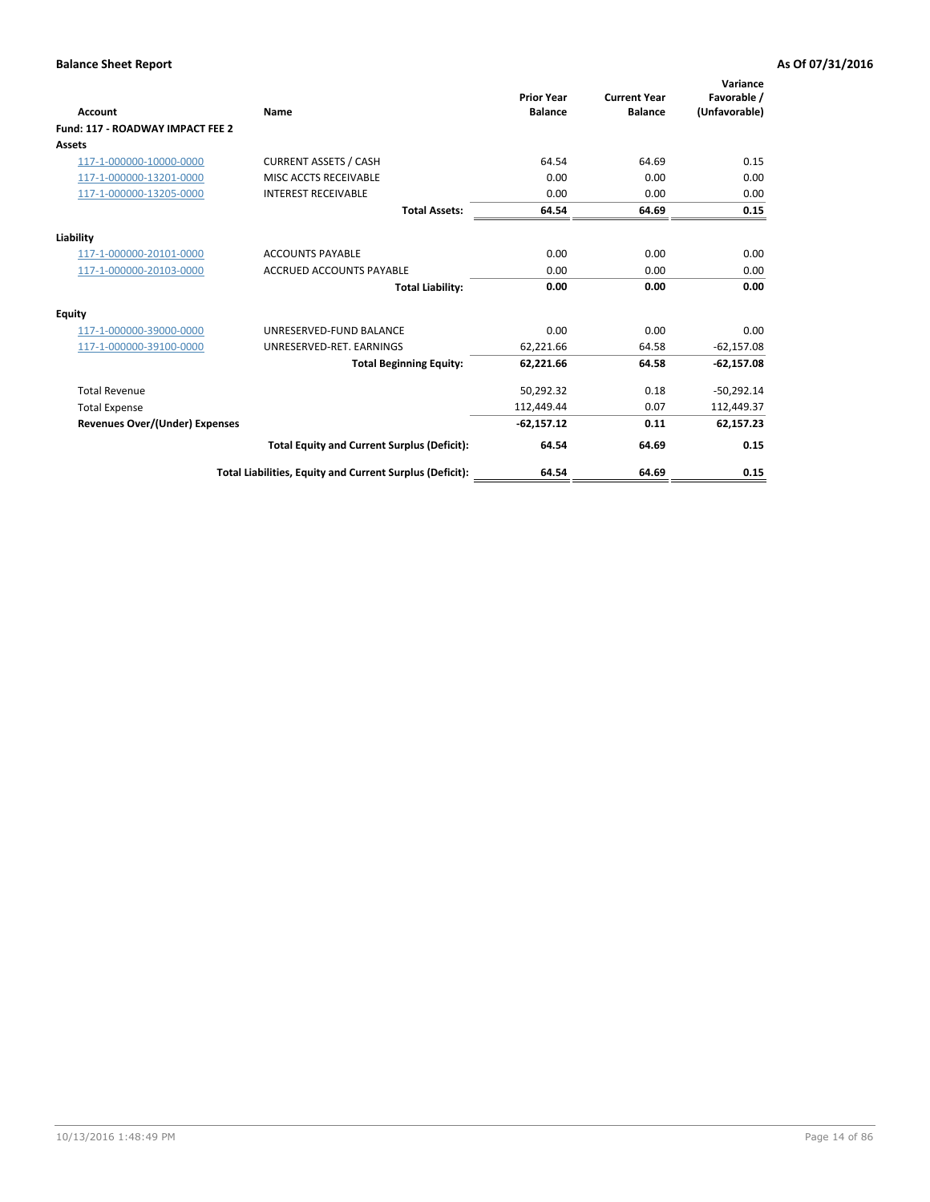**Balance Sheet Report** **As Of 07/31/2016**

| Account | Name | Prior Year Balance | Current Year Balance | Variance Favorable / (Unfavorable) |
|---|---|---|---|---|
| **Fund: 117 - ROADWAY IMPACT FEE 2** | | | | |
| **Assets** | | | | |
| 117-1-000000-10000-0000 | CURRENT ASSETS / CASH | 64.54 | 64.69 | 0.15 |
| 117-1-000000-13201-0000 | MISC ACCTS RECEIVABLE | 0.00 | 0.00 | 0.00 |
| 117-1-000000-13205-0000 | INTEREST RECEIVABLE | 0.00 | 0.00 | 0.00 |
| | **Total Assets:** | **64.54** | **64.69** | **0.15** |
| **Liability** | | | | |
| 117-1-000000-20101-0000 | ACCOUNTS PAYABLE | 0.00 | 0.00 | 0.00 |
| 117-1-000000-20103-0000 | ACCRUED ACCOUNTS PAYABLE | 0.00 | 0.00 | 0.00 |
| | **Total Liability:** | **0.00** | **0.00** | **0.00** |
| **Equity** | | | | |
| 117-1-000000-39000-0000 | UNRESERVED-FUND BALANCE | 0.00 | 0.00 | 0.00 |
| 117-1-000000-39100-0000 | UNRESERVED-RET. EARNINGS | 62,221.66 | 64.58 | -62,157.08 |
| | **Total Beginning Equity:** | **62,221.66** | **64.58** | **-62,157.08** |
| Total Revenue | | 50,292.32 | 0.18 | -50,292.14 |
| Total Expense | | 112,449.44 | 0.07 | 112,449.37 |
| **Revenues Over/(Under) Expenses** | | **-62,157.12** | **0.11** | **62,157.23** |
| | **Total Equity and Current Surplus (Deficit):** | **64.54** | **64.69** | **0.15** |
| | **Total Liabilities, Equity and Current Surplus (Deficit):** | **64.54** | **64.69** | **0.15** |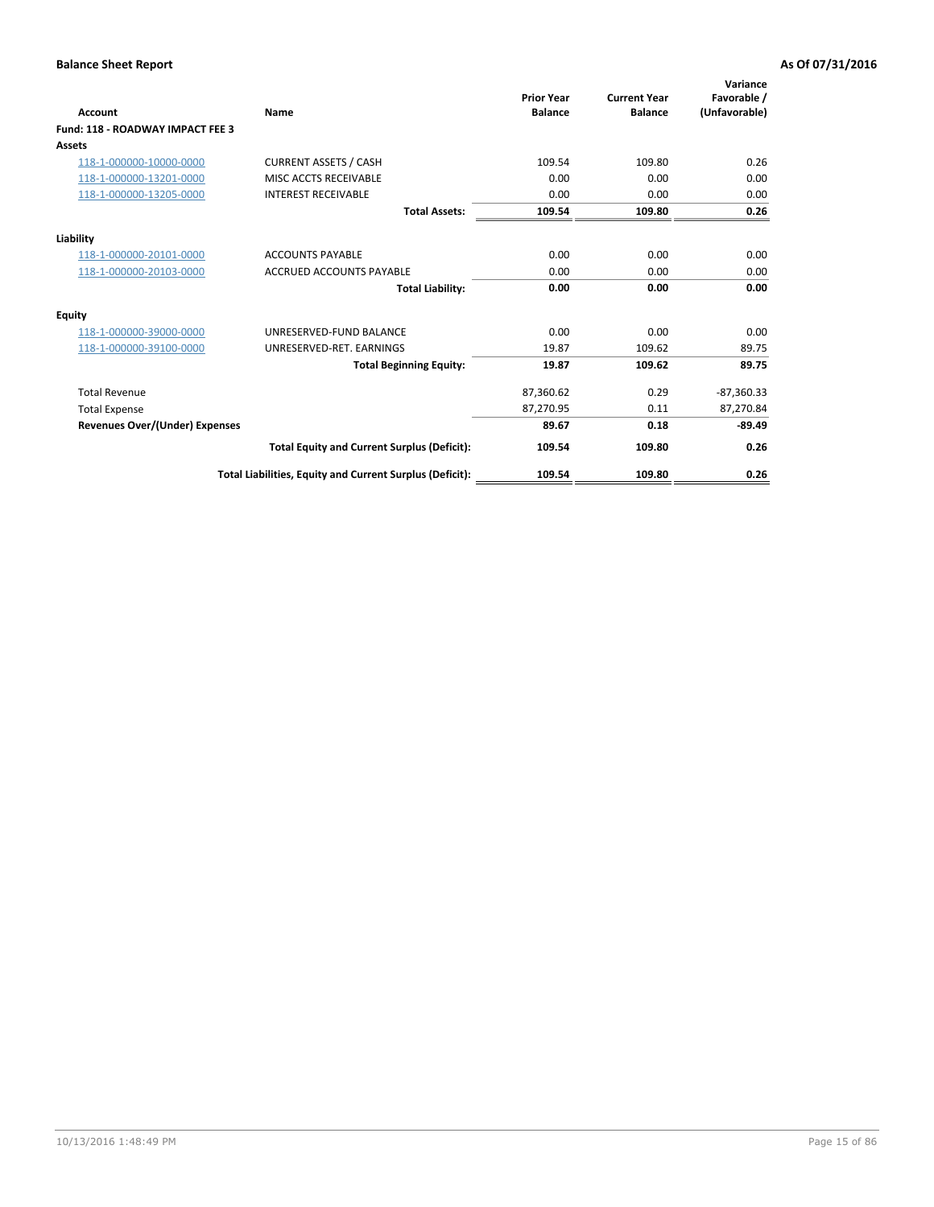**Balance Sheet Report** **As Of 07/31/2016**

| Account | Name | Prior Year Balance | Current Year Balance | Variance Favorable / (Unfavorable) |
|---|---|---|---|---|
| **Fund: 118 - ROADWAY IMPACT FEE 3** | | | | |
| **Assets** | | | | |
| 118-1-000000-10000-0000 | CURRENT ASSETS / CASH | 109.54 | 109.80 | 0.26 |
| 118-1-000000-13201-0000 | MISC ACCTS RECEIVABLE | 0.00 | 0.00 | 0.00 |
| 118-1-000000-13205-0000 | INTEREST RECEIVABLE | 0.00 | 0.00 | 0.00 |
| | **Total Assets:** | **109.54** | **109.80** | **0.26** |
| **Liability** | | | | |
| 118-1-000000-20101-0000 | ACCOUNTS PAYABLE | 0.00 | 0.00 | 0.00 |
| 118-1-000000-20103-0000 | ACCRUED ACCOUNTS PAYABLE | 0.00 | 0.00 | 0.00 |
| | **Total Liability:** | **0.00** | **0.00** | **0.00** |
| **Equity** | | | | |
| 118-1-000000-39000-0000 | UNRESERVED-FUND BALANCE | 0.00 | 0.00 | 0.00 |
| 118-1-000000-39100-0000 | UNRESERVED-RET. EARNINGS | 19.87 | 109.62 | 89.75 |
| | **Total Beginning Equity:** | **19.87** | **109.62** | **89.75** |
| Total Revenue | | 87,360.62 | 0.29 | -87,360.33 |
| Total Expense | | 87,270.95 | 0.11 | 87,270.84 |
| **Revenues Over/(Under) Expenses** | | **89.67** | **0.18** | **-89.49** |
| | **Total Equity and Current Surplus (Deficit):** | **109.54** | **109.80** | **0.26** |
| | **Total Liabilities, Equity and Current Surplus (Deficit):** | **109.54** | **109.80** | **0.26** |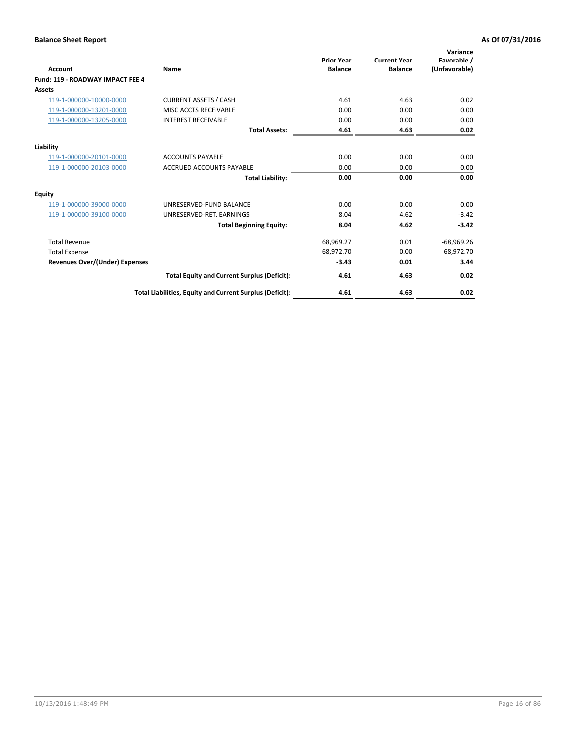**Balance Sheet Report** | **As Of 07/31/2016**

| Account | Name | Prior Year Balance | Current Year Balance | Variance Favorable / (Unfavorable) |
|---|---|---|---|---|
| **Fund: 119 - ROADWAY IMPACT FEE 4** | | | | |
| **Assets** | | | | |
| 119-1-000000-10000-0000 | CURRENT ASSETS / CASH | 4.61 | 4.63 | 0.02 |
| 119-1-000000-13201-0000 | MISC ACCTS RECEIVABLE | 0.00 | 0.00 | 0.00 |
| 119-1-000000-13205-0000 | INTEREST RECEIVABLE | 0.00 | 0.00 | 0.00 |
| | **Total Assets:** | **4.61** | **4.63** | **0.02** |
| **Liability** | | | | |
| 119-1-000000-20101-0000 | ACCOUNTS PAYABLE | 0.00 | 0.00 | 0.00 |
| 119-1-000000-20103-0000 | ACCRUED ACCOUNTS PAYABLE | 0.00 | 0.00 | 0.00 |
| | **Total Liability:** | **0.00** | **0.00** | **0.00** |
| **Equity** | | | | |
| 119-1-000000-39000-0000 | UNRESERVED-FUND BALANCE | 0.00 | 0.00 | 0.00 |
| 119-1-000000-39100-0000 | UNRESERVED-RET. EARNINGS | 8.04 | 4.62 | -3.42 |
| | **Total Beginning Equity:** | **8.04** | **4.62** | **-3.42** |
| Total Revenue | | 68,969.27 | 0.01 | -68,969.26 |
| Total Expense | | 68,972.70 | 0.00 | 68,972.70 |
| **Revenues Over/(Under) Expenses** | | **-3.43** | **0.01** | **3.44** |
| | **Total Equity and Current Surplus (Deficit):** | **4.61** | **4.63** | **0.02** |
| | **Total Liabilities, Equity and Current Surplus (Deficit):** | **4.61** | **4.63** | **0.02** |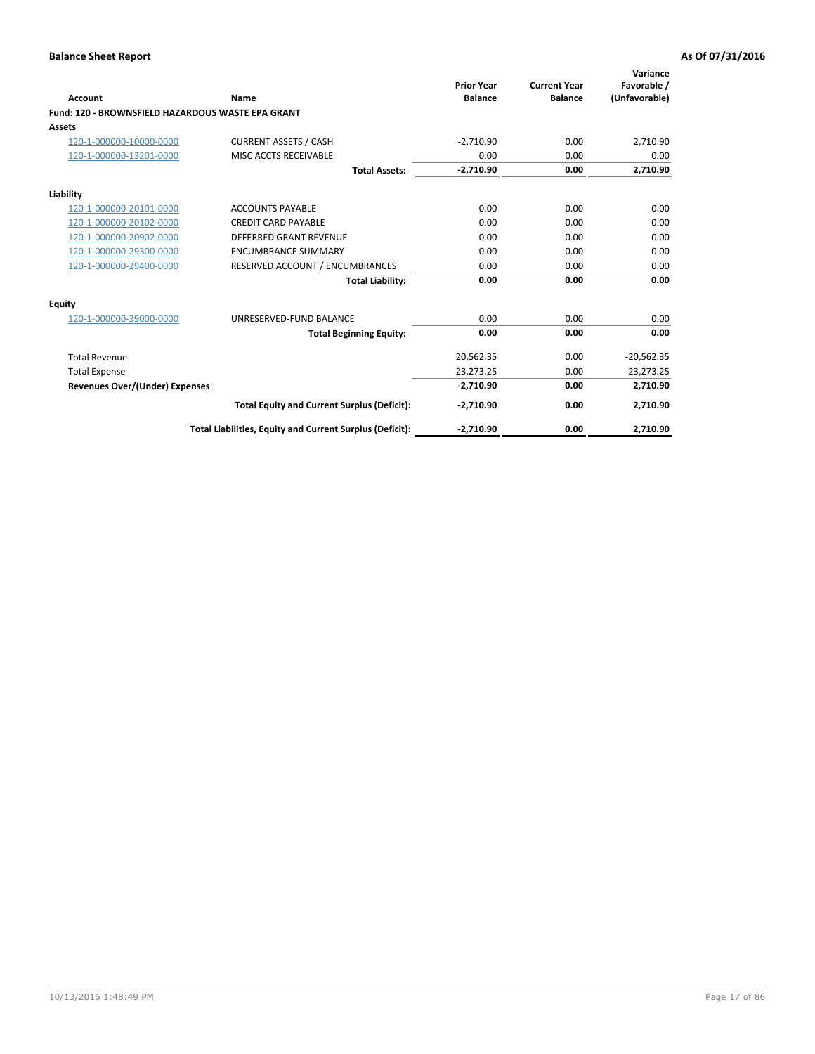**Balance Sheet Report** **As Of 07/31/2016**

| Account | Name | Prior Year Balance | Current Year Balance | Variance Favorable / (Unfavorable) |
|---|---|---|---|---|
| **Fund: 120 - BROWNSFIELD HAZARDOUS WASTE EPA GRANT** | | | | |
| **Assets** | | | | |
| 120-1-000000-10000-0000 | CURRENT ASSETS / CASH | -2,710.90 | 0.00 | 2,710.90 |
| 120-1-000000-13201-0000 | MISC ACCTS RECEIVABLE | 0.00 | 0.00 | 0.00 |
| | **Total Assets:** | **-2,710.90** | **0.00** | **2,710.90** |
| **Liability** | | | | |
| 120-1-000000-20101-0000 | ACCOUNTS PAYABLE | 0.00 | 0.00 | 0.00 |
| 120-1-000000-20102-0000 | CREDIT CARD PAYABLE | 0.00 | 0.00 | 0.00 |
| 120-1-000000-20902-0000 | DEFERRED GRANT REVENUE | 0.00 | 0.00 | 0.00 |
| 120-1-000000-29300-0000 | ENCUMBRANCE SUMMARY | 0.00 | 0.00 | 0.00 |
| 120-1-000000-29400-0000 | RESERVED ACCOUNT / ENCUMBRANCES | 0.00 | 0.00 | 0.00 |
| | **Total Liability:** | **0.00** | **0.00** | **0.00** |
| **Equity** | | | | |
| 120-1-000000-39000-0000 | UNRESERVED-FUND BALANCE | 0.00 | 0.00 | 0.00 |
| | **Total Beginning Equity:** | **0.00** | **0.00** | **0.00** |
| Total Revenue | | 20,562.35 | 0.00 | -20,562.35 |
| Total Expense | | 23,273.25 | 0.00 | 23,273.25 |
| **Revenues Over/(Under) Expenses** | | **-2,710.90** | **0.00** | **2,710.90** |
| | **Total Equity and Current Surplus (Deficit):** | **-2,710.90** | **0.00** | **2,710.90** |
| | **Total Liabilities, Equity and Current Surplus (Deficit):** | **-2,710.90** | **0.00** | **2,710.90** |

10/13/2016 1:48:49 PM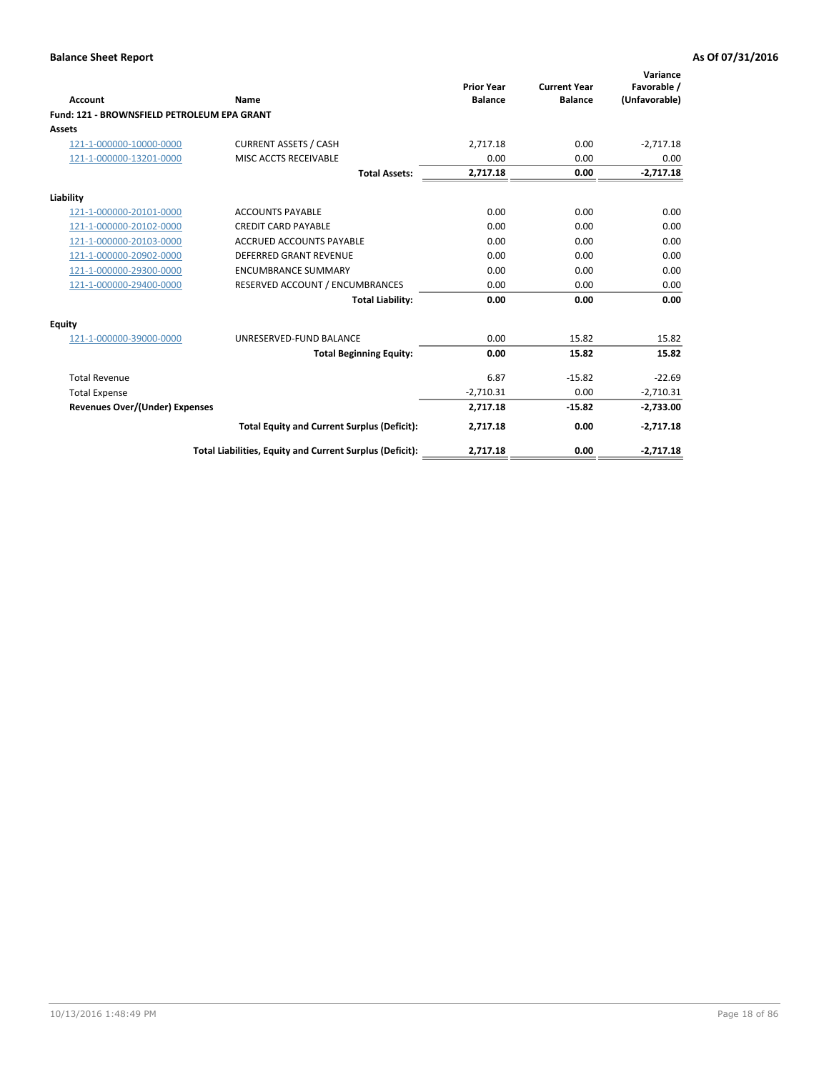**Balance Sheet Report** | **As Of 07/31/2016**

| Account | Name | Prior Year Balance | Current Year Balance | Variance Favorable / (Unfavorable) |
|---|---|---|---|---|
| **Fund: 121 - BROWNSFIELD PETROLEUM EPA GRANT** | | | | |
| **Assets** | | | | |
| 121-1-000000-10000-0000 | CURRENT ASSETS / CASH | 2,717.18 | 0.00 | -2,717.18 |
| 121-1-000000-13201-0000 | MISC ACCTS RECEIVABLE | 0.00 | 0.00 | 0.00 |
| | **Total Assets:** | **2,717.18** | **0.00** | **-2,717.18** |
| **Liability** | | | | |
| 121-1-000000-20101-0000 | ACCOUNTS PAYABLE | 0.00 | 0.00 | 0.00 |
| 121-1-000000-20102-0000 | CREDIT CARD PAYABLE | 0.00 | 0.00 | 0.00 |
| 121-1-000000-20103-0000 | ACCRUED ACCOUNTS PAYABLE | 0.00 | 0.00 | 0.00 |
| 121-1-000000-20902-0000 | DEFERRED GRANT REVENUE | 0.00 | 0.00 | 0.00 |
| 121-1-000000-29300-0000 | ENCUMBRANCE SUMMARY | 0.00 | 0.00 | 0.00 |
| 121-1-000000-29400-0000 | RESERVED ACCOUNT / ENCUMBRANCES | 0.00 | 0.00 | 0.00 |
| | **Total Liability:** | **0.00** | **0.00** | **0.00** |
| **Equity** | | | | |
| 121-1-000000-39000-0000 | UNRESERVED-FUND BALANCE | 0.00 | 15.82 | 15.82 |
| | **Total Beginning Equity:** | **0.00** | **15.82** | **15.82** |
| Total Revenue | | 6.87 | -15.82 | -22.69 |
| Total Expense | | -2,710.31 | 0.00 | -2,710.31 |
| **Revenues Over/(Under) Expenses** | | **2,717.18** | **-15.82** | **-2,733.00** |
| | **Total Equity and Current Surplus (Deficit):** | **2,717.18** | **0.00** | **-2,717.18** |
| | **Total Liabilities, Equity and Current Surplus (Deficit):** | **2,717.18** | **0.00** | **-2,717.18** |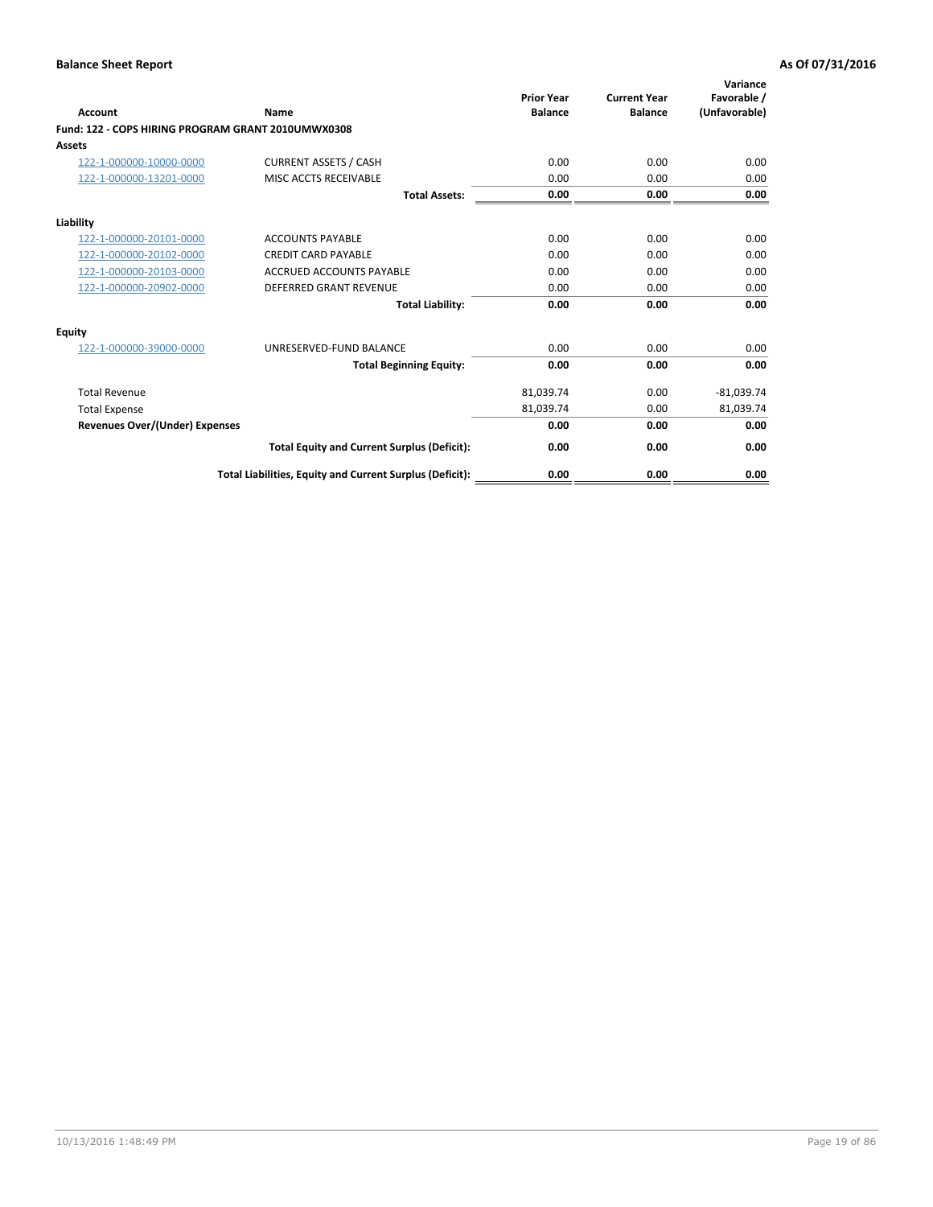**Balance Sheet Report** — **As Of 07/31/2016**

| Account | Name | Prior Year Balance | Current Year Balance | Variance Favorable / (Unfavorable) |
|---|---|---|---|---|
| **Fund: 122 - COPS HIRING PROGRAM GRANT 2010UMWX0308** | | | | |
| **Assets** | | | | |
| 122-1-000000-10000-0000 | CURRENT ASSETS / CASH | 0.00 | 0.00 | 0.00 |
| 122-1-000000-13201-0000 | MISC ACCTS RECEIVABLE | 0.00 | 0.00 | 0.00 |
| | **Total Assets:** | **0.00** | **0.00** | **0.00** |
| **Liability** | | | | |
| 122-1-000000-20101-0000 | ACCOUNTS PAYABLE | 0.00 | 0.00 | 0.00 |
| 122-1-000000-20102-0000 | CREDIT CARD PAYABLE | 0.00 | 0.00 | 0.00 |
| 122-1-000000-20103-0000 | ACCRUED ACCOUNTS PAYABLE | 0.00 | 0.00 | 0.00 |
| 122-1-000000-20902-0000 | DEFERRED GRANT REVENUE | 0.00 | 0.00 | 0.00 |
| | **Total Liability:** | **0.00** | **0.00** | **0.00** |
| **Equity** | | | | |
| 122-1-000000-39000-0000 | UNRESERVED-FUND BALANCE | 0.00 | 0.00 | 0.00 |
| | **Total Beginning Equity:** | **0.00** | **0.00** | **0.00** |
| Total Revenue | | 81,039.74 | 0.00 | -81,039.74 |
| Total Expense | | 81,039.74 | 0.00 | 81,039.74 |
| **Revenues Over/(Under) Expenses** | | **0.00** | **0.00** | **0.00** |
| | **Total Equity and Current Surplus (Deficit):** | **0.00** | **0.00** | **0.00** |
| | **Total Liabilities, Equity and Current Surplus (Deficit):** | **0.00** | **0.00** | **0.00** |

10/13/2016 1:48:49 PM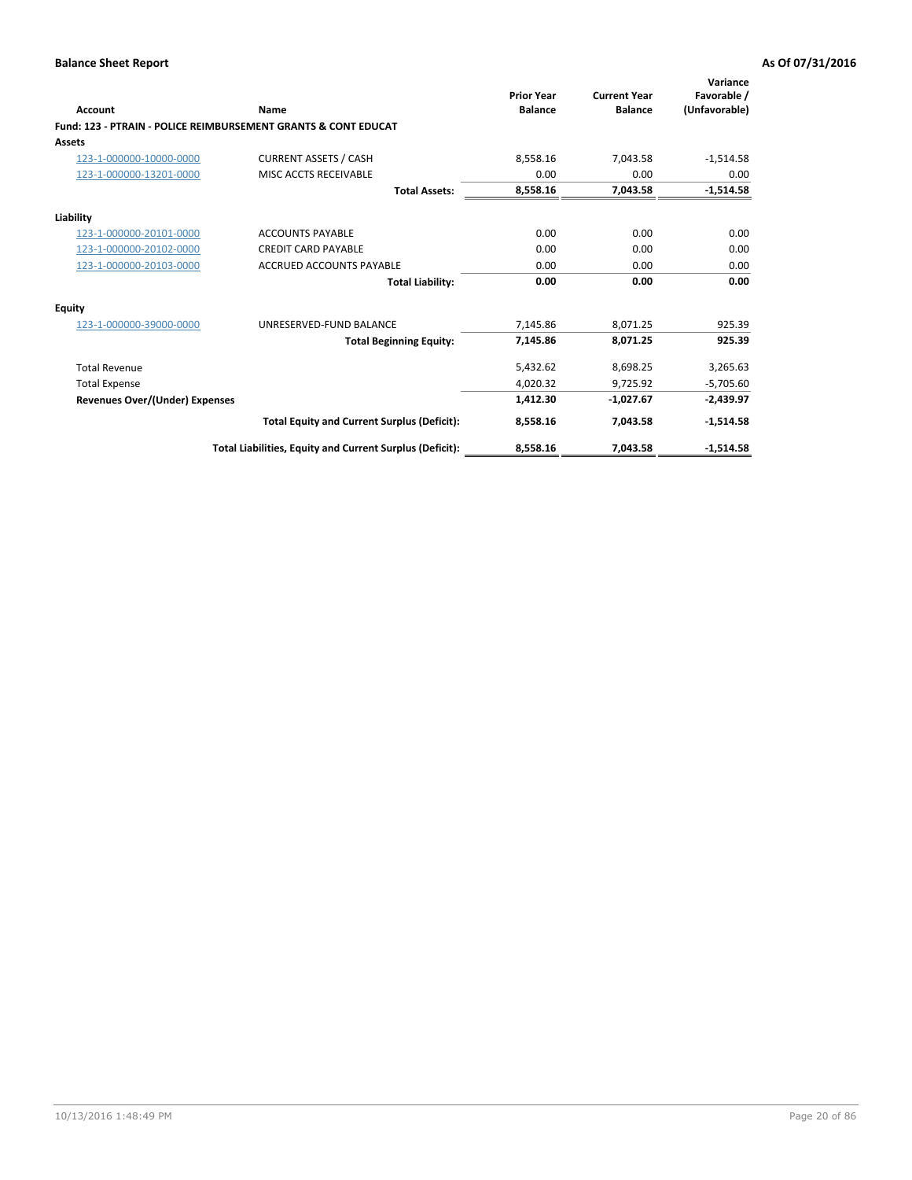**Balance Sheet Report** **As Of 07/31/2016**

| Account | Name | Prior Year Balance | Current Year Balance | Variance Favorable / (Unfavorable) |
|---|---|---|---|---|
| **Fund: 123 - PTRAIN - POLICE REIMBURSEMENT GRANTS & CONT EDUCAT** | | | | |
| **Assets** | | | | |
| 123-1-000000-10000-0000 | CURRENT ASSETS / CASH | 8,558.16 | 7,043.58 | -1,514.58 |
| 123-1-000000-13201-0000 | MISC ACCTS RECEIVABLE | 0.00 | 0.00 | 0.00 |
| | **Total Assets:** | **8,558.16** | **7,043.58** | **-1,514.58** |
| **Liability** | | | | |
| 123-1-000000-20101-0000 | ACCOUNTS PAYABLE | 0.00 | 0.00 | 0.00 |
| 123-1-000000-20102-0000 | CREDIT CARD PAYABLE | 0.00 | 0.00 | 0.00 |
| 123-1-000000-20103-0000 | ACCRUED ACCOUNTS PAYABLE | 0.00 | 0.00 | 0.00 |
| | **Total Liability:** | **0.00** | **0.00** | **0.00** |
| **Equity** | | | | |
| 123-1-000000-39000-0000 | UNRESERVED-FUND BALANCE | 7,145.86 | 8,071.25 | 925.39 |
| | **Total Beginning Equity:** | **7,145.86** | **8,071.25** | **925.39** |
| Total Revenue | | 5,432.62 | 8,698.25 | 3,265.63 |
| Total Expense | | 4,020.32 | 9,725.92 | -5,705.60 |
| **Revenues Over/(Under) Expenses** | | **1,412.30** | **-1,027.67** | **-2,439.97** |
| | **Total Equity and Current Surplus (Deficit):** | **8,558.16** | **7,043.58** | **-1,514.58** |
| | **Total Liabilities, Equity and Current Surplus (Deficit):** | **8,558.16** | **7,043.58** | **-1,514.58** |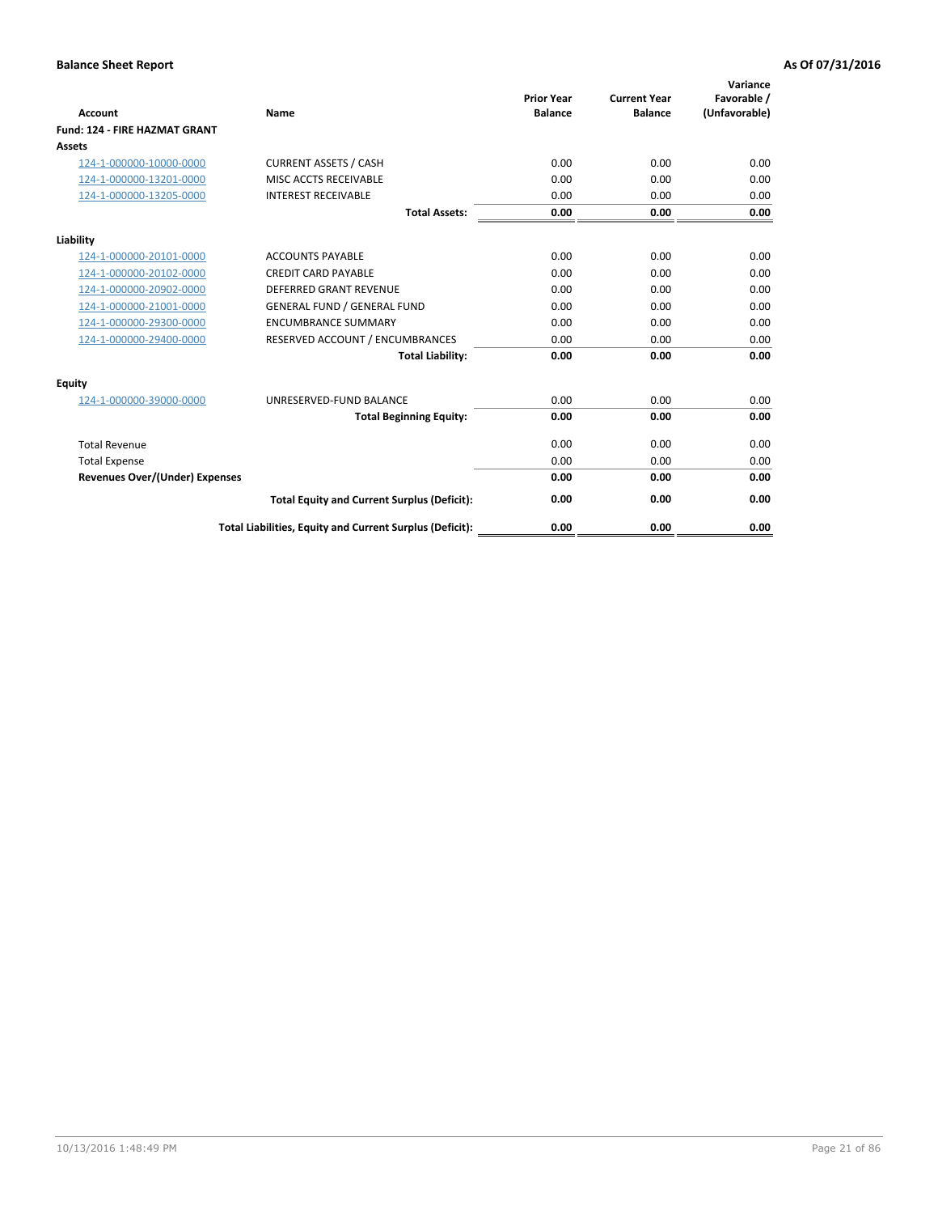**Balance Sheet Report** | **As Of 07/31/2016**

| Account | Name | Prior Year Balance | Current Year Balance | Variance Favorable / (Unfavorable) |
|---|---|---|---|---|
| **Fund: 124 - FIRE HAZMAT GRANT** | | | | |
| **Assets** | | | | |
| 124-1-000000-10000-0000 | CURRENT ASSETS / CASH | 0.00 | 0.00 | 0.00 |
| 124-1-000000-13201-0000 | MISC ACCTS RECEIVABLE | 0.00 | 0.00 | 0.00 |
| 124-1-000000-13205-0000 | INTEREST RECEIVABLE | 0.00 | 0.00 | 0.00 |
| | **Total Assets:** | **0.00** | **0.00** | **0.00** |
| **Liability** | | | | |
| 124-1-000000-20101-0000 | ACCOUNTS PAYABLE | 0.00 | 0.00 | 0.00 |
| 124-1-000000-20102-0000 | CREDIT CARD PAYABLE | 0.00 | 0.00 | 0.00 |
| 124-1-000000-20902-0000 | DEFERRED GRANT REVENUE | 0.00 | 0.00 | 0.00 |
| 124-1-000000-21001-0000 | GENERAL FUND / GENERAL FUND | 0.00 | 0.00 | 0.00 |
| 124-1-000000-29300-0000 | ENCUMBRANCE SUMMARY | 0.00 | 0.00 | 0.00 |
| 124-1-000000-29400-0000 | RESERVED ACCOUNT / ENCUMBRANCES | 0.00 | 0.00 | 0.00 |
| | **Total Liability:** | **0.00** | **0.00** | **0.00** |
| **Equity** | | | | |
| 124-1-000000-39000-0000 | UNRESERVED-FUND BALANCE | 0.00 | 0.00 | 0.00 |
| | **Total Beginning Equity:** | **0.00** | **0.00** | **0.00** |
| Total Revenue | | 0.00 | 0.00 | 0.00 |
| Total Expense | | 0.00 | 0.00 | 0.00 |
| **Revenues Over/(Under) Expenses** | | **0.00** | **0.00** | **0.00** |
| | **Total Equity and Current Surplus (Deficit):** | **0.00** | **0.00** | **0.00** |
| | **Total Liabilities, Equity and Current Surplus (Deficit):** | **0.00** | **0.00** | **0.00** |

10/13/2016 1:48:49 PM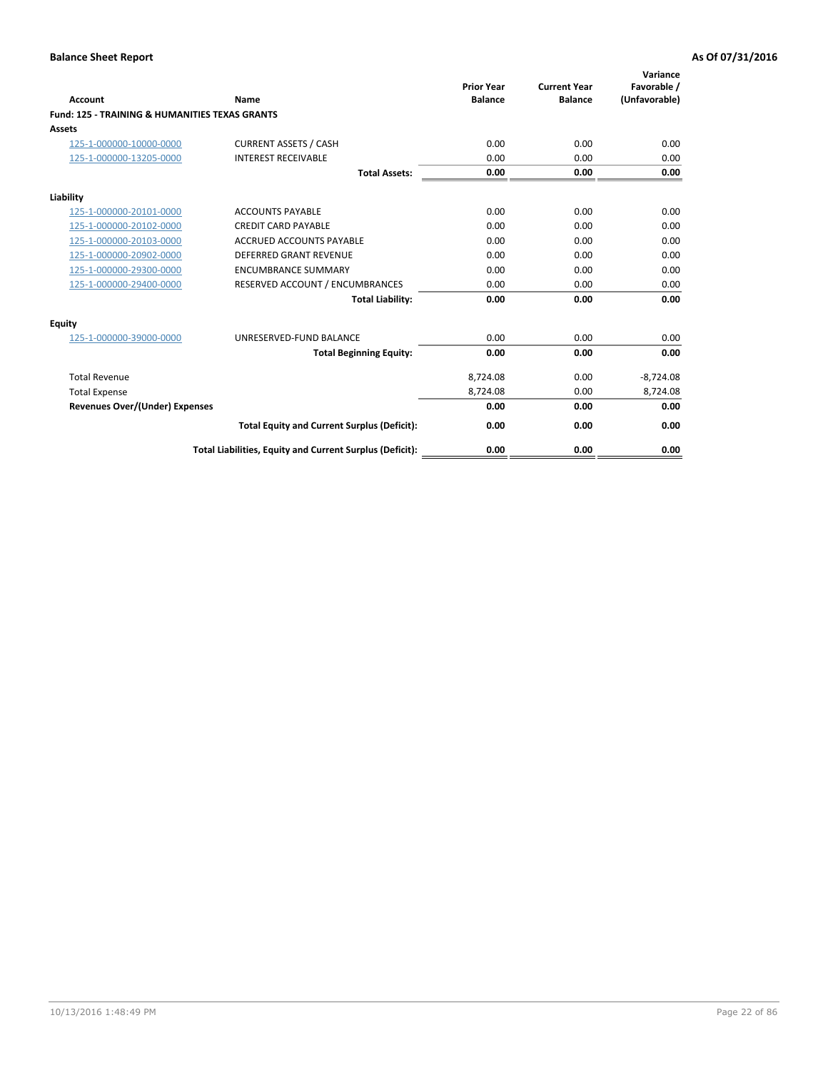| Account | Name | Prior Year Balance | Current Year Balance | Variance Favorable / (Unfavorable) |
|---|---|---|---|---|
| **Fund: 125 - TRAINING & HUMANITIES TEXAS GRANTS** | | | | |
| **Assets** | | | | |
| 125-1-000000-10000-0000 | CURRENT ASSETS / CASH | 0.00 | 0.00 | 0.00 |
| 125-1-000000-13205-0000 | INTEREST RECEIVABLE | 0.00 | 0.00 | 0.00 |
| | **Total Assets:** | **0.00** | **0.00** | **0.00** |
| **Liability** | | | | |
| 125-1-000000-20101-0000 | ACCOUNTS PAYABLE | 0.00 | 0.00 | 0.00 |
| 125-1-000000-20102-0000 | CREDIT CARD PAYABLE | 0.00 | 0.00 | 0.00 |
| 125-1-000000-20103-0000 | ACCRUED ACCOUNTS PAYABLE | 0.00 | 0.00 | 0.00 |
| 125-1-000000-20902-0000 | DEFERRED GRANT REVENUE | 0.00 | 0.00 | 0.00 |
| 125-1-000000-29300-0000 | ENCUMBRANCE SUMMARY | 0.00 | 0.00 | 0.00 |
| 125-1-000000-29400-0000 | RESERVED ACCOUNT / ENCUMBRANCES | 0.00 | 0.00 | 0.00 |
| | **Total Liability:** | **0.00** | **0.00** | **0.00** |
| **Equity** | | | | |
| 125-1-000000-39000-0000 | UNRESERVED-FUND BALANCE | 0.00 | 0.00 | 0.00 |
| | **Total Beginning Equity:** | **0.00** | **0.00** | **0.00** |
| Total Revenue | | 8,724.08 | 0.00 | -8,724.08 |
| Total Expense | | 8,724.08 | 0.00 | 8,724.08 |
| **Revenues Over/(Under) Expenses** | | **0.00** | **0.00** | **0.00** |
| | **Total Equity and Current Surplus (Deficit):** | **0.00** | **0.00** | **0.00** |
| | **Total Liabilities, Equity and Current Surplus (Deficit):** | **0.00** | **0.00** | **0.00** |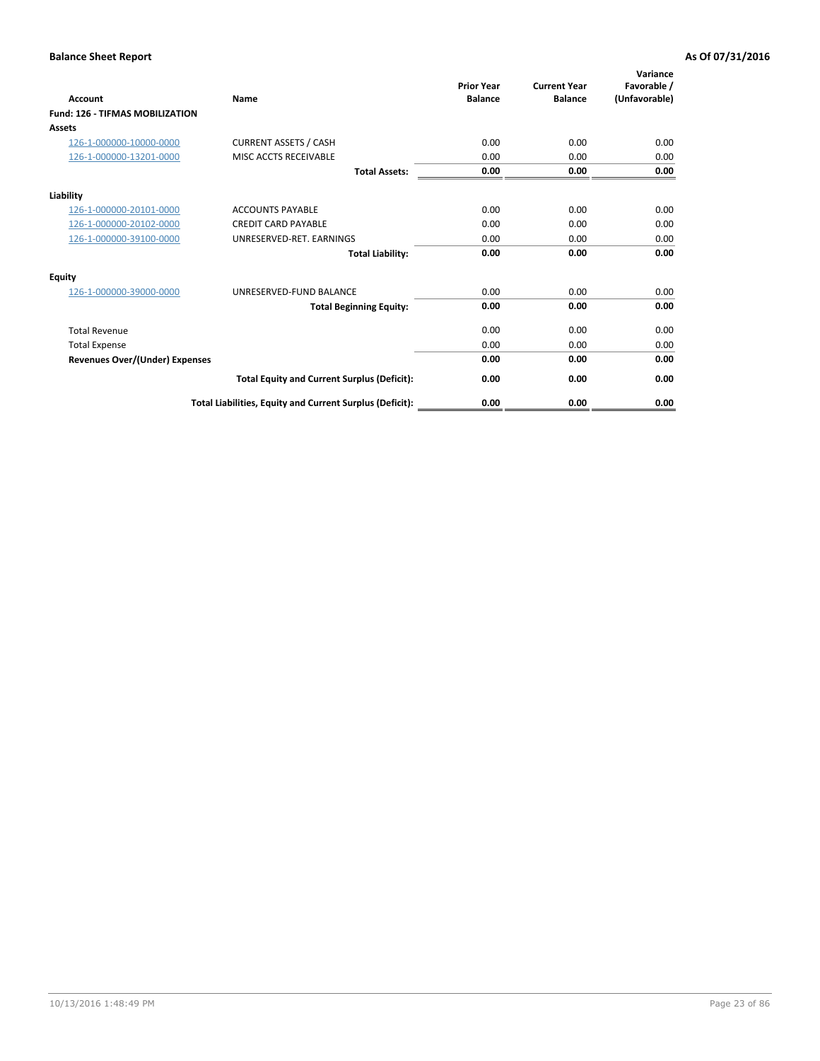**Balance Sheet Report** **As Of 07/31/2016**

| Account | Name | Prior Year Balance | Current Year Balance | Variance Favorable / (Unfavorable) |
|---|---|---|---|---|
| **Fund: 126 - TIFMAS MOBILIZATION** | | | | |
| **Assets** | | | | |
| 126-1-000000-10000-0000 | CURRENT ASSETS / CASH | 0.00 | 0.00 | 0.00 |
| 126-1-000000-13201-0000 | MISC ACCTS RECEIVABLE | 0.00 | 0.00 | 0.00 |
| | **Total Assets:** | **0.00** | **0.00** | **0.00** |
| **Liability** | | | | |
| 126-1-000000-20101-0000 | ACCOUNTS PAYABLE | 0.00 | 0.00 | 0.00 |
| 126-1-000000-20102-0000 | CREDIT CARD PAYABLE | 0.00 | 0.00 | 0.00 |
| 126-1-000000-39100-0000 | UNRESERVED-RET. EARNINGS | 0.00 | 0.00 | 0.00 |
| | **Total Liability:** | **0.00** | **0.00** | **0.00** |
| **Equity** | | | | |
| 126-1-000000-39000-0000 | UNRESERVED-FUND BALANCE | 0.00 | 0.00 | 0.00 |
| | **Total Beginning Equity:** | **0.00** | **0.00** | **0.00** |
| Total Revenue | | 0.00 | 0.00 | 0.00 |
| Total Expense | | 0.00 | 0.00 | 0.00 |
| **Revenues Over/(Under) Expenses** | | **0.00** | **0.00** | **0.00** |
| | **Total Equity and Current Surplus (Deficit):** | **0.00** | **0.00** | **0.00** |
| | **Total Liabilities, Equity and Current Surplus (Deficit):** | **0.00** | **0.00** | **0.00** |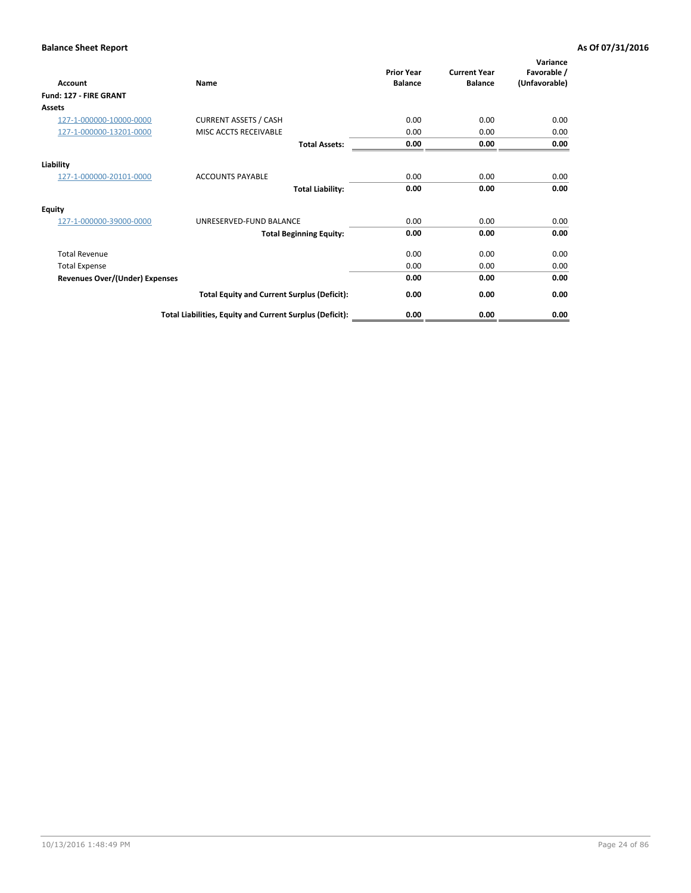**Balance Sheet Report** **As Of 07/31/2016**

| Account | Name | Prior Year Balance | Current Year Balance | Variance Favorable / (Unfavorable) |
|---|---|---|---|---|
| **Fund: 127 - FIRE GRANT** | | | | |
| **Assets** | | | | |
| 127-1-000000-10000-0000 | CURRENT ASSETS / CASH | 0.00 | 0.00 | 0.00 |
| 127-1-000000-13201-0000 | MISC ACCTS RECEIVABLE | 0.00 | 0.00 | 0.00 |
| | **Total Assets:** | **0.00** | **0.00** | **0.00** |
| **Liability** | | | | |
| 127-1-000000-20101-0000 | ACCOUNTS PAYABLE | 0.00 | 0.00 | 0.00 |
| | **Total Liability:** | **0.00** | **0.00** | **0.00** |
| **Equity** | | | | |
| 127-1-000000-39000-0000 | UNRESERVED-FUND BALANCE | 0.00 | 0.00 | 0.00 |
| | **Total Beginning Equity:** | **0.00** | **0.00** | **0.00** |
| Total Revenue | | 0.00 | 0.00 | 0.00 |
| Total Expense | | 0.00 | 0.00 | 0.00 |
| **Revenues Over/(Under) Expenses** | | **0.00** | **0.00** | **0.00** |
| | **Total Equity and Current Surplus (Deficit):** | **0.00** | **0.00** | **0.00** |
| | **Total Liabilities, Equity and Current Surplus (Deficit):** | **0.00** | **0.00** | **0.00** |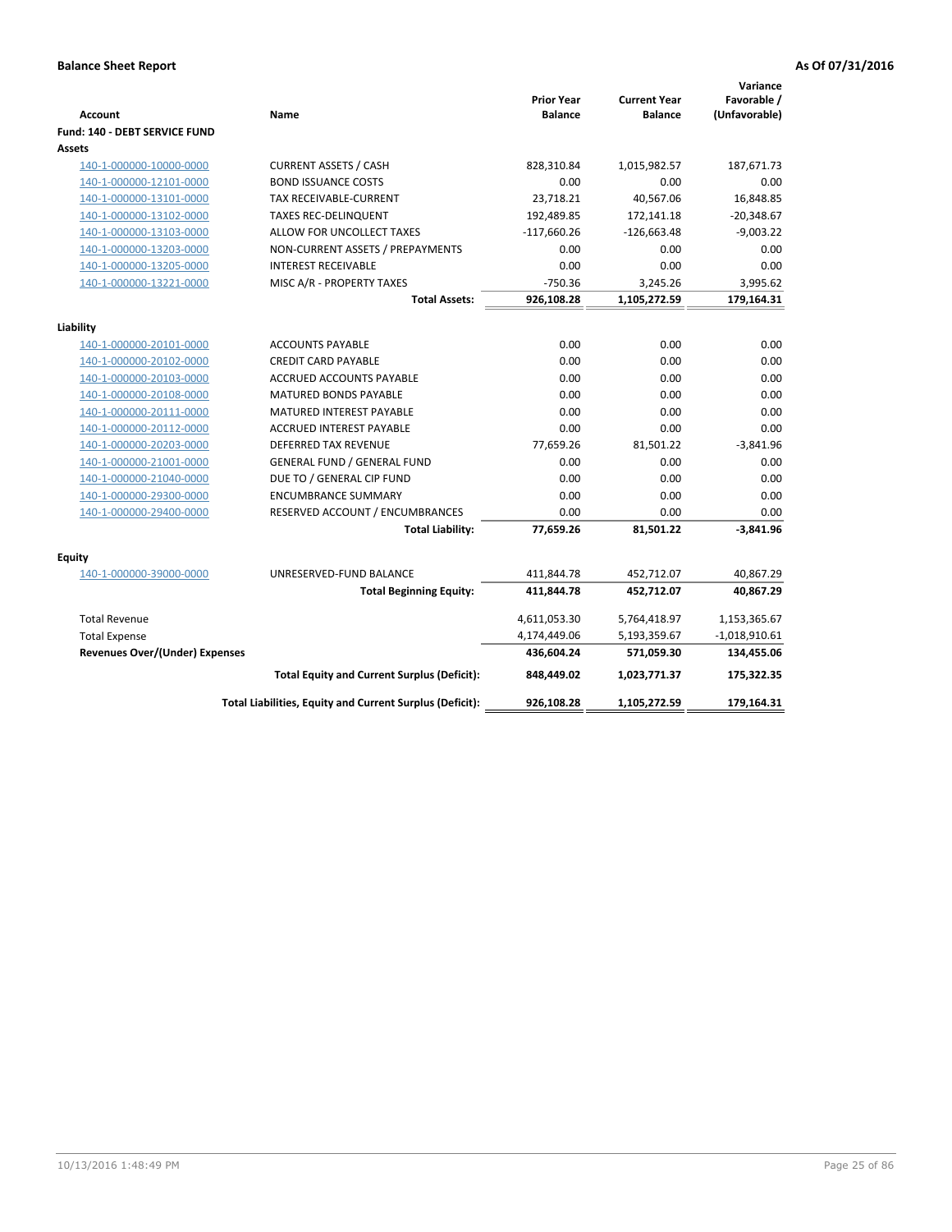**Balance Sheet Report** **As Of 07/31/2016**

| Account | Name | Prior Year Balance | Current Year Balance | Variance Favorable / (Unfavorable) |
|---|---|---|---|---|
| **Fund: 140 - DEBT SERVICE FUND** | | | | |
| **Assets** | | | | |
| 140-1-000000-10000-0000 | CURRENT ASSETS / CASH | 828,310.84 | 1,015,982.57 | 187,671.73 |
| 140-1-000000-12101-0000 | BOND ISSUANCE COSTS | 0.00 | 0.00 | 0.00 |
| 140-1-000000-13101-0000 | TAX RECEIVABLE-CURRENT | 23,718.21 | 40,567.06 | 16,848.85 |
| 140-1-000000-13102-0000 | TAXES REC-DELINQUENT | 192,489.85 | 172,141.18 | -20,348.67 |
| 140-1-000000-13103-0000 | ALLOW FOR UNCOLLECT TAXES | -117,660.26 | -126,663.48 | -9,003.22 |
| 140-1-000000-13203-0000 | NON-CURRENT ASSETS / PREPAYMENTS | 0.00 | 0.00 | 0.00 |
| 140-1-000000-13205-0000 | INTEREST RECEIVABLE | 0.00 | 0.00 | 0.00 |
| 140-1-000000-13221-0000 | MISC A/R - PROPERTY TAXES | -750.36 | 3,245.26 | 3,995.62 |
| | **Total Assets:** | **926,108.28** | **1,105,272.59** | **179,164.31** |
| **Liability** | | | | |
| 140-1-000000-20101-0000 | ACCOUNTS PAYABLE | 0.00 | 0.00 | 0.00 |
| 140-1-000000-20102-0000 | CREDIT CARD PAYABLE | 0.00 | 0.00 | 0.00 |
| 140-1-000000-20103-0000 | ACCRUED ACCOUNTS PAYABLE | 0.00 | 0.00 | 0.00 |
| 140-1-000000-20108-0000 | MATURED BONDS PAYABLE | 0.00 | 0.00 | 0.00 |
| 140-1-000000-20111-0000 | MATURED INTEREST PAYABLE | 0.00 | 0.00 | 0.00 |
| 140-1-000000-20112-0000 | ACCRUED INTEREST PAYABLE | 0.00 | 0.00 | 0.00 |
| 140-1-000000-20203-0000 | DEFERRED TAX REVENUE | 77,659.26 | 81,501.22 | -3,841.96 |
| 140-1-000000-21001-0000 | GENERAL FUND / GENERAL FUND | 0.00 | 0.00 | 0.00 |
| 140-1-000000-21040-0000 | DUE TO / GENERAL CIP FUND | 0.00 | 0.00 | 0.00 |
| 140-1-000000-29300-0000 | ENCUMBRANCE SUMMARY | 0.00 | 0.00 | 0.00 |
| 140-1-000000-29400-0000 | RESERVED ACCOUNT / ENCUMBRANCES | 0.00 | 0.00 | 0.00 |
| | **Total Liability:** | **77,659.26** | **81,501.22** | **-3,841.96** |
| **Equity** | | | | |
| 140-1-000000-39000-0000 | UNRESERVED-FUND BALANCE | 411,844.78 | 452,712.07 | 40,867.29 |
| | **Total Beginning Equity:** | **411,844.78** | **452,712.07** | **40,867.29** |
| Total Revenue | | 4,611,053.30 | 5,764,418.97 | 1,153,365.67 |
| Total Expense | | 4,174,449.06 | 5,193,359.67 | -1,018,910.61 |
| **Revenues Over/(Under) Expenses** | | **436,604.24** | **571,059.30** | **134,455.06** |
| | **Total Equity and Current Surplus (Deficit):** | **848,449.02** | **1,023,771.37** | **175,322.35** |
| | **Total Liabilities, Equity and Current Surplus (Deficit):** | **926,108.28** | **1,105,272.59** | **179,164.31** |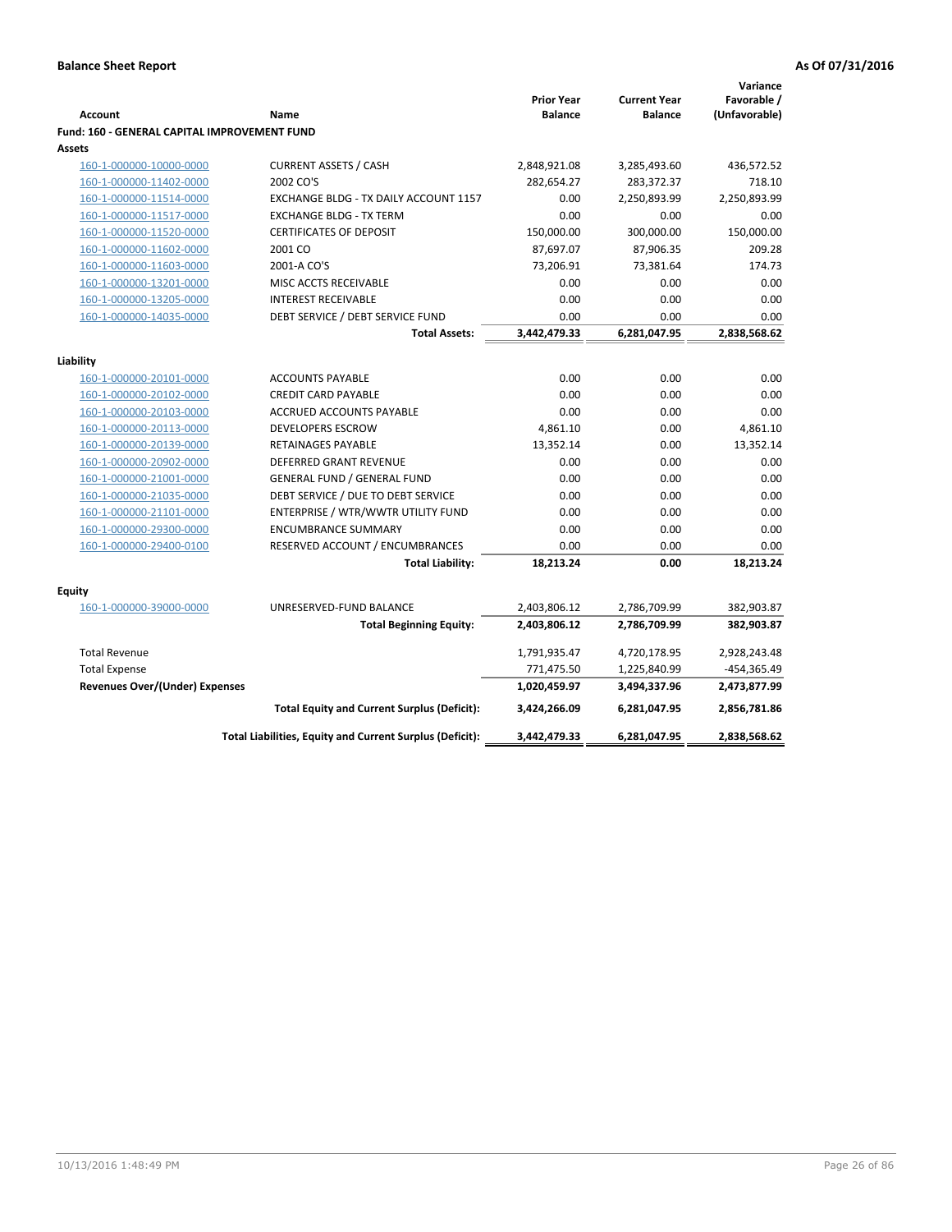**Balance Sheet Report** | **As Of 07/31/2016**

| Account | Name | Prior Year Balance | Current Year Balance | Variance Favorable / (Unfavorable) |
|---|---|---|---|---|
| **Fund: 160 - GENERAL CAPITAL IMPROVEMENT FUND** | | | | |
| **Assets** | | | | |
| 160-1-000000-10000-0000 | CURRENT ASSETS / CASH | 2,848,921.08 | 3,285,493.60 | 436,572.52 |
| 160-1-000000-11402-0000 | 2002 CO'S | 282,654.27 | 283,372.37 | 718.10 |
| 160-1-000000-11514-0000 | EXCHANGE BLDG - TX DAILY ACCOUNT 1157 | 0.00 | 2,250,893.99 | 2,250,893.99 |
| 160-1-000000-11517-0000 | EXCHANGE BLDG - TX TERM | 0.00 | 0.00 | 0.00 |
| 160-1-000000-11520-0000 | CERTIFICATES OF DEPOSIT | 150,000.00 | 300,000.00 | 150,000.00 |
| 160-1-000000-11602-0000 | 2001 CO | 87,697.07 | 87,906.35 | 209.28 |
| 160-1-000000-11603-0000 | 2001-A CO'S | 73,206.91 | 73,381.64 | 174.73 |
| 160-1-000000-13201-0000 | MISC ACCTS RECEIVABLE | 0.00 | 0.00 | 0.00 |
| 160-1-000000-13205-0000 | INTEREST RECEIVABLE | 0.00 | 0.00 | 0.00 |
| 160-1-000000-14035-0000 | DEBT SERVICE / DEBT SERVICE FUND | 0.00 | 0.00 | 0.00 |
| | **Total Assets:** | **3,442,479.33** | **6,281,047.95** | **2,838,568.62** |
| **Liability** | | | | |
| 160-1-000000-20101-0000 | ACCOUNTS PAYABLE | 0.00 | 0.00 | 0.00 |
| 160-1-000000-20102-0000 | CREDIT CARD PAYABLE | 0.00 | 0.00 | 0.00 |
| 160-1-000000-20103-0000 | ACCRUED ACCOUNTS PAYABLE | 0.00 | 0.00 | 0.00 |
| 160-1-000000-20113-0000 | DEVELOPERS ESCROW | 4,861.10 | 0.00 | 4,861.10 |
| 160-1-000000-20139-0000 | RETAINAGES PAYABLE | 13,352.14 | 0.00 | 13,352.14 |
| 160-1-000000-20902-0000 | DEFERRED GRANT REVENUE | 0.00 | 0.00 | 0.00 |
| 160-1-000000-21001-0000 | GENERAL FUND / GENERAL FUND | 0.00 | 0.00 | 0.00 |
| 160-1-000000-21035-0000 | DEBT SERVICE / DUE TO DEBT SERVICE | 0.00 | 0.00 | 0.00 |
| 160-1-000000-21101-0000 | ENTERPRISE / WTR/WWTR UTILITY FUND | 0.00 | 0.00 | 0.00 |
| 160-1-000000-29300-0000 | ENCUMBRANCE SUMMARY | 0.00 | 0.00 | 0.00 |
| 160-1-000000-29400-0100 | RESERVED ACCOUNT / ENCUMBRANCES | 0.00 | 0.00 | 0.00 |
| | **Total Liability:** | **18,213.24** | **0.00** | **18,213.24** |
| **Equity** | | | | |
| 160-1-000000-39000-0000 | UNRESERVED-FUND BALANCE | 2,403,806.12 | 2,786,709.99 | 382,903.87 |
| | **Total Beginning Equity:** | **2,403,806.12** | **2,786,709.99** | **382,903.87** |
| Total Revenue | | 1,791,935.47 | 4,720,178.95 | 2,928,243.48 |
| Total Expense | | 771,475.50 | 1,225,840.99 | -454,365.49 |
| **Revenues Over/(Under) Expenses** | | **1,020,459.97** | **3,494,337.96** | **2,473,877.99** |
| | **Total Equity and Current Surplus (Deficit):** | **3,424,266.09** | **6,281,047.95** | **2,856,781.86** |
| | **Total Liabilities, Equity and Current Surplus (Deficit):** | **3,442,479.33** | **6,281,047.95** | **2,838,568.62** |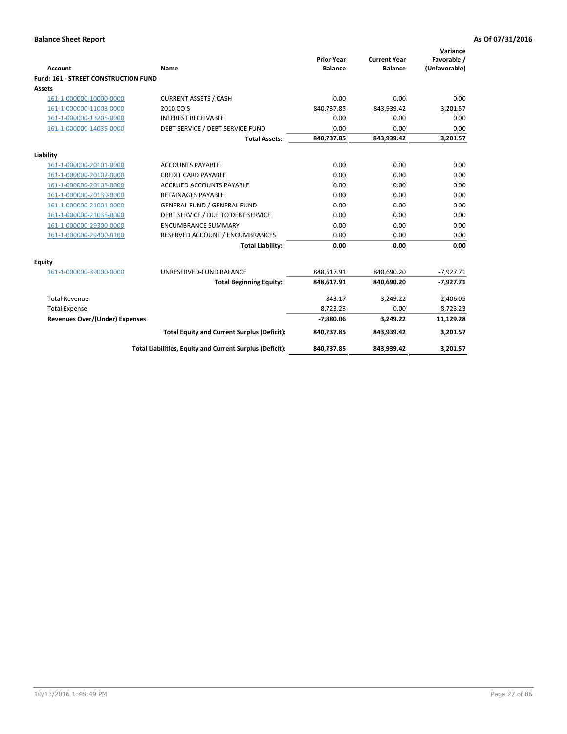**Balance Sheet Report** | **As Of 07/31/2016**

| Account | Name | Prior Year Balance | Current Year Balance | Variance Favorable / (Unfavorable) |
|---|---|---|---|---|
| **Fund: 161 - STREET CONSTRUCTION FUND** | | | | |
| **Assets** | | | | |
| 161-1-000000-10000-0000 | CURRENT ASSETS / CASH | 0.00 | 0.00 | 0.00 |
| 161-1-000000-11003-0000 | 2010 CO'S | 840,737.85 | 843,939.42 | 3,201.57 |
| 161-1-000000-13205-0000 | INTEREST RECEIVABLE | 0.00 | 0.00 | 0.00 |
| 161-1-000000-14035-0000 | DEBT SERVICE / DEBT SERVICE FUND | 0.00 | 0.00 | 0.00 |
| | **Total Assets:** | **840,737.85** | **843,939.42** | **3,201.57** |
| **Liability** | | | | |
| 161-1-000000-20101-0000 | ACCOUNTS PAYABLE | 0.00 | 0.00 | 0.00 |
| 161-1-000000-20102-0000 | CREDIT CARD PAYABLE | 0.00 | 0.00 | 0.00 |
| 161-1-000000-20103-0000 | ACCRUED ACCOUNTS PAYABLE | 0.00 | 0.00 | 0.00 |
| 161-1-000000-20139-0000 | RETAINAGES PAYABLE | 0.00 | 0.00 | 0.00 |
| 161-1-000000-21001-0000 | GENERAL FUND / GENERAL FUND | 0.00 | 0.00 | 0.00 |
| 161-1-000000-21035-0000 | DEBT SERVICE / DUE TO DEBT SERVICE | 0.00 | 0.00 | 0.00 |
| 161-1-000000-29300-0000 | ENCUMBRANCE SUMMARY | 0.00 | 0.00 | 0.00 |
| 161-1-000000-29400-0100 | RESERVED ACCOUNT / ENCUMBRANCES | 0.00 | 0.00 | 0.00 |
| | **Total Liability:** | **0.00** | **0.00** | **0.00** |
| **Equity** | | | | |
| 161-1-000000-39000-0000 | UNRESERVED-FUND BALANCE | 848,617.91 | 840,690.20 | -7,927.71 |
| | **Total Beginning Equity:** | **848,617.91** | **840,690.20** | **-7,927.71** |
| Total Revenue | | 843.17 | 3,249.22 | 2,406.05 |
| Total Expense | | 8,723.23 | 0.00 | 8,723.23 |
| **Revenues Over/(Under) Expenses** | | **-7,880.06** | **3,249.22** | **11,129.28** |
| | **Total Equity and Current Surplus (Deficit):** | **840,737.85** | **843,939.42** | **3,201.57** |
| | **Total Liabilities, Equity and Current Surplus (Deficit):** | **840,737.85** | **843,939.42** | **3,201.57** |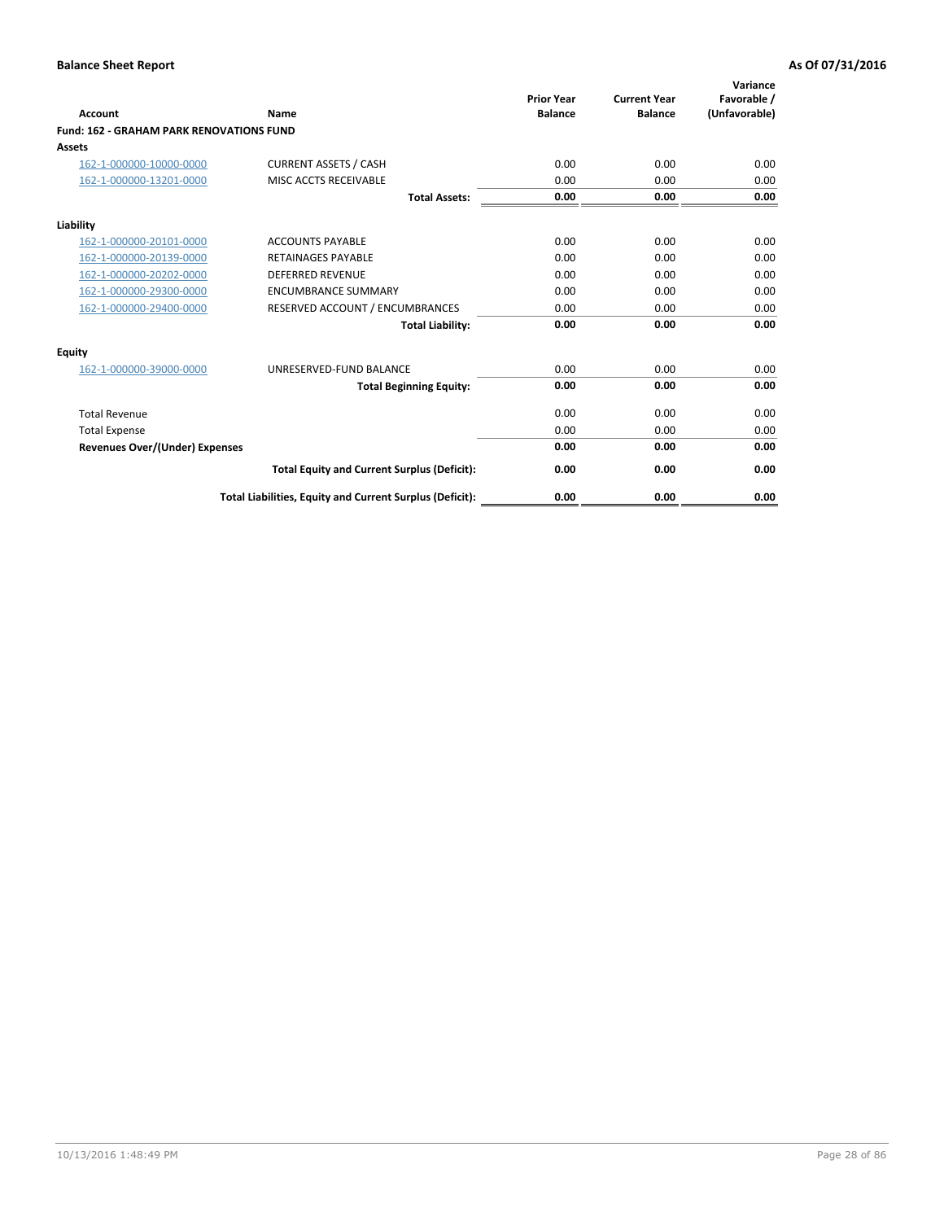**Balance Sheet Report** | **As Of 07/31/2016**

| Account | Name | Prior Year Balance | Current Year Balance | Variance Favorable / (Unfavorable) |
|---|---|---|---|---|
| **Fund: 162 - GRAHAM PARK RENOVATIONS FUND** | | | | |
| **Assets** | | | | |
| 162-1-000000-10000-0000 | CURRENT ASSETS / CASH | 0.00 | 0.00 | 0.00 |
| 162-1-000000-13201-0000 | MISC ACCTS RECEIVABLE | 0.00 | 0.00 | 0.00 |
| | **Total Assets:** | **0.00** | **0.00** | **0.00** |
| **Liability** | | | | |
| 162-1-000000-20101-0000 | ACCOUNTS PAYABLE | 0.00 | 0.00 | 0.00 |
| 162-1-000000-20139-0000 | RETAINAGES PAYABLE | 0.00 | 0.00 | 0.00 |
| 162-1-000000-20202-0000 | DEFERRED REVENUE | 0.00 | 0.00 | 0.00 |
| 162-1-000000-29300-0000 | ENCUMBRANCE SUMMARY | 0.00 | 0.00 | 0.00 |
| 162-1-000000-29400-0000 | RESERVED ACCOUNT / ENCUMBRANCES | 0.00 | 0.00 | 0.00 |
| | **Total Liability:** | **0.00** | **0.00** | **0.00** |
| **Equity** | | | | |
| 162-1-000000-39000-0000 | UNRESERVED-FUND BALANCE | 0.00 | 0.00 | 0.00 |
| | **Total Beginning Equity:** | **0.00** | **0.00** | **0.00** |
| Total Revenue | | 0.00 | 0.00 | 0.00 |
| Total Expense | | 0.00 | 0.00 | 0.00 |
| **Revenues Over/(Under) Expenses** | | **0.00** | **0.00** | **0.00** |
| | **Total Equity and Current Surplus (Deficit):** | **0.00** | **0.00** | **0.00** |
| | **Total Liabilities, Equity and Current Surplus (Deficit):** | **0.00** | **0.00** | **0.00** |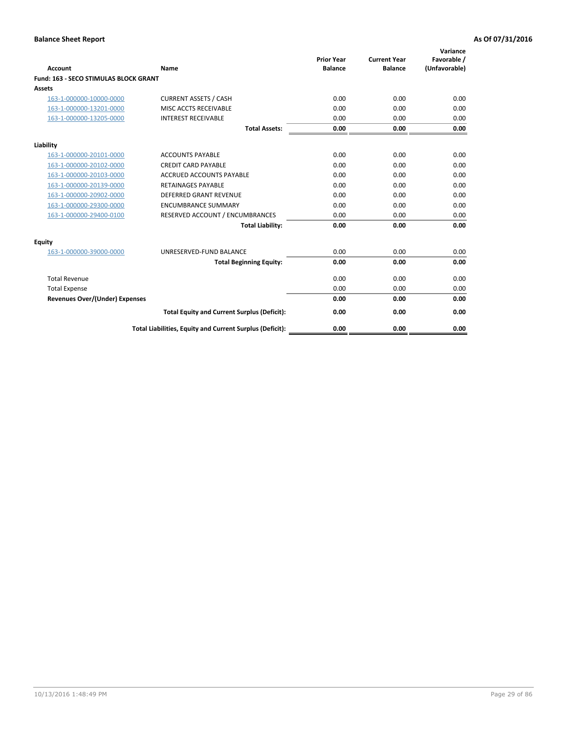**Balance Sheet Report** | **As Of 07/31/2016**

| Account | Name | Prior Year Balance | Current Year Balance | Variance Favorable / (Unfavorable) |
|---|---|---|---|---|
| **Fund: 163 - SECO STIMULAS BLOCK GRANT** | | | | |
| **Assets** | | | | |
| 163-1-000000-10000-0000 | CURRENT ASSETS / CASH | 0.00 | 0.00 | 0.00 |
| 163-1-000000-13201-0000 | MISC ACCTS RECEIVABLE | 0.00 | 0.00 | 0.00 |
| 163-1-000000-13205-0000 | INTEREST RECEIVABLE | 0.00 | 0.00 | 0.00 |
| | **Total Assets:** | **0.00** | **0.00** | **0.00** |
| **Liability** | | | | |
| 163-1-000000-20101-0000 | ACCOUNTS PAYABLE | 0.00 | 0.00 | 0.00 |
| 163-1-000000-20102-0000 | CREDIT CARD PAYABLE | 0.00 | 0.00 | 0.00 |
| 163-1-000000-20103-0000 | ACCRUED ACCOUNTS PAYABLE | 0.00 | 0.00 | 0.00 |
| 163-1-000000-20139-0000 | RETAINAGES PAYABLE | 0.00 | 0.00 | 0.00 |
| 163-1-000000-20902-0000 | DEFERRED GRANT REVENUE | 0.00 | 0.00 | 0.00 |
| 163-1-000000-29300-0000 | ENCUMBRANCE SUMMARY | 0.00 | 0.00 | 0.00 |
| 163-1-000000-29400-0100 | RESERVED ACCOUNT / ENCUMBRANCES | 0.00 | 0.00 | 0.00 |
| | **Total Liability:** | **0.00** | **0.00** | **0.00** |
| **Equity** | | | | |
| 163-1-000000-39000-0000 | UNRESERVED-FUND BALANCE | 0.00 | 0.00 | 0.00 |
| | **Total Beginning Equity:** | **0.00** | **0.00** | **0.00** |
| Total Revenue | | 0.00 | 0.00 | 0.00 |
| Total Expense | | 0.00 | 0.00 | 0.00 |
| **Revenues Over/(Under) Expenses** | | **0.00** | **0.00** | **0.00** |
| | **Total Equity and Current Surplus (Deficit):** | **0.00** | **0.00** | **0.00** |
| | **Total Liabilities, Equity and Current Surplus (Deficit):** | **0.00** | **0.00** | **0.00** |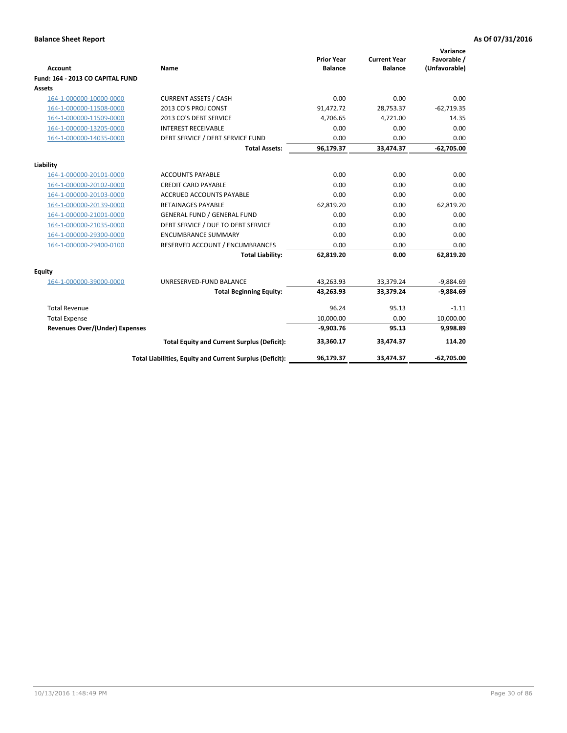**Balance Sheet Report** As Of 07/31/2016

| Account | Name | Prior Year Balance | Current Year Balance | Variance Favorable / (Unfavorable) |
|---|---|---|---|---|
| **Fund: 164 - 2013 CO CAPITAL FUND** | | | | |
| **Assets** | | | | |
| 164-1-000000-10000-0000 | CURRENT ASSETS / CASH | 0.00 | 0.00 | 0.00 |
| 164-1-000000-11508-0000 | 2013 CO'S PROJ CONST | 91,472.72 | 28,753.37 | -62,719.35 |
| 164-1-000000-11509-0000 | 2013 CO'S DEBT SERVICE | 4,706.65 | 4,721.00 | 14.35 |
| 164-1-000000-13205-0000 | INTEREST RECEIVABLE | 0.00 | 0.00 | 0.00 |
| 164-1-000000-14035-0000 | DEBT SERVICE / DEBT SERVICE FUND | 0.00 | 0.00 | 0.00 |
| | **Total Assets:** | **96,179.37** | **33,474.37** | **-62,705.00** |
| **Liability** | | | | |
| 164-1-000000-20101-0000 | ACCOUNTS PAYABLE | 0.00 | 0.00 | 0.00 |
| 164-1-000000-20102-0000 | CREDIT CARD PAYABLE | 0.00 | 0.00 | 0.00 |
| 164-1-000000-20103-0000 | ACCRUED ACCOUNTS PAYABLE | 0.00 | 0.00 | 0.00 |
| 164-1-000000-20139-0000 | RETAINAGES PAYABLE | 62,819.20 | 0.00 | 62,819.20 |
| 164-1-000000-21001-0000 | GENERAL FUND / GENERAL FUND | 0.00 | 0.00 | 0.00 |
| 164-1-000000-21035-0000 | DEBT SERVICE / DUE TO DEBT SERVICE | 0.00 | 0.00 | 0.00 |
| 164-1-000000-29300-0000 | ENCUMBRANCE SUMMARY | 0.00 | 0.00 | 0.00 |
| 164-1-000000-29400-0100 | RESERVED ACCOUNT / ENCUMBRANCES | 0.00 | 0.00 | 0.00 |
| | **Total Liability:** | **62,819.20** | **0.00** | **62,819.20** |
| **Equity** | | | | |
| 164-1-000000-39000-0000 | UNRESERVED-FUND BALANCE | 43,263.93 | 33,379.24 | -9,884.69 |
| | **Total Beginning Equity:** | **43,263.93** | **33,379.24** | **-9,884.69** |
| Total Revenue | | 96.24 | 95.13 | -1.11 |
| Total Expense | | 10,000.00 | 0.00 | 10,000.00 |
| **Revenues Over/(Under) Expenses** | | **-9,903.76** | **95.13** | **9,998.89** |
| | **Total Equity and Current Surplus (Deficit):** | **33,360.17** | **33,474.37** | **114.20** |
| | **Total Liabilities, Equity and Current Surplus (Deficit):** | **96,179.37** | **33,474.37** | **-62,705.00** |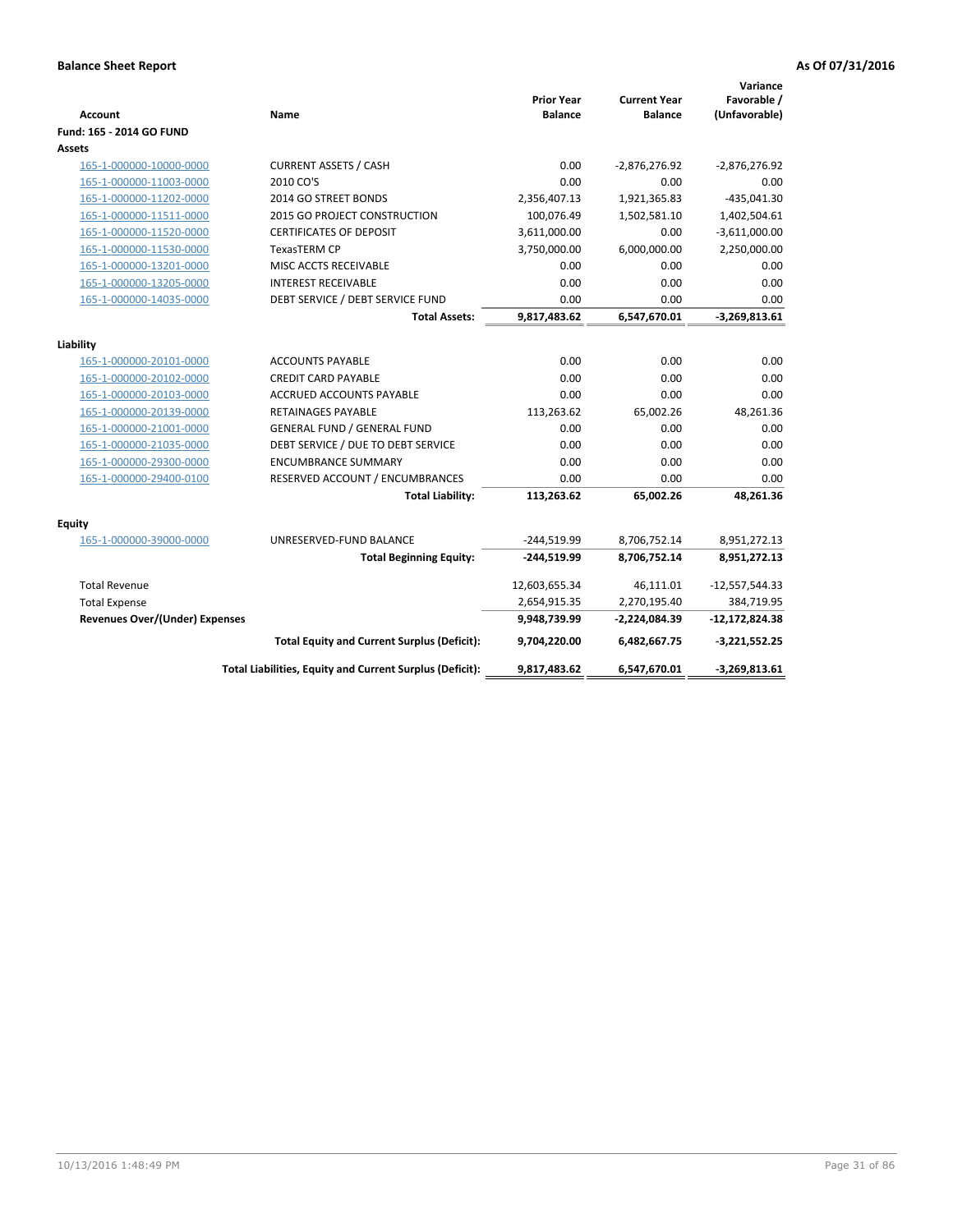**Balance Sheet Report** **As Of 07/31/2016**

| Account | Name | Prior Year Balance | Current Year Balance | Variance Favorable / (Unfavorable) |
|---|---|---|---|---|
| **Fund: 165 - 2014 GO FUND** | | | | |
| **Assets** | | | | |
| 165-1-000000-10000-0000 | CURRENT ASSETS / CASH | 0.00 | -2,876,276.92 | -2,876,276.92 |
| 165-1-000000-11003-0000 | 2010 CO'S | 0.00 | 0.00 | 0.00 |
| 165-1-000000-11202-0000 | 2014 GO STREET BONDS | 2,356,407.13 | 1,921,365.83 | -435,041.30 |
| 165-1-000000-11511-0000 | 2015 GO PROJECT CONSTRUCTION | 100,076.49 | 1,502,581.10 | 1,402,504.61 |
| 165-1-000000-11520-0000 | CERTIFICATES OF DEPOSIT | 3,611,000.00 | 0.00 | -3,611,000.00 |
| 165-1-000000-11530-0000 | TexasTERM CP | 3,750,000.00 | 6,000,000.00 | 2,250,000.00 |
| 165-1-000000-13201-0000 | MISC ACCTS RECEIVABLE | 0.00 | 0.00 | 0.00 |
| 165-1-000000-13205-0000 | INTEREST RECEIVABLE | 0.00 | 0.00 | 0.00 |
| 165-1-000000-14035-0000 | DEBT SERVICE / DEBT SERVICE FUND | 0.00 | 0.00 | 0.00 |
| | **Total Assets:** | **9,817,483.62** | **6,547,670.01** | **-3,269,813.61** |
| **Liability** | | | | |
| 165-1-000000-20101-0000 | ACCOUNTS PAYABLE | 0.00 | 0.00 | 0.00 |
| 165-1-000000-20102-0000 | CREDIT CARD PAYABLE | 0.00 | 0.00 | 0.00 |
| 165-1-000000-20103-0000 | ACCRUED ACCOUNTS PAYABLE | 0.00 | 0.00 | 0.00 |
| 165-1-000000-20139-0000 | RETAINAGES PAYABLE | 113,263.62 | 65,002.26 | 48,261.36 |
| 165-1-000000-21001-0000 | GENERAL FUND / GENERAL FUND | 0.00 | 0.00 | 0.00 |
| 165-1-000000-21035-0000 | DEBT SERVICE / DUE TO DEBT SERVICE | 0.00 | 0.00 | 0.00 |
| 165-1-000000-29300-0000 | ENCUMBRANCE SUMMARY | 0.00 | 0.00 | 0.00 |
| 165-1-000000-29400-0100 | RESERVED ACCOUNT / ENCUMBRANCES | 0.00 | 0.00 | 0.00 |
| | **Total Liability:** | **113,263.62** | **65,002.26** | **48,261.36** |
| **Equity** | | | | |
| 165-1-000000-39000-0000 | UNRESERVED-FUND BALANCE | -244,519.99 | 8,706,752.14 | 8,951,272.13 |
| | **Total Beginning Equity:** | **-244,519.99** | **8,706,752.14** | **8,951,272.13** |
| Total Revenue | | 12,603,655.34 | 46,111.01 | -12,557,544.33 |
| Total Expense | | 2,654,915.35 | 2,270,195.40 | 384,719.95 |
| **Revenues Over/(Under) Expenses** | | **9,948,739.99** | **-2,224,084.39** | **-12,172,824.38** |
| | **Total Equity and Current Surplus (Deficit):** | **9,704,220.00** | **6,482,667.75** | **-3,221,552.25** |
| | **Total Liabilities, Equity and Current Surplus (Deficit):** | **9,817,483.62** | **6,547,670.01** | **-3,269,813.61** |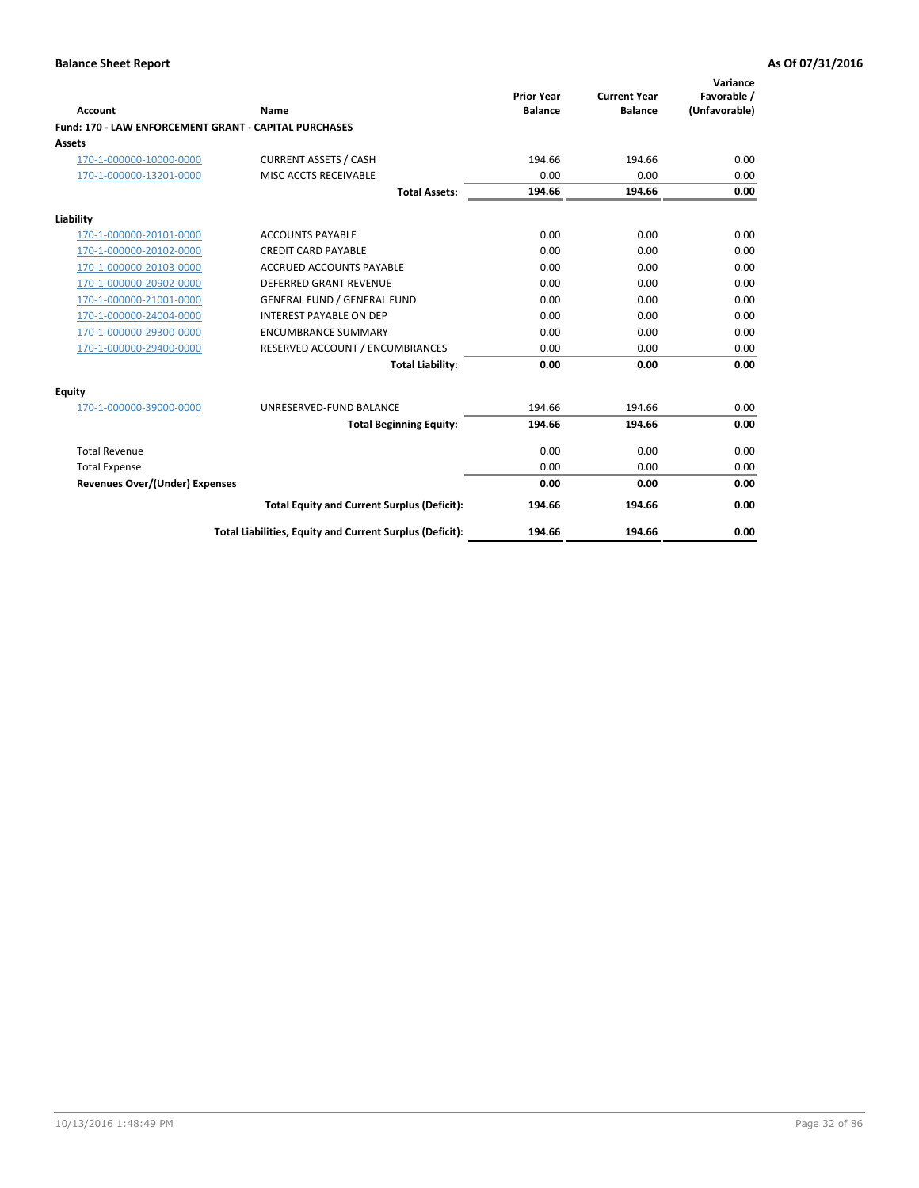**Balance Sheet Report** | **As Of 07/31/2016**

| Account | Name | Prior Year Balance | Current Year Balance | Variance Favorable / (Unfavorable) |
|---|---|---|---|---|
| **Fund: 170 - LAW ENFORCEMENT GRANT - CAPITAL PURCHASES** | | | | |
| **Assets** | | | | |
| 170-1-000000-10000-0000 | CURRENT ASSETS / CASH | 194.66 | 194.66 | 0.00 |
| 170-1-000000-13201-0000 | MISC ACCTS RECEIVABLE | 0.00 | 0.00 | 0.00 |
| | **Total Assets:** | **194.66** | **194.66** | **0.00** |
| **Liability** | | | | |
| 170-1-000000-20101-0000 | ACCOUNTS PAYABLE | 0.00 | 0.00 | 0.00 |
| 170-1-000000-20102-0000 | CREDIT CARD PAYABLE | 0.00 | 0.00 | 0.00 |
| 170-1-000000-20103-0000 | ACCRUED ACCOUNTS PAYABLE | 0.00 | 0.00 | 0.00 |
| 170-1-000000-20902-0000 | DEFERRED GRANT REVENUE | 0.00 | 0.00 | 0.00 |
| 170-1-000000-21001-0000 | GENERAL FUND / GENERAL FUND | 0.00 | 0.00 | 0.00 |
| 170-1-000000-24004-0000 | INTEREST PAYABLE ON DEP | 0.00 | 0.00 | 0.00 |
| 170-1-000000-29300-0000 | ENCUMBRANCE SUMMARY | 0.00 | 0.00 | 0.00 |
| 170-1-000000-29400-0000 | RESERVED ACCOUNT / ENCUMBRANCES | 0.00 | 0.00 | 0.00 |
| | **Total Liability:** | **0.00** | **0.00** | **0.00** |
| **Equity** | | | | |
| 170-1-000000-39000-0000 | UNRESERVED-FUND BALANCE | 194.66 | 194.66 | 0.00 |
| | **Total Beginning Equity:** | **194.66** | **194.66** | **0.00** |
| Total Revenue | | 0.00 | 0.00 | 0.00 |
| Total Expense | | 0.00 | 0.00 | 0.00 |
| **Revenues Over/(Under) Expenses** | | **0.00** | **0.00** | **0.00** |
| | **Total Equity and Current Surplus (Deficit):** | **194.66** | **194.66** | **0.00** |
| | **Total Liabilities, Equity and Current Surplus (Deficit):** | **194.66** | **194.66** | **0.00** |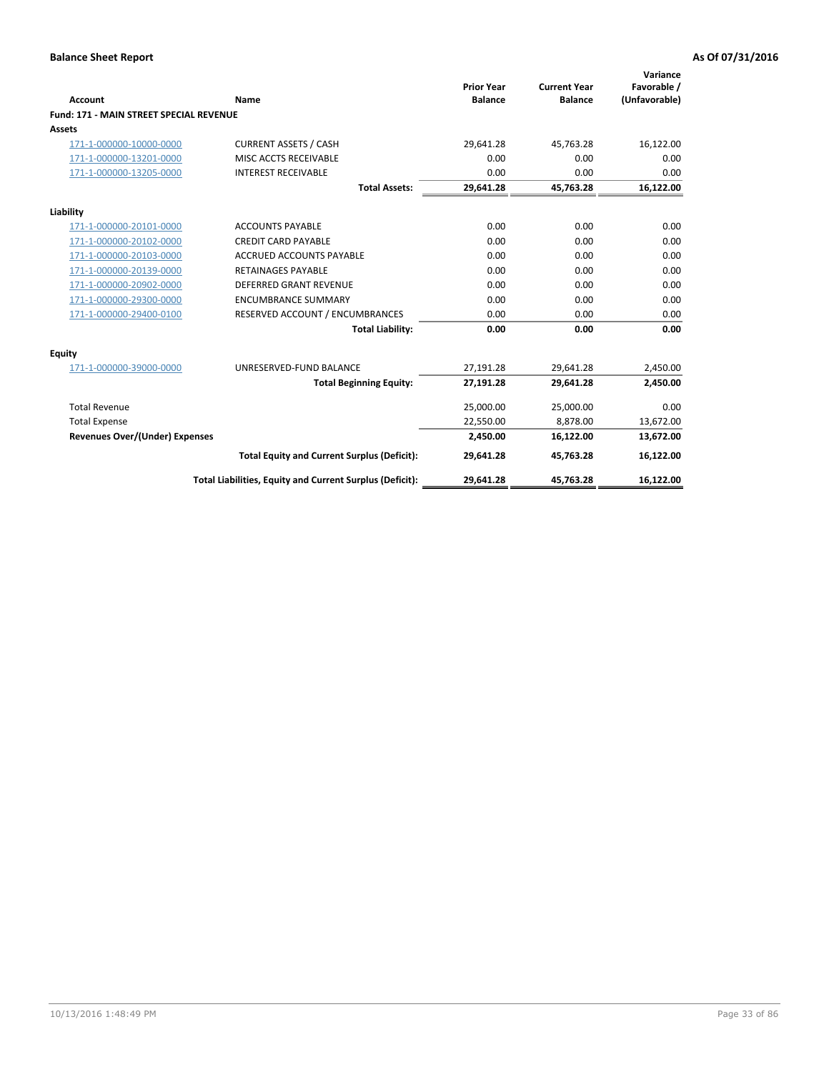**Balance Sheet Report** **As Of 07/31/2016**

| Account | Name | Prior Year Balance | Current Year Balance | Variance Favorable / (Unfavorable) |
|---|---|---|---|---|
| **Fund: 171 - MAIN STREET SPECIAL REVENUE** | | | | |
| **Assets** | | | | |
| 171-1-000000-10000-0000 | CURRENT ASSETS / CASH | 29,641.28 | 45,763.28 | 16,122.00 |
| 171-1-000000-13201-0000 | MISC ACCTS RECEIVABLE | 0.00 | 0.00 | 0.00 |
| 171-1-000000-13205-0000 | INTEREST RECEIVABLE | 0.00 | 0.00 | 0.00 |
| | **Total Assets:** | **29,641.28** | **45,763.28** | **16,122.00** |
| **Liability** | | | | |
| 171-1-000000-20101-0000 | ACCOUNTS PAYABLE | 0.00 | 0.00 | 0.00 |
| 171-1-000000-20102-0000 | CREDIT CARD PAYABLE | 0.00 | 0.00 | 0.00 |
| 171-1-000000-20103-0000 | ACCRUED ACCOUNTS PAYABLE | 0.00 | 0.00 | 0.00 |
| 171-1-000000-20139-0000 | RETAINAGES PAYABLE | 0.00 | 0.00 | 0.00 |
| 171-1-000000-20902-0000 | DEFERRED GRANT REVENUE | 0.00 | 0.00 | 0.00 |
| 171-1-000000-29300-0000 | ENCUMBRANCE SUMMARY | 0.00 | 0.00 | 0.00 |
| 171-1-000000-29400-0100 | RESERVED ACCOUNT / ENCUMBRANCES | 0.00 | 0.00 | 0.00 |
| | **Total Liability:** | **0.00** | **0.00** | **0.00** |
| **Equity** | | | | |
| 171-1-000000-39000-0000 | UNRESERVED-FUND BALANCE | 27,191.28 | 29,641.28 | 2,450.00 |
| | **Total Beginning Equity:** | **27,191.28** | **29,641.28** | **2,450.00** |
| Total Revenue | | 25,000.00 | 25,000.00 | 0.00 |
| Total Expense | | 22,550.00 | 8,878.00 | 13,672.00 |
| **Revenues Over/(Under) Expenses** | | **2,450.00** | **16,122.00** | **13,672.00** |
| | **Total Equity and Current Surplus (Deficit):** | **29,641.28** | **45,763.28** | **16,122.00** |
| | **Total Liabilities, Equity and Current Surplus (Deficit):** | **29,641.28** | **45,763.28** | **16,122.00** |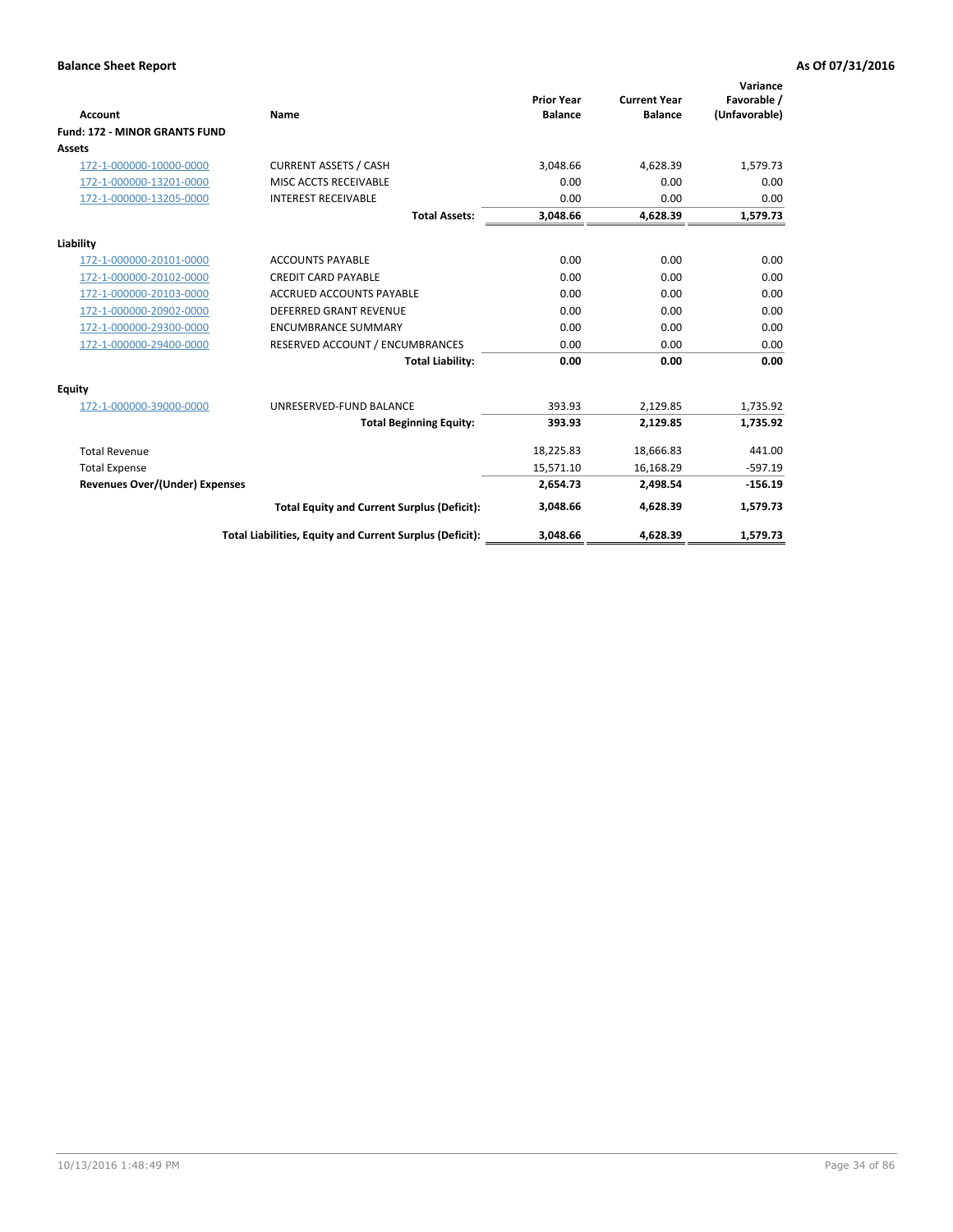**Balance Sheet Report** **As Of 07/31/2016**

| Account | Name | Prior Year Balance | Current Year Balance | Variance Favorable / (Unfavorable) |
|---|---|---|---|---|
| **Fund: 172 - MINOR GRANTS FUND** | | | | |
| **Assets** | | | | |
| 172-1-000000-10000-0000 | CURRENT ASSETS / CASH | 3,048.66 | 4,628.39 | 1,579.73 |
| 172-1-000000-13201-0000 | MISC ACCTS RECEIVABLE | 0.00 | 0.00 | 0.00 |
| 172-1-000000-13205-0000 | INTEREST RECEIVABLE | 0.00 | 0.00 | 0.00 |
| | **Total Assets:** | **3,048.66** | **4,628.39** | **1,579.73** |
| **Liability** | | | | |
| 172-1-000000-20101-0000 | ACCOUNTS PAYABLE | 0.00 | 0.00 | 0.00 |
| 172-1-000000-20102-0000 | CREDIT CARD PAYABLE | 0.00 | 0.00 | 0.00 |
| 172-1-000000-20103-0000 | ACCRUED ACCOUNTS PAYABLE | 0.00 | 0.00 | 0.00 |
| 172-1-000000-20902-0000 | DEFERRED GRANT REVENUE | 0.00 | 0.00 | 0.00 |
| 172-1-000000-29300-0000 | ENCUMBRANCE SUMMARY | 0.00 | 0.00 | 0.00 |
| 172-1-000000-29400-0000 | RESERVED ACCOUNT / ENCUMBRANCES | 0.00 | 0.00 | 0.00 |
| | **Total Liability:** | **0.00** | **0.00** | **0.00** |
| **Equity** | | | | |
| 172-1-000000-39000-0000 | UNRESERVED-FUND BALANCE | 393.93 | 2,129.85 | 1,735.92 |
| | **Total Beginning Equity:** | **393.93** | **2,129.85** | **1,735.92** |
| Total Revenue | | 18,225.83 | 18,666.83 | 441.00 |
| Total Expense | | 15,571.10 | 16,168.29 | -597.19 |
| **Revenues Over/(Under) Expenses** | | **2,654.73** | **2,498.54** | **-156.19** |
| | **Total Equity and Current Surplus (Deficit):** | **3,048.66** | **4,628.39** | **1,579.73** |
| | **Total Liabilities, Equity and Current Surplus (Deficit):** | **3,048.66** | **4,628.39** | **1,579.73** |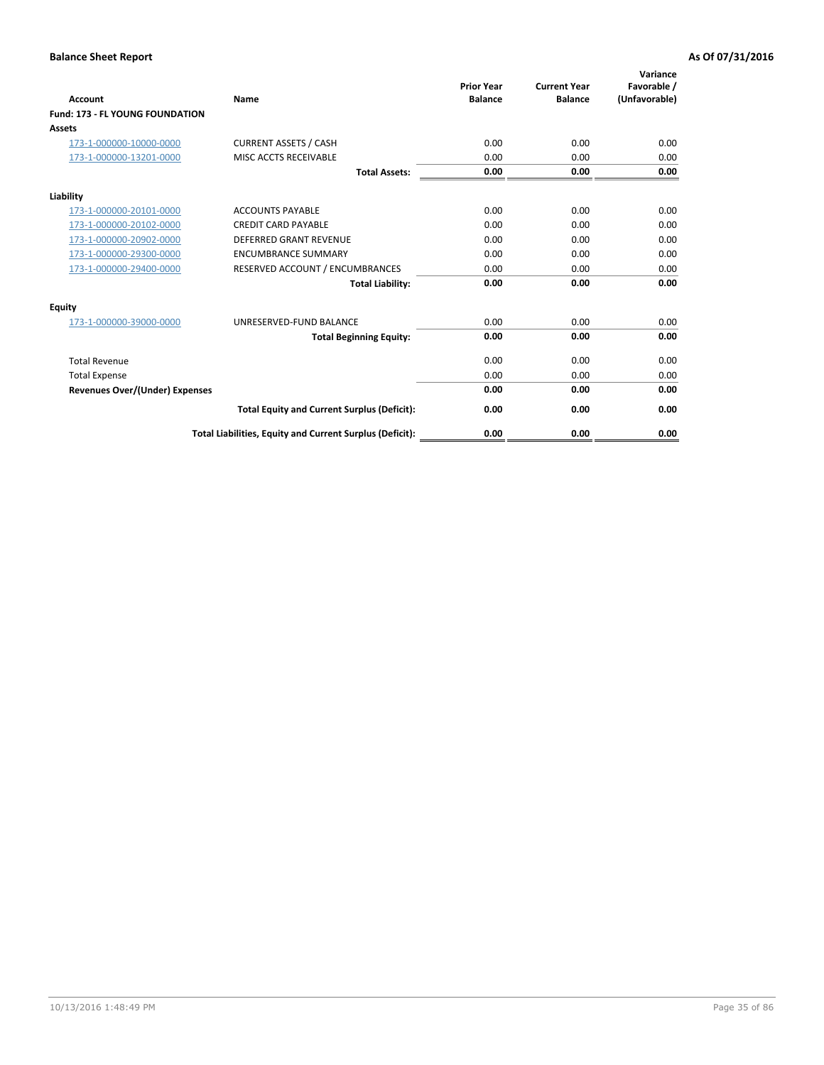**Balance Sheet Report** **As Of 07/31/2016**

| Account | Name | Prior Year Balance | Current Year Balance | Variance Favorable / (Unfavorable) |
|---|---|---|---|---|
| **Fund: 173 - FL YOUNG FOUNDATION** | | | | |
| **Assets** | | | | |
| 173-1-000000-10000-0000 | CURRENT ASSETS / CASH | 0.00 | 0.00 | 0.00 |
| 173-1-000000-13201-0000 | MISC ACCTS RECEIVABLE | 0.00 | 0.00 | 0.00 |
| | **Total Assets:** | **0.00** | **0.00** | **0.00** |
| **Liability** | | | | |
| 173-1-000000-20101-0000 | ACCOUNTS PAYABLE | 0.00 | 0.00 | 0.00 |
| 173-1-000000-20102-0000 | CREDIT CARD PAYABLE | 0.00 | 0.00 | 0.00 |
| 173-1-000000-20902-0000 | DEFERRED GRANT REVENUE | 0.00 | 0.00 | 0.00 |
| 173-1-000000-29300-0000 | ENCUMBRANCE SUMMARY | 0.00 | 0.00 | 0.00 |
| 173-1-000000-29400-0000 | RESERVED ACCOUNT / ENCUMBRANCES | 0.00 | 0.00 | 0.00 |
| | **Total Liability:** | **0.00** | **0.00** | **0.00** |
| **Equity** | | | | |
| 173-1-000000-39000-0000 | UNRESERVED-FUND BALANCE | 0.00 | 0.00 | 0.00 |
| | **Total Beginning Equity:** | **0.00** | **0.00** | **0.00** |
| Total Revenue | | 0.00 | 0.00 | 0.00 |
| Total Expense | | 0.00 | 0.00 | 0.00 |
| **Revenues Over/(Under) Expenses** | | **0.00** | **0.00** | **0.00** |
| | **Total Equity and Current Surplus (Deficit):** | **0.00** | **0.00** | **0.00** |
| | **Total Liabilities, Equity and Current Surplus (Deficit):** | **0.00** | **0.00** | **0.00** |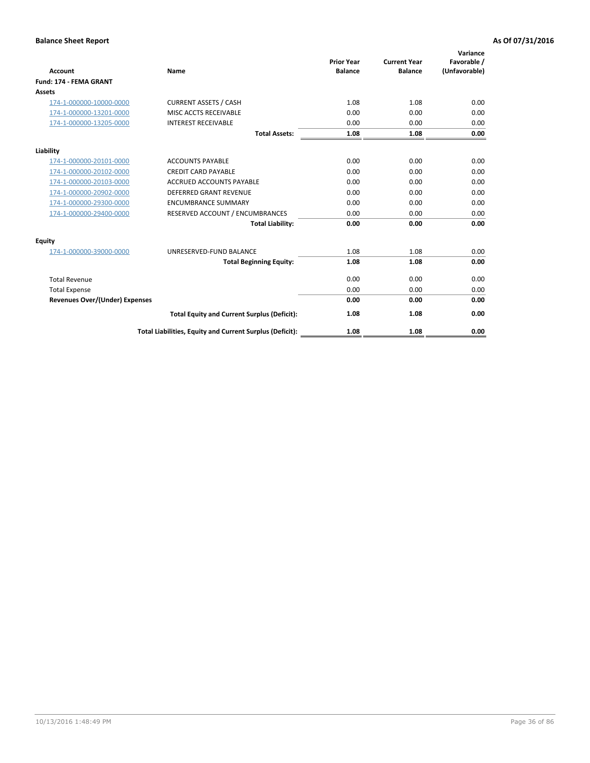| Account | Name | Prior Year Balance | Current Year Balance | Variance Favorable / (Unfavorable) |
| --- | --- | --- | --- | --- |
| **Fund: 174 - FEMA GRANT** | | | | |
| **Assets** | | | | |
| 174-1-000000-10000-0000 | CURRENT ASSETS / CASH | 1.08 | 1.08 | 0.00 |
| 174-1-000000-13201-0000 | MISC ACCTS RECEIVABLE | 0.00 | 0.00 | 0.00 |
| 174-1-000000-13205-0000 | INTEREST RECEIVABLE | 0.00 | 0.00 | 0.00 |
| | **Total Assets:** | **1.08** | **1.08** | **0.00** |
| **Liability** | | | | |
| 174-1-000000-20101-0000 | ACCOUNTS PAYABLE | 0.00 | 0.00 | 0.00 |
| 174-1-000000-20102-0000 | CREDIT CARD PAYABLE | 0.00 | 0.00 | 0.00 |
| 174-1-000000-20103-0000 | ACCRUED ACCOUNTS PAYABLE | 0.00 | 0.00 | 0.00 |
| 174-1-000000-20902-0000 | DEFERRED GRANT REVENUE | 0.00 | 0.00 | 0.00 |
| 174-1-000000-29300-0000 | ENCUMBRANCE SUMMARY | 0.00 | 0.00 | 0.00 |
| 174-1-000000-29400-0000 | RESERVED ACCOUNT / ENCUMBRANCES | 0.00 | 0.00 | 0.00 |
| | **Total Liability:** | **0.00** | **0.00** | **0.00** |
| **Equity** | | | | |
| 174-1-000000-39000-0000 | UNRESERVED-FUND BALANCE | 1.08 | 1.08 | 0.00 |
| | **Total Beginning Equity:** | **1.08** | **1.08** | **0.00** |
| Total Revenue | | 0.00 | 0.00 | 0.00 |
| Total Expense | | 0.00 | 0.00 | 0.00 |
| **Revenues Over/(Under) Expenses** | | **0.00** | **0.00** | **0.00** |
| | **Total Equity and Current Surplus (Deficit):** | **1.08** | **1.08** | **0.00** |
| | **Total Liabilities, Equity and Current Surplus (Deficit):** | **1.08** | **1.08** | **0.00** |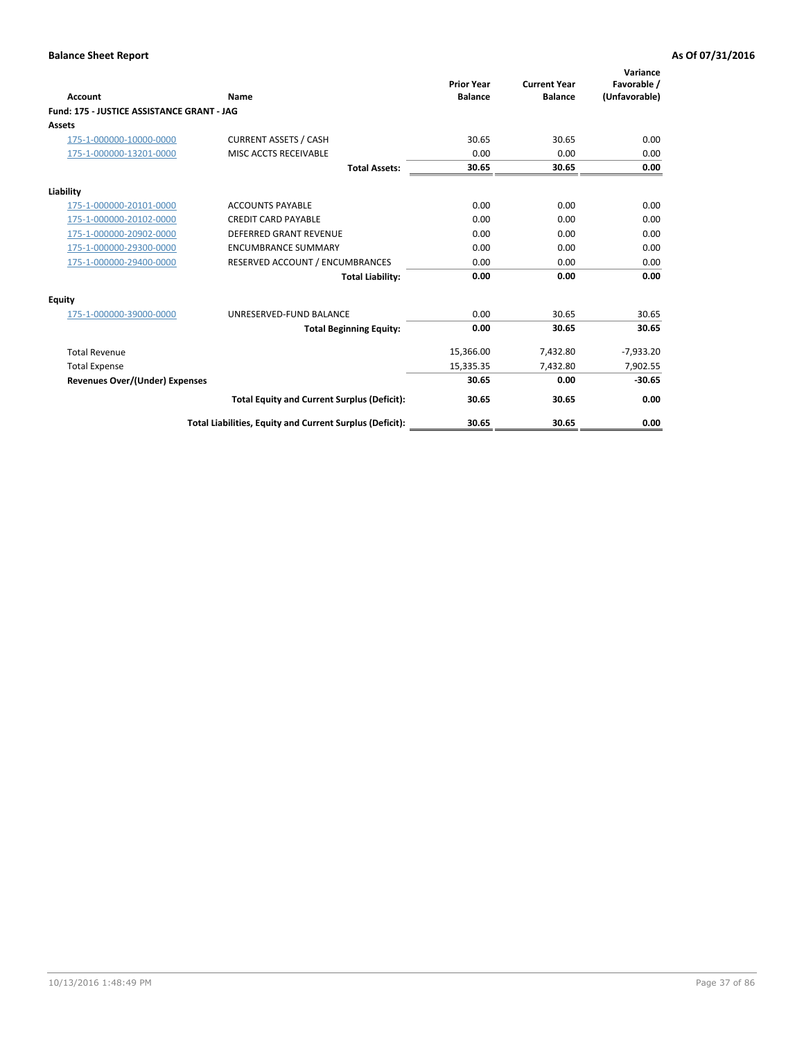**Balance Sheet Report** **As Of 07/31/2016**

| Account | Name | Prior Year Balance | Current Year Balance | Variance Favorable / (Unfavorable) |
|---|---|---|---|---|
| **Fund: 175 - JUSTICE ASSISTANCE GRANT - JAG** | | | | |
| **Assets** | | | | |
| 175-1-000000-10000-0000 | CURRENT ASSETS / CASH | 30.65 | 30.65 | 0.00 |
| 175-1-000000-13201-0000 | MISC ACCTS RECEIVABLE | 0.00 | 0.00 | 0.00 |
| | **Total Assets:** | **30.65** | **30.65** | **0.00** |
| **Liability** | | | | |
| 175-1-000000-20101-0000 | ACCOUNTS PAYABLE | 0.00 | 0.00 | 0.00 |
| 175-1-000000-20102-0000 | CREDIT CARD PAYABLE | 0.00 | 0.00 | 0.00 |
| 175-1-000000-20902-0000 | DEFERRED GRANT REVENUE | 0.00 | 0.00 | 0.00 |
| 175-1-000000-29300-0000 | ENCUMBRANCE SUMMARY | 0.00 | 0.00 | 0.00 |
| 175-1-000000-29400-0000 | RESERVED ACCOUNT / ENCUMBRANCES | 0.00 | 0.00 | 0.00 |
| | **Total Liability:** | **0.00** | **0.00** | **0.00** |
| **Equity** | | | | |
| 175-1-000000-39000-0000 | UNRESERVED-FUND BALANCE | 0.00 | 30.65 | 30.65 |
| | **Total Beginning Equity:** | **0.00** | **30.65** | **30.65** |
| Total Revenue | | 15,366.00 | 7,432.80 | -7,933.20 |
| Total Expense | | 15,335.35 | 7,432.80 | 7,902.55 |
| **Revenues Over/(Under) Expenses** | | **30.65** | **0.00** | **-30.65** |
| | **Total Equity and Current Surplus (Deficit):** | **30.65** | **30.65** | **0.00** |
| | **Total Liabilities, Equity and Current Surplus (Deficit):** | **30.65** | **30.65** | **0.00** |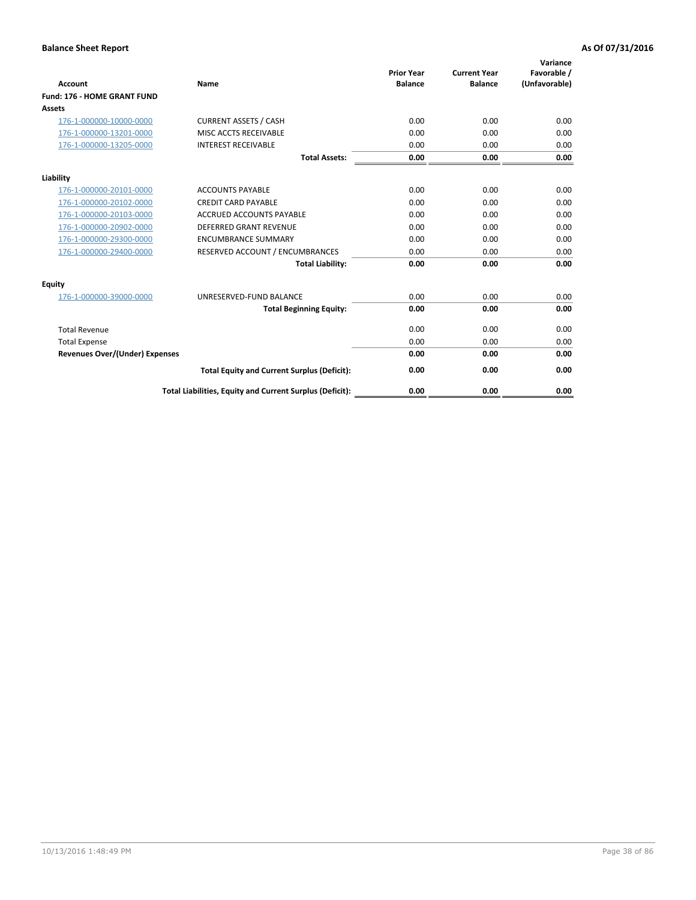## Balance Sheet Report

**As Of 07/31/2016**

| Account | Name | Prior Year Balance | Current Year Balance | Variance Favorable / (Unfavorable) |
|---|---|---|---|---|
| **Fund: 176 - HOME GRANT FUND** | | | | |
| **Assets** | | | | |
| 176-1-000000-10000-0000 | CURRENT ASSETS / CASH | 0.00 | 0.00 | 0.00 |
| 176-1-000000-13201-0000 | MISC ACCTS RECEIVABLE | 0.00 | 0.00 | 0.00 |
| 176-1-000000-13205-0000 | INTEREST RECEIVABLE | 0.00 | 0.00 | 0.00 |
| | **Total Assets:** | **0.00** | **0.00** | **0.00** |
| **Liability** | | | | |
| 176-1-000000-20101-0000 | ACCOUNTS PAYABLE | 0.00 | 0.00 | 0.00 |
| 176-1-000000-20102-0000 | CREDIT CARD PAYABLE | 0.00 | 0.00 | 0.00 |
| 176-1-000000-20103-0000 | ACCRUED ACCOUNTS PAYABLE | 0.00 | 0.00 | 0.00 |
| 176-1-000000-20902-0000 | DEFERRED GRANT REVENUE | 0.00 | 0.00 | 0.00 |
| 176-1-000000-29300-0000 | ENCUMBRANCE SUMMARY | 0.00 | 0.00 | 0.00 |
| 176-1-000000-29400-0000 | RESERVED ACCOUNT / ENCUMBRANCES | 0.00 | 0.00 | 0.00 |
| | **Total Liability:** | **0.00** | **0.00** | **0.00** |
| **Equity** | | | | |
| 176-1-000000-39000-0000 | UNRESERVED-FUND BALANCE | 0.00 | 0.00 | 0.00 |
| | **Total Beginning Equity:** | **0.00** | **0.00** | **0.00** |
| Total Revenue | | 0.00 | 0.00 | 0.00 |
| Total Expense | | 0.00 | 0.00 | 0.00 |
| **Revenues Over/(Under) Expenses** | | **0.00** | **0.00** | **0.00** |
| | **Total Equity and Current Surplus (Deficit):** | **0.00** | **0.00** | **0.00** |
| | **Total Liabilities, Equity and Current Surplus (Deficit):** | **0.00** | **0.00** | **0.00** |

10/13/2016 1:48:49 PM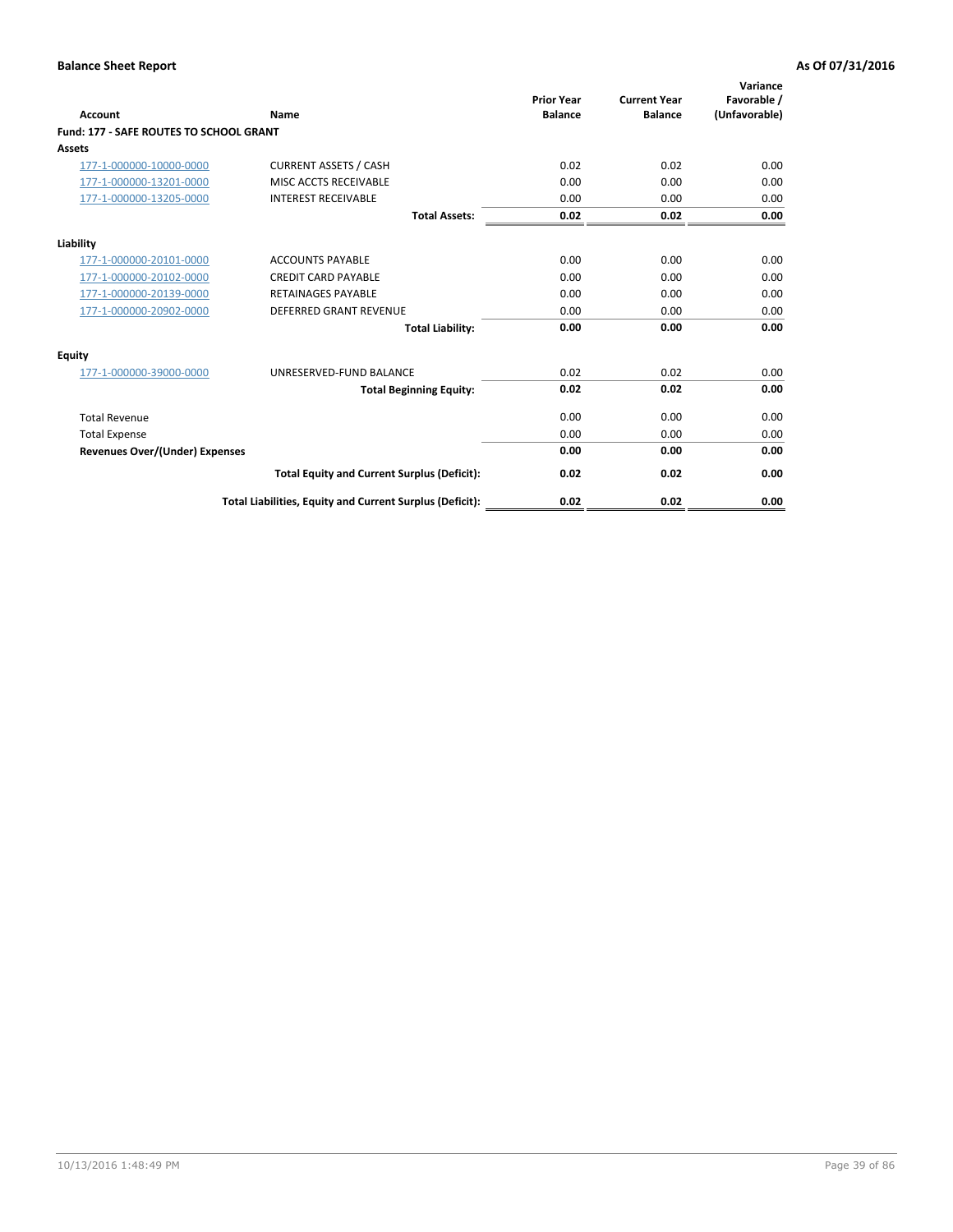**Balance Sheet Report** **As Of 07/31/2016**

| Account | Name | Prior Year Balance | Current Year Balance | Variance Favorable / (Unfavorable) |
|---|---|---|---|---|
| **Fund: 177 - SAFE ROUTES TO SCHOOL GRANT** | | | | |
| **Assets** | | | | |
| 177-1-000000-10000-0000 | CURRENT ASSETS / CASH | 0.02 | 0.02 | 0.00 |
| 177-1-000000-13201-0000 | MISC ACCTS RECEIVABLE | 0.00 | 0.00 | 0.00 |
| 177-1-000000-13205-0000 | INTEREST RECEIVABLE | 0.00 | 0.00 | 0.00 |
| | **Total Assets:** | **0.02** | **0.02** | **0.00** |
| **Liability** | | | | |
| 177-1-000000-20101-0000 | ACCOUNTS PAYABLE | 0.00 | 0.00 | 0.00 |
| 177-1-000000-20102-0000 | CREDIT CARD PAYABLE | 0.00 | 0.00 | 0.00 |
| 177-1-000000-20139-0000 | RETAINAGES PAYABLE | 0.00 | 0.00 | 0.00 |
| 177-1-000000-20902-0000 | DEFERRED GRANT REVENUE | 0.00 | 0.00 | 0.00 |
| | **Total Liability:** | **0.00** | **0.00** | **0.00** |
| **Equity** | | | | |
| 177-1-000000-39000-0000 | UNRESERVED-FUND BALANCE | 0.02 | 0.02 | 0.00 |
| | **Total Beginning Equity:** | **0.02** | **0.02** | **0.00** |
| Total Revenue | | 0.00 | 0.00 | 0.00 |
| Total Expense | | 0.00 | 0.00 | 0.00 |
| **Revenues Over/(Under) Expenses** | | **0.00** | **0.00** | **0.00** |
| | **Total Equity and Current Surplus (Deficit):** | **0.02** | **0.02** | **0.00** |
| | **Total Liabilities, Equity and Current Surplus (Deficit):** | **0.02** | **0.02** | **0.00** |

10/13/2016 1:48:49 PM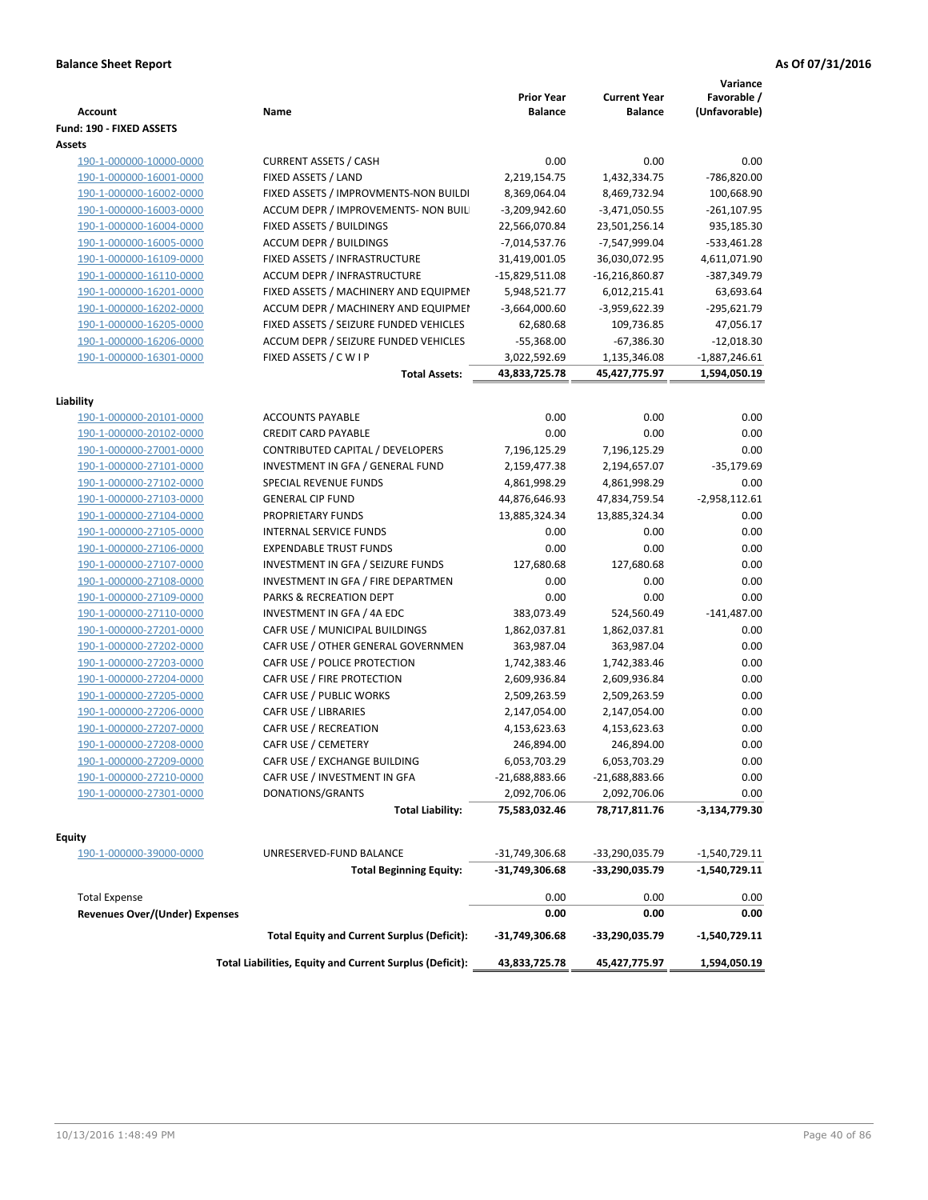**Balance Sheet Report** **As Of 07/31/2016**

| Account | Name | Prior Year Balance | Current Year Balance | Variance Favorable / (Unfavorable) |
|---|---|---|---|---|
| **Fund: 190 - FIXED ASSETS** | | | | |
| **Assets** | | | | |
| 190-1-000000-10000-0000 | CURRENT ASSETS / CASH | 0.00 | 0.00 | 0.00 |
| 190-1-000000-16001-0000 | FIXED ASSETS / LAND | 2,219,154.75 | 1,432,334.75 | -786,820.00 |
| 190-1-000000-16002-0000 | FIXED ASSETS / IMPROVMENTS-NON BUILDI | 8,369,064.04 | 8,469,732.94 | 100,668.90 |
| 190-1-000000-16003-0000 | ACCUM DEPR / IMPROVEMENTS- NON BUIL | -3,209,942.60 | -3,471,050.55 | -261,107.95 |
| 190-1-000000-16004-0000 | FIXED ASSETS / BUILDINGS | 22,566,070.84 | 23,501,256.14 | 935,185.30 |
| 190-1-000000-16005-0000 | ACCUM DEPR / BUILDINGS | -7,014,537.76 | -7,547,999.04 | -533,461.28 |
| 190-1-000000-16109-0000 | FIXED ASSETS / INFRASTRUCTURE | 31,419,001.05 | 36,030,072.95 | 4,611,071.90 |
| 190-1-000000-16110-0000 | ACCUM DEPR / INFRASTRUCTURE | -15,829,511.08 | -16,216,860.87 | -387,349.79 |
| 190-1-000000-16201-0000 | FIXED ASSETS / MACHINERY AND EQUIPMEN | 5,948,521.77 | 6,012,215.41 | 63,693.64 |
| 190-1-000000-16202-0000 | ACCUM DEPR / MACHINERY AND EQUIPMEI | -3,664,000.60 | -3,959,622.39 | -295,621.79 |
| 190-1-000000-16205-0000 | FIXED ASSETS / SEIZURE FUNDED VEHICLES | 62,680.68 | 109,736.85 | 47,056.17 |
| 190-1-000000-16206-0000 | ACCUM DEPR / SEIZURE FUNDED VEHICLES | -55,368.00 | -67,386.30 | -12,018.30 |
| 190-1-000000-16301-0000 | FIXED ASSETS / C W I P | 3,022,592.69 | 1,135,346.08 | -1,887,246.61 |
| | **Total Assets:** | **43,833,725.78** | **45,427,775.97** | **1,594,050.19** |
| **Liability** | | | | |
| 190-1-000000-20101-0000 | ACCOUNTS PAYABLE | 0.00 | 0.00 | 0.00 |
| 190-1-000000-20102-0000 | CREDIT CARD PAYABLE | 0.00 | 0.00 | 0.00 |
| 190-1-000000-27001-0000 | CONTRIBUTED CAPITAL / DEVELOPERS | 7,196,125.29 | 7,196,125.29 | 0.00 |
| 190-1-000000-27101-0000 | INVESTMENT IN GFA / GENERAL FUND | 2,159,477.38 | 2,194,657.07 | -35,179.69 |
| 190-1-000000-27102-0000 | SPECIAL REVENUE FUNDS | 4,861,998.29 | 4,861,998.29 | 0.00 |
| 190-1-000000-27103-0000 | GENERAL CIP FUND | 44,876,646.93 | 47,834,759.54 | -2,958,112.61 |
| 190-1-000000-27104-0000 | PROPRIETARY FUNDS | 13,885,324.34 | 13,885,324.34 | 0.00 |
| 190-1-000000-27105-0000 | INTERNAL SERVICE FUNDS | 0.00 | 0.00 | 0.00 |
| 190-1-000000-27106-0000 | EXPENDABLE TRUST FUNDS | 0.00 | 0.00 | 0.00 |
| 190-1-000000-27107-0000 | INVESTMENT IN GFA / SEIZURE FUNDS | 127,680.68 | 127,680.68 | 0.00 |
| 190-1-000000-27108-0000 | INVESTMENT IN GFA / FIRE DEPARTMEN | 0.00 | 0.00 | 0.00 |
| 190-1-000000-27109-0000 | PARKS & RECREATION DEPT | 0.00 | 0.00 | 0.00 |
| 190-1-000000-27110-0000 | INVESTMENT IN GFA / 4A EDC | 383,073.49 | 524,560.49 | -141,487.00 |
| 190-1-000000-27201-0000 | CAFR USE / MUNICIPAL BUILDINGS | 1,862,037.81 | 1,862,037.81 | 0.00 |
| 190-1-000000-27202-0000 | CAFR USE / OTHER GENERAL GOVERNMEN | 363,987.04 | 363,987.04 | 0.00 |
| 190-1-000000-27203-0000 | CAFR USE / POLICE PROTECTION | 1,742,383.46 | 1,742,383.46 | 0.00 |
| 190-1-000000-27204-0000 | CAFR USE / FIRE PROTECTION | 2,609,936.84 | 2,609,936.84 | 0.00 |
| 190-1-000000-27205-0000 | CAFR USE / PUBLIC WORKS | 2,509,263.59 | 2,509,263.59 | 0.00 |
| 190-1-000000-27206-0000 | CAFR USE / LIBRARIES | 2,147,054.00 | 2,147,054.00 | 0.00 |
| 190-1-000000-27207-0000 | CAFR USE / RECREATION | 4,153,623.63 | 4,153,623.63 | 0.00 |
| 190-1-000000-27208-0000 | CAFR USE / CEMETERY | 246,894.00 | 246,894.00 | 0.00 |
| 190-1-000000-27209-0000 | CAFR USE / EXCHANGE BUILDING | 6,053,703.29 | 6,053,703.29 | 0.00 |
| 190-1-000000-27210-0000 | CAFR USE / INVESTMENT IN GFA | -21,688,883.66 | -21,688,883.66 | 0.00 |
| 190-1-000000-27301-0000 | DONATIONS/GRANTS | 2,092,706.06 | 2,092,706.06 | 0.00 |
| | **Total Liability:** | **75,583,032.46** | **78,717,811.76** | **-3,134,779.30** |
| **Equity** | | | | |
| 190-1-000000-39000-0000 | UNRESERVED-FUND BALANCE | -31,749,306.68 | -33,290,035.79 | -1,540,729.11 |
| | **Total Beginning Equity:** | **-31,749,306.68** | **-33,290,035.79** | **-1,540,729.11** |
| Total Expense | | 0.00 | 0.00 | 0.00 |
| **Revenues Over/(Under) Expenses** | | **0.00** | **0.00** | **0.00** |
| | **Total Equity and Current Surplus (Deficit):** | **-31,749,306.68** | **-33,290,035.79** | **-1,540,729.11** |
| | **Total Liabilities, Equity and Current Surplus (Deficit):** | **43,833,725.78** | **45,427,775.97** | **1,594,050.19** |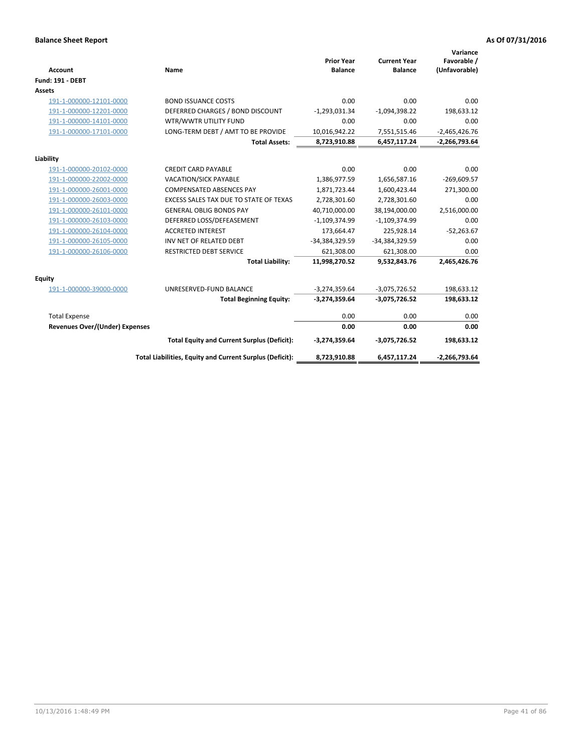**Balance Sheet Report** | **As Of 07/31/2016**

| Account | Name | Prior Year Balance | Current Year Balance | Variance Favorable / (Unfavorable) |
|---|---|---|---|---|
| **Fund: 191 - DEBT** | | | | |
| **Assets** | | | | |
| 191-1-000000-12101-0000 | BOND ISSUANCE COSTS | 0.00 | 0.00 | 0.00 |
| 191-1-000000-12201-0000 | DEFERRED CHARGES / BOND DISCOUNT | -1,293,031.34 | -1,094,398.22 | 198,633.12 |
| 191-1-000000-14101-0000 | WTR/WWTR UTILITY FUND | 0.00 | 0.00 | 0.00 |
| 191-1-000000-17101-0000 | LONG-TERM DEBT / AMT TO BE PROVIDE | 10,016,942.22 | 7,551,515.46 | -2,465,426.76 |
| | **Total Assets:** | **8,723,910.88** | **6,457,117.24** | **-2,266,793.64** |
| **Liability** | | | | |
| 191-1-000000-20102-0000 | CREDIT CARD PAYABLE | 0.00 | 0.00 | 0.00 |
| 191-1-000000-22002-0000 | VACATION/SICK PAYABLE | 1,386,977.59 | 1,656,587.16 | -269,609.57 |
| 191-1-000000-26001-0000 | COMPENSATED ABSENCES PAY | 1,871,723.44 | 1,600,423.44 | 271,300.00 |
| 191-1-000000-26003-0000 | EXCESS SALES TAX DUE TO STATE OF TEXAS | 2,728,301.60 | 2,728,301.60 | 0.00 |
| 191-1-000000-26101-0000 | GENERAL OBLIG BONDS PAY | 40,710,000.00 | 38,194,000.00 | 2,516,000.00 |
| 191-1-000000-26103-0000 | DEFERRED LOSS/DEFEASEMENT | -1,109,374.99 | -1,109,374.99 | 0.00 |
| 191-1-000000-26104-0000 | ACCRETED INTEREST | 173,664.47 | 225,928.14 | -52,263.67 |
| 191-1-000000-26105-0000 | INV NET OF RELATED DEBT | -34,384,329.59 | -34,384,329.59 | 0.00 |
| 191-1-000000-26106-0000 | RESTRICTED DEBT SERVICE | 621,308.00 | 621,308.00 | 0.00 |
| | **Total Liability:** | **11,998,270.52** | **9,532,843.76** | **2,465,426.76** |
| **Equity** | | | | |
| 191-1-000000-39000-0000 | UNRESERVED-FUND BALANCE | -3,274,359.64 | -3,075,726.52 | 198,633.12 |
| | **Total Beginning Equity:** | **-3,274,359.64** | **-3,075,726.52** | **198,633.12** |
| Total Expense | | 0.00 | 0.00 | 0.00 |
| **Revenues Over/(Under) Expenses** | | **0.00** | **0.00** | **0.00** |
| | **Total Equity and Current Surplus (Deficit):** | **-3,274,359.64** | **-3,075,726.52** | **198,633.12** |
| | **Total Liabilities, Equity and Current Surplus (Deficit):** | **8,723,910.88** | **6,457,117.24** | **-2,266,793.64** |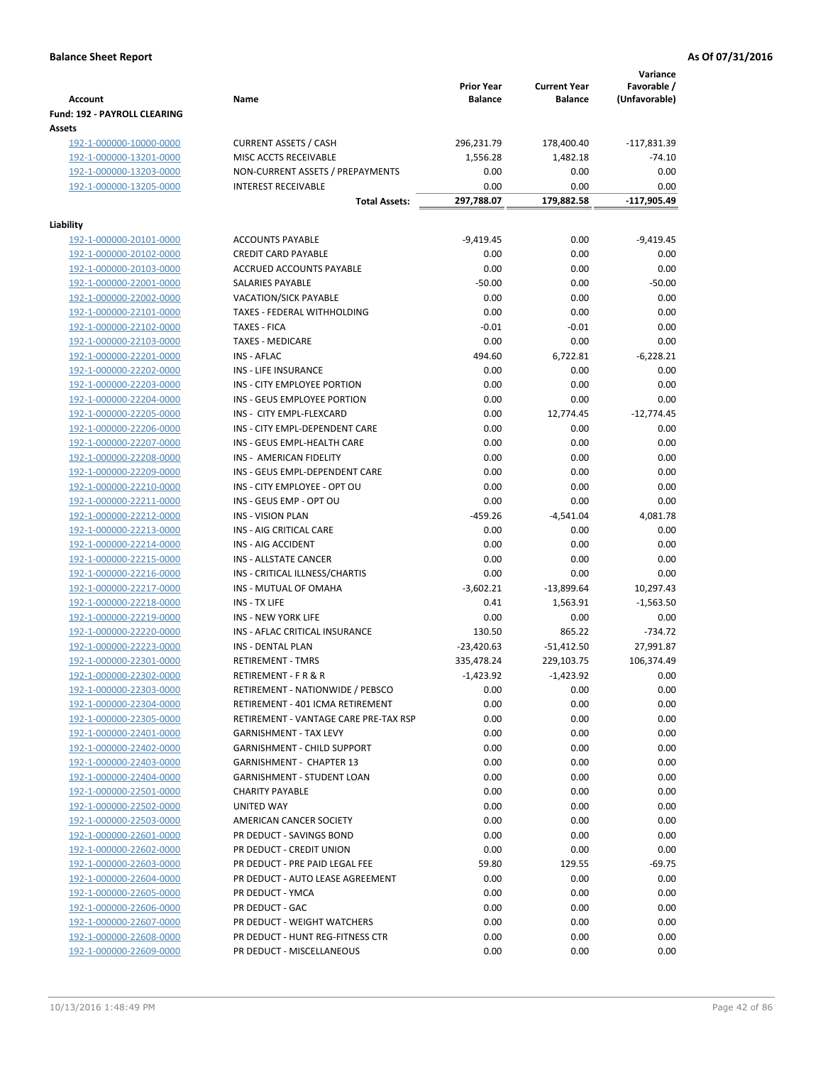**Balance Sheet Report** | **As Of 07/31/2016**

| Account | Name | Prior Year Balance | Current Year Balance | Variance Favorable / (Unfavorable) |
|---|---|---|---|---|
| **Fund: 192 - PAYROLL CLEARING** | | | | |
| **Assets** | | | | |
| 192-1-000000-10000-0000 | CURRENT ASSETS / CASH | 296,231.79 | 178,400.40 | -117,831.39 |
| 192-1-000000-13201-0000 | MISC ACCTS RECEIVABLE | 1,556.28 | 1,482.18 | -74.10 |
| 192-1-000000-13203-0000 | NON-CURRENT ASSETS / PREPAYMENTS | 0.00 | 0.00 | 0.00 |
| 192-1-000000-13205-0000 | INTEREST RECEIVABLE | 0.00 | 0.00 | 0.00 |
| | **Total Assets:** | **297,788.07** | **179,882.58** | **-117,905.49** |
| **Liability** | | | | |
| 192-1-000000-20101-0000 | ACCOUNTS PAYABLE | -9,419.45 | 0.00 | -9,419.45 |
| 192-1-000000-20102-0000 | CREDIT CARD PAYABLE | 0.00 | 0.00 | 0.00 |
| 192-1-000000-20103-0000 | ACCRUED ACCOUNTS PAYABLE | 0.00 | 0.00 | 0.00 |
| 192-1-000000-22001-0000 | SALARIES PAYABLE | -50.00 | 0.00 | -50.00 |
| 192-1-000000-22002-0000 | VACATION/SICK PAYABLE | 0.00 | 0.00 | 0.00 |
| 192-1-000000-22101-0000 | TAXES - FEDERAL WITHHOLDING | 0.00 | 0.00 | 0.00 |
| 192-1-000000-22102-0000 | TAXES - FICA | -0.01 | -0.01 | 0.00 |
| 192-1-000000-22103-0000 | TAXES - MEDICARE | 0.00 | 0.00 | 0.00 |
| 192-1-000000-22201-0000 | INS - AFLAC | 494.60 | 6,722.81 | -6,228.21 |
| 192-1-000000-22202-0000 | INS - LIFE INSURANCE | 0.00 | 0.00 | 0.00 |
| 192-1-000000-22203-0000 | INS - CITY EMPLOYEE PORTION | 0.00 | 0.00 | 0.00 |
| 192-1-000000-22204-0000 | INS - GEUS EMPLOYEE PORTION | 0.00 | 0.00 | 0.00 |
| 192-1-000000-22205-0000 | INS - CITY EMPL-FLEXCARD | 0.00 | 12,774.45 | -12,774.45 |
| 192-1-000000-22206-0000 | INS - CITY EMPL-DEPENDENT CARE | 0.00 | 0.00 | 0.00 |
| 192-1-000000-22207-0000 | INS - GEUS EMPL-HEALTH CARE | 0.00 | 0.00 | 0.00 |
| 192-1-000000-22208-0000 | INS - AMERICAN FIDELITY | 0.00 | 0.00 | 0.00 |
| 192-1-000000-22209-0000 | INS - GEUS EMPL-DEPENDENT CARE | 0.00 | 0.00 | 0.00 |
| 192-1-000000-22210-0000 | INS - CITY EMPLOYEE - OPT OU | 0.00 | 0.00 | 0.00 |
| 192-1-000000-22211-0000 | INS - GEUS EMP - OPT OU | 0.00 | 0.00 | 0.00 |
| 192-1-000000-22212-0000 | INS - VISION PLAN | -459.26 | -4,541.04 | 4,081.78 |
| 192-1-000000-22213-0000 | INS - AIG CRITICAL CARE | 0.00 | 0.00 | 0.00 |
| 192-1-000000-22214-0000 | INS - AIG ACCIDENT | 0.00 | 0.00 | 0.00 |
| 192-1-000000-22215-0000 | INS - ALLSTATE CANCER | 0.00 | 0.00 | 0.00 |
| 192-1-000000-22216-0000 | INS - CRITICAL ILLNESS/CHARTIS | 0.00 | 0.00 | 0.00 |
| 192-1-000000-22217-0000 | INS - MUTUAL OF OMAHA | -3,602.21 | -13,899.64 | 10,297.43 |
| 192-1-000000-22218-0000 | INS - TX LIFE | 0.41 | 1,563.91 | -1,563.50 |
| 192-1-000000-22219-0000 | INS - NEW YORK LIFE | 0.00 | 0.00 | 0.00 |
| 192-1-000000-22220-0000 | INS - AFLAC CRITICAL INSURANCE | 130.50 | 865.22 | -734.72 |
| 192-1-000000-22223-0000 | INS - DENTAL PLAN | -23,420.63 | -51,412.50 | 27,991.87 |
| 192-1-000000-22301-0000 | RETIREMENT - TMRS | 335,478.24 | 229,103.75 | 106,374.49 |
| 192-1-000000-22302-0000 | RETIREMENT - F R & R | -1,423.92 | -1,423.92 | 0.00 |
| 192-1-000000-22303-0000 | RETIREMENT - NATIONWIDE / PEBSCO | 0.00 | 0.00 | 0.00 |
| 192-1-000000-22304-0000 | RETIREMENT - 401 ICMA RETIREMENT | 0.00 | 0.00 | 0.00 |
| 192-1-000000-22305-0000 | RETIREMENT - VANTAGE CARE PRE-TAX RSP | 0.00 | 0.00 | 0.00 |
| 192-1-000000-22401-0000 | GARNISHMENT - TAX LEVY | 0.00 | 0.00 | 0.00 |
| 192-1-000000-22402-0000 | GARNISHMENT - CHILD SUPPORT | 0.00 | 0.00 | 0.00 |
| 192-1-000000-22403-0000 | GARNISHMENT - CHAPTER 13 | 0.00 | 0.00 | 0.00 |
| 192-1-000000-22404-0000 | GARNISHMENT - STUDENT LOAN | 0.00 | 0.00 | 0.00 |
| 192-1-000000-22501-0000 | CHARITY PAYABLE | 0.00 | 0.00 | 0.00 |
| 192-1-000000-22502-0000 | UNITED WAY | 0.00 | 0.00 | 0.00 |
| 192-1-000000-22503-0000 | AMERICAN CANCER SOCIETY | 0.00 | 0.00 | 0.00 |
| 192-1-000000-22601-0000 | PR DEDUCT - SAVINGS BOND | 0.00 | 0.00 | 0.00 |
| 192-1-000000-22602-0000 | PR DEDUCT - CREDIT UNION | 0.00 | 0.00 | 0.00 |
| 192-1-000000-22603-0000 | PR DEDUCT - PRE PAID LEGAL FEE | 59.80 | 129.55 | -69.75 |
| 192-1-000000-22604-0000 | PR DEDUCT - AUTO LEASE AGREEMENT | 0.00 | 0.00 | 0.00 |
| 192-1-000000-22605-0000 | PR DEDUCT - YMCA | 0.00 | 0.00 | 0.00 |
| 192-1-000000-22606-0000 | PR DEDUCT - GAC | 0.00 | 0.00 | 0.00 |
| 192-1-000000-22607-0000 | PR DEDUCT - WEIGHT WATCHERS | 0.00 | 0.00 | 0.00 |
| 192-1-000000-22608-0000 | PR DEDUCT - HUNT REG-FITNESS CTR | 0.00 | 0.00 | 0.00 |
| 192-1-000000-22609-0000 | PR DEDUCT - MISCELLANEOUS | 0.00 | 0.00 | 0.00 |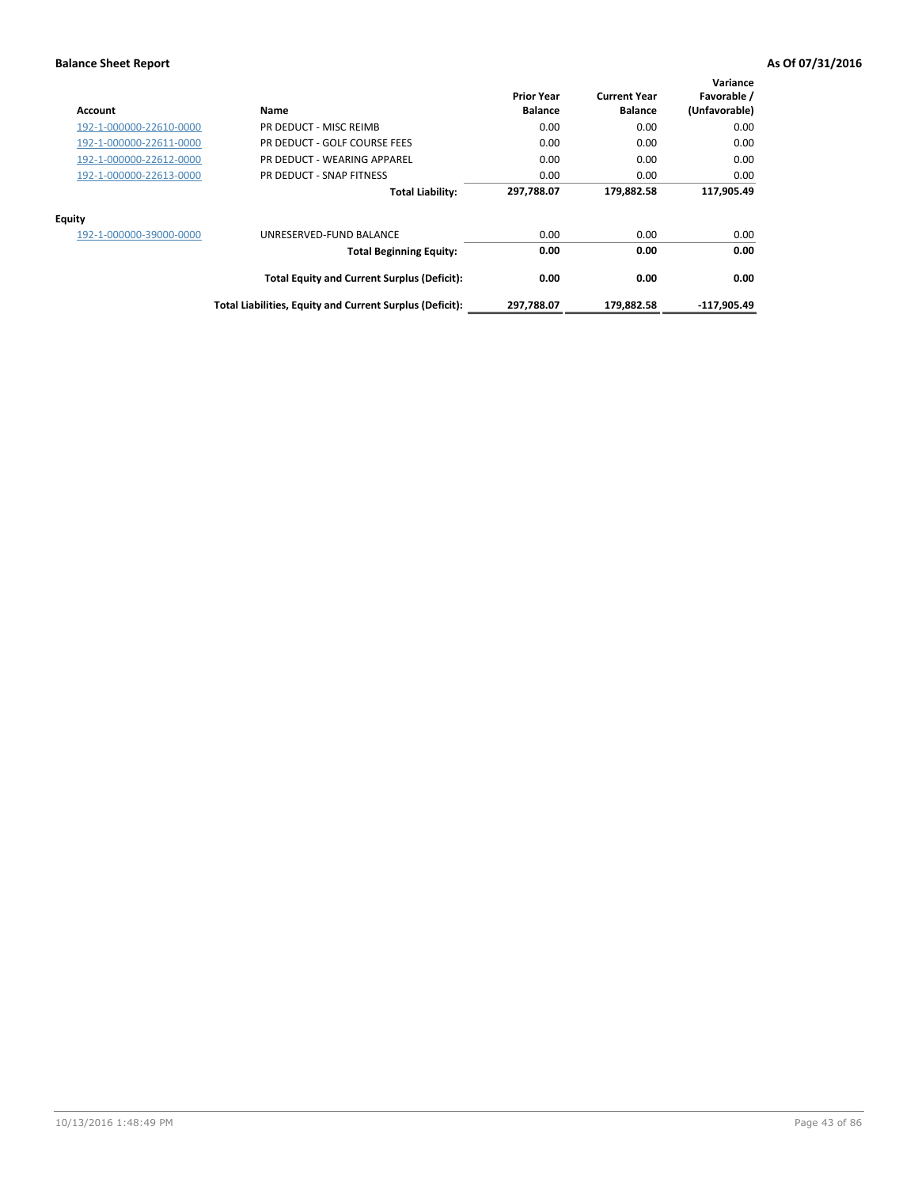| Account | Name | Prior Year Balance | Current Year Balance | Variance Favorable / (Unfavorable) |
|---|---|---|---|---|
| 192-1-000000-22610-0000 | PR DEDUCT - MISC REIMB | 0.00 | 0.00 | 0.00 |
| 192-1-000000-22611-0000 | PR DEDUCT - GOLF COURSE FEES | 0.00 | 0.00 | 0.00 |
| 192-1-000000-22612-0000 | PR DEDUCT - WEARING APPAREL | 0.00 | 0.00 | 0.00 |
| 192-1-000000-22613-0000 | PR DEDUCT - SNAP FITNESS | 0.00 | 0.00 | 0.00 |
| | **Total Liability:** | **297,788.07** | **179,882.58** | **117,905.49** |
| **Equity** | | | | |
| 192-1-000000-39000-0000 | UNRESERVED-FUND BALANCE | 0.00 | 0.00 | 0.00 |
| | **Total Beginning Equity:** | **0.00** | **0.00** | **0.00** |
| | **Total Equity and Current Surplus (Deficit):** | **0.00** | **0.00** | **0.00** |
| | **Total Liabilities, Equity and Current Surplus (Deficit):** | **297,788.07** | **179,882.58** | **-117,905.49** |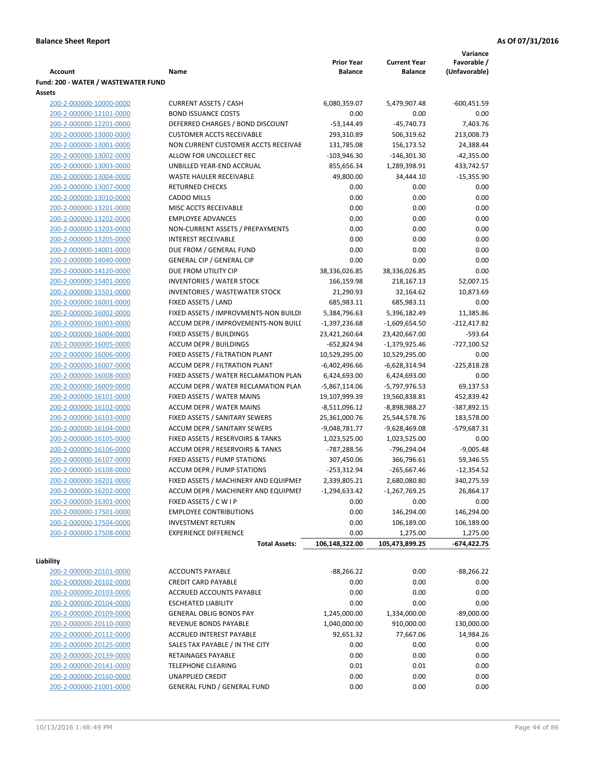**Balance Sheet Report** — As Of 07/31/2016

| Account | Name | Prior Year Balance | Current Year Balance | Variance Favorable / (Unfavorable) |
|---|---|---|---|---|
| **Fund: 200 - WATER / WASTEWATER FUND** | | | | |
| **Assets** | | | | |
| 200-2-000000-10000-0000 | CURRENT ASSETS / CASH | 6,080,359.07 | 5,479,907.48 | -600,451.59 |
| 200-2-000000-12101-0000 | BOND ISSUANCE COSTS | 0.00 | 0.00 | 0.00 |
| 200-2-000000-12201-0000 | DEFERRED CHARGES / BOND DISCOUNT | -53,144.49 | -45,740.73 | 7,403.76 |
| 200-2-000000-13000-0000 | CUSTOMER ACCTS RECEIVABLE | 293,310.89 | 506,319.62 | 213,008.73 |
| 200-2-000000-13001-0000 | NON CURRENT CUSTOMER ACCTS RECEIVAE | 131,785.08 | 156,173.52 | 24,388.44 |
| 200-2-000000-13002-0000 | ALLOW FOR UNCOLLECT REC | -103,946.30 | -146,301.30 | -42,355.00 |
| 200-2-000000-13003-0000 | UNBILLED YEAR-END ACCRUAL | 855,656.34 | 1,289,398.91 | 433,742.57 |
| 200-2-000000-13004-0000 | WASTE HAULER RECEIVABLE | 49,800.00 | 34,444.10 | -15,355.90 |
| 200-2-000000-13007-0000 | RETURNED CHECKS | 0.00 | 0.00 | 0.00 |
| 200-2-000000-13010-0000 | CADDO MILLS | 0.00 | 0.00 | 0.00 |
| 200-2-000000-13201-0000 | MISC ACCTS RECEIVABLE | 0.00 | 0.00 | 0.00 |
| 200-2-000000-13202-0000 | EMPLOYEE ADVANCES | 0.00 | 0.00 | 0.00 |
| 200-2-000000-13203-0000 | NON-CURRENT ASSETS / PREPAYMENTS | 0.00 | 0.00 | 0.00 |
| 200-2-000000-13205-0000 | INTEREST RECEIVABLE | 0.00 | 0.00 | 0.00 |
| 200-2-000000-14001-0000 | DUE FROM / GENERAL FUND | 0.00 | 0.00 | 0.00 |
| 200-2-000000-14040-0000 | GENERAL CIP / GENERAL CIP | 0.00 | 0.00 | 0.00 |
| 200-2-000000-14120-0000 | DUE FROM UTILITY CIP | 38,336,026.85 | 38,336,026.85 | 0.00 |
| 200-2-000000-15401-0000 | INVENTORIES / WATER STOCK | 166,159.98 | 218,167.13 | 52,007.15 |
| 200-2-000000-15501-0000 | INVENTORIES / WASTEWATER STOCK | 21,290.93 | 32,164.62 | 10,873.69 |
| 200-2-000000-16001-0000 | FIXED ASSETS / LAND | 685,983.11 | 685,983.11 | 0.00 |
| 200-2-000000-16002-0000 | FIXED ASSETS / IMPROVMENTS-NON BUILDI | 5,384,796.63 | 5,396,182.49 | 11,385.86 |
| 200-2-000000-16003-0000 | ACCUM DEPR / IMPROVEMENTS-NON BUILI | -1,397,236.68 | -1,609,654.50 | -212,417.82 |
| 200-2-000000-16004-0000 | FIXED ASSETS / BUILDINGS | 23,421,260.64 | 23,420,667.00 | -593.64 |
| 200-2-000000-16005-0000 | ACCUM DEPR / BUILDINGS | -652,824.94 | -1,379,925.46 | -727,100.52 |
| 200-2-000000-16006-0000 | FIXED ASSETS / FILTRATION PLANT | 10,529,295.00 | 10,529,295.00 | 0.00 |
| 200-2-000000-16007-0000 | ACCUM DEPR / FILTRATION PLANT | -6,402,496.66 | -6,628,314.94 | -225,818.28 |
| 200-2-000000-16008-0000 | FIXED ASSETS / WATER RECLAMATION PLAN | 6,424,693.00 | 6,424,693.00 | 0.00 |
| 200-2-000000-16009-0000 | ACCUM DEPR / WATER RECLAMATION PLAN | -5,867,114.06 | -5,797,976.53 | 69,137.53 |
| 200-2-000000-16101-0000 | FIXED ASSETS / WATER MAINS | 19,107,999.39 | 19,560,838.81 | 452,839.42 |
| 200-2-000000-16102-0000 | ACCUM DEPR / WATER MAINS | -8,511,096.12 | -8,898,988.27 | -387,892.15 |
| 200-2-000000-16103-0000 | FIXED ASSETS / SANITARY SEWERS | 25,361,000.76 | 25,544,578.76 | 183,578.00 |
| 200-2-000000-16104-0000 | ACCUM DEPR / SANITARY SEWERS | -9,048,781.77 | -9,628,469.08 | -579,687.31 |
| 200-2-000000-16105-0000 | FIXED ASSETS / RESERVOIRS & TANKS | 1,023,525.00 | 1,023,525.00 | 0.00 |
| 200-2-000000-16106-0000 | ACCUM DEPR / RESERVOIRS & TANKS | -787,288.56 | -796,294.04 | -9,005.48 |
| 200-2-000000-16107-0000 | FIXED ASSETS / PUMP STATIONS | 307,450.06 | 366,796.61 | 59,346.55 |
| 200-2-000000-16108-0000 | ACCUM DEPR / PUMP STATIONS | -253,312.94 | -265,667.46 | -12,354.52 |
| 200-2-000000-16201-0000 | FIXED ASSETS / MACHINERY AND EQUIPMEI | 2,339,805.21 | 2,680,080.80 | 340,275.59 |
| 200-2-000000-16202-0000 | ACCUM DEPR / MACHINERY AND EQUIPMEI | -1,294,633.42 | -1,267,769.25 | 26,864.17 |
| 200-2-000000-16301-0000 | FIXED ASSETS / C W I P | 0.00 | 0.00 | 0.00 |
| 200-2-000000-17501-0000 | EMPLOYEE CONTRIBUTIONS | 0.00 | 146,294.00 | 146,294.00 |
| 200-2-000000-17504-0000 | INVESTMENT RETURN | 0.00 | 106,189.00 | 106,189.00 |
| 200-2-000000-17508-0000 | EXPERIENCE DIFFERENCE | 0.00 | 1,275.00 | 1,275.00 |
| | **Total Assets:** | **106,148,322.00** | **105,473,899.25** | **-674,422.75** |
| **Liability** | | | | |
| 200-2-000000-20101-0000 | ACCOUNTS PAYABLE | -88,266.22 | 0.00 | -88,266.22 |
| 200-2-000000-20102-0000 | CREDIT CARD PAYABLE | 0.00 | 0.00 | 0.00 |
| 200-2-000000-20103-0000 | ACCRUED ACCOUNTS PAYABLE | 0.00 | 0.00 | 0.00 |
| 200-2-000000-20104-0000 | ESCHEATED LIABILITY | 0.00 | 0.00 | 0.00 |
| 200-2-000000-20109-0000 | GENERAL OBLIG BONDS PAY | 1,245,000.00 | 1,334,000.00 | -89,000.00 |
| 200-2-000000-20110-0000 | REVENUE BONDS PAYABLE | 1,040,000.00 | 910,000.00 | 130,000.00 |
| 200-2-000000-20112-0000 | ACCRUED INTEREST PAYABLE | 92,651.32 | 77,667.06 | 14,984.26 |
| 200-2-000000-20125-0000 | SALES TAX PAYABLE / IN THE CITY | 0.00 | 0.00 | 0.00 |
| 200-2-000000-20139-0000 | RETAINAGES PAYABLE | 0.00 | 0.00 | 0.00 |
| 200-2-000000-20141-0000 | TELEPHONE CLEARING | 0.01 | 0.01 | 0.00 |
| 200-2-000000-20160-0000 | UNAPPLIED CREDIT | 0.00 | 0.00 | 0.00 |
| 200-2-000000-21001-0000 | GENERAL FUND / GENERAL FUND | 0.00 | 0.00 | 0.00 |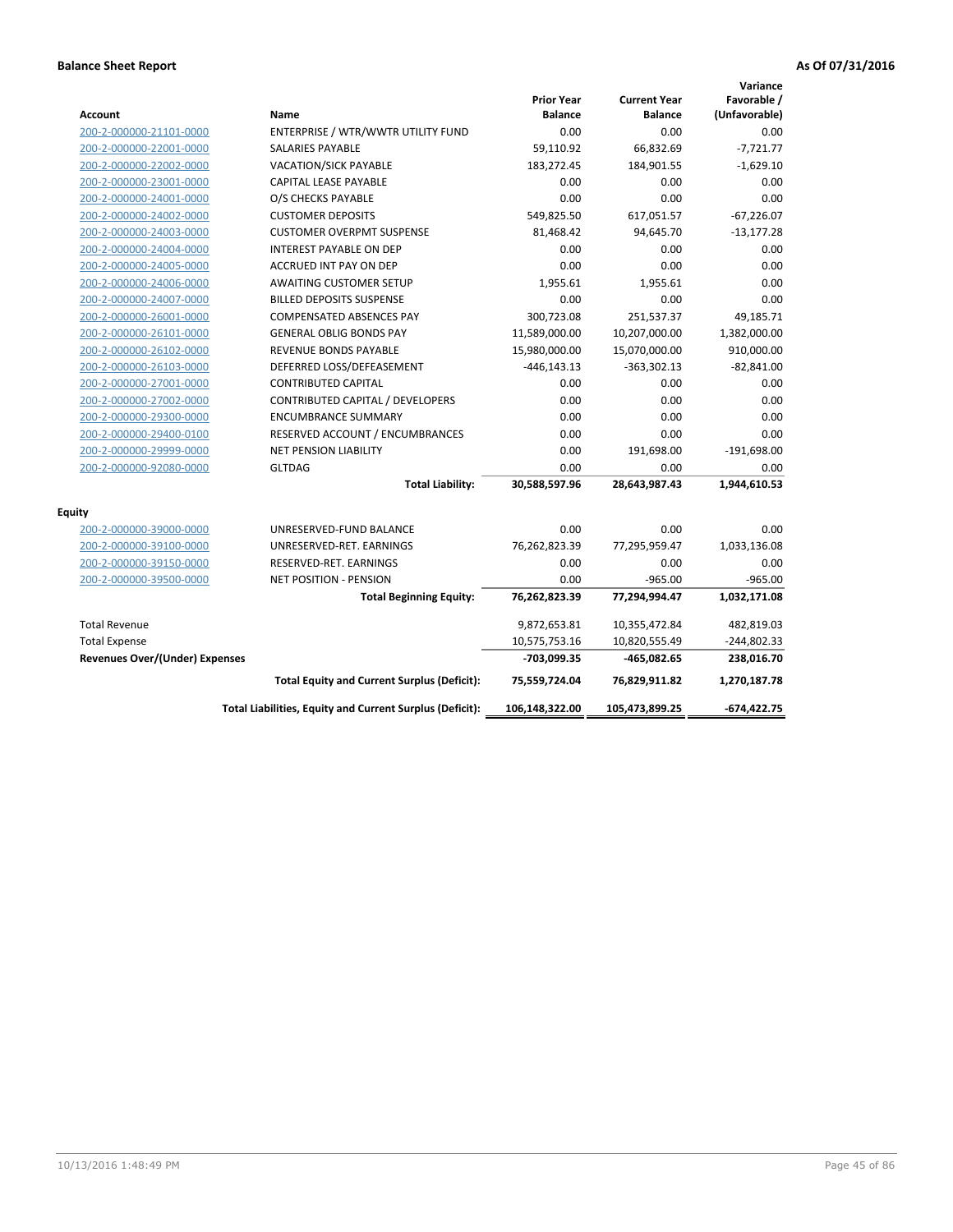**Balance Sheet Report** **As Of 07/31/2016**

| Account | Name | Prior Year Balance | Current Year Balance | Variance Favorable / (Unfavorable) |
|---|---|---|---|---|
| 200-2-000000-21101-0000 | ENTERPRISE / WTR/WWTR UTILITY FUND | 0.00 | 0.00 | 0.00 |
| 200-2-000000-22001-0000 | SALARIES PAYABLE | 59,110.92 | 66,832.69 | -7,721.77 |
| 200-2-000000-22002-0000 | VACATION/SICK PAYABLE | 183,272.45 | 184,901.55 | -1,629.10 |
| 200-2-000000-23001-0000 | CAPITAL LEASE PAYABLE | 0.00 | 0.00 | 0.00 |
| 200-2-000000-24001-0000 | O/S CHECKS PAYABLE | 0.00 | 0.00 | 0.00 |
| 200-2-000000-24002-0000 | CUSTOMER DEPOSITS | 549,825.50 | 617,051.57 | -67,226.07 |
| 200-2-000000-24003-0000 | CUSTOMER OVERPMT SUSPENSE | 81,468.42 | 94,645.70 | -13,177.28 |
| 200-2-000000-24004-0000 | INTEREST PAYABLE ON DEP | 0.00 | 0.00 | 0.00 |
| 200-2-000000-24005-0000 | ACCRUED INT PAY ON DEP | 0.00 | 0.00 | 0.00 |
| 200-2-000000-24006-0000 | AWAITING CUSTOMER SETUP | 1,955.61 | 1,955.61 | 0.00 |
| 200-2-000000-24007-0000 | BILLED DEPOSITS SUSPENSE | 0.00 | 0.00 | 0.00 |
| 200-2-000000-26001-0000 | COMPENSATED ABSENCES PAY | 300,723.08 | 251,537.37 | 49,185.71 |
| 200-2-000000-26101-0000 | GENERAL OBLIG BONDS PAY | 11,589,000.00 | 10,207,000.00 | 1,382,000.00 |
| 200-2-000000-26102-0000 | REVENUE BONDS PAYABLE | 15,980,000.00 | 15,070,000.00 | 910,000.00 |
| 200-2-000000-26103-0000 | DEFERRED LOSS/DEFEASEMENT | -446,143.13 | -363,302.13 | -82,841.00 |
| 200-2-000000-27001-0000 | CONTRIBUTED CAPITAL | 0.00 | 0.00 | 0.00 |
| 200-2-000000-27002-0000 | CONTRIBUTED CAPITAL / DEVELOPERS | 0.00 | 0.00 | 0.00 |
| 200-2-000000-29300-0000 | ENCUMBRANCE SUMMARY | 0.00 | 0.00 | 0.00 |
| 200-2-000000-29400-0100 | RESERVED ACCOUNT / ENCUMBRANCES | 0.00 | 0.00 | 0.00 |
| 200-2-000000-29999-0000 | NET PENSION LIABILITY | 0.00 | 191,698.00 | -191,698.00 |
| 200-2-000000-92080-0000 | GLTDAG | 0.00 | 0.00 | 0.00 |
| | **Total Liability:** | **30,588,597.96** | **28,643,987.43** | **1,944,610.53** |
| **Equity** | | | | |
| 200-2-000000-39000-0000 | UNRESERVED-FUND BALANCE | 0.00 | 0.00 | 0.00 |
| 200-2-000000-39100-0000 | UNRESERVED-RET. EARNINGS | 76,262,823.39 | 77,295,959.47 | 1,033,136.08 |
| 200-2-000000-39150-0000 | RESERVED-RET. EARNINGS | 0.00 | 0.00 | 0.00 |
| 200-2-000000-39500-0000 | NET POSITION - PENSION | 0.00 | -965.00 | -965.00 |
| | **Total Beginning Equity:** | **76,262,823.39** | **77,294,994.47** | **1,032,171.08** |
| Total Revenue | | 9,872,653.81 | 10,355,472.84 | 482,819.03 |
| Total Expense | | 10,575,753.16 | 10,820,555.49 | -244,802.33 |
| **Revenues Over/(Under) Expenses** | | **-703,099.35** | **-465,082.65** | **238,016.70** |
| | **Total Equity and Current Surplus (Deficit):** | **75,559,724.04** | **76,829,911.82** | **1,270,187.78** |
| | **Total Liabilities, Equity and Current Surplus (Deficit):** | **106,148,322.00** | **105,473,899.25** | **-674,422.75** |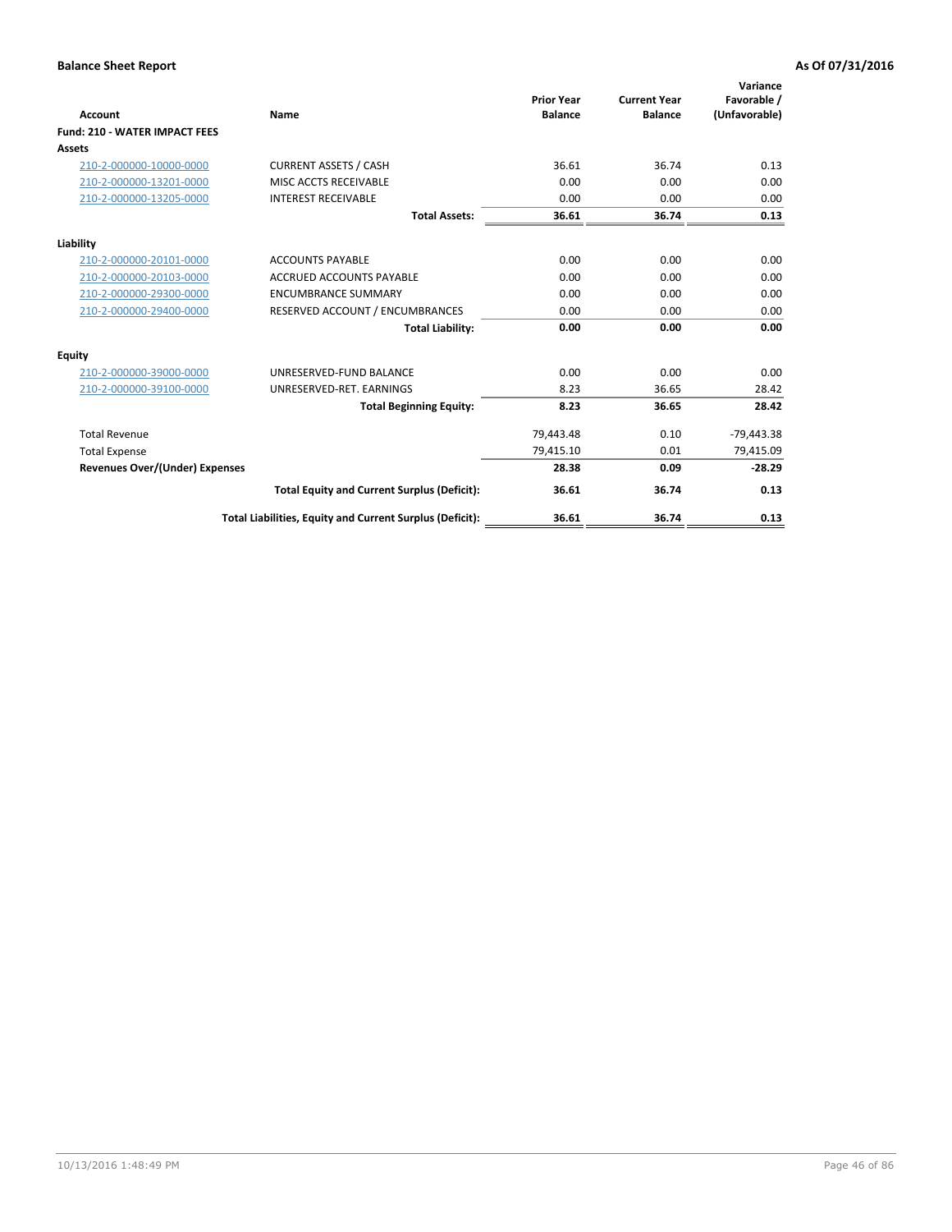**Balance Sheet Report** | **As Of 07/31/2016**

| Account | Name | Prior Year Balance | Current Year Balance | Variance Favorable / (Unfavorable) |
|---|---|---|---|---|
| **Fund: 210 - WATER IMPACT FEES** | | | | |
| **Assets** | | | | |
| 210-2-000000-10000-0000 | CURRENT ASSETS / CASH | 36.61 | 36.74 | 0.13 |
| 210-2-000000-13201-0000 | MISC ACCTS RECEIVABLE | 0.00 | 0.00 | 0.00 |
| 210-2-000000-13205-0000 | INTEREST RECEIVABLE | 0.00 | 0.00 | 0.00 |
| | **Total Assets:** | **36.61** | **36.74** | **0.13** |
| **Liability** | | | | |
| 210-2-000000-20101-0000 | ACCOUNTS PAYABLE | 0.00 | 0.00 | 0.00 |
| 210-2-000000-20103-0000 | ACCRUED ACCOUNTS PAYABLE | 0.00 | 0.00 | 0.00 |
| 210-2-000000-29300-0000 | ENCUMBRANCE SUMMARY | 0.00 | 0.00 | 0.00 |
| 210-2-000000-29400-0000 | RESERVED ACCOUNT / ENCUMBRANCES | 0.00 | 0.00 | 0.00 |
| | **Total Liability:** | **0.00** | **0.00** | **0.00** |
| **Equity** | | | | |
| 210-2-000000-39000-0000 | UNRESERVED-FUND BALANCE | 0.00 | 0.00 | 0.00 |
| 210-2-000000-39100-0000 | UNRESERVED-RET. EARNINGS | 8.23 | 36.65 | 28.42 |
| | **Total Beginning Equity:** | **8.23** | **36.65** | **28.42** |
| Total Revenue | | 79,443.48 | 0.10 | -79,443.38 |
| Total Expense | | 79,415.10 | 0.01 | 79,415.09 |
| **Revenues Over/(Under) Expenses** | | **28.38** | **0.09** | **-28.29** |
| | **Total Equity and Current Surplus (Deficit):** | **36.61** | **36.74** | **0.13** |
| | **Total Liabilities, Equity and Current Surplus (Deficit):** | **36.61** | **36.74** | **0.13** |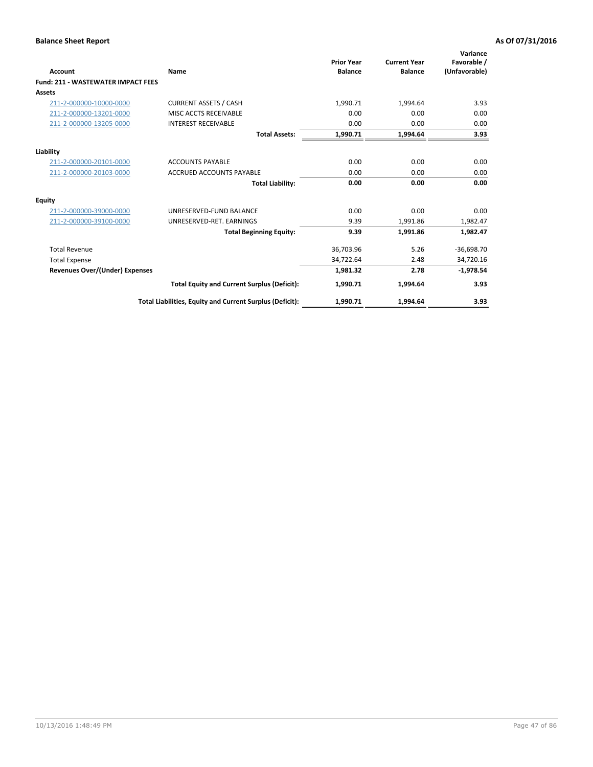**Balance Sheet Report** **As Of 07/31/2016**

| Account | Name | Prior Year Balance | Current Year Balance | Variance Favorable / (Unfavorable) |
|---|---|---|---|---|
| **Fund: 211 - WASTEWATER IMPACT FEES** | | | | |
| **Assets** | | | | |
| 211-2-000000-10000-0000 | CURRENT ASSETS / CASH | 1,990.71 | 1,994.64 | 3.93 |
| 211-2-000000-13201-0000 | MISC ACCTS RECEIVABLE | 0.00 | 0.00 | 0.00 |
| 211-2-000000-13205-0000 | INTEREST RECEIVABLE | 0.00 | 0.00 | 0.00 |
| | **Total Assets:** | **1,990.71** | **1,994.64** | **3.93** |
| **Liability** | | | | |
| 211-2-000000-20101-0000 | ACCOUNTS PAYABLE | 0.00 | 0.00 | 0.00 |
| 211-2-000000-20103-0000 | ACCRUED ACCOUNTS PAYABLE | 0.00 | 0.00 | 0.00 |
| | **Total Liability:** | **0.00** | **0.00** | **0.00** |
| **Equity** | | | | |
| 211-2-000000-39000-0000 | UNRESERVED-FUND BALANCE | 0.00 | 0.00 | 0.00 |
| 211-2-000000-39100-0000 | UNRESERVED-RET. EARNINGS | 9.39 | 1,991.86 | 1,982.47 |
| | **Total Beginning Equity:** | **9.39** | **1,991.86** | **1,982.47** |
| Total Revenue | | 36,703.96 | 5.26 | -36,698.70 |
| Total Expense | | 34,722.64 | 2.48 | 34,720.16 |
| **Revenues Over/(Under) Expenses** | | **1,981.32** | **2.78** | **-1,978.54** |
| | **Total Equity and Current Surplus (Deficit):** | **1,990.71** | **1,994.64** | **3.93** |
| | **Total Liabilities, Equity and Current Surplus (Deficit):** | **1,990.71** | **1,994.64** | **3.93** |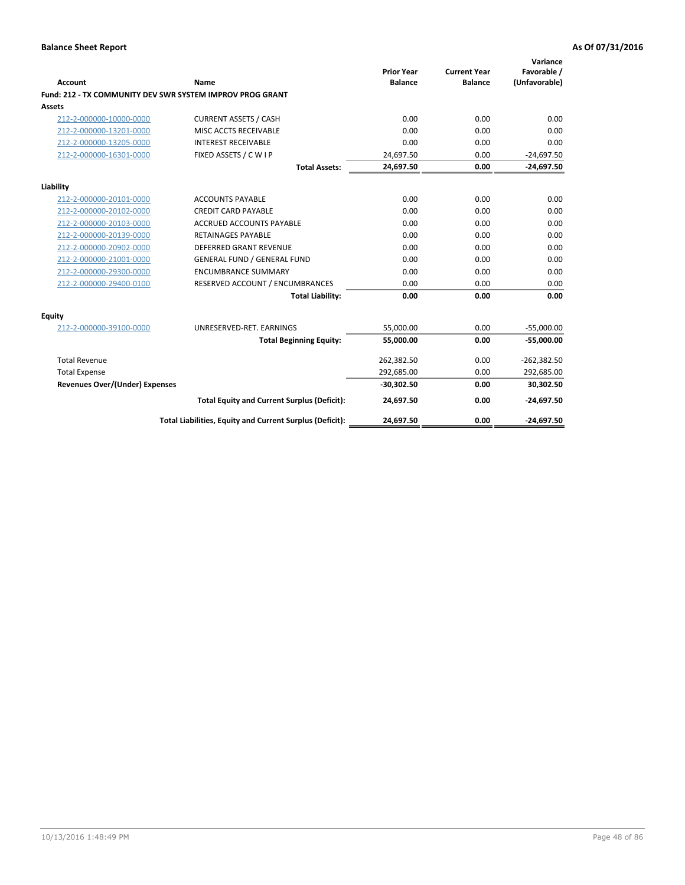**Balance Sheet Report** — **As Of 07/31/2016**

| Account | Name | Prior Year Balance | Current Year Balance | Variance Favorable / (Unfavorable) |
|---|---|---|---|---|
| **Fund: 212 - TX COMMUNITY DEV SWR SYSTEM IMPROV PROG GRANT** | | | | |
| **Assets** | | | | |
| 212-2-000000-10000-0000 | CURRENT ASSETS / CASH | 0.00 | 0.00 | 0.00 |
| 212-2-000000-13201-0000 | MISC ACCTS RECEIVABLE | 0.00 | 0.00 | 0.00 |
| 212-2-000000-13205-0000 | INTEREST RECEIVABLE | 0.00 | 0.00 | 0.00 |
| 212-2-000000-16301-0000 | FIXED ASSETS / C W I P | 24,697.50 | 0.00 | -24,697.50 |
| | **Total Assets:** | **24,697.50** | **0.00** | **-24,697.50** |
| **Liability** | | | | |
| 212-2-000000-20101-0000 | ACCOUNTS PAYABLE | 0.00 | 0.00 | 0.00 |
| 212-2-000000-20102-0000 | CREDIT CARD PAYABLE | 0.00 | 0.00 | 0.00 |
| 212-2-000000-20103-0000 | ACCRUED ACCOUNTS PAYABLE | 0.00 | 0.00 | 0.00 |
| 212-2-000000-20139-0000 | RETAINAGES PAYABLE | 0.00 | 0.00 | 0.00 |
| 212-2-000000-20902-0000 | DEFERRED GRANT REVENUE | 0.00 | 0.00 | 0.00 |
| 212-2-000000-21001-0000 | GENERAL FUND / GENERAL FUND | 0.00 | 0.00 | 0.00 |
| 212-2-000000-29300-0000 | ENCUMBRANCE SUMMARY | 0.00 | 0.00 | 0.00 |
| 212-2-000000-29400-0100 | RESERVED ACCOUNT / ENCUMBRANCES | 0.00 | 0.00 | 0.00 |
| | **Total Liability:** | **0.00** | **0.00** | **0.00** |
| **Equity** | | | | |
| 212-2-000000-39100-0000 | UNRESERVED-RET. EARNINGS | 55,000.00 | 0.00 | -55,000.00 |
| | **Total Beginning Equity:** | **55,000.00** | **0.00** | **-55,000.00** |
| Total Revenue | | 262,382.50 | 0.00 | -262,382.50 |
| Total Expense | | 292,685.00 | 0.00 | 292,685.00 |
| **Revenues Over/(Under) Expenses** | | **-30,302.50** | **0.00** | **30,302.50** |
| | **Total Equity and Current Surplus (Deficit):** | **24,697.50** | **0.00** | **-24,697.50** |
| | **Total Liabilities, Equity and Current Surplus (Deficit):** | **24,697.50** | **0.00** | **-24,697.50** |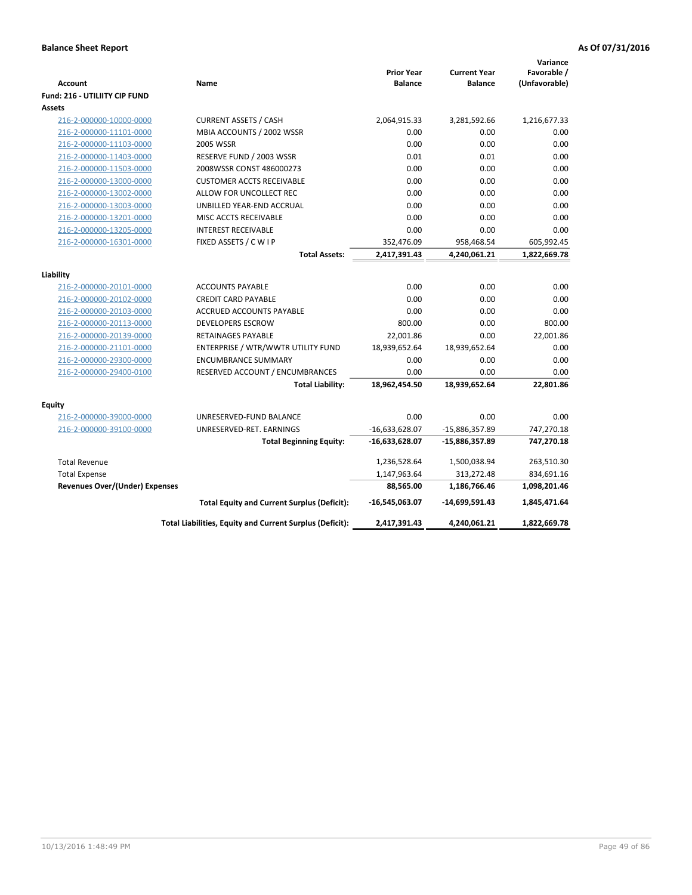**Balance Sheet Report** — **As Of 07/31/2016**

| Account | Name | Prior Year Balance | Current Year Balance | Variance Favorable / (Unfavorable) |
|---|---|---|---|---|
| **Fund: 216 - UTILIITY CIP FUND** | | | | |
| **Assets** | | | | |
| 216-2-000000-10000-0000 | CURRENT ASSETS / CASH | 2,064,915.33 | 3,281,592.66 | 1,216,677.33 |
| 216-2-000000-11101-0000 | MBIA ACCOUNTS / 2002 WSSR | 0.00 | 0.00 | 0.00 |
| 216-2-000000-11103-0000 | 2005 WSSR | 0.00 | 0.00 | 0.00 |
| 216-2-000000-11403-0000 | RESERVE FUND / 2003 WSSR | 0.01 | 0.01 | 0.00 |
| 216-2-000000-11503-0000 | 2008WSSR CONST 486000273 | 0.00 | 0.00 | 0.00 |
| 216-2-000000-13000-0000 | CUSTOMER ACCTS RECEIVABLE | 0.00 | 0.00 | 0.00 |
| 216-2-000000-13002-0000 | ALLOW FOR UNCOLLECT REC | 0.00 | 0.00 | 0.00 |
| 216-2-000000-13003-0000 | UNBILLED YEAR-END ACCRUAL | 0.00 | 0.00 | 0.00 |
| 216-2-000000-13201-0000 | MISC ACCTS RECEIVABLE | 0.00 | 0.00 | 0.00 |
| 216-2-000000-13205-0000 | INTEREST RECEIVABLE | 0.00 | 0.00 | 0.00 |
| 216-2-000000-16301-0000 | FIXED ASSETS / C W I P | 352,476.09 | 958,468.54 | 605,992.45 |
| | **Total Assets:** | **2,417,391.43** | **4,240,061.21** | **1,822,669.78** |
| **Liability** | | | | |
| 216-2-000000-20101-0000 | ACCOUNTS PAYABLE | 0.00 | 0.00 | 0.00 |
| 216-2-000000-20102-0000 | CREDIT CARD PAYABLE | 0.00 | 0.00 | 0.00 |
| 216-2-000000-20103-0000 | ACCRUED ACCOUNTS PAYABLE | 0.00 | 0.00 | 0.00 |
| 216-2-000000-20113-0000 | DEVELOPERS ESCROW | 800.00 | 0.00 | 800.00 |
| 216-2-000000-20139-0000 | RETAINAGES PAYABLE | 22,001.86 | 0.00 | 22,001.86 |
| 216-2-000000-21101-0000 | ENTERPRISE / WTR/WWTR UTILITY FUND | 18,939,652.64 | 18,939,652.64 | 0.00 |
| 216-2-000000-29300-0000 | ENCUMBRANCE SUMMARY | 0.00 | 0.00 | 0.00 |
| 216-2-000000-29400-0100 | RESERVED ACCOUNT / ENCUMBRANCES | 0.00 | 0.00 | 0.00 |
| | **Total Liability:** | **18,962,454.50** | **18,939,652.64** | **22,801.86** |
| **Equity** | | | | |
| 216-2-000000-39000-0000 | UNRESERVED-FUND BALANCE | 0.00 | 0.00 | 0.00 |
| 216-2-000000-39100-0000 | UNRESERVED-RET. EARNINGS | -16,633,628.07 | -15,886,357.89 | 747,270.18 |
| | **Total Beginning Equity:** | **-16,633,628.07** | **-15,886,357.89** | **747,270.18** |
| Total Revenue | | 1,236,528.64 | 1,500,038.94 | 263,510.30 |
| Total Expense | | 1,147,963.64 | 313,272.48 | 834,691.16 |
| **Revenues Over/(Under) Expenses** | | **88,565.00** | **1,186,766.46** | **1,098,201.46** |
| | **Total Equity and Current Surplus (Deficit):** | **-16,545,063.07** | **-14,699,591.43** | **1,845,471.64** |
| | **Total Liabilities, Equity and Current Surplus (Deficit):** | **2,417,391.43** | **4,240,061.21** | **1,822,669.78** |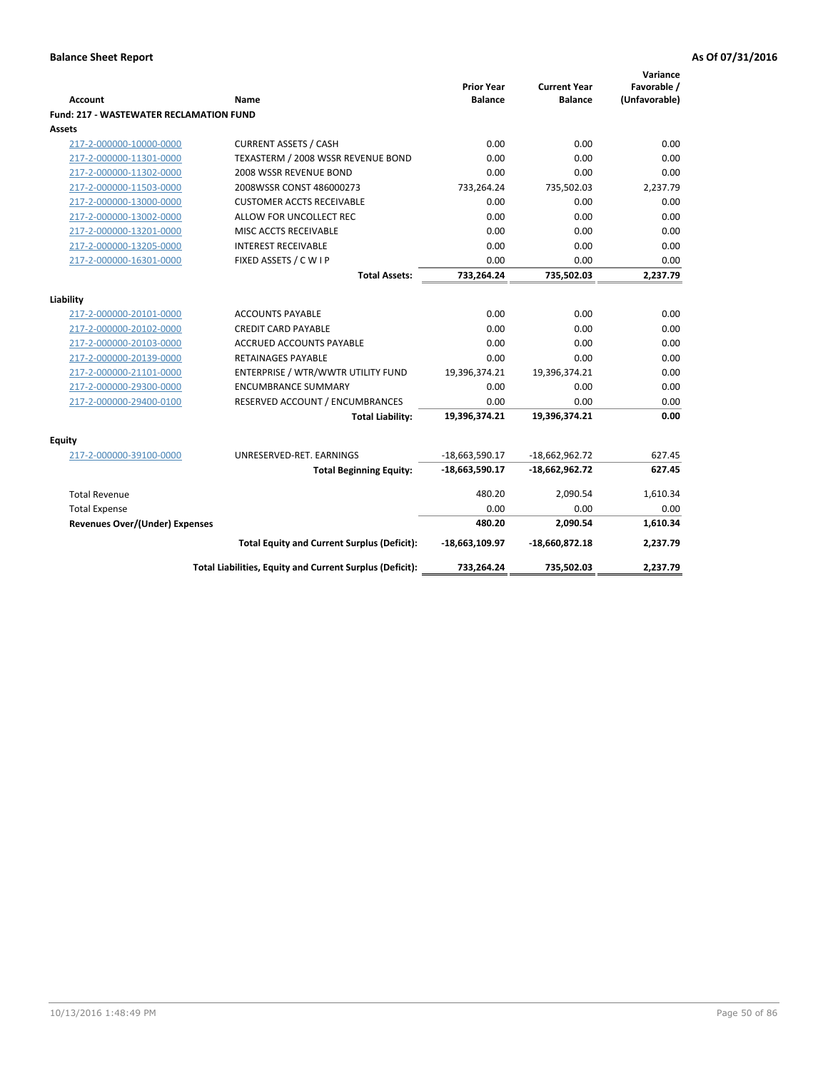**Balance Sheet Report** **As Of 07/31/2016**

| Account | Name | Prior Year Balance | Current Year Balance | Variance Favorable / (Unfavorable) |
|---|---|---|---|---|
| **Fund: 217 - WASTEWATER RECLAMATION FUND** | | | | |
| **Assets** | | | | |
| 217-2-000000-10000-0000 | CURRENT ASSETS / CASH | 0.00 | 0.00 | 0.00 |
| 217-2-000000-11301-0000 | TEXASTERM / 2008 WSSR REVENUE BOND | 0.00 | 0.00 | 0.00 |
| 217-2-000000-11302-0000 | 2008 WSSR REVENUE BOND | 0.00 | 0.00 | 0.00 |
| 217-2-000000-11503-0000 | 2008WSSR CONST 486000273 | 733,264.24 | 735,502.03 | 2,237.79 |
| 217-2-000000-13000-0000 | CUSTOMER ACCTS RECEIVABLE | 0.00 | 0.00 | 0.00 |
| 217-2-000000-13002-0000 | ALLOW FOR UNCOLLECT REC | 0.00 | 0.00 | 0.00 |
| 217-2-000000-13201-0000 | MISC ACCTS RECEIVABLE | 0.00 | 0.00 | 0.00 |
| 217-2-000000-13205-0000 | INTEREST RECEIVABLE | 0.00 | 0.00 | 0.00 |
| 217-2-000000-16301-0000 | FIXED ASSETS / C W I P | 0.00 | 0.00 | 0.00 |
| | **Total Assets:** | **733,264.24** | **735,502.03** | **2,237.79** |
| **Liability** | | | | |
| 217-2-000000-20101-0000 | ACCOUNTS PAYABLE | 0.00 | 0.00 | 0.00 |
| 217-2-000000-20102-0000 | CREDIT CARD PAYABLE | 0.00 | 0.00 | 0.00 |
| 217-2-000000-20103-0000 | ACCRUED ACCOUNTS PAYABLE | 0.00 | 0.00 | 0.00 |
| 217-2-000000-20139-0000 | RETAINAGES PAYABLE | 0.00 | 0.00 | 0.00 |
| 217-2-000000-21101-0000 | ENTERPRISE / WTR/WWTR UTILITY FUND | 19,396,374.21 | 19,396,374.21 | 0.00 |
| 217-2-000000-29300-0000 | ENCUMBRANCE SUMMARY | 0.00 | 0.00 | 0.00 |
| 217-2-000000-29400-0100 | RESERVED ACCOUNT / ENCUMBRANCES | 0.00 | 0.00 | 0.00 |
| | **Total Liability:** | **19,396,374.21** | **19,396,374.21** | **0.00** |
| **Equity** | | | | |
| 217-2-000000-39100-0000 | UNRESERVED-RET. EARNINGS | -18,663,590.17 | -18,662,962.72 | 627.45 |
| | **Total Beginning Equity:** | **-18,663,590.17** | **-18,662,962.72** | **627.45** |
| Total Revenue | | 480.20 | 2,090.54 | 1,610.34 |
| Total Expense | | 0.00 | 0.00 | 0.00 |
| **Revenues Over/(Under) Expenses** | | **480.20** | **2,090.54** | **1,610.34** |
| | **Total Equity and Current Surplus (Deficit):** | **-18,663,109.97** | **-18,660,872.18** | **2,237.79** |
| | **Total Liabilities, Equity and Current Surplus (Deficit):** | **733,264.24** | **735,502.03** | **2,237.79** |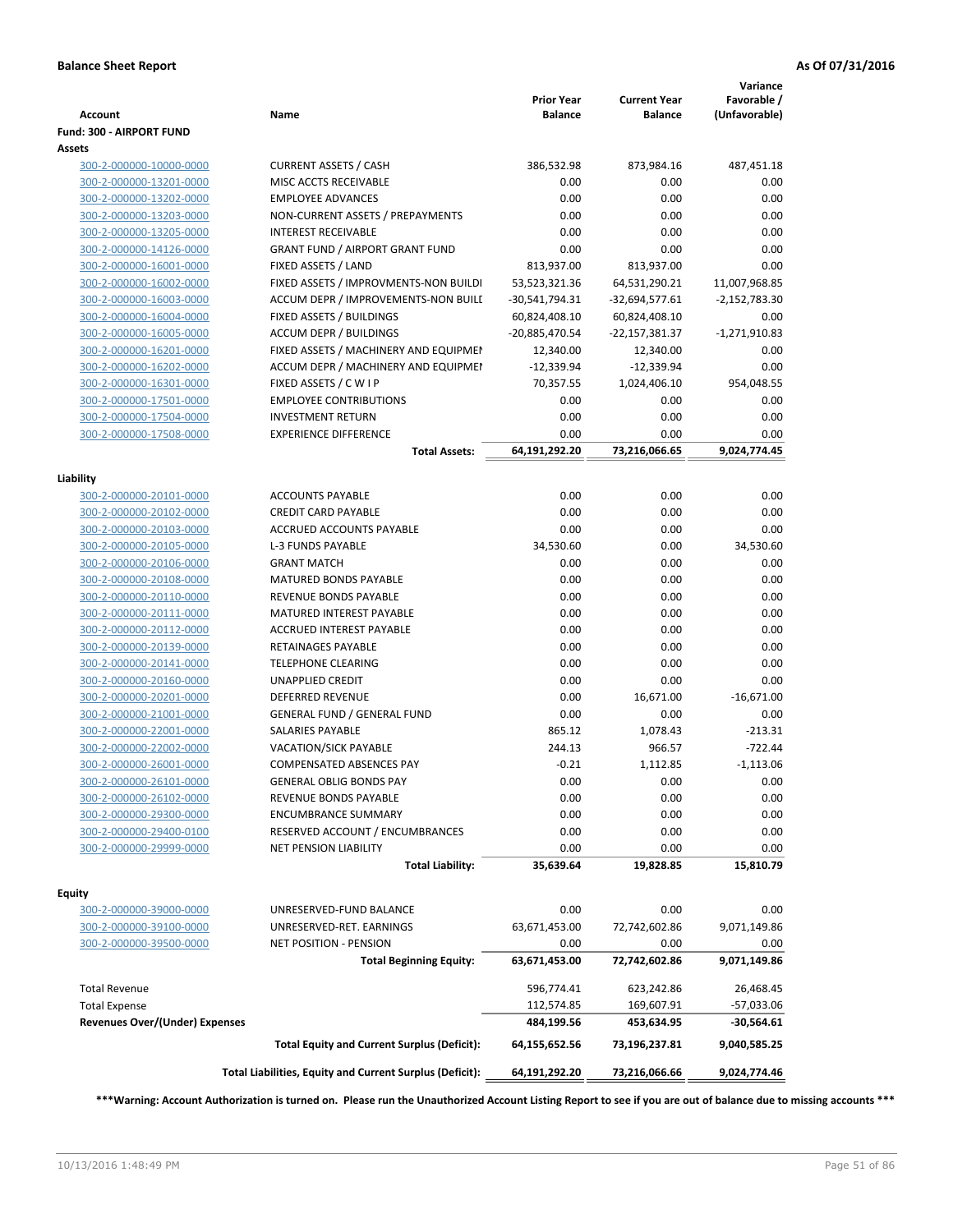**Balance Sheet Report** | **As Of 07/31/2016**

| Account | Name | Prior Year Balance | Current Year Balance | Variance Favorable / (Unfavorable) |
|---|---|---|---|---|
| **Fund: 300 - AIRPORT FUND** | | | | |
| **Assets** | | | | |
| 300-2-000000-10000-0000 | CURRENT ASSETS / CASH | 386,532.98 | 873,984.16 | 487,451.18 |
| 300-2-000000-13201-0000 | MISC ACCTS RECEIVABLE | 0.00 | 0.00 | 0.00 |
| 300-2-000000-13202-0000 | EMPLOYEE ADVANCES | 0.00 | 0.00 | 0.00 |
| 300-2-000000-13203-0000 | NON-CURRENT ASSETS / PREPAYMENTS | 0.00 | 0.00 | 0.00 |
| 300-2-000000-13205-0000 | INTEREST RECEIVABLE | 0.00 | 0.00 | 0.00 |
| 300-2-000000-14126-0000 | GRANT FUND / AIRPORT GRANT FUND | 0.00 | 0.00 | 0.00 |
| 300-2-000000-16001-0000 | FIXED ASSETS / LAND | 813,937.00 | 813,937.00 | 0.00 |
| 300-2-000000-16002-0000 | FIXED ASSETS / IMPROVMENTS-NON BUILDI | 53,523,321.36 | 64,531,290.21 | 11,007,968.85 |
| 300-2-000000-16003-0000 | ACCUM DEPR / IMPROVEMENTS-NON BUILI | -30,541,794.31 | -32,694,577.61 | -2,152,783.30 |
| 300-2-000000-16004-0000 | FIXED ASSETS / BUILDINGS | 60,824,408.10 | 60,824,408.10 | 0.00 |
| 300-2-000000-16005-0000 | ACCUM DEPR / BUILDINGS | -20,885,470.54 | -22,157,381.37 | -1,271,910.83 |
| 300-2-000000-16201-0000 | FIXED ASSETS / MACHINERY AND EQUIPMEI | 12,340.00 | 12,340.00 | 0.00 |
| 300-2-000000-16202-0000 | ACCUM DEPR / MACHINERY AND EQUIPMEI | -12,339.94 | -12,339.94 | 0.00 |
| 300-2-000000-16301-0000 | FIXED ASSETS / C W I P | 70,357.55 | 1,024,406.10 | 954,048.55 |
| 300-2-000000-17501-0000 | EMPLOYEE CONTRIBUTIONS | 0.00 | 0.00 | 0.00 |
| 300-2-000000-17504-0000 | INVESTMENT RETURN | 0.00 | 0.00 | 0.00 |
| 300-2-000000-17508-0000 | EXPERIENCE DIFFERENCE | 0.00 | 0.00 | 0.00 |
| | **Total Assets:** | **64,191,292.20** | **73,216,066.65** | **9,024,774.45** |
| **Liability** | | | | |
| 300-2-000000-20101-0000 | ACCOUNTS PAYABLE | 0.00 | 0.00 | 0.00 |
| 300-2-000000-20102-0000 | CREDIT CARD PAYABLE | 0.00 | 0.00 | 0.00 |
| 300-2-000000-20103-0000 | ACCRUED ACCOUNTS PAYABLE | 0.00 | 0.00 | 0.00 |
| 300-2-000000-20105-0000 | L-3 FUNDS PAYABLE | 34,530.60 | 0.00 | 34,530.60 |
| 300-2-000000-20106-0000 | GRANT MATCH | 0.00 | 0.00 | 0.00 |
| 300-2-000000-20108-0000 | MATURED BONDS PAYABLE | 0.00 | 0.00 | 0.00 |
| 300-2-000000-20110-0000 | REVENUE BONDS PAYABLE | 0.00 | 0.00 | 0.00 |
| 300-2-000000-20111-0000 | MATURED INTEREST PAYABLE | 0.00 | 0.00 | 0.00 |
| 300-2-000000-20112-0000 | ACCRUED INTEREST PAYABLE | 0.00 | 0.00 | 0.00 |
| 300-2-000000-20139-0000 | RETAINAGES PAYABLE | 0.00 | 0.00 | 0.00 |
| 300-2-000000-20141-0000 | TELEPHONE CLEARING | 0.00 | 0.00 | 0.00 |
| 300-2-000000-20160-0000 | UNAPPLIED CREDIT | 0.00 | 0.00 | 0.00 |
| 300-2-000000-20201-0000 | DEFERRED REVENUE | 0.00 | 16,671.00 | -16,671.00 |
| 300-2-000000-21001-0000 | GENERAL FUND / GENERAL FUND | 0.00 | 0.00 | 0.00 |
| 300-2-000000-22001-0000 | SALARIES PAYABLE | 865.12 | 1,078.43 | -213.31 |
| 300-2-000000-22002-0000 | VACATION/SICK PAYABLE | 244.13 | 966.57 | -722.44 |
| 300-2-000000-26001-0000 | COMPENSATED ABSENCES PAY | -0.21 | 1,112.85 | -1,113.06 |
| 300-2-000000-26101-0000 | GENERAL OBLIG BONDS PAY | 0.00 | 0.00 | 0.00 |
| 300-2-000000-26102-0000 | REVENUE BONDS PAYABLE | 0.00 | 0.00 | 0.00 |
| 300-2-000000-29300-0000 | ENCUMBRANCE SUMMARY | 0.00 | 0.00 | 0.00 |
| 300-2-000000-29400-0100 | RESERVED ACCOUNT / ENCUMBRANCES | 0.00 | 0.00 | 0.00 |
| 300-2-000000-29999-0000 | NET PENSION LIABILITY | 0.00 | 0.00 | 0.00 |
| | **Total Liability:** | **35,639.64** | **19,828.85** | **15,810.79** |
| **Equity** | | | | |
| 300-2-000000-39000-0000 | UNRESERVED-FUND BALANCE | 0.00 | 0.00 | 0.00 |
| 300-2-000000-39100-0000 | UNRESERVED-RET. EARNINGS | 63,671,453.00 | 72,742,602.86 | 9,071,149.86 |
| 300-2-000000-39500-0000 | NET POSITION - PENSION | 0.00 | 0.00 | 0.00 |
| | **Total Beginning Equity:** | **63,671,453.00** | **72,742,602.86** | **9,071,149.86** |
| Total Revenue | | 596,774.41 | 623,242.86 | 26,468.45 |
| Total Expense | | 112,574.85 | 169,607.91 | -57,033.06 |
| **Revenues Over/(Under) Expenses** | | **484,199.56** | **453,634.95** | **-30,564.61** |
| | **Total Equity and Current Surplus (Deficit):** | **64,155,652.56** | **73,196,237.81** | **9,040,585.25** |
| | **Total Liabilities, Equity and Current Surplus (Deficit):** | **64,191,292.20** | **73,216,066.66** | **9,024,774.46** |

**\*\*\*Warning: Account Authorization is turned on. Please run the Unauthorized Account Listing Report to see if you are out of balance due to missing accounts \*\*\***

10/13/2016 1:48:49 PM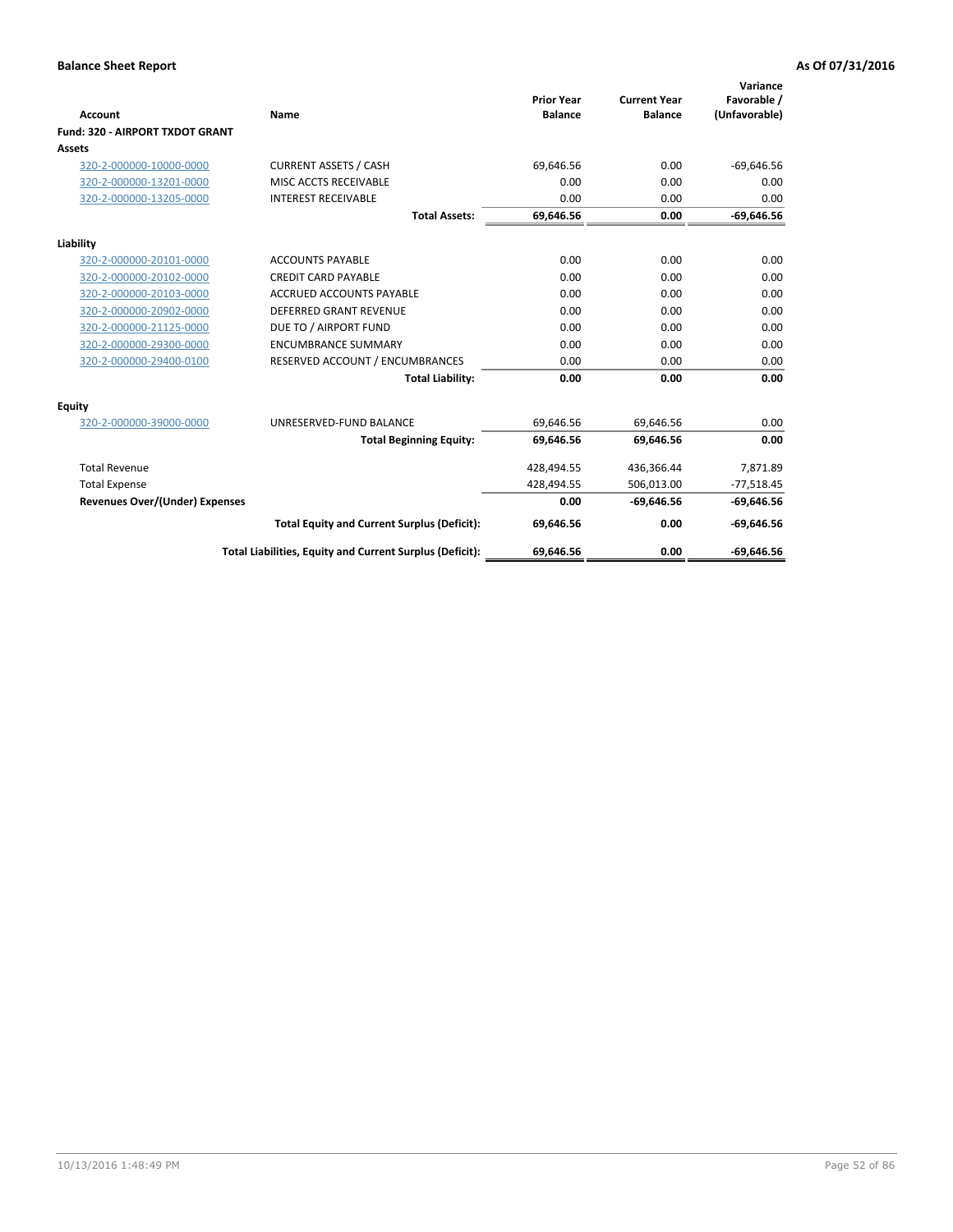**Balance Sheet Report** **As Of 07/31/2016**

| Account | Name | Prior Year Balance | Current Year Balance | Variance Favorable / (Unfavorable) |
|---|---|---|---|---|
| **Fund: 320 - AIRPORT TXDOT GRANT** | | | | |
| **Assets** | | | | |
| 320-2-000000-10000-0000 | CURRENT ASSETS / CASH | 69,646.56 | 0.00 | -69,646.56 |
| 320-2-000000-13201-0000 | MISC ACCTS RECEIVABLE | 0.00 | 0.00 | 0.00 |
| 320-2-000000-13205-0000 | INTEREST RECEIVABLE | 0.00 | 0.00 | 0.00 |
| | **Total Assets:** | **69,646.56** | **0.00** | **-69,646.56** |
| **Liability** | | | | |
| 320-2-000000-20101-0000 | ACCOUNTS PAYABLE | 0.00 | 0.00 | 0.00 |
| 320-2-000000-20102-0000 | CREDIT CARD PAYABLE | 0.00 | 0.00 | 0.00 |
| 320-2-000000-20103-0000 | ACCRUED ACCOUNTS PAYABLE | 0.00 | 0.00 | 0.00 |
| 320-2-000000-20902-0000 | DEFERRED GRANT REVENUE | 0.00 | 0.00 | 0.00 |
| 320-2-000000-21125-0000 | DUE TO / AIRPORT FUND | 0.00 | 0.00 | 0.00 |
| 320-2-000000-29300-0000 | ENCUMBRANCE SUMMARY | 0.00 | 0.00 | 0.00 |
| 320-2-000000-29400-0100 | RESERVED ACCOUNT / ENCUMBRANCES | 0.00 | 0.00 | 0.00 |
| | **Total Liability:** | **0.00** | **0.00** | **0.00** |
| **Equity** | | | | |
| 320-2-000000-39000-0000 | UNRESERVED-FUND BALANCE | 69,646.56 | 69,646.56 | 0.00 |
| | **Total Beginning Equity:** | **69,646.56** | **69,646.56** | **0.00** |
| Total Revenue | | 428,494.55 | 436,366.44 | 7,871.89 |
| Total Expense | | 428,494.55 | 506,013.00 | -77,518.45 |
| **Revenues Over/(Under) Expenses** | | **0.00** | **-69,646.56** | **-69,646.56** |
| | **Total Equity and Current Surplus (Deficit):** | **69,646.56** | **0.00** | **-69,646.56** |
| | **Total Liabilities, Equity and Current Surplus (Deficit):** | **69,646.56** | **0.00** | **-69,646.56** |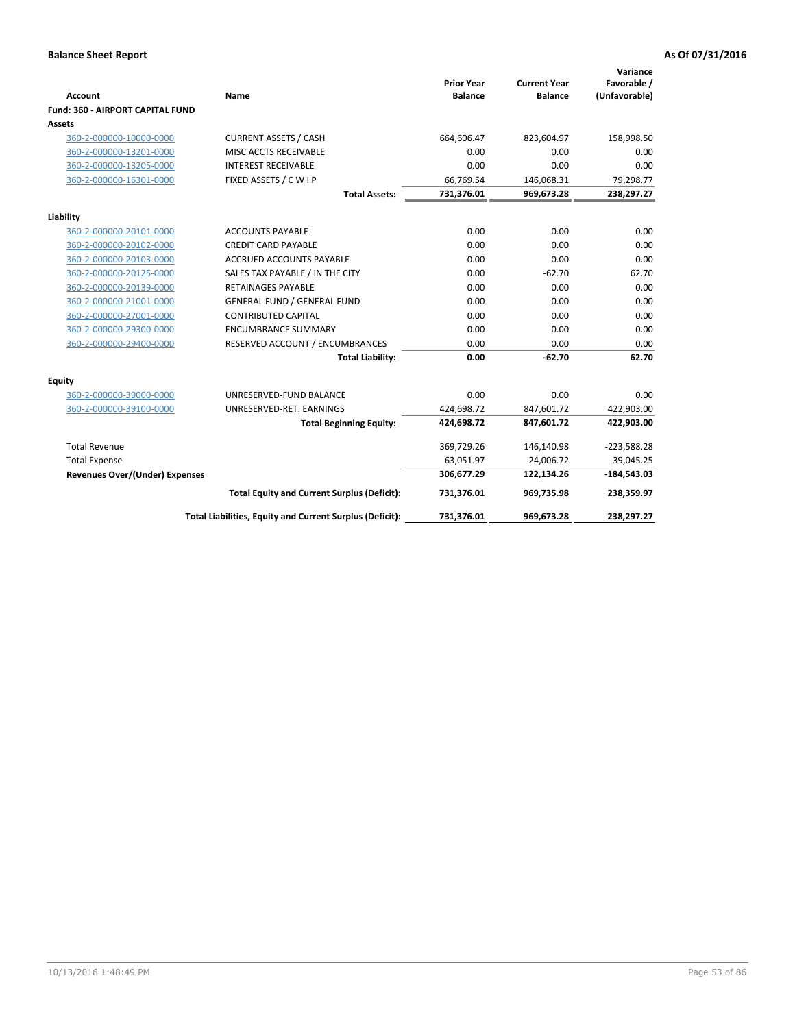## Balance Sheet Report

**As Of 07/31/2016**

| Account | Name | Prior Year Balance | Current Year Balance | Variance Favorable / (Unfavorable) |
|---|---|---|---|---|
| **Fund: 360 - AIRPORT CAPITAL FUND** | | | | |
| **Assets** | | | | |
| 360-2-000000-10000-0000 | CURRENT ASSETS / CASH | 664,606.47 | 823,604.97 | 158,998.50 |
| 360-2-000000-13201-0000 | MISC ACCTS RECEIVABLE | 0.00 | 0.00 | 0.00 |
| 360-2-000000-13205-0000 | INTEREST RECEIVABLE | 0.00 | 0.00 | 0.00 |
| 360-2-000000-16301-0000 | FIXED ASSETS / C W I P | 66,769.54 | 146,068.31 | 79,298.77 |
| | **Total Assets:** | **731,376.01** | **969,673.28** | **238,297.27** |
| **Liability** | | | | |
| 360-2-000000-20101-0000 | ACCOUNTS PAYABLE | 0.00 | 0.00 | 0.00 |
| 360-2-000000-20102-0000 | CREDIT CARD PAYABLE | 0.00 | 0.00 | 0.00 |
| 360-2-000000-20103-0000 | ACCRUED ACCOUNTS PAYABLE | 0.00 | 0.00 | 0.00 |
| 360-2-000000-20125-0000 | SALES TAX PAYABLE / IN THE CITY | 0.00 | -62.70 | 62.70 |
| 360-2-000000-20139-0000 | RETAINAGES PAYABLE | 0.00 | 0.00 | 0.00 |
| 360-2-000000-21001-0000 | GENERAL FUND / GENERAL FUND | 0.00 | 0.00 | 0.00 |
| 360-2-000000-27001-0000 | CONTRIBUTED CAPITAL | 0.00 | 0.00 | 0.00 |
| 360-2-000000-29300-0000 | ENCUMBRANCE SUMMARY | 0.00 | 0.00 | 0.00 |
| 360-2-000000-29400-0000 | RESERVED ACCOUNT / ENCUMBRANCES | 0.00 | 0.00 | 0.00 |
| | **Total Liability:** | **0.00** | **-62.70** | **62.70** |
| **Equity** | | | | |
| 360-2-000000-39000-0000 | UNRESERVED-FUND BALANCE | 0.00 | 0.00 | 0.00 |
| 360-2-000000-39100-0000 | UNRESERVED-RET. EARNINGS | 424,698.72 | 847,601.72 | 422,903.00 |
| | **Total Beginning Equity:** | **424,698.72** | **847,601.72** | **422,903.00** |
| Total Revenue | | 369,729.26 | 146,140.98 | -223,588.28 |
| Total Expense | | 63,051.97 | 24,006.72 | 39,045.25 |
| **Revenues Over/(Under) Expenses** | | **306,677.29** | **122,134.26** | **-184,543.03** |
| | **Total Equity and Current Surplus (Deficit):** | **731,376.01** | **969,735.98** | **238,359.97** |
| | **Total Liabilities, Equity and Current Surplus (Deficit):** | **731,376.01** | **969,673.28** | **238,297.27** |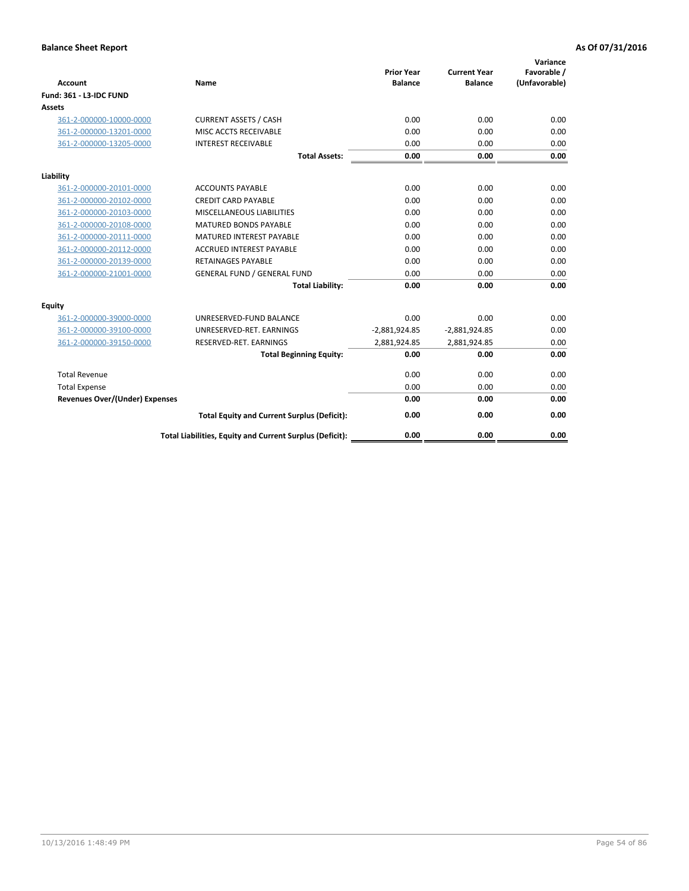**Balance Sheet Report** **As Of 07/31/2016**

| Account | Name | Prior Year Balance | Current Year Balance | Variance Favorable / (Unfavorable) |
|---|---|---|---|---|
| **Fund: 361 - L3-IDC FUND** | | | | |
| **Assets** | | | | |
| 361-2-000000-10000-0000 | CURRENT ASSETS / CASH | 0.00 | 0.00 | 0.00 |
| 361-2-000000-13201-0000 | MISC ACCTS RECEIVABLE | 0.00 | 0.00 | 0.00 |
| 361-2-000000-13205-0000 | INTEREST RECEIVABLE | 0.00 | 0.00 | 0.00 |
| | **Total Assets:** | **0.00** | **0.00** | **0.00** |
| **Liability** | | | | |
| 361-2-000000-20101-0000 | ACCOUNTS PAYABLE | 0.00 | 0.00 | 0.00 |
| 361-2-000000-20102-0000 | CREDIT CARD PAYABLE | 0.00 | 0.00 | 0.00 |
| 361-2-000000-20103-0000 | MISCELLANEOUS LIABILITIES | 0.00 | 0.00 | 0.00 |
| 361-2-000000-20108-0000 | MATURED BONDS PAYABLE | 0.00 | 0.00 | 0.00 |
| 361-2-000000-20111-0000 | MATURED INTEREST PAYABLE | 0.00 | 0.00 | 0.00 |
| 361-2-000000-20112-0000 | ACCRUED INTEREST PAYABLE | 0.00 | 0.00 | 0.00 |
| 361-2-000000-20139-0000 | RETAINAGES PAYABLE | 0.00 | 0.00 | 0.00 |
| 361-2-000000-21001-0000 | GENERAL FUND / GENERAL FUND | 0.00 | 0.00 | 0.00 |
| | **Total Liability:** | **0.00** | **0.00** | **0.00** |
| **Equity** | | | | |
| 361-2-000000-39000-0000 | UNRESERVED-FUND BALANCE | 0.00 | 0.00 | 0.00 |
| 361-2-000000-39100-0000 | UNRESERVED-RET. EARNINGS | -2,881,924.85 | -2,881,924.85 | 0.00 |
| 361-2-000000-39150-0000 | RESERVED-RET. EARNINGS | 2,881,924.85 | 2,881,924.85 | 0.00 |
| | **Total Beginning Equity:** | **0.00** | **0.00** | **0.00** |
| Total Revenue | | 0.00 | 0.00 | 0.00 |
| Total Expense | | 0.00 | 0.00 | 0.00 |
| **Revenues Over/(Under) Expenses** | | **0.00** | **0.00** | **0.00** |
| | **Total Equity and Current Surplus (Deficit):** | **0.00** | **0.00** | **0.00** |
| | **Total Liabilities, Equity and Current Surplus (Deficit):** | **0.00** | **0.00** | **0.00** |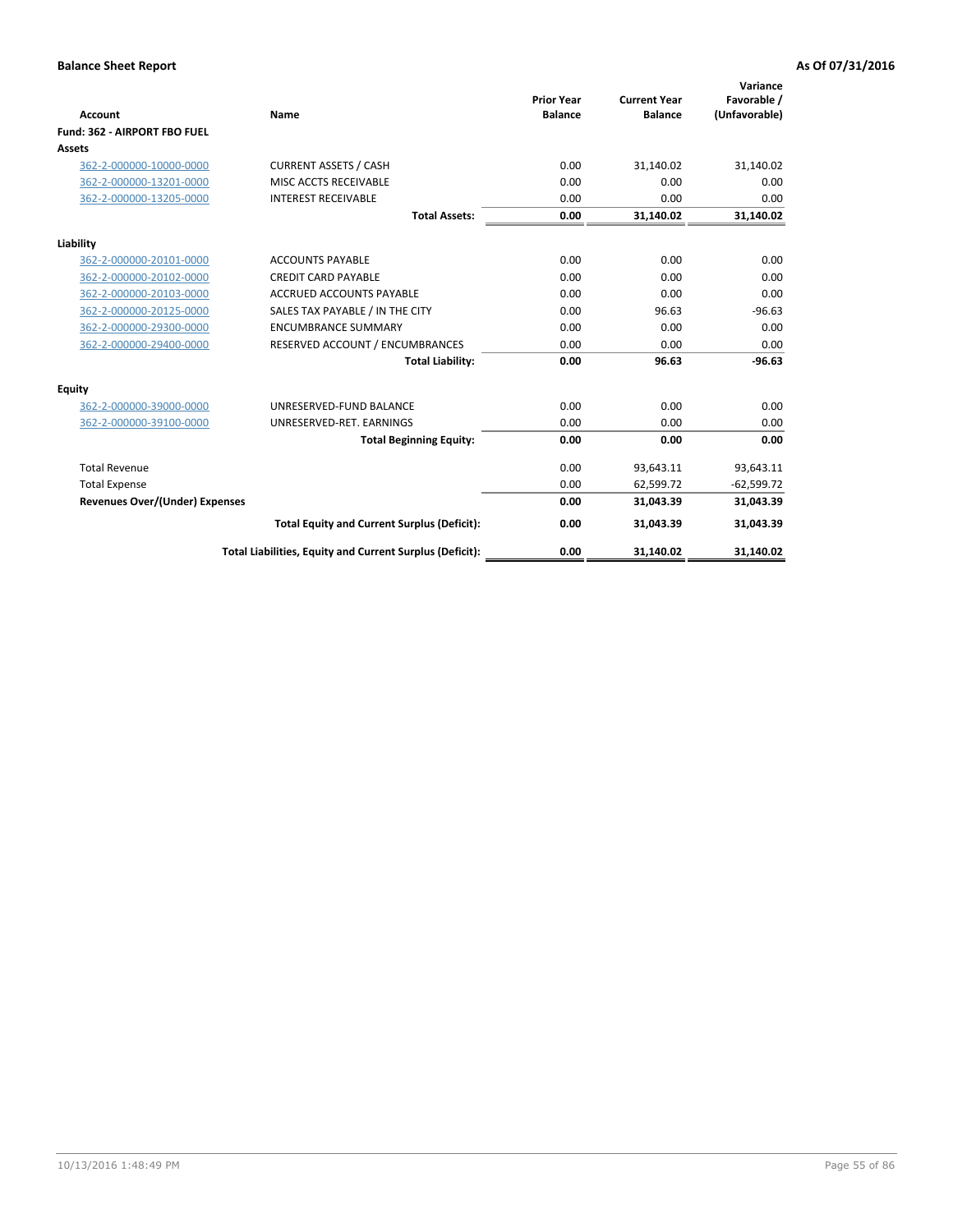**Balance Sheet Report** — As Of 07/31/2016

| Account | Name | Prior Year Balance | Current Year Balance | Variance Favorable / (Unfavorable) |
|---|---|---|---|---|
| **Fund: 362 - AIRPORT FBO FUEL** | | | | |
| **Assets** | | | | |
| 362-2-000000-10000-0000 | CURRENT ASSETS / CASH | 0.00 | 31,140.02 | 31,140.02 |
| 362-2-000000-13201-0000 | MISC ACCTS RECEIVABLE | 0.00 | 0.00 | 0.00 |
| 362-2-000000-13205-0000 | INTEREST RECEIVABLE | 0.00 | 0.00 | 0.00 |
| | **Total Assets:** | **0.00** | **31,140.02** | **31,140.02** |
| **Liability** | | | | |
| 362-2-000000-20101-0000 | ACCOUNTS PAYABLE | 0.00 | 0.00 | 0.00 |
| 362-2-000000-20102-0000 | CREDIT CARD PAYABLE | 0.00 | 0.00 | 0.00 |
| 362-2-000000-20103-0000 | ACCRUED ACCOUNTS PAYABLE | 0.00 | 0.00 | 0.00 |
| 362-2-000000-20125-0000 | SALES TAX PAYABLE / IN THE CITY | 0.00 | 96.63 | -96.63 |
| 362-2-000000-29300-0000 | ENCUMBRANCE SUMMARY | 0.00 | 0.00 | 0.00 |
| 362-2-000000-29400-0000 | RESERVED ACCOUNT / ENCUMBRANCES | 0.00 | 0.00 | 0.00 |
| | **Total Liability:** | **0.00** | **96.63** | **-96.63** |
| **Equity** | | | | |
| 362-2-000000-39000-0000 | UNRESERVED-FUND BALANCE | 0.00 | 0.00 | 0.00 |
| 362-2-000000-39100-0000 | UNRESERVED-RET. EARNINGS | 0.00 | 0.00 | 0.00 |
| | **Total Beginning Equity:** | **0.00** | **0.00** | **0.00** |
| Total Revenue | | 0.00 | 93,643.11 | 93,643.11 |
| Total Expense | | 0.00 | 62,599.72 | -62,599.72 |
| **Revenues Over/(Under) Expenses** | | **0.00** | **31,043.39** | **31,043.39** |
| | **Total Equity and Current Surplus (Deficit):** | **0.00** | **31,043.39** | **31,043.39** |
| | **Total Liabilities, Equity and Current Surplus (Deficit):** | **0.00** | **31,140.02** | **31,140.02** |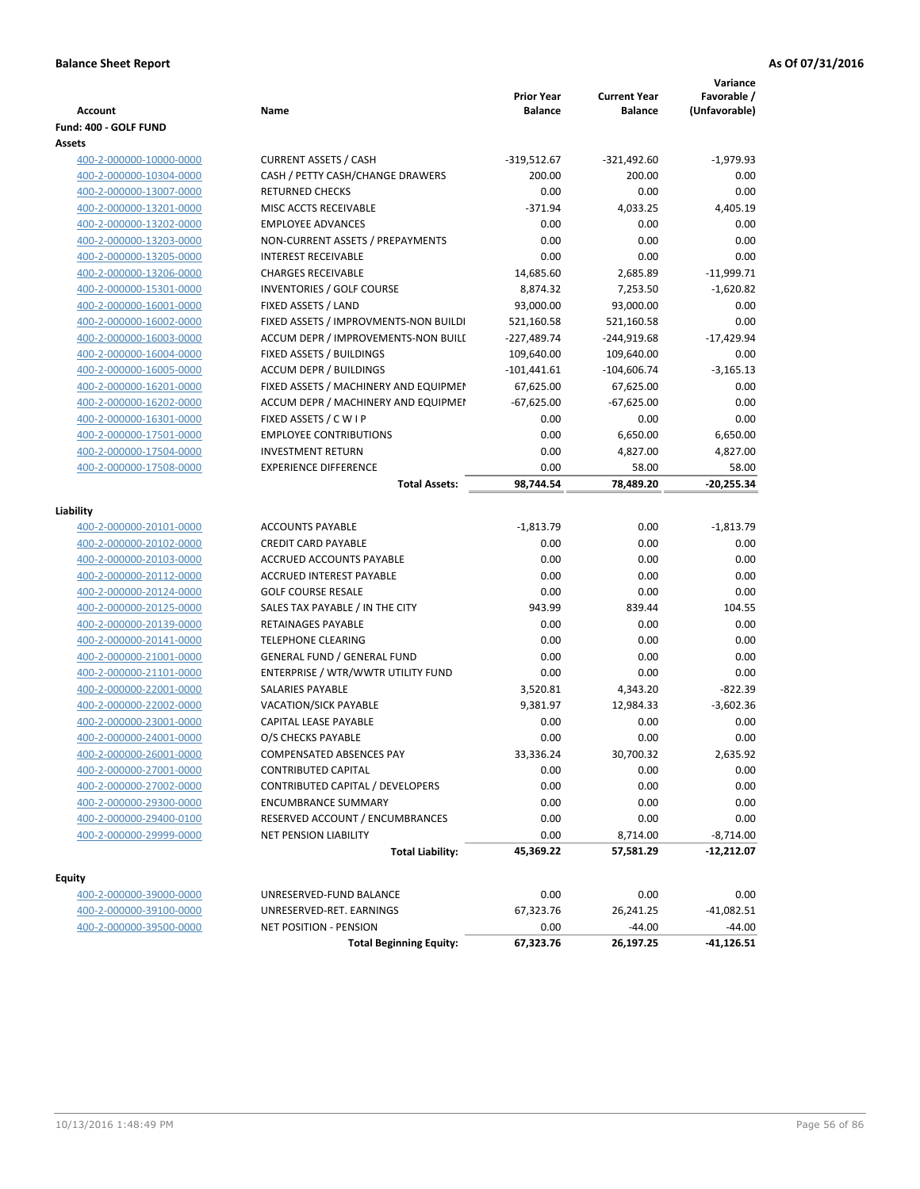**Balance Sheet Report** — As Of 07/31/2016

| Account | Name | Prior Year Balance | Current Year Balance | Variance Favorable / (Unfavorable) |
|---|---|---|---|---|
| **Fund: 400 - GOLF FUND** | | | | |
| **Assets** | | | | |
| 400-2-000000-10000-0000 | CURRENT ASSETS / CASH | -319,512.67 | -321,492.60 | -1,979.93 |
| 400-2-000000-10304-0000 | CASH / PETTY CASH/CHANGE DRAWERS | 200.00 | 200.00 | 0.00 |
| 400-2-000000-13007-0000 | RETURNED CHECKS | 0.00 | 0.00 | 0.00 |
| 400-2-000000-13201-0000 | MISC ACCTS RECEIVABLE | -371.94 | 4,033.25 | 4,405.19 |
| 400-2-000000-13202-0000 | EMPLOYEE ADVANCES | 0.00 | 0.00 | 0.00 |
| 400-2-000000-13203-0000 | NON-CURRENT ASSETS / PREPAYMENTS | 0.00 | 0.00 | 0.00 |
| 400-2-000000-13205-0000 | INTEREST RECEIVABLE | 0.00 | 0.00 | 0.00 |
| 400-2-000000-13206-0000 | CHARGES RECEIVABLE | 14,685.60 | 2,685.89 | -11,999.71 |
| 400-2-000000-15301-0000 | INVENTORIES / GOLF COURSE | 8,874.32 | 7,253.50 | -1,620.82 |
| 400-2-000000-16001-0000 | FIXED ASSETS / LAND | 93,000.00 | 93,000.00 | 0.00 |
| 400-2-000000-16002-0000 | FIXED ASSETS / IMPROVMENTS-NON BUILDI | 521,160.58 | 521,160.58 | 0.00 |
| 400-2-000000-16003-0000 | ACCUM DEPR / IMPROVEMENTS-NON BUILI | -227,489.74 | -244,919.68 | -17,429.94 |
| 400-2-000000-16004-0000 | FIXED ASSETS / BUILDINGS | 109,640.00 | 109,640.00 | 0.00 |
| 400-2-000000-16005-0000 | ACCUM DEPR / BUILDINGS | -101,441.61 | -104,606.74 | -3,165.13 |
| 400-2-000000-16201-0000 | FIXED ASSETS / MACHINERY AND EQUIPMEI | 67,625.00 | 67,625.00 | 0.00 |
| 400-2-000000-16202-0000 | ACCUM DEPR / MACHINERY AND EQUIPMEI | -67,625.00 | -67,625.00 | 0.00 |
| 400-2-000000-16301-0000 | FIXED ASSETS / C W I P | 0.00 | 0.00 | 0.00 |
| 400-2-000000-17501-0000 | EMPLOYEE CONTRIBUTIONS | 0.00 | 6,650.00 | 6,650.00 |
| 400-2-000000-17504-0000 | INVESTMENT RETURN | 0.00 | 4,827.00 | 4,827.00 |
| 400-2-000000-17508-0000 | EXPERIENCE DIFFERENCE | 0.00 | 58.00 | 58.00 |
| | **Total Assets:** | **98,744.54** | **78,489.20** | **-20,255.34** |
| **Liability** | | | | |
| 400-2-000000-20101-0000 | ACCOUNTS PAYABLE | -1,813.79 | 0.00 | -1,813.79 |
| 400-2-000000-20102-0000 | CREDIT CARD PAYABLE | 0.00 | 0.00 | 0.00 |
| 400-2-000000-20103-0000 | ACCRUED ACCOUNTS PAYABLE | 0.00 | 0.00 | 0.00 |
| 400-2-000000-20112-0000 | ACCRUED INTEREST PAYABLE | 0.00 | 0.00 | 0.00 |
| 400-2-000000-20124-0000 | GOLF COURSE RESALE | 0.00 | 0.00 | 0.00 |
| 400-2-000000-20125-0000 | SALES TAX PAYABLE / IN THE CITY | 943.99 | 839.44 | 104.55 |
| 400-2-000000-20139-0000 | RETAINAGES PAYABLE | 0.00 | 0.00 | 0.00 |
| 400-2-000000-20141-0000 | TELEPHONE CLEARING | 0.00 | 0.00 | 0.00 |
| 400-2-000000-21001-0000 | GENERAL FUND / GENERAL FUND | 0.00 | 0.00 | 0.00 |
| 400-2-000000-21101-0000 | ENTERPRISE / WTR/WWTR UTILITY FUND | 0.00 | 0.00 | 0.00 |
| 400-2-000000-22001-0000 | SALARIES PAYABLE | 3,520.81 | 4,343.20 | -822.39 |
| 400-2-000000-22002-0000 | VACATION/SICK PAYABLE | 9,381.97 | 12,984.33 | -3,602.36 |
| 400-2-000000-23001-0000 | CAPITAL LEASE PAYABLE | 0.00 | 0.00 | 0.00 |
| 400-2-000000-24001-0000 | O/S CHECKS PAYABLE | 0.00 | 0.00 | 0.00 |
| 400-2-000000-26001-0000 | COMPENSATED ABSENCES PAY | 33,336.24 | 30,700.32 | 2,635.92 |
| 400-2-000000-27001-0000 | CONTRIBUTED CAPITAL | 0.00 | 0.00 | 0.00 |
| 400-2-000000-27002-0000 | CONTRIBUTED CAPITAL / DEVELOPERS | 0.00 | 0.00 | 0.00 |
| 400-2-000000-29300-0000 | ENCUMBRANCE SUMMARY | 0.00 | 0.00 | 0.00 |
| 400-2-000000-29400-0100 | RESERVED ACCOUNT / ENCUMBRANCES | 0.00 | 0.00 | 0.00 |
| 400-2-000000-29999-0000 | NET PENSION LIABILITY | 0.00 | 8,714.00 | -8,714.00 |
| | **Total Liability:** | **45,369.22** | **57,581.29** | **-12,212.07** |
| **Equity** | | | | |
| 400-2-000000-39000-0000 | UNRESERVED-FUND BALANCE | 0.00 | 0.00 | 0.00 |
| 400-2-000000-39100-0000 | UNRESERVED-RET. EARNINGS | 67,323.76 | 26,241.25 | -41,082.51 |
| 400-2-000000-39500-0000 | NET POSITION - PENSION | 0.00 | -44.00 | -44.00 |
| | **Total Beginning Equity:** | **67,323.76** | **26,197.25** | **-41,126.51** |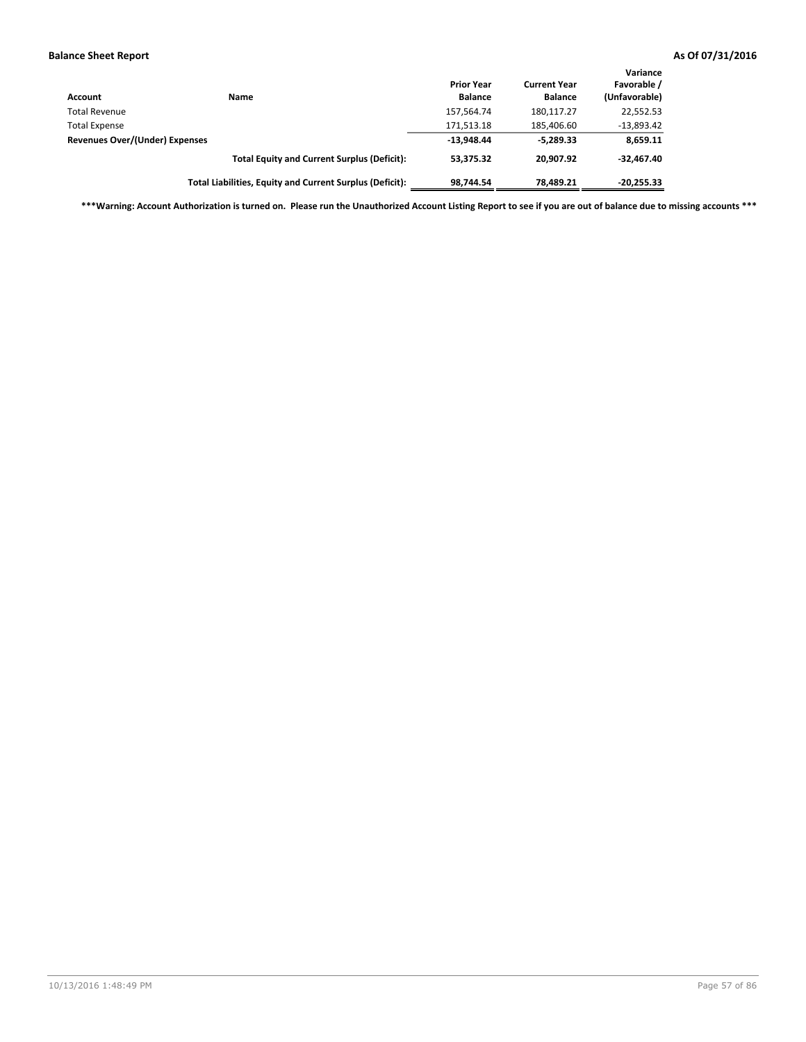| Account | Name | Prior Year Balance | Current Year Balance | Variance Favorable / (Unfavorable) |
| --- | --- | --- | --- | --- |
| Total Revenue | | 157,564.74 | 180,117.27 | 22,552.53 |
| Total Expense | | 171,513.18 | 185,406.60 | -13,893.42 |
| **Revenues Over/(Under) Expenses** | | **-13,948.44** | **-5,289.33** | **8,659.11** |
| | **Total Equity and Current Surplus (Deficit):** | **53,375.32** | **20,907.92** | **-32,467.40** |
| | **Total Liabilities, Equity and Current Surplus (Deficit):** | **98,744.54** | **78,489.21** | **-20,255.33** |

**\*\*\*Warning: Account Authorization is turned on. Please run the Unauthorized Account Listing Report to see if you are out of balance due to missing accounts \*\*\***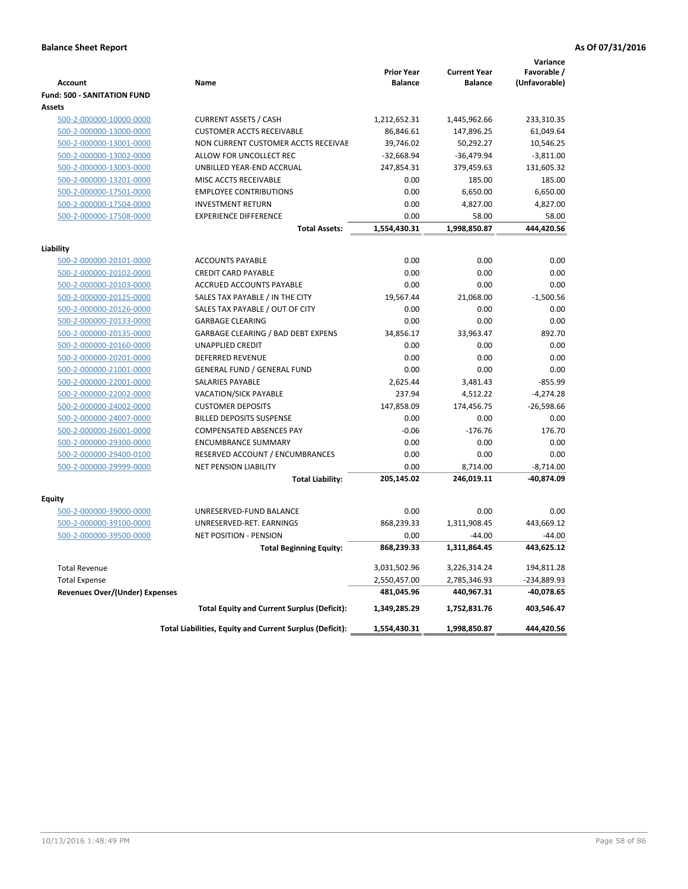**Balance Sheet Report** | **As Of 07/31/2016**

| Account | Name | Prior Year Balance | Current Year Balance | Variance Favorable / (Unfavorable) |
|---|---|---|---|---|
| **Fund: 500 - SANITATION FUND** | | | | |
| **Assets** | | | | |
| 500-2-000000-10000-0000 | CURRENT ASSETS / CASH | 1,212,652.31 | 1,445,962.66 | 233,310.35 |
| 500-2-000000-13000-0000 | CUSTOMER ACCTS RECEIVABLE | 86,846.61 | 147,896.25 | 61,049.64 |
| 500-2-000000-13001-0000 | NON CURRENT CUSTOMER ACCTS RECEIVAE | 39,746.02 | 50,292.27 | 10,546.25 |
| 500-2-000000-13002-0000 | ALLOW FOR UNCOLLECT REC | -32,668.94 | -36,479.94 | -3,811.00 |
| 500-2-000000-13003-0000 | UNBILLED YEAR-END ACCRUAL | 247,854.31 | 379,459.63 | 131,605.32 |
| 500-2-000000-13201-0000 | MISC ACCTS RECEIVABLE | 0.00 | 185.00 | 185.00 |
| 500-2-000000-17501-0000 | EMPLOYEE CONTRIBUTIONS | 0.00 | 6,650.00 | 6,650.00 |
| 500-2-000000-17504-0000 | INVESTMENT RETURN | 0.00 | 4,827.00 | 4,827.00 |
| 500-2-000000-17508-0000 | EXPERIENCE DIFFERENCE | 0.00 | 58.00 | 58.00 |
| | **Total Assets:** | **1,554,430.31** | **1,998,850.87** | **444,420.56** |
| **Liability** | | | | |
| 500-2-000000-20101-0000 | ACCOUNTS PAYABLE | 0.00 | 0.00 | 0.00 |
| 500-2-000000-20102-0000 | CREDIT CARD PAYABLE | 0.00 | 0.00 | 0.00 |
| 500-2-000000-20103-0000 | ACCRUED ACCOUNTS PAYABLE | 0.00 | 0.00 | 0.00 |
| 500-2-000000-20125-0000 | SALES TAX PAYABLE / IN THE CITY | 19,567.44 | 21,068.00 | -1,500.56 |
| 500-2-000000-20126-0000 | SALES TAX PAYABLE / OUT OF CITY | 0.00 | 0.00 | 0.00 |
| 500-2-000000-20133-0000 | GARBAGE CLEARING | 0.00 | 0.00 | 0.00 |
| 500-2-000000-20135-0000 | GARBAGE CLEARING / BAD DEBT EXPENS | 34,856.17 | 33,963.47 | 892.70 |
| 500-2-000000-20160-0000 | UNAPPLIED CREDIT | 0.00 | 0.00 | 0.00 |
| 500-2-000000-20201-0000 | DEFERRED REVENUE | 0.00 | 0.00 | 0.00 |
| 500-2-000000-21001-0000 | GENERAL FUND / GENERAL FUND | 0.00 | 0.00 | 0.00 |
| 500-2-000000-22001-0000 | SALARIES PAYABLE | 2,625.44 | 3,481.43 | -855.99 |
| 500-2-000000-22002-0000 | VACATION/SICK PAYABLE | 237.94 | 4,512.22 | -4,274.28 |
| 500-2-000000-24002-0000 | CUSTOMER DEPOSITS | 147,858.09 | 174,456.75 | -26,598.66 |
| 500-2-000000-24007-0000 | BILLED DEPOSITS SUSPENSE | 0.00 | 0.00 | 0.00 |
| 500-2-000000-26001-0000 | COMPENSATED ABSENCES PAY | -0.06 | -176.76 | 176.70 |
| 500-2-000000-29300-0000 | ENCUMBRANCE SUMMARY | 0.00 | 0.00 | 0.00 |
| 500-2-000000-29400-0100 | RESERVED ACCOUNT / ENCUMBRANCES | 0.00 | 0.00 | 0.00 |
| 500-2-000000-29999-0000 | NET PENSION LIABILITY | 0.00 | 8,714.00 | -8,714.00 |
| | **Total Liability:** | **205,145.02** | **246,019.11** | **-40,874.09** |
| **Equity** | | | | |
| 500-2-000000-39000-0000 | UNRESERVED-FUND BALANCE | 0.00 | 0.00 | 0.00 |
| 500-2-000000-39100-0000 | UNRESERVED-RET. EARNINGS | 868,239.33 | 1,311,908.45 | 443,669.12 |
| 500-2-000000-39500-0000 | NET POSITION - PENSION | 0.00 | -44.00 | -44.00 |
| | **Total Beginning Equity:** | **868,239.33** | **1,311,864.45** | **443,625.12** |
| Total Revenue | | 3,031,502.96 | 3,226,314.24 | 194,811.28 |
| Total Expense | | 2,550,457.00 | 2,785,346.93 | -234,889.93 |
| **Revenues Over/(Under) Expenses** | | **481,045.96** | **440,967.31** | **-40,078.65** |
| | **Total Equity and Current Surplus (Deficit):** | **1,349,285.29** | **1,752,831.76** | **403,546.47** |
| | **Total Liabilities, Equity and Current Surplus (Deficit):** | **1,554,430.31** | **1,998,850.87** | **444,420.56** |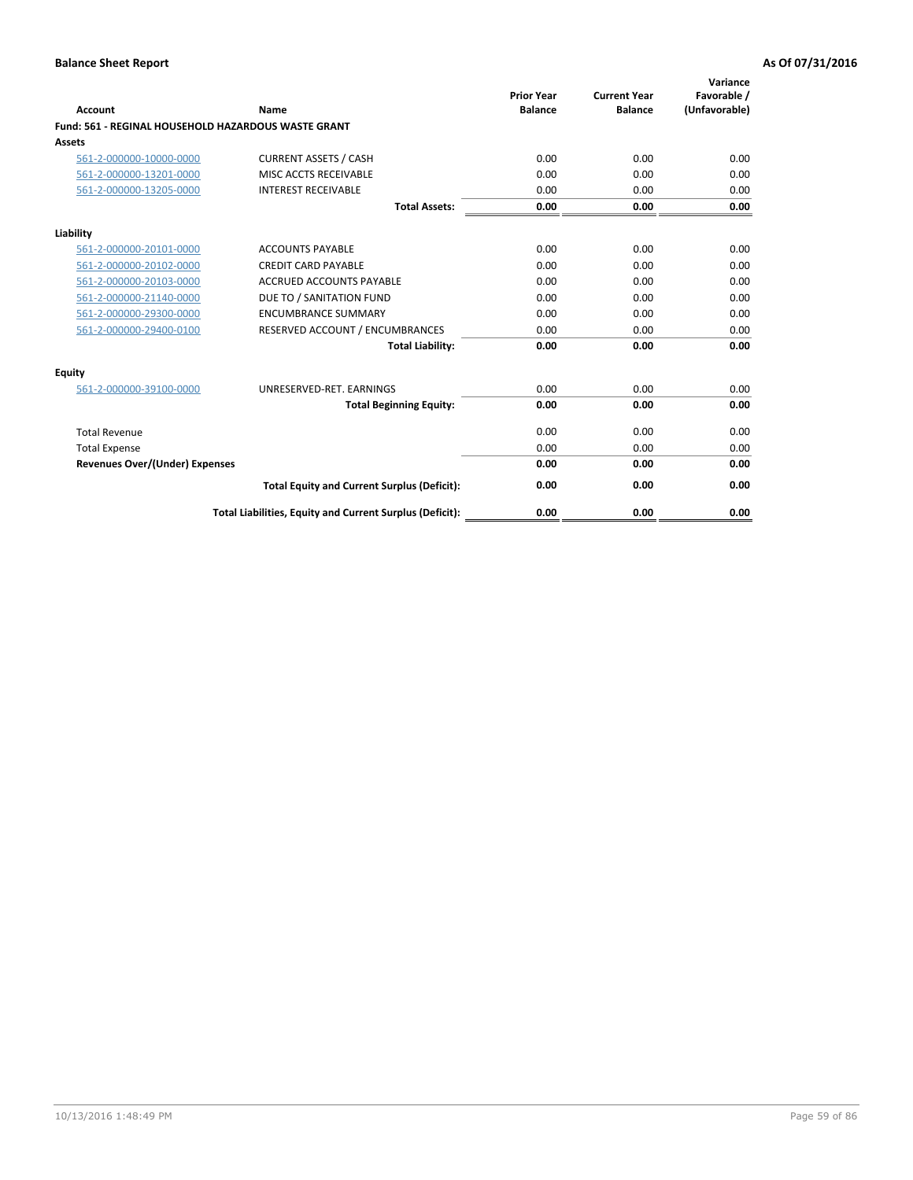**Balance Sheet Report** — As Of 07/31/2016

| Account | Name | Prior Year Balance | Current Year Balance | Variance Favorable / (Unfavorable) |
|---|---|---|---|---|
| **Fund: 561 - REGINAL HOUSEHOLD HAZARDOUS WASTE GRANT** | | | | |
| **Assets** | | | | |
| 561-2-000000-10000-0000 | CURRENT ASSETS / CASH | 0.00 | 0.00 | 0.00 |
| 561-2-000000-13201-0000 | MISC ACCTS RECEIVABLE | 0.00 | 0.00 | 0.00 |
| 561-2-000000-13205-0000 | INTEREST RECEIVABLE | 0.00 | 0.00 | 0.00 |
| | **Total Assets:** | **0.00** | **0.00** | **0.00** |
| **Liability** | | | | |
| 561-2-000000-20101-0000 | ACCOUNTS PAYABLE | 0.00 | 0.00 | 0.00 |
| 561-2-000000-20102-0000 | CREDIT CARD PAYABLE | 0.00 | 0.00 | 0.00 |
| 561-2-000000-20103-0000 | ACCRUED ACCOUNTS PAYABLE | 0.00 | 0.00 | 0.00 |
| 561-2-000000-21140-0000 | DUE TO / SANITATION FUND | 0.00 | 0.00 | 0.00 |
| 561-2-000000-29300-0000 | ENCUMBRANCE SUMMARY | 0.00 | 0.00 | 0.00 |
| 561-2-000000-29400-0100 | RESERVED ACCOUNT / ENCUMBRANCES | 0.00 | 0.00 | 0.00 |
| | **Total Liability:** | **0.00** | **0.00** | **0.00** |
| **Equity** | | | | |
| 561-2-000000-39100-0000 | UNRESERVED-RET. EARNINGS | 0.00 | 0.00 | 0.00 |
| | **Total Beginning Equity:** | **0.00** | **0.00** | **0.00** |
| Total Revenue | | 0.00 | 0.00 | 0.00 |
| Total Expense | | 0.00 | 0.00 | 0.00 |
| **Revenues Over/(Under) Expenses** | | **0.00** | **0.00** | **0.00** |
| | **Total Equity and Current Surplus (Deficit):** | **0.00** | **0.00** | **0.00** |
| | **Total Liabilities, Equity and Current Surplus (Deficit):** | **0.00** | **0.00** | **0.00** |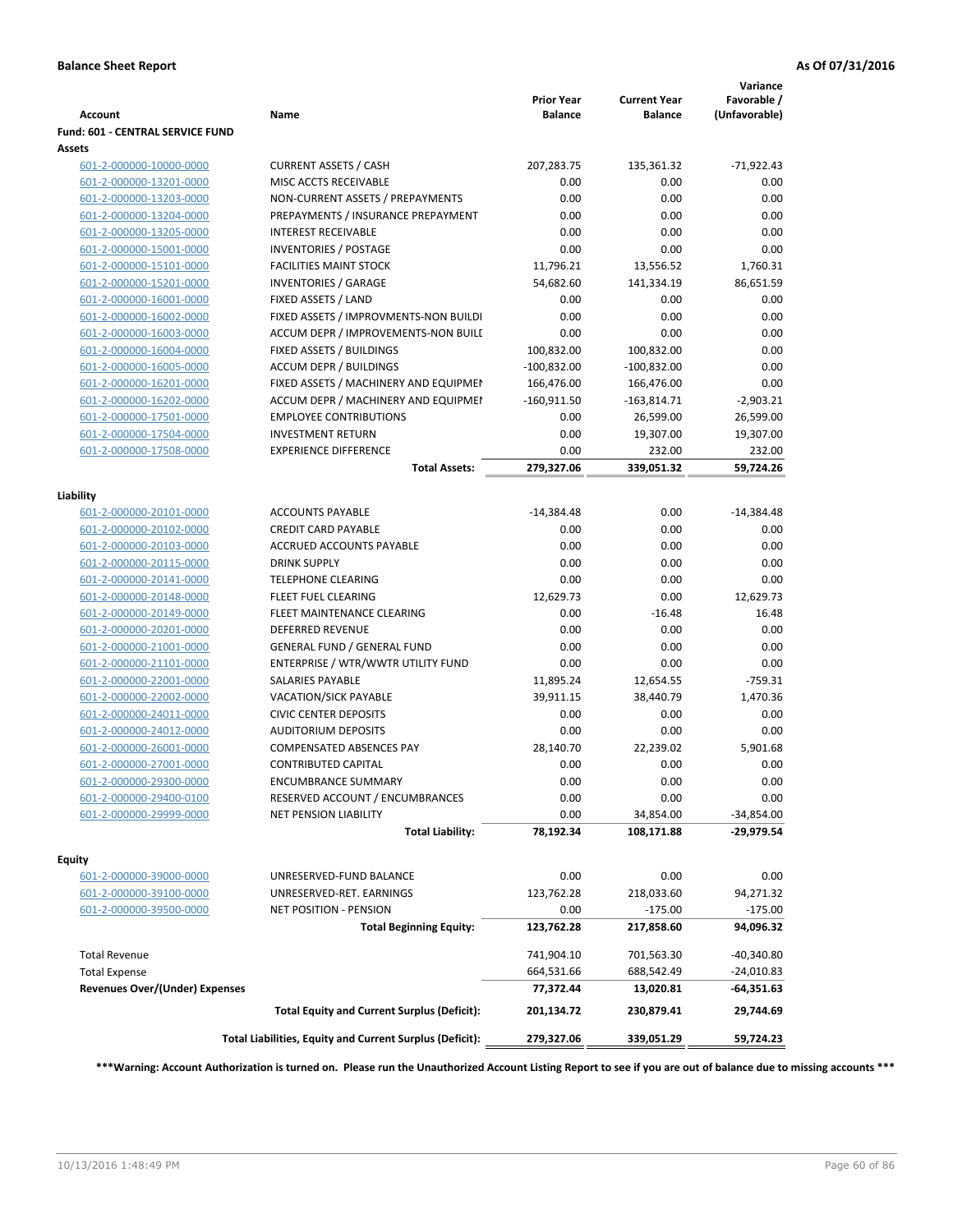**Balance Sheet Report** **As Of 07/31/2016**

| Account | Name | Prior Year Balance | Current Year Balance | Variance Favorable / (Unfavorable) |
|---|---|---|---|---|
| **Fund: 601 - CENTRAL SERVICE FUND** | | | | |
| **Assets** | | | | |
| 601-2-000000-10000-0000 | CURRENT ASSETS / CASH | 207,283.75 | 135,361.32 | -71,922.43 |
| 601-2-000000-13201-0000 | MISC ACCTS RECEIVABLE | 0.00 | 0.00 | 0.00 |
| 601-2-000000-13203-0000 | NON-CURRENT ASSETS / PREPAYMENTS | 0.00 | 0.00 | 0.00 |
| 601-2-000000-13204-0000 | PREPAYMENTS / INSURANCE PREPAYMENT | 0.00 | 0.00 | 0.00 |
| 601-2-000000-13205-0000 | INTEREST RECEIVABLE | 0.00 | 0.00 | 0.00 |
| 601-2-000000-15001-0000 | INVENTORIES / POSTAGE | 0.00 | 0.00 | 0.00 |
| 601-2-000000-15101-0000 | FACILITIES MAINT STOCK | 11,796.21 | 13,556.52 | 1,760.31 |
| 601-2-000000-15201-0000 | INVENTORIES / GARAGE | 54,682.60 | 141,334.19 | 86,651.59 |
| 601-2-000000-16001-0000 | FIXED ASSETS / LAND | 0.00 | 0.00 | 0.00 |
| 601-2-000000-16002-0000 | FIXED ASSETS / IMPROVMENTS-NON BUILDI | 0.00 | 0.00 | 0.00 |
| 601-2-000000-16003-0000 | ACCUM DEPR / IMPROVEMENTS-NON BUILI | 0.00 | 0.00 | 0.00 |
| 601-2-000000-16004-0000 | FIXED ASSETS / BUILDINGS | 100,832.00 | 100,832.00 | 0.00 |
| 601-2-000000-16005-0000 | ACCUM DEPR / BUILDINGS | -100,832.00 | -100,832.00 | 0.00 |
| 601-2-000000-16201-0000 | FIXED ASSETS / MACHINERY AND EQUIPMEI | 166,476.00 | 166,476.00 | 0.00 |
| 601-2-000000-16202-0000 | ACCUM DEPR / MACHINERY AND EQUIPMEI | -160,911.50 | -163,814.71 | -2,903.21 |
| 601-2-000000-17501-0000 | EMPLOYEE CONTRIBUTIONS | 0.00 | 26,599.00 | 26,599.00 |
| 601-2-000000-17504-0000 | INVESTMENT RETURN | 0.00 | 19,307.00 | 19,307.00 |
| 601-2-000000-17508-0000 | EXPERIENCE DIFFERENCE | 0.00 | 232.00 | 232.00 |
| | **Total Assets:** | **279,327.06** | **339,051.32** | **59,724.26** |
| **Liability** | | | | |
| 601-2-000000-20101-0000 | ACCOUNTS PAYABLE | -14,384.48 | 0.00 | -14,384.48 |
| 601-2-000000-20102-0000 | CREDIT CARD PAYABLE | 0.00 | 0.00 | 0.00 |
| 601-2-000000-20103-0000 | ACCRUED ACCOUNTS PAYABLE | 0.00 | 0.00 | 0.00 |
| 601-2-000000-20115-0000 | DRINK SUPPLY | 0.00 | 0.00 | 0.00 |
| 601-2-000000-20141-0000 | TELEPHONE CLEARING | 0.00 | 0.00 | 0.00 |
| 601-2-000000-20148-0000 | FLEET FUEL CLEARING | 12,629.73 | 0.00 | 12,629.73 |
| 601-2-000000-20149-0000 | FLEET MAINTENANCE CLEARING | 0.00 | -16.48 | 16.48 |
| 601-2-000000-20201-0000 | DEFERRED REVENUE | 0.00 | 0.00 | 0.00 |
| 601-2-000000-21001-0000 | GENERAL FUND / GENERAL FUND | 0.00 | 0.00 | 0.00 |
| 601-2-000000-21101-0000 | ENTERPRISE / WTR/WWTR UTILITY FUND | 0.00 | 0.00 | 0.00 |
| 601-2-000000-22001-0000 | SALARIES PAYABLE | 11,895.24 | 12,654.55 | -759.31 |
| 601-2-000000-22002-0000 | VACATION/SICK PAYABLE | 39,911.15 | 38,440.79 | 1,470.36 |
| 601-2-000000-24011-0000 | CIVIC CENTER DEPOSITS | 0.00 | 0.00 | 0.00 |
| 601-2-000000-24012-0000 | AUDITORIUM DEPOSITS | 0.00 | 0.00 | 0.00 |
| 601-2-000000-26001-0000 | COMPENSATED ABSENCES PAY | 28,140.70 | 22,239.02 | 5,901.68 |
| 601-2-000000-27001-0000 | CONTRIBUTED CAPITAL | 0.00 | 0.00 | 0.00 |
| 601-2-000000-29300-0000 | ENCUMBRANCE SUMMARY | 0.00 | 0.00 | 0.00 |
| 601-2-000000-29400-0100 | RESERVED ACCOUNT / ENCUMBRANCES | 0.00 | 0.00 | 0.00 |
| 601-2-000000-29999-0000 | NET PENSION LIABILITY | 0.00 | 34,854.00 | -34,854.00 |
| | **Total Liability:** | **78,192.34** | **108,171.88** | **-29,979.54** |
| **Equity** | | | | |
| 601-2-000000-39000-0000 | UNRESERVED-FUND BALANCE | 0.00 | 0.00 | 0.00 |
| 601-2-000000-39100-0000 | UNRESERVED-RET. EARNINGS | 123,762.28 | 218,033.60 | 94,271.32 |
| 601-2-000000-39500-0000 | NET POSITION - PENSION | 0.00 | -175.00 | -175.00 |
| | **Total Beginning Equity:** | **123,762.28** | **217,858.60** | **94,096.32** |
| Total Revenue | | 741,904.10 | 701,563.30 | -40,340.80 |
| Total Expense | | 664,531.66 | 688,542.49 | -24,010.83 |
| **Revenues Over/(Under) Expenses** | | **77,372.44** | **13,020.81** | **-64,351.63** |
| | **Total Equity and Current Surplus (Deficit):** | **201,134.72** | **230,879.41** | **29,744.69** |
| | **Total Liabilities, Equity and Current Surplus (Deficit):** | **279,327.06** | **339,051.29** | **59,724.23** |

**\*\*\*Warning: Account Authorization is turned on. Please run the Unauthorized Account Listing Report to see if you are out of balance due to missing accounts \*\*\***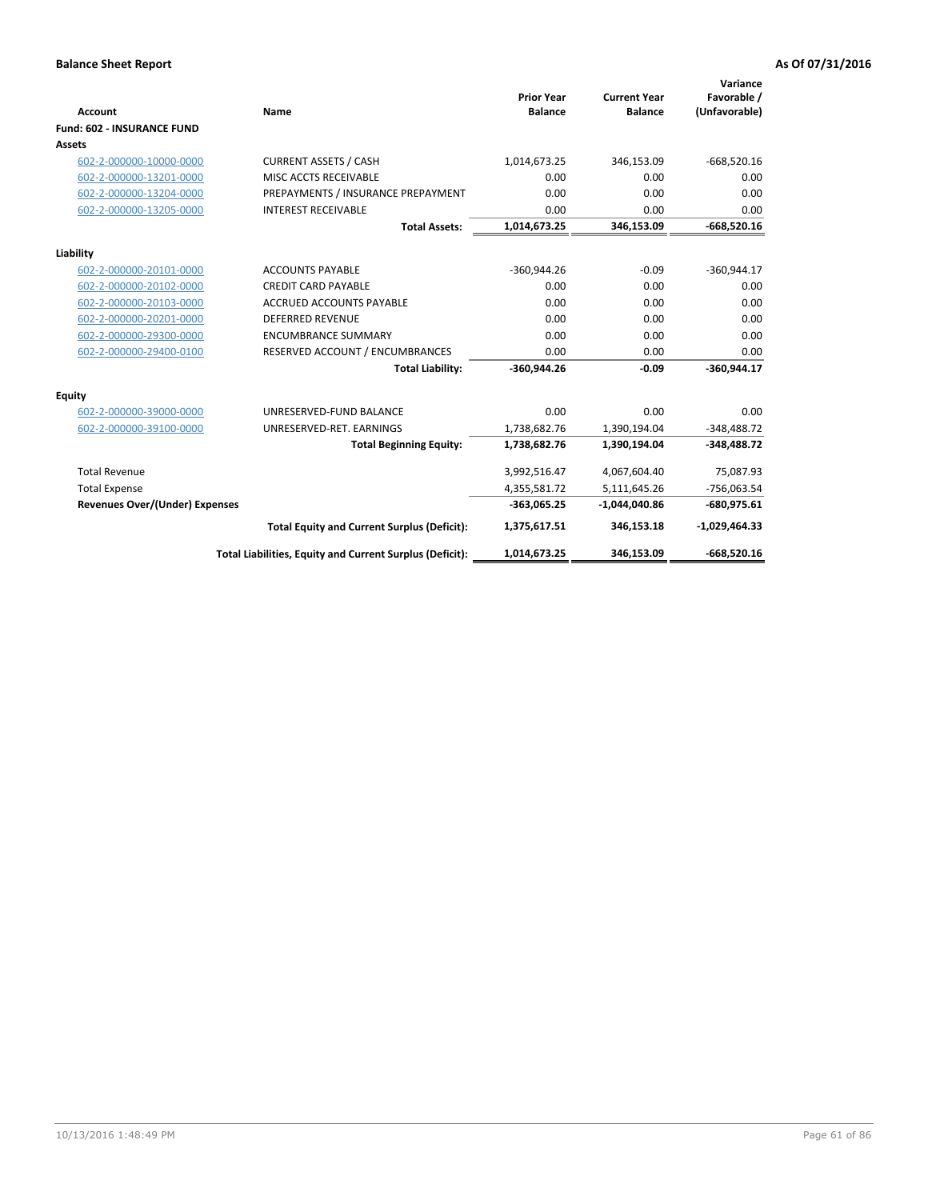**Balance Sheet Report** **As Of 07/31/2016**

| Account | Name | Prior Year Balance | Current Year Balance | Variance Favorable / (Unfavorable) |
|---|---|---|---|---|
| **Fund: 602 - INSURANCE FUND** | | | | |
| **Assets** | | | | |
| 602-2-000000-10000-0000 | CURRENT ASSETS / CASH | 1,014,673.25 | 346,153.09 | -668,520.16 |
| 602-2-000000-13201-0000 | MISC ACCTS RECEIVABLE | 0.00 | 0.00 | 0.00 |
| 602-2-000000-13204-0000 | PREPAYMENTS / INSURANCE PREPAYMENT | 0.00 | 0.00 | 0.00 |
| 602-2-000000-13205-0000 | INTEREST RECEIVABLE | 0.00 | 0.00 | 0.00 |
| | **Total Assets:** | **1,014,673.25** | **346,153.09** | **-668,520.16** |
| **Liability** | | | | |
| 602-2-000000-20101-0000 | ACCOUNTS PAYABLE | -360,944.26 | -0.09 | -360,944.17 |
| 602-2-000000-20102-0000 | CREDIT CARD PAYABLE | 0.00 | 0.00 | 0.00 |
| 602-2-000000-20103-0000 | ACCRUED ACCOUNTS PAYABLE | 0.00 | 0.00 | 0.00 |
| 602-2-000000-20201-0000 | DEFERRED REVENUE | 0.00 | 0.00 | 0.00 |
| 602-2-000000-29300-0000 | ENCUMBRANCE SUMMARY | 0.00 | 0.00 | 0.00 |
| 602-2-000000-29400-0100 | RESERVED ACCOUNT / ENCUMBRANCES | 0.00 | 0.00 | 0.00 |
| | **Total Liability:** | **-360,944.26** | **-0.09** | **-360,944.17** |
| **Equity** | | | | |
| 602-2-000000-39000-0000 | UNRESERVED-FUND BALANCE | 0.00 | 0.00 | 0.00 |
| 602-2-000000-39100-0000 | UNRESERVED-RET. EARNINGS | 1,738,682.76 | 1,390,194.04 | -348,488.72 |
| | **Total Beginning Equity:** | **1,738,682.76** | **1,390,194.04** | **-348,488.72** |
| Total Revenue | | 3,992,516.47 | 4,067,604.40 | 75,087.93 |
| Total Expense | | 4,355,581.72 | 5,111,645.26 | -756,063.54 |
| **Revenues Over/(Under) Expenses** | | **-363,065.25** | **-1,044,040.86** | **-680,975.61** |
| | **Total Equity and Current Surplus (Deficit):** | **1,375,617.51** | **346,153.18** | **-1,029,464.33** |
| | **Total Liabilities, Equity and Current Surplus (Deficit):** | **1,014,673.25** | **346,153.09** | **-668,520.16** |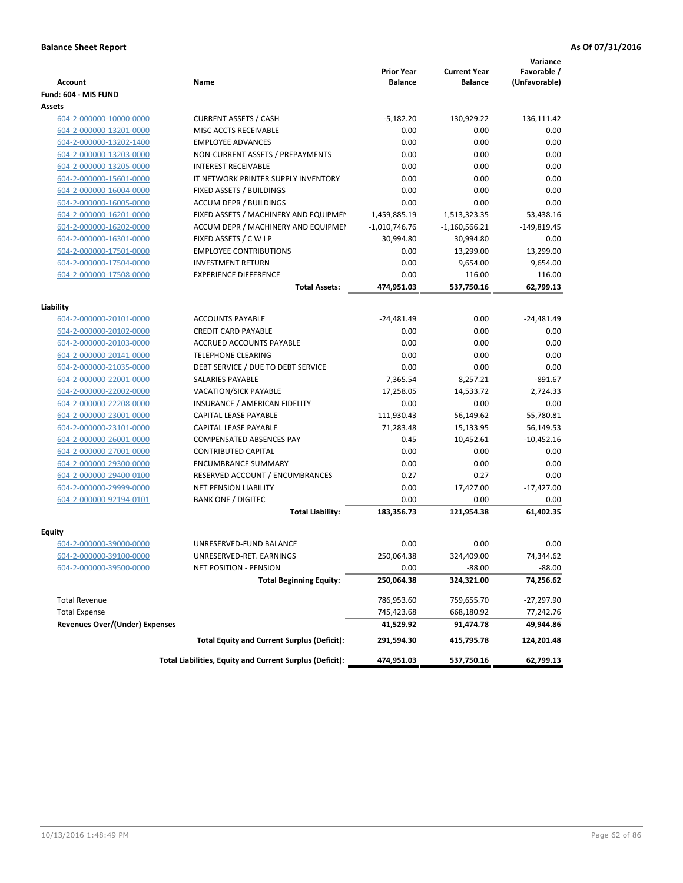**Balance Sheet Report** — **As Of 07/31/2016**

| Account | Name | Prior Year Balance | Current Year Balance | Variance Favorable / (Unfavorable) |
|---|---|---|---|---|
| **Fund: 604 - MIS FUND** | | | | |
| **Assets** | | | | |
| 604-2-000000-10000-0000 | CURRENT ASSETS / CASH | -5,182.20 | 130,929.22 | 136,111.42 |
| 604-2-000000-13201-0000 | MISC ACCTS RECEIVABLE | 0.00 | 0.00 | 0.00 |
| 604-2-000000-13202-1400 | EMPLOYEE ADVANCES | 0.00 | 0.00 | 0.00 |
| 604-2-000000-13203-0000 | NON-CURRENT ASSETS / PREPAYMENTS | 0.00 | 0.00 | 0.00 |
| 604-2-000000-13205-0000 | INTEREST RECEIVABLE | 0.00 | 0.00 | 0.00 |
| 604-2-000000-15601-0000 | IT NETWORK PRINTER SUPPLY INVENTORY | 0.00 | 0.00 | 0.00 |
| 604-2-000000-16004-0000 | FIXED ASSETS / BUILDINGS | 0.00 | 0.00 | 0.00 |
| 604-2-000000-16005-0000 | ACCUM DEPR / BUILDINGS | 0.00 | 0.00 | 0.00 |
| 604-2-000000-16201-0000 | FIXED ASSETS / MACHINERY AND EQUIPMEI | 1,459,885.19 | 1,513,323.35 | 53,438.16 |
| 604-2-000000-16202-0000 | ACCUM DEPR / MACHINERY AND EQUIPMEI | -1,010,746.76 | -1,160,566.21 | -149,819.45 |
| 604-2-000000-16301-0000 | FIXED ASSETS / C W I P | 30,994.80 | 30,994.80 | 0.00 |
| 604-2-000000-17501-0000 | EMPLOYEE CONTRIBUTIONS | 0.00 | 13,299.00 | 13,299.00 |
| 604-2-000000-17504-0000 | INVESTMENT RETURN | 0.00 | 9,654.00 | 9,654.00 |
| 604-2-000000-17508-0000 | EXPERIENCE DIFFERENCE | 0.00 | 116.00 | 116.00 |
| | **Total Assets:** | **474,951.03** | **537,750.16** | **62,799.13** |
| **Liability** | | | | |
| 604-2-000000-20101-0000 | ACCOUNTS PAYABLE | -24,481.49 | 0.00 | -24,481.49 |
| 604-2-000000-20102-0000 | CREDIT CARD PAYABLE | 0.00 | 0.00 | 0.00 |
| 604-2-000000-20103-0000 | ACCRUED ACCOUNTS PAYABLE | 0.00 | 0.00 | 0.00 |
| 604-2-000000-20141-0000 | TELEPHONE CLEARING | 0.00 | 0.00 | 0.00 |
| 604-2-000000-21035-0000 | DEBT SERVICE / DUE TO DEBT SERVICE | 0.00 | 0.00 | 0.00 |
| 604-2-000000-22001-0000 | SALARIES PAYABLE | 7,365.54 | 8,257.21 | -891.67 |
| 604-2-000000-22002-0000 | VACATION/SICK PAYABLE | 17,258.05 | 14,533.72 | 2,724.33 |
| 604-2-000000-22208-0000 | INSURANCE / AMERICAN FIDELITY | 0.00 | 0.00 | 0.00 |
| 604-2-000000-23001-0000 | CAPITAL LEASE PAYABLE | 111,930.43 | 56,149.62 | 55,780.81 |
| 604-2-000000-23101-0000 | CAPITAL LEASE PAYABLE | 71,283.48 | 15,133.95 | 56,149.53 |
| 604-2-000000-26001-0000 | COMPENSATED ABSENCES PAY | 0.45 | 10,452.61 | -10,452.16 |
| 604-2-000000-27001-0000 | CONTRIBUTED CAPITAL | 0.00 | 0.00 | 0.00 |
| 604-2-000000-29300-0000 | ENCUMBRANCE SUMMARY | 0.00 | 0.00 | 0.00 |
| 604-2-000000-29400-0100 | RESERVED ACCOUNT / ENCUMBRANCES | 0.27 | 0.27 | 0.00 |
| 604-2-000000-29999-0000 | NET PENSION LIABILITY | 0.00 | 17,427.00 | -17,427.00 |
| 604-2-000000-92194-0101 | BANK ONE / DIGITEC | 0.00 | 0.00 | 0.00 |
| | **Total Liability:** | **183,356.73** | **121,954.38** | **61,402.35** |
| **Equity** | | | | |
| 604-2-000000-39000-0000 | UNRESERVED-FUND BALANCE | 0.00 | 0.00 | 0.00 |
| 604-2-000000-39100-0000 | UNRESERVED-RET. EARNINGS | 250,064.38 | 324,409.00 | 74,344.62 |
| 604-2-000000-39500-0000 | NET POSITION - PENSION | 0.00 | -88.00 | -88.00 |
| | **Total Beginning Equity:** | **250,064.38** | **324,321.00** | **74,256.62** |
| Total Revenue | | 786,953.60 | 759,655.70 | -27,297.90 |
| Total Expense | | 745,423.68 | 668,180.92 | 77,242.76 |
| **Revenues Over/(Under) Expenses** | | **41,529.92** | **91,474.78** | **49,944.86** |
| | **Total Equity and Current Surplus (Deficit):** | **291,594.30** | **415,795.78** | **124,201.48** |
| | **Total Liabilities, Equity and Current Surplus (Deficit):** | **474,951.03** | **537,750.16** | **62,799.13** |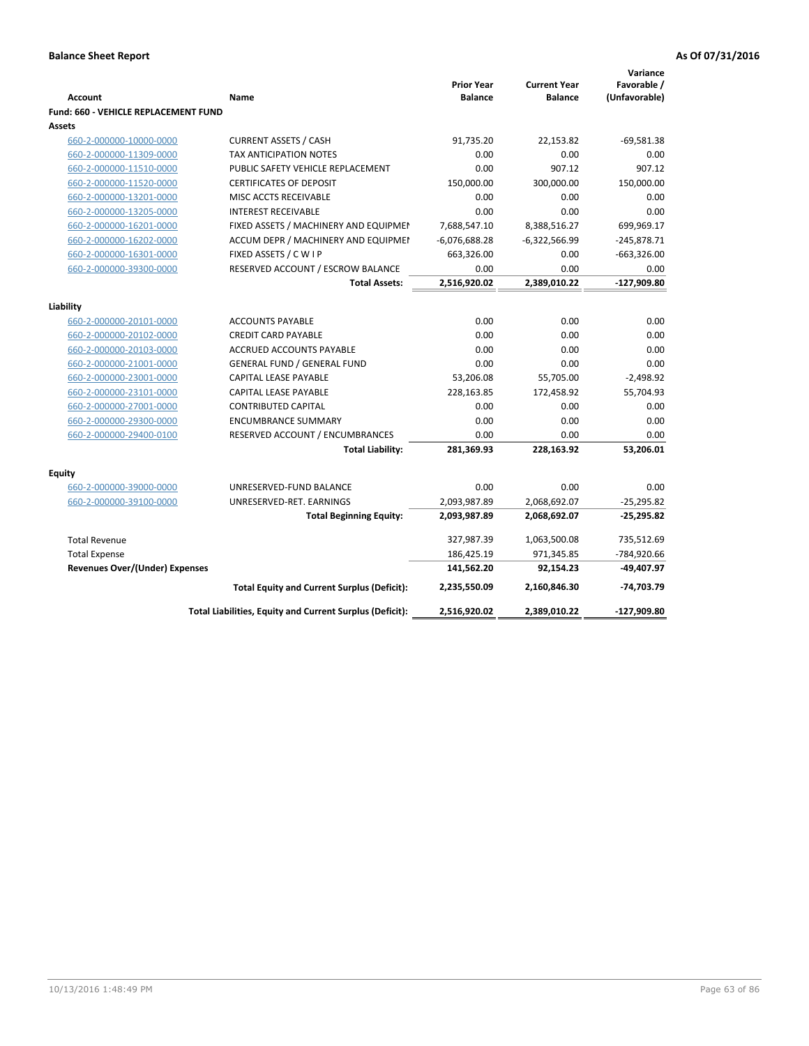**Balance Sheet Report** — **As Of 07/31/2016**

| Account | Name | Prior Year Balance | Current Year Balance | Variance Favorable / (Unfavorable) |
|---|---|---|---|---|
| **Fund: 660 - VEHICLE REPLACEMENT FUND** | | | | |
| **Assets** | | | | |
| 660-2-000000-10000-0000 | CURRENT ASSETS / CASH | 91,735.20 | 22,153.82 | -69,581.38 |
| 660-2-000000-11309-0000 | TAX ANTICIPATION NOTES | 0.00 | 0.00 | 0.00 |
| 660-2-000000-11510-0000 | PUBLIC SAFETY VEHICLE REPLACEMENT | 0.00 | 907.12 | 907.12 |
| 660-2-000000-11520-0000 | CERTIFICATES OF DEPOSIT | 150,000.00 | 300,000.00 | 150,000.00 |
| 660-2-000000-13201-0000 | MISC ACCTS RECEIVABLE | 0.00 | 0.00 | 0.00 |
| 660-2-000000-13205-0000 | INTEREST RECEIVABLE | 0.00 | 0.00 | 0.00 |
| 660-2-000000-16201-0000 | FIXED ASSETS / MACHINERY AND EQUIPMEI | 7,688,547.10 | 8,388,516.27 | 699,969.17 |
| 660-2-000000-16202-0000 | ACCUM DEPR / MACHINERY AND EQUIPMEI | -6,076,688.28 | -6,322,566.99 | -245,878.71 |
| 660-2-000000-16301-0000 | FIXED ASSETS / C W I P | 663,326.00 | 0.00 | -663,326.00 |
| 660-2-000000-39300-0000 | RESERVED ACCOUNT / ESCROW BALANCE | 0.00 | 0.00 | 0.00 |
| | **Total Assets:** | **2,516,920.02** | **2,389,010.22** | **-127,909.80** |
| **Liability** | | | | |
| 660-2-000000-20101-0000 | ACCOUNTS PAYABLE | 0.00 | 0.00 | 0.00 |
| 660-2-000000-20102-0000 | CREDIT CARD PAYABLE | 0.00 | 0.00 | 0.00 |
| 660-2-000000-20103-0000 | ACCRUED ACCOUNTS PAYABLE | 0.00 | 0.00 | 0.00 |
| 660-2-000000-21001-0000 | GENERAL FUND / GENERAL FUND | 0.00 | 0.00 | 0.00 |
| 660-2-000000-23001-0000 | CAPITAL LEASE PAYABLE | 53,206.08 | 55,705.00 | -2,498.92 |
| 660-2-000000-23101-0000 | CAPITAL LEASE PAYABLE | 228,163.85 | 172,458.92 | 55,704.93 |
| 660-2-000000-27001-0000 | CONTRIBUTED CAPITAL | 0.00 | 0.00 | 0.00 |
| 660-2-000000-29300-0000 | ENCUMBRANCE SUMMARY | 0.00 | 0.00 | 0.00 |
| 660-2-000000-29400-0100 | RESERVED ACCOUNT / ENCUMBRANCES | 0.00 | 0.00 | 0.00 |
| | **Total Liability:** | **281,369.93** | **228,163.92** | **53,206.01** |
| **Equity** | | | | |
| 660-2-000000-39000-0000 | UNRESERVED-FUND BALANCE | 0.00 | 0.00 | 0.00 |
| 660-2-000000-39100-0000 | UNRESERVED-RET. EARNINGS | 2,093,987.89 | 2,068,692.07 | -25,295.82 |
| | **Total Beginning Equity:** | **2,093,987.89** | **2,068,692.07** | **-25,295.82** |
| Total Revenue | | 327,987.39 | 1,063,500.08 | 735,512.69 |
| Total Expense | | 186,425.19 | 971,345.85 | -784,920.66 |
| **Revenues Over/(Under) Expenses** | | **141,562.20** | **92,154.23** | **-49,407.97** |
| | **Total Equity and Current Surplus (Deficit):** | **2,235,550.09** | **2,160,846.30** | **-74,703.79** |
| | **Total Liabilities, Equity and Current Surplus (Deficit):** | **2,516,920.02** | **2,389,010.22** | **-127,909.80** |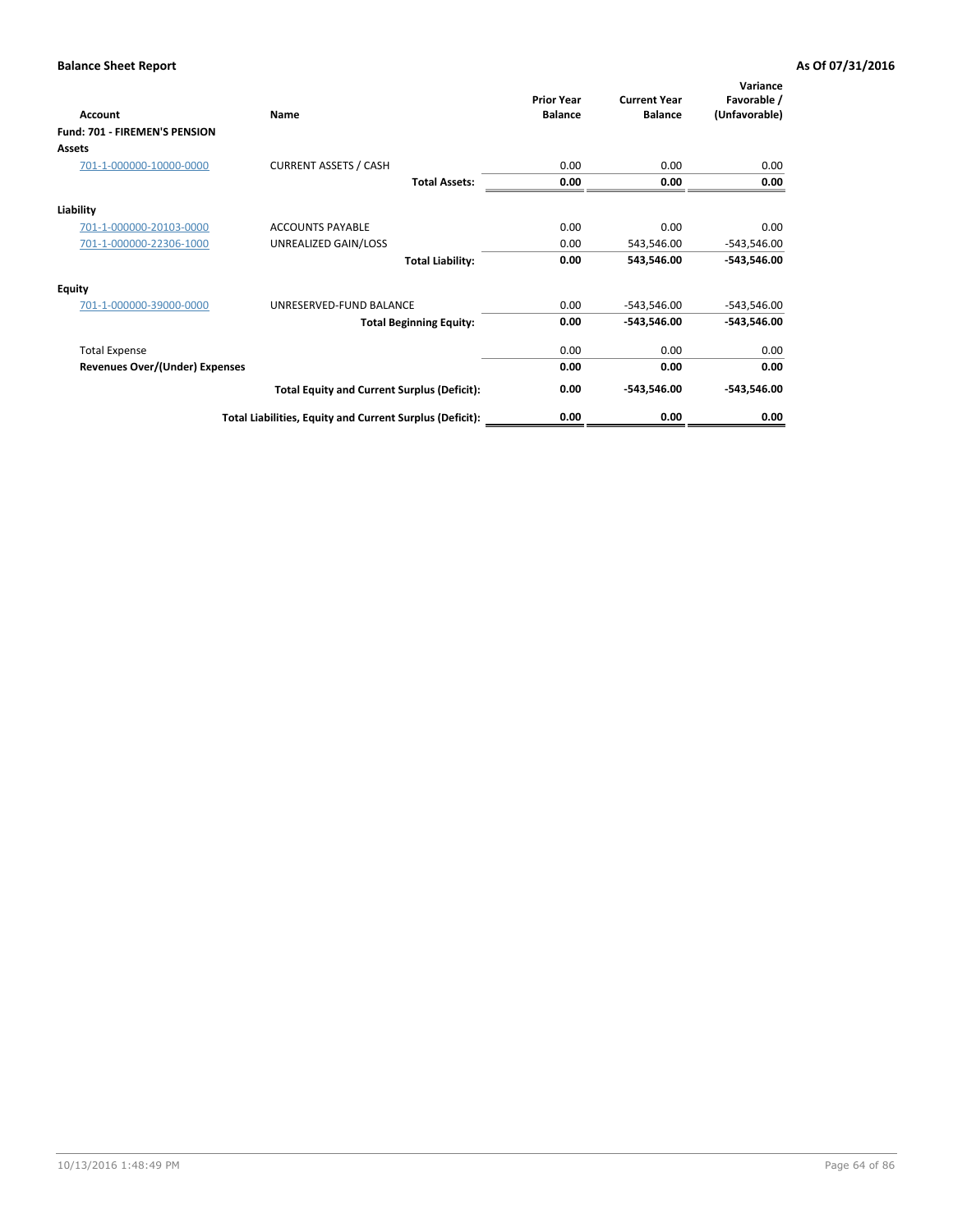**Balance Sheet Report** **As Of 07/31/2016**

| Account | Name | Prior Year Balance | Current Year Balance | Variance Favorable / (Unfavorable) |
|---|---|---|---|---|
| **Fund: 701 - FIREMEN'S PENSION** | | | | |
| **Assets** | | | | |
| 701-1-000000-10000-0000 | CURRENT ASSETS / CASH | 0.00 | 0.00 | 0.00 |
| | **Total Assets:** | **0.00** | **0.00** | **0.00** |
| **Liability** | | | | |
| 701-1-000000-20103-0000 | ACCOUNTS PAYABLE | 0.00 | 0.00 | 0.00 |
| 701-1-000000-22306-1000 | UNREALIZED GAIN/LOSS | 0.00 | 543,546.00 | -543,546.00 |
| | **Total Liability:** | **0.00** | **543,546.00** | **-543,546.00** |
| **Equity** | | | | |
| 701-1-000000-39000-0000 | UNRESERVED-FUND BALANCE | 0.00 | -543,546.00 | -543,546.00 |
| | **Total Beginning Equity:** | **0.00** | **-543,546.00** | **-543,546.00** |
| Total Expense | | 0.00 | 0.00 | 0.00 |
| **Revenues Over/(Under) Expenses** | | **0.00** | **0.00** | **0.00** |
| | **Total Equity and Current Surplus (Deficit):** | **0.00** | **-543,546.00** | **-543,546.00** |
| | **Total Liabilities, Equity and Current Surplus (Deficit):** | **0.00** | **0.00** | **0.00** |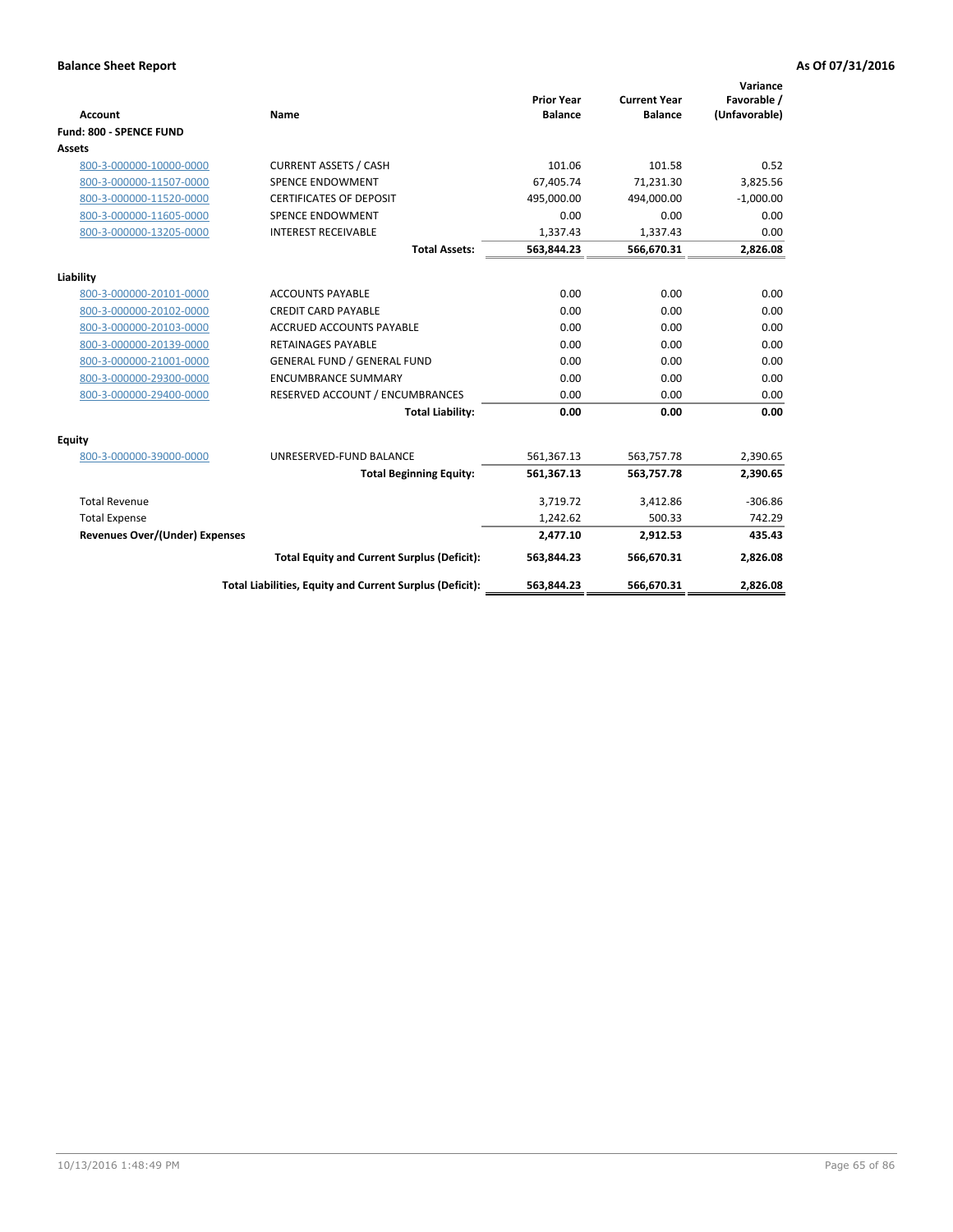**Balance Sheet Report** — **As Of 07/31/2016**

| Account | Name | Prior Year Balance | Current Year Balance | Variance Favorable / (Unfavorable) |
|---|---|---|---|---|
| **Fund: 800 - SPENCE FUND** | | | | |
| **Assets** | | | | |
| 800-3-000000-10000-0000 | CURRENT ASSETS / CASH | 101.06 | 101.58 | 0.52 |
| 800-3-000000-11507-0000 | SPENCE ENDOWMENT | 67,405.74 | 71,231.30 | 3,825.56 |
| 800-3-000000-11520-0000 | CERTIFICATES OF DEPOSIT | 495,000.00 | 494,000.00 | -1,000.00 |
| 800-3-000000-11605-0000 | SPENCE ENDOWMENT | 0.00 | 0.00 | 0.00 |
| 800-3-000000-13205-0000 | INTEREST RECEIVABLE | 1,337.43 | 1,337.43 | 0.00 |
| | **Total Assets:** | **563,844.23** | **566,670.31** | **2,826.08** |
| **Liability** | | | | |
| 800-3-000000-20101-0000 | ACCOUNTS PAYABLE | 0.00 | 0.00 | 0.00 |
| 800-3-000000-20102-0000 | CREDIT CARD PAYABLE | 0.00 | 0.00 | 0.00 |
| 800-3-000000-20103-0000 | ACCRUED ACCOUNTS PAYABLE | 0.00 | 0.00 | 0.00 |
| 800-3-000000-20139-0000 | RETAINAGES PAYABLE | 0.00 | 0.00 | 0.00 |
| 800-3-000000-21001-0000 | GENERAL FUND / GENERAL FUND | 0.00 | 0.00 | 0.00 |
| 800-3-000000-29300-0000 | ENCUMBRANCE SUMMARY | 0.00 | 0.00 | 0.00 |
| 800-3-000000-29400-0000 | RESERVED ACCOUNT / ENCUMBRANCES | 0.00 | 0.00 | 0.00 |
| | **Total Liability:** | **0.00** | **0.00** | **0.00** |
| **Equity** | | | | |
| 800-3-000000-39000-0000 | UNRESERVED-FUND BALANCE | 561,367.13 | 563,757.78 | 2,390.65 |
| | **Total Beginning Equity:** | **561,367.13** | **563,757.78** | **2,390.65** |
| Total Revenue | | 3,719.72 | 3,412.86 | -306.86 |
| Total Expense | | 1,242.62 | 500.33 | 742.29 |
| **Revenues Over/(Under) Expenses** | | **2,477.10** | **2,912.53** | **435.43** |
| | **Total Equity and Current Surplus (Deficit):** | **563,844.23** | **566,670.31** | **2,826.08** |
| | **Total Liabilities, Equity and Current Surplus (Deficit):** | **563,844.23** | **566,670.31** | **2,826.08** |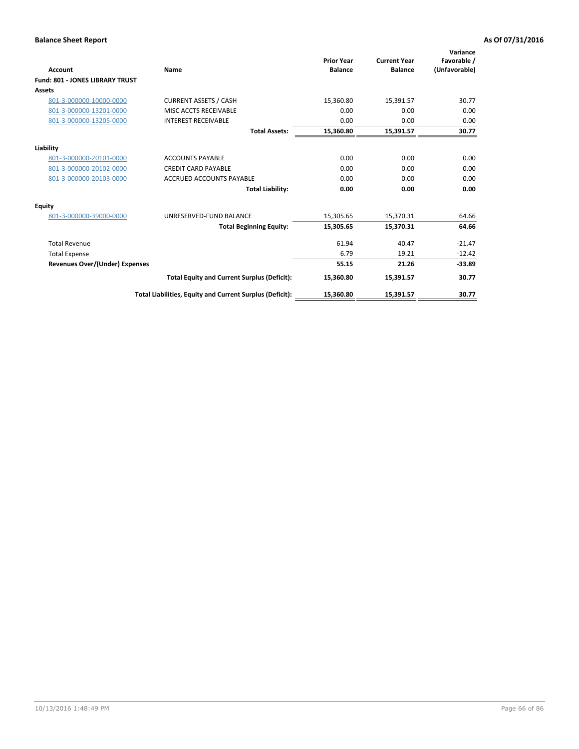**Balance Sheet Report** **As Of 07/31/2016**

| Account | Name | Prior Year Balance | Current Year Balance | Variance Favorable / (Unfavorable) |
|---|---|---|---|---|
| **Fund: 801 - JONES LIBRARY TRUST** | | | | |
| **Assets** | | | | |
| 801-3-000000-10000-0000 | CURRENT ASSETS / CASH | 15,360.80 | 15,391.57 | 30.77 |
| 801-3-000000-13201-0000 | MISC ACCTS RECEIVABLE | 0.00 | 0.00 | 0.00 |
| 801-3-000000-13205-0000 | INTEREST RECEIVABLE | 0.00 | 0.00 | 0.00 |
| | **Total Assets:** | **15,360.80** | **15,391.57** | **30.77** |
| **Liability** | | | | |
| 801-3-000000-20101-0000 | ACCOUNTS PAYABLE | 0.00 | 0.00 | 0.00 |
| 801-3-000000-20102-0000 | CREDIT CARD PAYABLE | 0.00 | 0.00 | 0.00 |
| 801-3-000000-20103-0000 | ACCRUED ACCOUNTS PAYABLE | 0.00 | 0.00 | 0.00 |
| | **Total Liability:** | **0.00** | **0.00** | **0.00** |
| **Equity** | | | | |
| 801-3-000000-39000-0000 | UNRESERVED-FUND BALANCE | 15,305.65 | 15,370.31 | 64.66 |
| | **Total Beginning Equity:** | **15,305.65** | **15,370.31** | **64.66** |
| Total Revenue | | 61.94 | 40.47 | -21.47 |
| Total Expense | | 6.79 | 19.21 | -12.42 |
| **Revenues Over/(Under) Expenses** | | **55.15** | **21.26** | **-33.89** |
| | **Total Equity and Current Surplus (Deficit):** | **15,360.80** | **15,391.57** | **30.77** |
| | **Total Liabilities, Equity and Current Surplus (Deficit):** | **15,360.80** | **15,391.57** | **30.77** |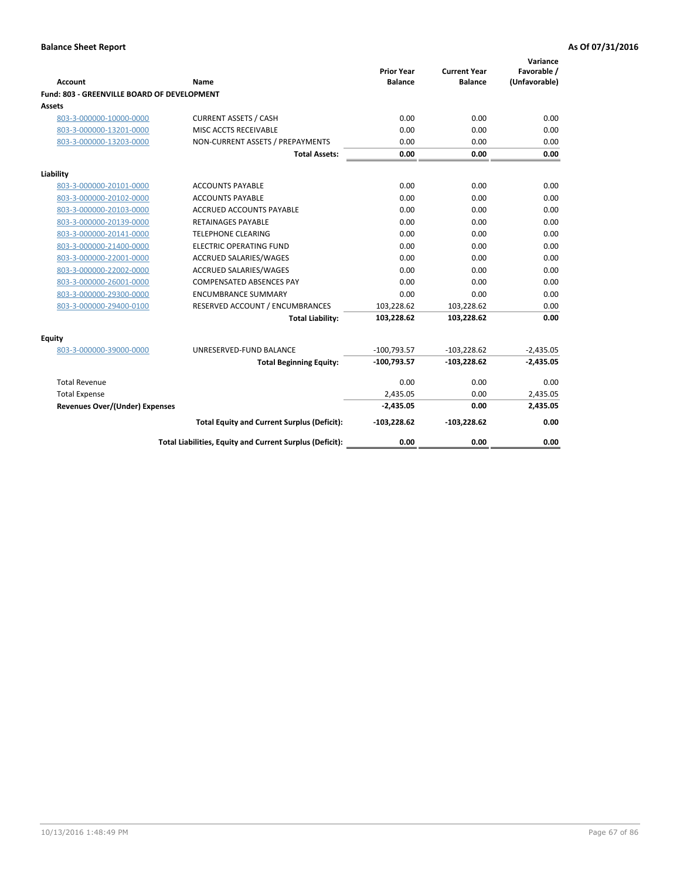**Balance Sheet Report** **As Of 07/31/2016**

| Account | Name | Prior Year Balance | Current Year Balance | Variance Favorable / (Unfavorable) |
|---|---|---|---|---|
| **Fund: 803 - GREENVILLE BOARD OF DEVELOPMENT** | | | | |
| **Assets** | | | | |
| 803-3-000000-10000-0000 | CURRENT ASSETS / CASH | 0.00 | 0.00 | 0.00 |
| 803-3-000000-13201-0000 | MISC ACCTS RECEIVABLE | 0.00 | 0.00 | 0.00 |
| 803-3-000000-13203-0000 | NON-CURRENT ASSETS / PREPAYMENTS | 0.00 | 0.00 | 0.00 |
| | **Total Assets:** | **0.00** | **0.00** | **0.00** |
| **Liability** | | | | |
| 803-3-000000-20101-0000 | ACCOUNTS PAYABLE | 0.00 | 0.00 | 0.00 |
| 803-3-000000-20102-0000 | ACCOUNTS PAYABLE | 0.00 | 0.00 | 0.00 |
| 803-3-000000-20103-0000 | ACCRUED ACCOUNTS PAYABLE | 0.00 | 0.00 | 0.00 |
| 803-3-000000-20139-0000 | RETAINAGES PAYABLE | 0.00 | 0.00 | 0.00 |
| 803-3-000000-20141-0000 | TELEPHONE CLEARING | 0.00 | 0.00 | 0.00 |
| 803-3-000000-21400-0000 | ELECTRIC OPERATING FUND | 0.00 | 0.00 | 0.00 |
| 803-3-000000-22001-0000 | ACCRUED SALARIES/WAGES | 0.00 | 0.00 | 0.00 |
| 803-3-000000-22002-0000 | ACCRUED SALARIES/WAGES | 0.00 | 0.00 | 0.00 |
| 803-3-000000-26001-0000 | COMPENSATED ABSENCES PAY | 0.00 | 0.00 | 0.00 |
| 803-3-000000-29300-0000 | ENCUMBRANCE SUMMARY | 0.00 | 0.00 | 0.00 |
| 803-3-000000-29400-0100 | RESERVED ACCOUNT / ENCUMBRANCES | 103,228.62 | 103,228.62 | 0.00 |
| | **Total Liability:** | **103,228.62** | **103,228.62** | **0.00** |
| **Equity** | | | | |
| 803-3-000000-39000-0000 | UNRESERVED-FUND BALANCE | -100,793.57 | -103,228.62 | -2,435.05 |
| | **Total Beginning Equity:** | **-100,793.57** | **-103,228.62** | **-2,435.05** |
| Total Revenue | | 0.00 | 0.00 | 0.00 |
| Total Expense | | 2,435.05 | 0.00 | 2,435.05 |
| **Revenues Over/(Under) Expenses** | | **-2,435.05** | **0.00** | **2,435.05** |
| | **Total Equity and Current Surplus (Deficit):** | **-103,228.62** | **-103,228.62** | **0.00** |
| | **Total Liabilities, Equity and Current Surplus (Deficit):** | **0.00** | **0.00** | **0.00** |

10/13/2016 1:48:49 PM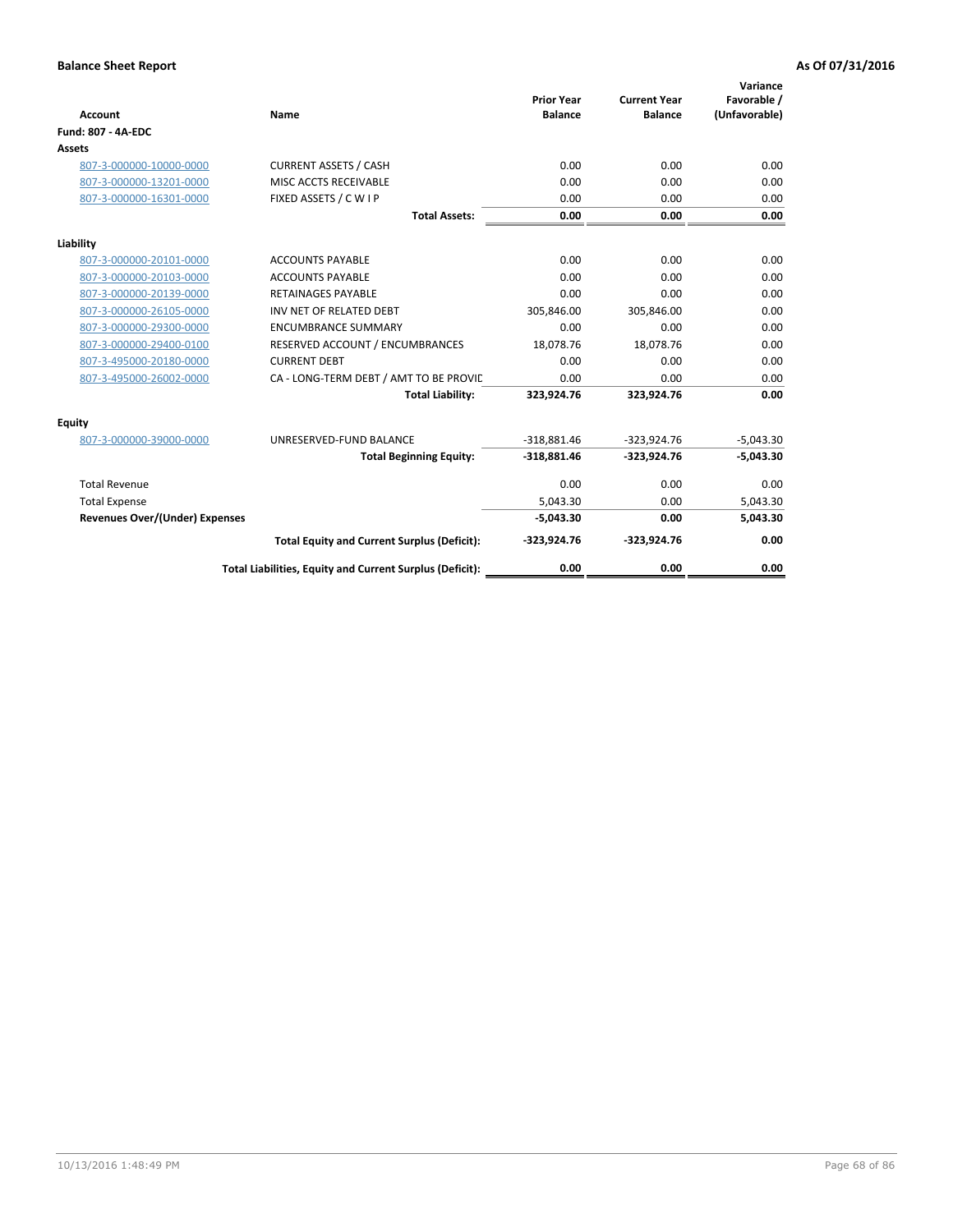**Balance Sheet Report** **As Of 07/31/2016**

| Account | Name | Prior Year Balance | Current Year Balance | Variance Favorable / (Unfavorable) |
|---|---|---|---|---|
| **Fund: 807 - 4A-EDC** | | | | |
| **Assets** | | | | |
| 807-3-000000-10000-0000 | CURRENT ASSETS / CASH | 0.00 | 0.00 | 0.00 |
| 807-3-000000-13201-0000 | MISC ACCTS RECEIVABLE | 0.00 | 0.00 | 0.00 |
| 807-3-000000-16301-0000 | FIXED ASSETS / C W I P | 0.00 | 0.00 | 0.00 |
| | **Total Assets:** | **0.00** | **0.00** | **0.00** |
| **Liability** | | | | |
| 807-3-000000-20101-0000 | ACCOUNTS PAYABLE | 0.00 | 0.00 | 0.00 |
| 807-3-000000-20103-0000 | ACCOUNTS PAYABLE | 0.00 | 0.00 | 0.00 |
| 807-3-000000-20139-0000 | RETAINAGES PAYABLE | 0.00 | 0.00 | 0.00 |
| 807-3-000000-26105-0000 | INV NET OF RELATED DEBT | 305,846.00 | 305,846.00 | 0.00 |
| 807-3-000000-29300-0000 | ENCUMBRANCE SUMMARY | 0.00 | 0.00 | 0.00 |
| 807-3-000000-29400-0100 | RESERVED ACCOUNT / ENCUMBRANCES | 18,078.76 | 18,078.76 | 0.00 |
| 807-3-495000-20180-0000 | CURRENT DEBT | 0.00 | 0.00 | 0.00 |
| 807-3-495000-26002-0000 | CA - LONG-TERM DEBT / AMT TO BE PROVIC | 0.00 | 0.00 | 0.00 |
| | **Total Liability:** | **323,924.76** | **323,924.76** | **0.00** |
| **Equity** | | | | |
| 807-3-000000-39000-0000 | UNRESERVED-FUND BALANCE | -318,881.46 | -323,924.76 | -5,043.30 |
| | **Total Beginning Equity:** | **-318,881.46** | **-323,924.76** | **-5,043.30** |
| Total Revenue | | 0.00 | 0.00 | 0.00 |
| Total Expense | | 5,043.30 | 0.00 | 5,043.30 |
| **Revenues Over/(Under) Expenses** | | **-5,043.30** | **0.00** | **5,043.30** |
| | **Total Equity and Current Surplus (Deficit):** | **-323,924.76** | **-323,924.76** | **0.00** |
| | **Total Liabilities, Equity and Current Surplus (Deficit):** | **0.00** | **0.00** | **0.00** |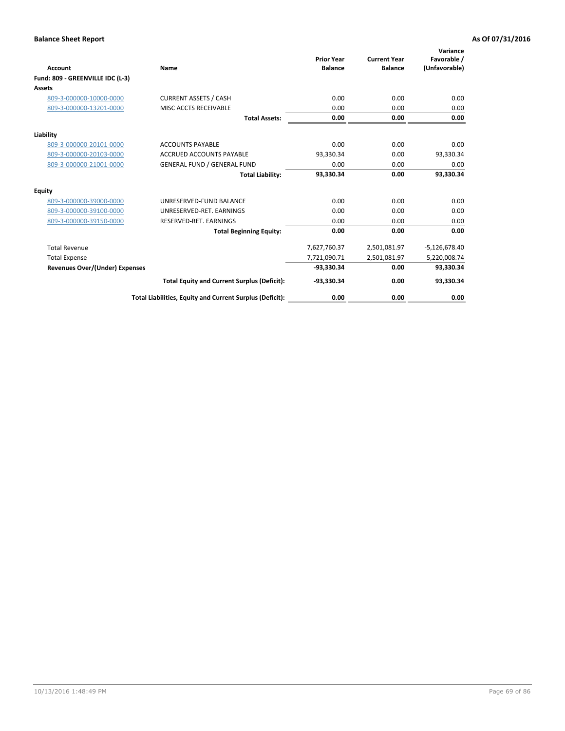**Balance Sheet Report** **As Of 07/31/2016**

| Account | Name | Prior Year Balance | Current Year Balance | Variance Favorable / (Unfavorable) |
|---|---|---|---|---|
| **Fund: 809 - GREENVILLE IDC (L-3)** | | | | |
| **Assets** | | | | |
| 809-3-000000-10000-0000 | CURRENT ASSETS / CASH | 0.00 | 0.00 | 0.00 |
| 809-3-000000-13201-0000 | MISC ACCTS RECEIVABLE | 0.00 | 0.00 | 0.00 |
| | **Total Assets:** | **0.00** | **0.00** | **0.00** |
| **Liability** | | | | |
| 809-3-000000-20101-0000 | ACCOUNTS PAYABLE | 0.00 | 0.00 | 0.00 |
| 809-3-000000-20103-0000 | ACCRUED ACCOUNTS PAYABLE | 93,330.34 | 0.00 | 93,330.34 |
| 809-3-000000-21001-0000 | GENERAL FUND / GENERAL FUND | 0.00 | 0.00 | 0.00 |
| | **Total Liability:** | **93,330.34** | **0.00** | **93,330.34** |
| **Equity** | | | | |
| 809-3-000000-39000-0000 | UNRESERVED-FUND BALANCE | 0.00 | 0.00 | 0.00 |
| 809-3-000000-39100-0000 | UNRESERVED-RET. EARNINGS | 0.00 | 0.00 | 0.00 |
| 809-3-000000-39150-0000 | RESERVED-RET. EARNINGS | 0.00 | 0.00 | 0.00 |
| | **Total Beginning Equity:** | **0.00** | **0.00** | **0.00** |
| Total Revenue | | 7,627,760.37 | 2,501,081.97 | -5,126,678.40 |
| Total Expense | | 7,721,090.71 | 2,501,081.97 | 5,220,008.74 |
| **Revenues Over/(Under) Expenses** | | **-93,330.34** | **0.00** | **93,330.34** |
| | **Total Equity and Current Surplus (Deficit):** | **-93,330.34** | **0.00** | **93,330.34** |
| | **Total Liabilities, Equity and Current Surplus (Deficit):** | **0.00** | **0.00** | **0.00** |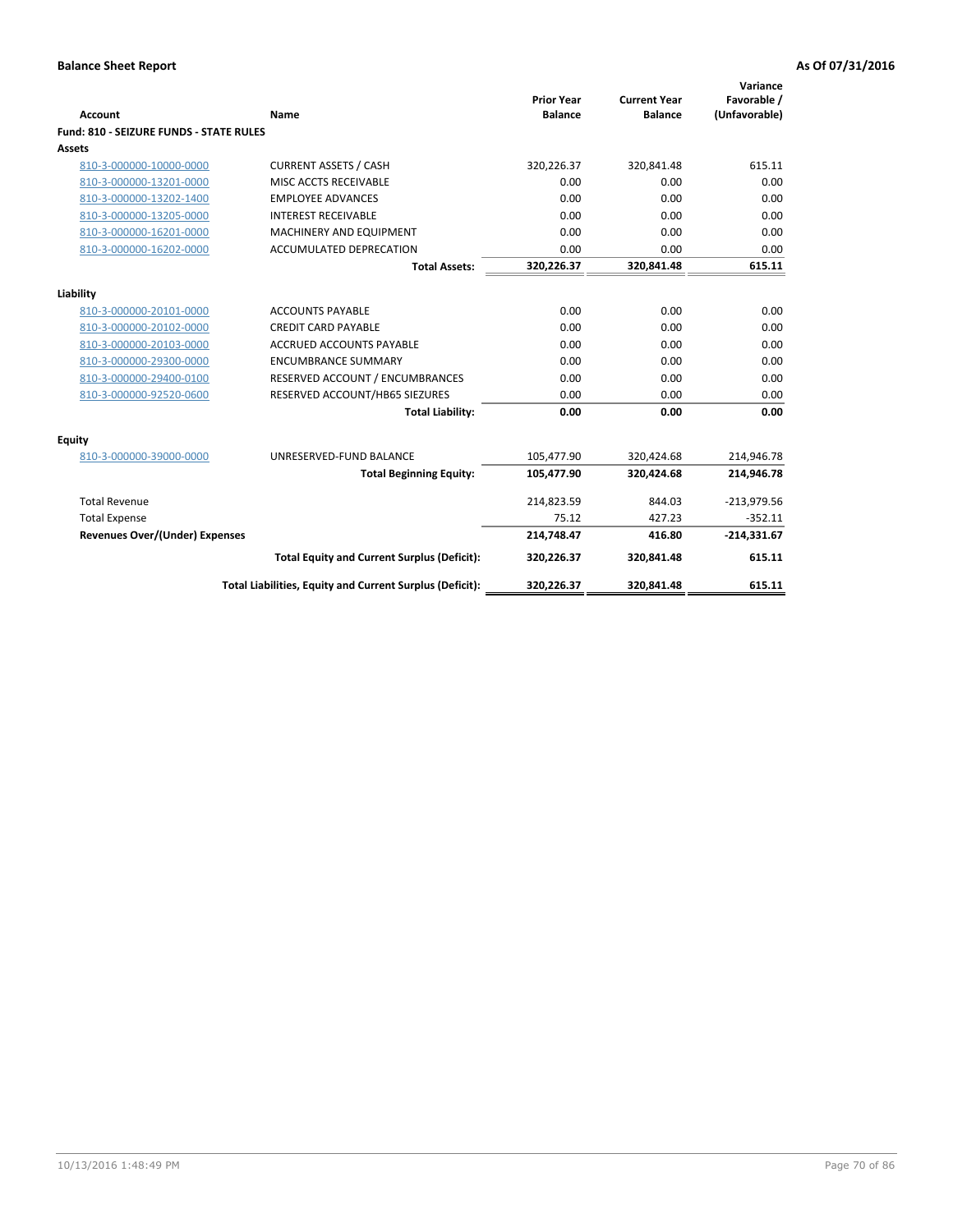**Balance Sheet Report** | **As Of 07/31/2016**

| Account | Name | Prior Year Balance | Current Year Balance | Variance Favorable / (Unfavorable) |
|---|---|---|---|---|
| **Fund: 810 - SEIZURE FUNDS - STATE RULES** | | | | |
| **Assets** | | | | |
| 810-3-000000-10000-0000 | CURRENT ASSETS / CASH | 320,226.37 | 320,841.48 | 615.11 |
| 810-3-000000-13201-0000 | MISC ACCTS RECEIVABLE | 0.00 | 0.00 | 0.00 |
| 810-3-000000-13202-1400 | EMPLOYEE ADVANCES | 0.00 | 0.00 | 0.00 |
| 810-3-000000-13205-0000 | INTEREST RECEIVABLE | 0.00 | 0.00 | 0.00 |
| 810-3-000000-16201-0000 | MACHINERY AND EQUIPMENT | 0.00 | 0.00 | 0.00 |
| 810-3-000000-16202-0000 | ACCUMULATED DEPRECATION | 0.00 | 0.00 | 0.00 |
| | **Total Assets:** | **320,226.37** | **320,841.48** | **615.11** |
| **Liability** | | | | |
| 810-3-000000-20101-0000 | ACCOUNTS PAYABLE | 0.00 | 0.00 | 0.00 |
| 810-3-000000-20102-0000 | CREDIT CARD PAYABLE | 0.00 | 0.00 | 0.00 |
| 810-3-000000-20103-0000 | ACCRUED ACCOUNTS PAYABLE | 0.00 | 0.00 | 0.00 |
| 810-3-000000-29300-0000 | ENCUMBRANCE SUMMARY | 0.00 | 0.00 | 0.00 |
| 810-3-000000-29400-0100 | RESERVED ACCOUNT / ENCUMBRANCES | 0.00 | 0.00 | 0.00 |
| 810-3-000000-92520-0600 | RESERVED ACCOUNT/HB65 SIEZURES | 0.00 | 0.00 | 0.00 |
| | **Total Liability:** | **0.00** | **0.00** | **0.00** |
| **Equity** | | | | |
| 810-3-000000-39000-0000 | UNRESERVED-FUND BALANCE | 105,477.90 | 320,424.68 | 214,946.78 |
| | **Total Beginning Equity:** | **105,477.90** | **320,424.68** | **214,946.78** |
| Total Revenue | | 214,823.59 | 844.03 | -213,979.56 |
| Total Expense | | 75.12 | 427.23 | -352.11 |
| **Revenues Over/(Under) Expenses** | | **214,748.47** | **416.80** | **-214,331.67** |
| | **Total Equity and Current Surplus (Deficit):** | **320,226.37** | **320,841.48** | **615.11** |
| | **Total Liabilities, Equity and Current Surplus (Deficit):** | **320,226.37** | **320,841.48** | **615.11** |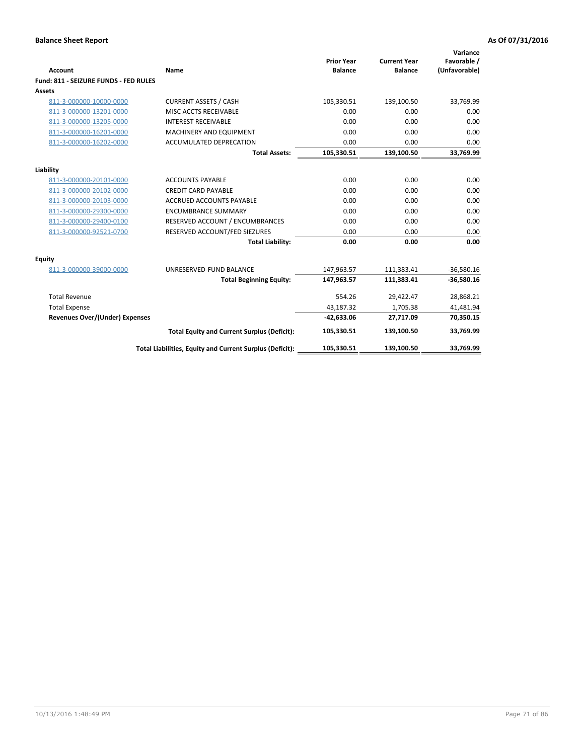**Balance Sheet Report** **As Of 07/31/2016**

| Account | Name | Prior Year Balance | Current Year Balance | Variance Favorable / (Unfavorable) |
|---|---|---|---|---|
| **Fund: 811 - SEIZURE FUNDS - FED RULES** | | | | |
| **Assets** | | | | |
| 811-3-000000-10000-0000 | CURRENT ASSETS / CASH | 105,330.51 | 139,100.50 | 33,769.99 |
| 811-3-000000-13201-0000 | MISC ACCTS RECEIVABLE | 0.00 | 0.00 | 0.00 |
| 811-3-000000-13205-0000 | INTEREST RECEIVABLE | 0.00 | 0.00 | 0.00 |
| 811-3-000000-16201-0000 | MACHINERY AND EQUIPMENT | 0.00 | 0.00 | 0.00 |
| 811-3-000000-16202-0000 | ACCUMULATED DEPRECATION | 0.00 | 0.00 | 0.00 |
| | **Total Assets:** | **105,330.51** | **139,100.50** | **33,769.99** |
| **Liability** | | | | |
| 811-3-000000-20101-0000 | ACCOUNTS PAYABLE | 0.00 | 0.00 | 0.00 |
| 811-3-000000-20102-0000 | CREDIT CARD PAYABLE | 0.00 | 0.00 | 0.00 |
| 811-3-000000-20103-0000 | ACCRUED ACCOUNTS PAYABLE | 0.00 | 0.00 | 0.00 |
| 811-3-000000-29300-0000 | ENCUMBRANCE SUMMARY | 0.00 | 0.00 | 0.00 |
| 811-3-000000-29400-0100 | RESERVED ACCOUNT / ENCUMBRANCES | 0.00 | 0.00 | 0.00 |
| 811-3-000000-92521-0700 | RESERVED ACCOUNT/FED SIEZURES | 0.00 | 0.00 | 0.00 |
| | **Total Liability:** | **0.00** | **0.00** | **0.00** |
| **Equity** | | | | |
| 811-3-000000-39000-0000 | UNRESERVED-FUND BALANCE | 147,963.57 | 111,383.41 | -36,580.16 |
| | **Total Beginning Equity:** | **147,963.57** | **111,383.41** | **-36,580.16** |
| Total Revenue | | 554.26 | 29,422.47 | 28,868.21 |
| Total Expense | | 43,187.32 | 1,705.38 | 41,481.94 |
| **Revenues Over/(Under) Expenses** | | **-42,633.06** | **27,717.09** | **70,350.15** |
| | **Total Equity and Current Surplus (Deficit):** | **105,330.51** | **139,100.50** | **33,769.99** |
| | **Total Liabilities, Equity and Current Surplus (Deficit):** | **105,330.51** | **139,100.50** | **33,769.99** |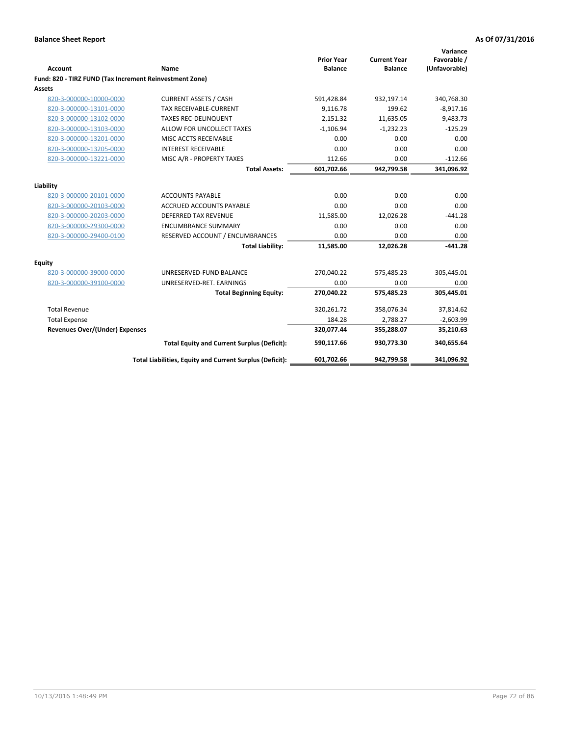**Balance Sheet Report** **As Of 07/31/2016**

| Account | Name | Prior Year Balance | Current Year Balance | Variance Favorable / (Unfavorable) |
|---|---|---|---|---|
| **Fund: 820 - TIRZ FUND (Tax Increment Reinvestment Zone)** | | | | |
| **Assets** | | | | |
| 820-3-000000-10000-0000 | CURRENT ASSETS / CASH | 591,428.84 | 932,197.14 | 340,768.30 |
| 820-3-000000-13101-0000 | TAX RECEIVABLE-CURRENT | 9,116.78 | 199.62 | -8,917.16 |
| 820-3-000000-13102-0000 | TAXES REC-DELINQUENT | 2,151.32 | 11,635.05 | 9,483.73 |
| 820-3-000000-13103-0000 | ALLOW FOR UNCOLLECT TAXES | -1,106.94 | -1,232.23 | -125.29 |
| 820-3-000000-13201-0000 | MISC ACCTS RECEIVABLE | 0.00 | 0.00 | 0.00 |
| 820-3-000000-13205-0000 | INTEREST RECEIVABLE | 0.00 | 0.00 | 0.00 |
| 820-3-000000-13221-0000 | MISC A/R - PROPERTY TAXES | 112.66 | 0.00 | -112.66 |
| | **Total Assets:** | **601,702.66** | **942,799.58** | **341,096.92** |
| **Liability** | | | | |
| 820-3-000000-20101-0000 | ACCOUNTS PAYABLE | 0.00 | 0.00 | 0.00 |
| 820-3-000000-20103-0000 | ACCRUED ACCOUNTS PAYABLE | 0.00 | 0.00 | 0.00 |
| 820-3-000000-20203-0000 | DEFERRED TAX REVENUE | 11,585.00 | 12,026.28 | -441.28 |
| 820-3-000000-29300-0000 | ENCUMBRANCE SUMMARY | 0.00 | 0.00 | 0.00 |
| 820-3-000000-29400-0100 | RESERVED ACCOUNT / ENCUMBRANCES | 0.00 | 0.00 | 0.00 |
| | **Total Liability:** | **11,585.00** | **12,026.28** | **-441.28** |
| **Equity** | | | | |
| 820-3-000000-39000-0000 | UNRESERVED-FUND BALANCE | 270,040.22 | 575,485.23 | 305,445.01 |
| 820-3-000000-39100-0000 | UNRESERVED-RET. EARNINGS | 0.00 | 0.00 | 0.00 |
| | **Total Beginning Equity:** | **270,040.22** | **575,485.23** | **305,445.01** |
| Total Revenue | | 320,261.72 | 358,076.34 | 37,814.62 |
| Total Expense | | 184.28 | 2,788.27 | -2,603.99 |
| **Revenues Over/(Under) Expenses** | | **320,077.44** | **355,288.07** | **35,210.63** |
| | **Total Equity and Current Surplus (Deficit):** | **590,117.66** | **930,773.30** | **340,655.64** |
| | **Total Liabilities, Equity and Current Surplus (Deficit):** | **601,702.66** | **942,799.58** | **341,096.92** |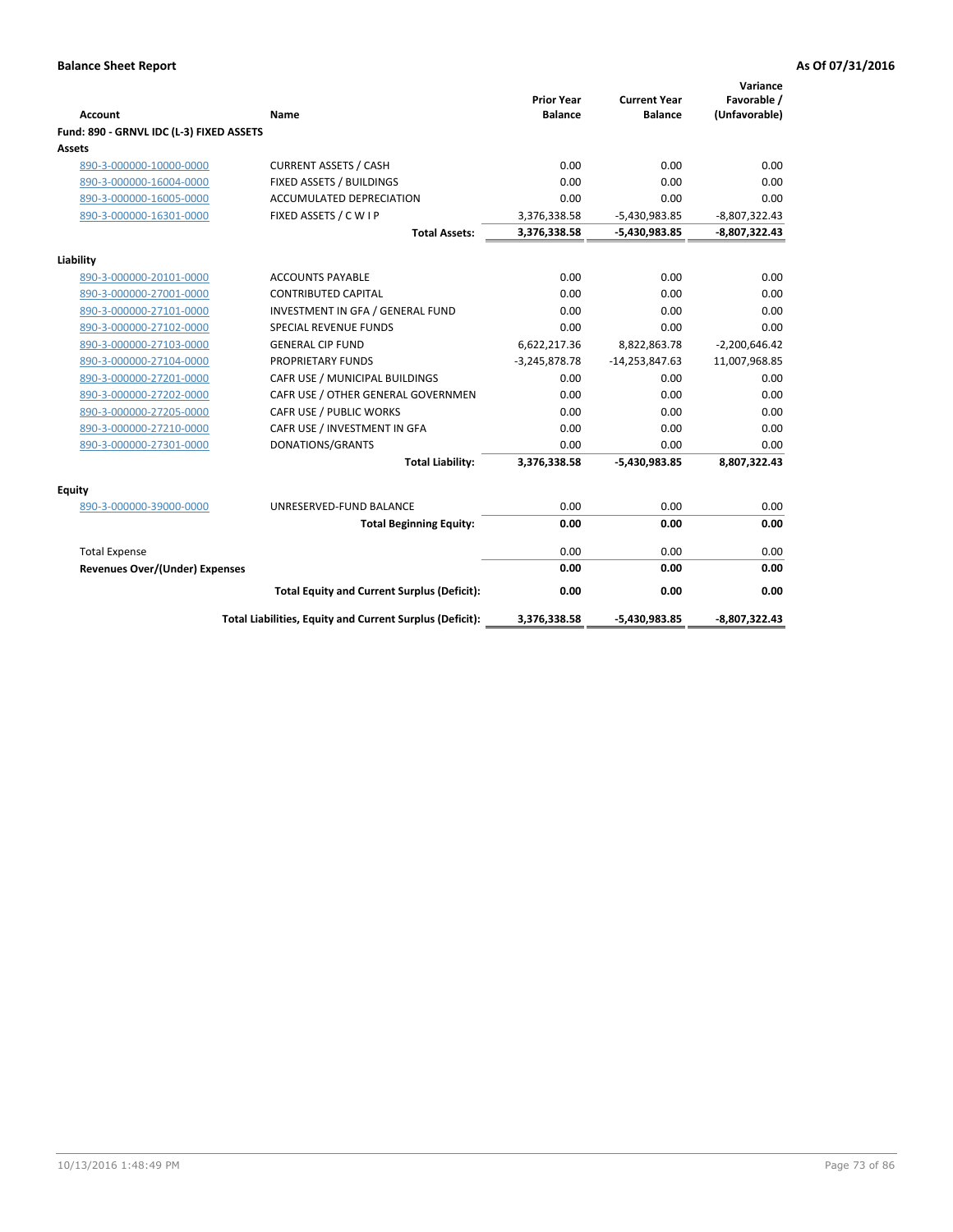**Balance Sheet Report** **As Of 07/31/2016**

| Account | Name | Prior Year Balance | Current Year Balance | Variance Favorable / (Unfavorable) |
|---|---|---|---|---|
| **Fund: 890 - GRNVL IDC (L-3) FIXED ASSETS** | | | | |
| **Assets** | | | | |
| 890-3-000000-10000-0000 | CURRENT ASSETS / CASH | 0.00 | 0.00 | 0.00 |
| 890-3-000000-16004-0000 | FIXED ASSETS / BUILDINGS | 0.00 | 0.00 | 0.00 |
| 890-3-000000-16005-0000 | ACCUMULATED DEPRECIATION | 0.00 | 0.00 | 0.00 |
| 890-3-000000-16301-0000 | FIXED ASSETS / C W I P | 3,376,338.58 | -5,430,983.85 | -8,807,322.43 |
| | **Total Assets:** | **3,376,338.58** | **-5,430,983.85** | **-8,807,322.43** |
| **Liability** | | | | |
| 890-3-000000-20101-0000 | ACCOUNTS PAYABLE | 0.00 | 0.00 | 0.00 |
| 890-3-000000-27001-0000 | CONTRIBUTED CAPITAL | 0.00 | 0.00 | 0.00 |
| 890-3-000000-27101-0000 | INVESTMENT IN GFA / GENERAL FUND | 0.00 | 0.00 | 0.00 |
| 890-3-000000-27102-0000 | SPECIAL REVENUE FUNDS | 0.00 | 0.00 | 0.00 |
| 890-3-000000-27103-0000 | GENERAL CIP FUND | 6,622,217.36 | 8,822,863.78 | -2,200,646.42 |
| 890-3-000000-27104-0000 | PROPRIETARY FUNDS | -3,245,878.78 | -14,253,847.63 | 11,007,968.85 |
| 890-3-000000-27201-0000 | CAFR USE / MUNICIPAL BUILDINGS | 0.00 | 0.00 | 0.00 |
| 890-3-000000-27202-0000 | CAFR USE / OTHER GENERAL GOVERNMEN | 0.00 | 0.00 | 0.00 |
| 890-3-000000-27205-0000 | CAFR USE / PUBLIC WORKS | 0.00 | 0.00 | 0.00 |
| 890-3-000000-27210-0000 | CAFR USE / INVESTMENT IN GFA | 0.00 | 0.00 | 0.00 |
| 890-3-000000-27301-0000 | DONATIONS/GRANTS | 0.00 | 0.00 | 0.00 |
| | **Total Liability:** | **3,376,338.58** | **-5,430,983.85** | **8,807,322.43** |
| **Equity** | | | | |
| 890-3-000000-39000-0000 | UNRESERVED-FUND BALANCE | 0.00 | 0.00 | 0.00 |
| | **Total Beginning Equity:** | **0.00** | **0.00** | **0.00** |
| Total Expense | | 0.00 | 0.00 | 0.00 |
| **Revenues Over/(Under) Expenses** | | **0.00** | **0.00** | **0.00** |
| | **Total Equity and Current Surplus (Deficit):** | **0.00** | **0.00** | **0.00** |
| | **Total Liabilities, Equity and Current Surplus (Deficit):** | **3,376,338.58** | **-5,430,983.85** | **-8,807,322.43** |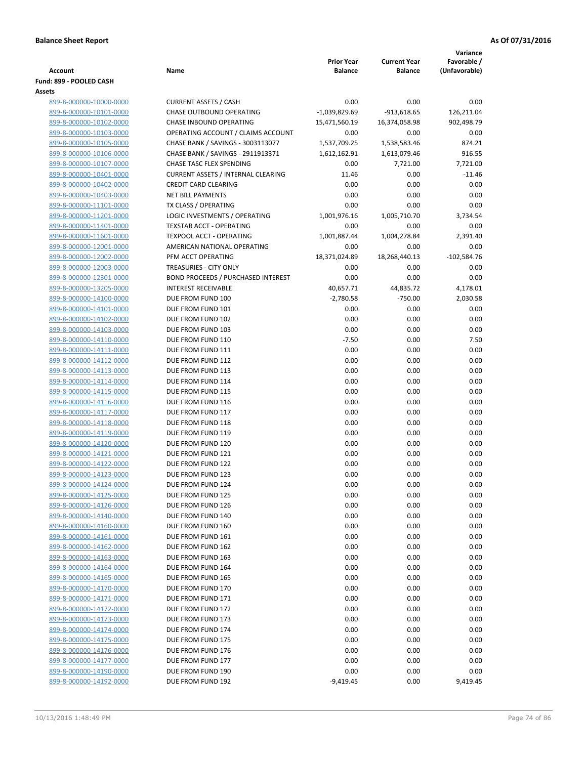**Balance Sheet Report** **As Of 07/31/2016**

| Account | Name | Prior Year Balance | Current Year Balance | Variance Favorable / (Unfavorable) |
|---|---|---|---|---|
| **Fund: 899 - POOLED CASH** | | | | |
| **Assets** | | | | |
| 899-8-000000-10000-0000 | CURRENT ASSETS / CASH | 0.00 | 0.00 | 0.00 |
| 899-8-000000-10101-0000 | CHASE OUTBOUND OPERATING | -1,039,829.69 | -913,618.65 | 126,211.04 |
| 899-8-000000-10102-0000 | CHASE INBOUND OPERATING | 15,471,560.19 | 16,374,058.98 | 902,498.79 |
| 899-8-000000-10103-0000 | OPERATING ACCOUNT / CLAIMS ACCOUNT | 0.00 | 0.00 | 0.00 |
| 899-8-000000-10105-0000 | CHASE BANK / SAVINGS - 3003113077 | 1,537,709.25 | 1,538,583.46 | 874.21 |
| 899-8-000000-10106-0000 | CHASE BANK / SAVINGS - 2911913371 | 1,612,162.91 | 1,613,079.46 | 916.55 |
| 899-8-000000-10107-0000 | CHASE TASC FLEX SPENDING | 0.00 | 7,721.00 | 7,721.00 |
| 899-8-000000-10401-0000 | CURRENT ASSETS / INTERNAL CLEARING | 11.46 | 0.00 | -11.46 |
| 899-8-000000-10402-0000 | CREDIT CARD CLEARING | 0.00 | 0.00 | 0.00 |
| 899-8-000000-10403-0000 | NET BILL PAYMENTS | 0.00 | 0.00 | 0.00 |
| 899-8-000000-11101-0000 | TX CLASS / OPERATING | 0.00 | 0.00 | 0.00 |
| 899-8-000000-11201-0000 | LOGIC INVESTMENTS / OPERATING | 1,001,976.16 | 1,005,710.70 | 3,734.54 |
| 899-8-000000-11401-0000 | TEXSTAR ACCT - OPERATING | 0.00 | 0.00 | 0.00 |
| 899-8-000000-11601-0000 | TEXPOOL ACCT - OPERATING | 1,001,887.44 | 1,004,278.84 | 2,391.40 |
| 899-8-000000-12001-0000 | AMERICAN NATIONAL OPERATING | 0.00 | 0.00 | 0.00 |
| 899-8-000000-12002-0000 | PFM ACCT OPERATING | 18,371,024.89 | 18,268,440.13 | -102,584.76 |
| 899-8-000000-12003-0000 | TREASURIES - CITY ONLY | 0.00 | 0.00 | 0.00 |
| 899-8-000000-12301-0000 | BOND PROCEEDS / PURCHASED INTEREST | 0.00 | 0.00 | 0.00 |
| 899-8-000000-13205-0000 | INTEREST RECEIVABLE | 40,657.71 | 44,835.72 | 4,178.01 |
| 899-8-000000-14100-0000 | DUE FROM FUND 100 | -2,780.58 | -750.00 | 2,030.58 |
| 899-8-000000-14101-0000 | DUE FROM FUND 101 | 0.00 | 0.00 | 0.00 |
| 899-8-000000-14102-0000 | DUE FROM FUND 102 | 0.00 | 0.00 | 0.00 |
| 899-8-000000-14103-0000 | DUE FROM FUND 103 | 0.00 | 0.00 | 0.00 |
| 899-8-000000-14110-0000 | DUE FROM FUND 110 | -7.50 | 0.00 | 7.50 |
| 899-8-000000-14111-0000 | DUE FROM FUND 111 | 0.00 | 0.00 | 0.00 |
| 899-8-000000-14112-0000 | DUE FROM FUND 112 | 0.00 | 0.00 | 0.00 |
| 899-8-000000-14113-0000 | DUE FROM FUND 113 | 0.00 | 0.00 | 0.00 |
| 899-8-000000-14114-0000 | DUE FROM FUND 114 | 0.00 | 0.00 | 0.00 |
| 899-8-000000-14115-0000 | DUE FROM FUND 115 | 0.00 | 0.00 | 0.00 |
| 899-8-000000-14116-0000 | DUE FROM FUND 116 | 0.00 | 0.00 | 0.00 |
| 899-8-000000-14117-0000 | DUE FROM FUND 117 | 0.00 | 0.00 | 0.00 |
| 899-8-000000-14118-0000 | DUE FROM FUND 118 | 0.00 | 0.00 | 0.00 |
| 899-8-000000-14119-0000 | DUE FROM FUND 119 | 0.00 | 0.00 | 0.00 |
| 899-8-000000-14120-0000 | DUE FROM FUND 120 | 0.00 | 0.00 | 0.00 |
| 899-8-000000-14121-0000 | DUE FROM FUND 121 | 0.00 | 0.00 | 0.00 |
| 899-8-000000-14122-0000 | DUE FROM FUND 122 | 0.00 | 0.00 | 0.00 |
| 899-8-000000-14123-0000 | DUE FROM FUND 123 | 0.00 | 0.00 | 0.00 |
| 899-8-000000-14124-0000 | DUE FROM FUND 124 | 0.00 | 0.00 | 0.00 |
| 899-8-000000-14125-0000 | DUE FROM FUND 125 | 0.00 | 0.00 | 0.00 |
| 899-8-000000-14126-0000 | DUE FROM FUND 126 | 0.00 | 0.00 | 0.00 |
| 899-8-000000-14140-0000 | DUE FROM FUND 140 | 0.00 | 0.00 | 0.00 |
| 899-8-000000-14160-0000 | DUE FROM FUND 160 | 0.00 | 0.00 | 0.00 |
| 899-8-000000-14161-0000 | DUE FROM FUND 161 | 0.00 | 0.00 | 0.00 |
| 899-8-000000-14162-0000 | DUE FROM FUND 162 | 0.00 | 0.00 | 0.00 |
| 899-8-000000-14163-0000 | DUE FROM FUND 163 | 0.00 | 0.00 | 0.00 |
| 899-8-000000-14164-0000 | DUE FROM FUND 164 | 0.00 | 0.00 | 0.00 |
| 899-8-000000-14165-0000 | DUE FROM FUND 165 | 0.00 | 0.00 | 0.00 |
| 899-8-000000-14170-0000 | DUE FROM FUND 170 | 0.00 | 0.00 | 0.00 |
| 899-8-000000-14171-0000 | DUE FROM FUND 171 | 0.00 | 0.00 | 0.00 |
| 899-8-000000-14172-0000 | DUE FROM FUND 172 | 0.00 | 0.00 | 0.00 |
| 899-8-000000-14173-0000 | DUE FROM FUND 173 | 0.00 | 0.00 | 0.00 |
| 899-8-000000-14174-0000 | DUE FROM FUND 174 | 0.00 | 0.00 | 0.00 |
| 899-8-000000-14175-0000 | DUE FROM FUND 175 | 0.00 | 0.00 | 0.00 |
| 899-8-000000-14176-0000 | DUE FROM FUND 176 | 0.00 | 0.00 | 0.00 |
| 899-8-000000-14177-0000 | DUE FROM FUND 177 | 0.00 | 0.00 | 0.00 |
| 899-8-000000-14190-0000 | DUE FROM FUND 190 | 0.00 | 0.00 | 0.00 |
| 899-8-000000-14192-0000 | DUE FROM FUND 192 | -9,419.45 | 0.00 | 9,419.45 |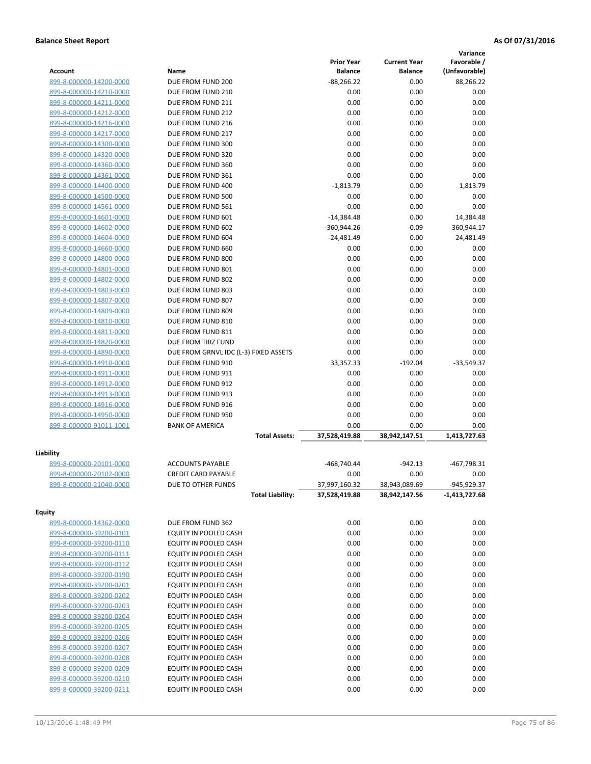**Balance Sheet Report** — **As Of 07/31/2016**

| Account | Name | Prior Year Balance | Current Year Balance | Variance Favorable / (Unfavorable) |
|---|---|---|---|---|
| 899-8-000000-14200-0000 | DUE FROM FUND 200 | -88,266.22 | 0.00 | 88,266.22 |
| 899-8-000000-14210-0000 | DUE FROM FUND 210 | 0.00 | 0.00 | 0.00 |
| 899-8-000000-14211-0000 | DUE FROM FUND 211 | 0.00 | 0.00 | 0.00 |
| 899-8-000000-14212-0000 | DUE FROM FUND 212 | 0.00 | 0.00 | 0.00 |
| 899-8-000000-14216-0000 | DUE FROM FUND 216 | 0.00 | 0.00 | 0.00 |
| 899-8-000000-14217-0000 | DUE FROM FUND 217 | 0.00 | 0.00 | 0.00 |
| 899-8-000000-14300-0000 | DUE FROM FUND 300 | 0.00 | 0.00 | 0.00 |
| 899-8-000000-14320-0000 | DUE FROM FUND 320 | 0.00 | 0.00 | 0.00 |
| 899-8-000000-14360-0000 | DUE FROM FUND 360 | 0.00 | 0.00 | 0.00 |
| 899-8-000000-14361-0000 | DUE FROM FUND 361 | 0.00 | 0.00 | 0.00 |
| 899-8-000000-14400-0000 | DUE FROM FUND 400 | -1,813.79 | 0.00 | 1,813.79 |
| 899-8-000000-14500-0000 | DUE FROM FUND 500 | 0.00 | 0.00 | 0.00 |
| 899-8-000000-14561-0000 | DUE FROM FUND 561 | 0.00 | 0.00 | 0.00 |
| 899-8-000000-14601-0000 | DUE FROM FUND 601 | -14,384.48 | 0.00 | 14,384.48 |
| 899-8-000000-14602-0000 | DUE FROM FUND 602 | -360,944.26 | -0.09 | 360,944.17 |
| 899-8-000000-14604-0000 | DUE FROM FUND 604 | -24,481.49 | 0.00 | 24,481.49 |
| 899-8-000000-14660-0000 | DUE FROM FUND 660 | 0.00 | 0.00 | 0.00 |
| 899-8-000000-14800-0000 | DUE FROM FUND 800 | 0.00 | 0.00 | 0.00 |
| 899-8-000000-14801-0000 | DUE FROM FUND 801 | 0.00 | 0.00 | 0.00 |
| 899-8-000000-14802-0000 | DUE FROM FUND 802 | 0.00 | 0.00 | 0.00 |
| 899-8-000000-14803-0000 | DUE FROM FUND 803 | 0.00 | 0.00 | 0.00 |
| 899-8-000000-14807-0000 | DUE FROM FUND 807 | 0.00 | 0.00 | 0.00 |
| 899-8-000000-14809-0000 | DUE FROM FUND 809 | 0.00 | 0.00 | 0.00 |
| 899-8-000000-14810-0000 | DUE FROM FUND 810 | 0.00 | 0.00 | 0.00 |
| 899-8-000000-14811-0000 | DUE FROM FUND 811 | 0.00 | 0.00 | 0.00 |
| 899-8-000000-14820-0000 | DUE FROM TIRZ FUND | 0.00 | 0.00 | 0.00 |
| 899-8-000000-14890-0000 | DUE FROM GRNVL IDC (L-3) FIXED ASSETS | 0.00 | 0.00 | 0.00 |
| 899-8-000000-14910-0000 | DUE FROM FUND 910 | 33,357.33 | -192.04 | -33,549.37 |
| 899-8-000000-14911-0000 | DUE FROM FUND 911 | 0.00 | 0.00 | 0.00 |
| 899-8-000000-14912-0000 | DUE FROM FUND 912 | 0.00 | 0.00 | 0.00 |
| 899-8-000000-14913-0000 | DUE FROM FUND 913 | 0.00 | 0.00 | 0.00 |
| 899-8-000000-14916-0000 | DUE FROM FUND 916 | 0.00 | 0.00 | 0.00 |
| 899-8-000000-14950-0000 | DUE FROM FUND 950 | 0.00 | 0.00 | 0.00 |
| 899-8-000000-91011-1001 | BANK OF AMERICA | 0.00 | 0.00 | 0.00 |
| | **Total Assets:** | **37,528,419.88** | **38,942,147.51** | **1,413,727.63** |

**Liability**

| Account | Name | Prior Year Balance | Current Year Balance | Variance Favorable / (Unfavorable) |
|---|---|---|---|---|
| 899-8-000000-20101-0000 | ACCOUNTS PAYABLE | -468,740.44 | -942.13 | -467,798.31 |
| 899-8-000000-20102-0000 | CREDIT CARD PAYABLE | 0.00 | 0.00 | 0.00 |
| 899-8-000000-21040-0000 | DUE TO OTHER FUNDS | 37,997,160.32 | 38,943,089.69 | -945,929.37 |
| | **Total Liability:** | **37,528,419.88** | **38,942,147.56** | **-1,413,727.68** |

**Equity**

| Account | Name | Prior Year Balance | Current Year Balance | Variance Favorable / (Unfavorable) |
|---|---|---|---|---|
| 899-8-000000-14362-0000 | DUE FROM FUND 362 | 0.00 | 0.00 | 0.00 |
| 899-8-000000-39200-0101 | EQUITY IN POOLED CASH | 0.00 | 0.00 | 0.00 |
| 899-8-000000-39200-0110 | EQUITY IN POOLED CASH | 0.00 | 0.00 | 0.00 |
| 899-8-000000-39200-0111 | EQUITY IN POOLED CASH | 0.00 | 0.00 | 0.00 |
| 899-8-000000-39200-0112 | EQUITY IN POOLED CASH | 0.00 | 0.00 | 0.00 |
| 899-8-000000-39200-0190 | EQUITY IN POOLED CASH | 0.00 | 0.00 | 0.00 |
| 899-8-000000-39200-0201 | EQUITY IN POOLED CASH | 0.00 | 0.00 | 0.00 |
| 899-8-000000-39200-0202 | EQUITY IN POOLED CASH | 0.00 | 0.00 | 0.00 |
| 899-8-000000-39200-0203 | EQUITY IN POOLED CASH | 0.00 | 0.00 | 0.00 |
| 899-8-000000-39200-0204 | EQUITY IN POOLED CASH | 0.00 | 0.00 | 0.00 |
| 899-8-000000-39200-0205 | EQUITY IN POOLED CASH | 0.00 | 0.00 | 0.00 |
| 899-8-000000-39200-0206 | EQUITY IN POOLED CASH | 0.00 | 0.00 | 0.00 |
| 899-8-000000-39200-0207 | EQUITY IN POOLED CASH | 0.00 | 0.00 | 0.00 |
| 899-8-000000-39200-0208 | EQUITY IN POOLED CASH | 0.00 | 0.00 | 0.00 |
| 899-8-000000-39200-0209 | EQUITY IN POOLED CASH | 0.00 | 0.00 | 0.00 |
| 899-8-000000-39200-0210 | EQUITY IN POOLED CASH | 0.00 | 0.00 | 0.00 |
| 899-8-000000-39200-0211 | EQUITY IN POOLED CASH | 0.00 | 0.00 | 0.00 |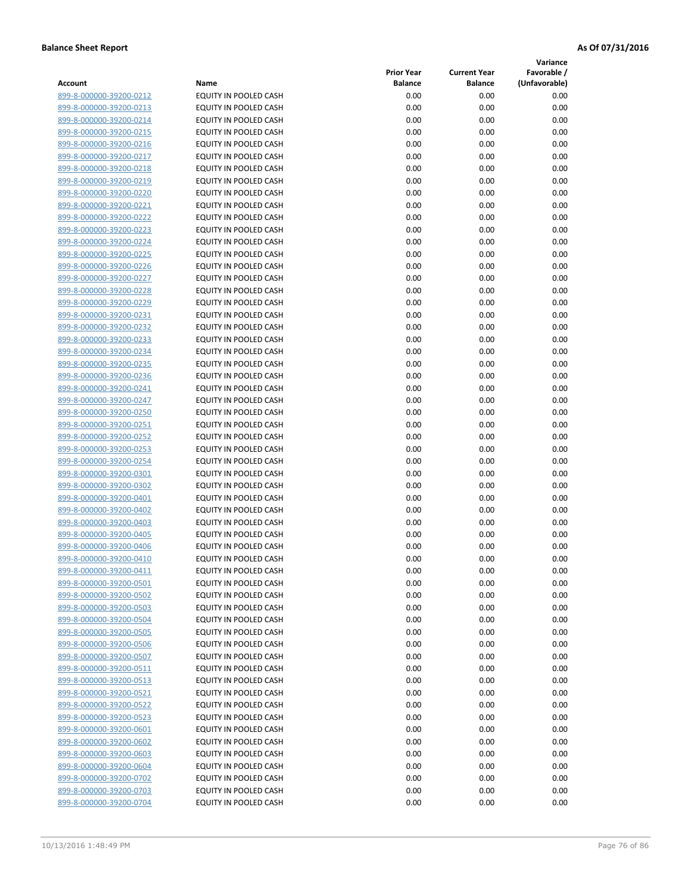**Balance Sheet Report** | **As Of 07/31/2016**

| Account | Name | Prior Year Balance | Current Year Balance | Variance Favorable / (Unfavorable) |
|---|---|---|---|---|
| 899-8-000000-39200-0212 | EQUITY IN POOLED CASH | 0.00 | 0.00 | 0.00 |
| 899-8-000000-39200-0213 | EQUITY IN POOLED CASH | 0.00 | 0.00 | 0.00 |
| 899-8-000000-39200-0214 | EQUITY IN POOLED CASH | 0.00 | 0.00 | 0.00 |
| 899-8-000000-39200-0215 | EQUITY IN POOLED CASH | 0.00 | 0.00 | 0.00 |
| 899-8-000000-39200-0216 | EQUITY IN POOLED CASH | 0.00 | 0.00 | 0.00 |
| 899-8-000000-39200-0217 | EQUITY IN POOLED CASH | 0.00 | 0.00 | 0.00 |
| 899-8-000000-39200-0218 | EQUITY IN POOLED CASH | 0.00 | 0.00 | 0.00 |
| 899-8-000000-39200-0219 | EQUITY IN POOLED CASH | 0.00 | 0.00 | 0.00 |
| 899-8-000000-39200-0220 | EQUITY IN POOLED CASH | 0.00 | 0.00 | 0.00 |
| 899-8-000000-39200-0221 | EQUITY IN POOLED CASH | 0.00 | 0.00 | 0.00 |
| 899-8-000000-39200-0222 | EQUITY IN POOLED CASH | 0.00 | 0.00 | 0.00 |
| 899-8-000000-39200-0223 | EQUITY IN POOLED CASH | 0.00 | 0.00 | 0.00 |
| 899-8-000000-39200-0224 | EQUITY IN POOLED CASH | 0.00 | 0.00 | 0.00 |
| 899-8-000000-39200-0225 | EQUITY IN POOLED CASH | 0.00 | 0.00 | 0.00 |
| 899-8-000000-39200-0226 | EQUITY IN POOLED CASH | 0.00 | 0.00 | 0.00 |
| 899-8-000000-39200-0227 | EQUITY IN POOLED CASH | 0.00 | 0.00 | 0.00 |
| 899-8-000000-39200-0228 | EQUITY IN POOLED CASH | 0.00 | 0.00 | 0.00 |
| 899-8-000000-39200-0229 | EQUITY IN POOLED CASH | 0.00 | 0.00 | 0.00 |
| 899-8-000000-39200-0231 | EQUITY IN POOLED CASH | 0.00 | 0.00 | 0.00 |
| 899-8-000000-39200-0232 | EQUITY IN POOLED CASH | 0.00 | 0.00 | 0.00 |
| 899-8-000000-39200-0233 | EQUITY IN POOLED CASH | 0.00 | 0.00 | 0.00 |
| 899-8-000000-39200-0234 | EQUITY IN POOLED CASH | 0.00 | 0.00 | 0.00 |
| 899-8-000000-39200-0235 | EQUITY IN POOLED CASH | 0.00 | 0.00 | 0.00 |
| 899-8-000000-39200-0236 | EQUITY IN POOLED CASH | 0.00 | 0.00 | 0.00 |
| 899-8-000000-39200-0241 | EQUITY IN POOLED CASH | 0.00 | 0.00 | 0.00 |
| 899-8-000000-39200-0247 | EQUITY IN POOLED CASH | 0.00 | 0.00 | 0.00 |
| 899-8-000000-39200-0250 | EQUITY IN POOLED CASH | 0.00 | 0.00 | 0.00 |
| 899-8-000000-39200-0251 | EQUITY IN POOLED CASH | 0.00 | 0.00 | 0.00 |
| 899-8-000000-39200-0252 | EQUITY IN POOLED CASH | 0.00 | 0.00 | 0.00 |
| 899-8-000000-39200-0253 | EQUITY IN POOLED CASH | 0.00 | 0.00 | 0.00 |
| 899-8-000000-39200-0254 | EQUITY IN POOLED CASH | 0.00 | 0.00 | 0.00 |
| 899-8-000000-39200-0301 | EQUITY IN POOLED CASH | 0.00 | 0.00 | 0.00 |
| 899-8-000000-39200-0302 | EQUITY IN POOLED CASH | 0.00 | 0.00 | 0.00 |
| 899-8-000000-39200-0401 | EQUITY IN POOLED CASH | 0.00 | 0.00 | 0.00 |
| 899-8-000000-39200-0402 | EQUITY IN POOLED CASH | 0.00 | 0.00 | 0.00 |
| 899-8-000000-39200-0403 | EQUITY IN POOLED CASH | 0.00 | 0.00 | 0.00 |
| 899-8-000000-39200-0405 | EQUITY IN POOLED CASH | 0.00 | 0.00 | 0.00 |
| 899-8-000000-39200-0406 | EQUITY IN POOLED CASH | 0.00 | 0.00 | 0.00 |
| 899-8-000000-39200-0410 | EQUITY IN POOLED CASH | 0.00 | 0.00 | 0.00 |
| 899-8-000000-39200-0411 | EQUITY IN POOLED CASH | 0.00 | 0.00 | 0.00 |
| 899-8-000000-39200-0501 | EQUITY IN POOLED CASH | 0.00 | 0.00 | 0.00 |
| 899-8-000000-39200-0502 | EQUITY IN POOLED CASH | 0.00 | 0.00 | 0.00 |
| 899-8-000000-39200-0503 | EQUITY IN POOLED CASH | 0.00 | 0.00 | 0.00 |
| 899-8-000000-39200-0504 | EQUITY IN POOLED CASH | 0.00 | 0.00 | 0.00 |
| 899-8-000000-39200-0505 | EQUITY IN POOLED CASH | 0.00 | 0.00 | 0.00 |
| 899-8-000000-39200-0506 | EQUITY IN POOLED CASH | 0.00 | 0.00 | 0.00 |
| 899-8-000000-39200-0507 | EQUITY IN POOLED CASH | 0.00 | 0.00 | 0.00 |
| 899-8-000000-39200-0511 | EQUITY IN POOLED CASH | 0.00 | 0.00 | 0.00 |
| 899-8-000000-39200-0513 | EQUITY IN POOLED CASH | 0.00 | 0.00 | 0.00 |
| 899-8-000000-39200-0521 | EQUITY IN POOLED CASH | 0.00 | 0.00 | 0.00 |
| 899-8-000000-39200-0522 | EQUITY IN POOLED CASH | 0.00 | 0.00 | 0.00 |
| 899-8-000000-39200-0523 | EQUITY IN POOLED CASH | 0.00 | 0.00 | 0.00 |
| 899-8-000000-39200-0601 | EQUITY IN POOLED CASH | 0.00 | 0.00 | 0.00 |
| 899-8-000000-39200-0602 | EQUITY IN POOLED CASH | 0.00 | 0.00 | 0.00 |
| 899-8-000000-39200-0603 | EQUITY IN POOLED CASH | 0.00 | 0.00 | 0.00 |
| 899-8-000000-39200-0604 | EQUITY IN POOLED CASH | 0.00 | 0.00 | 0.00 |
| 899-8-000000-39200-0702 | EQUITY IN POOLED CASH | 0.00 | 0.00 | 0.00 |
| 899-8-000000-39200-0703 | EQUITY IN POOLED CASH | 0.00 | 0.00 | 0.00 |
| 899-8-000000-39200-0704 | EQUITY IN POOLED CASH | 0.00 | 0.00 | 0.00 |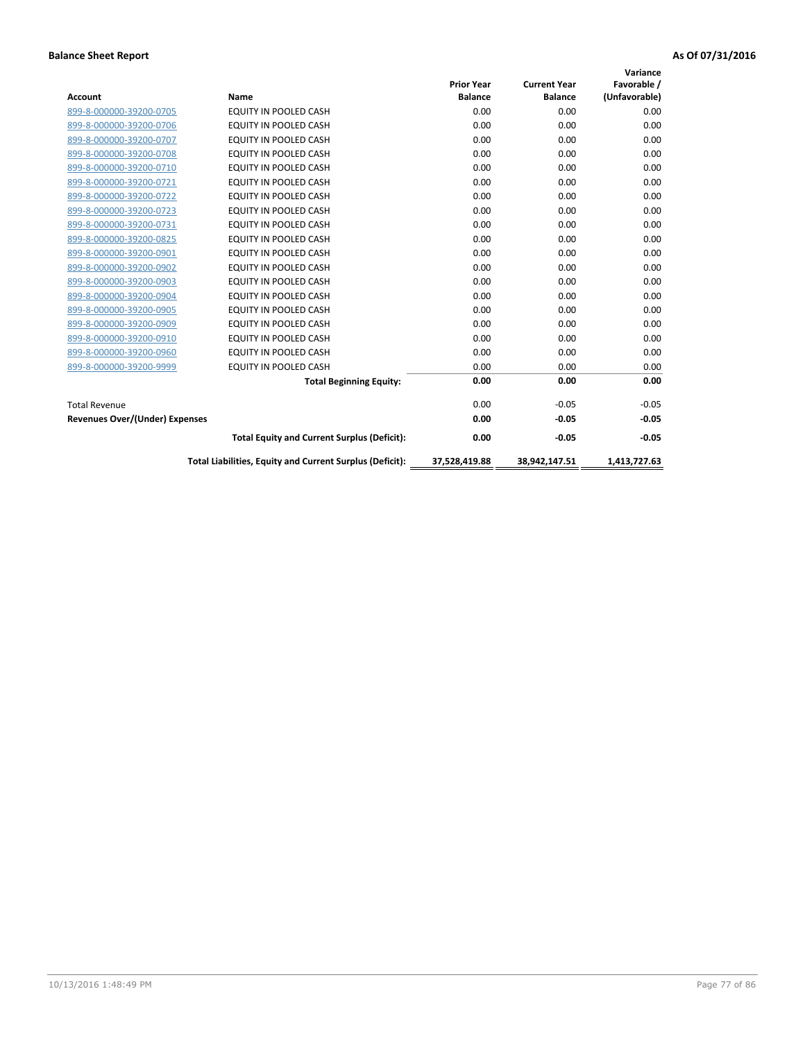**Balance Sheet Report** **As Of 07/31/2016**

| Account | Name | Prior Year Balance | Current Year Balance | Variance Favorable / (Unfavorable) |
|---|---|---|---|---|
| 899-8-000000-39200-0705 | EQUITY IN POOLED CASH | 0.00 | 0.00 | 0.00 |
| 899-8-000000-39200-0706 | EQUITY IN POOLED CASH | 0.00 | 0.00 | 0.00 |
| 899-8-000000-39200-0707 | EQUITY IN POOLED CASH | 0.00 | 0.00 | 0.00 |
| 899-8-000000-39200-0708 | EQUITY IN POOLED CASH | 0.00 | 0.00 | 0.00 |
| 899-8-000000-39200-0710 | EQUITY IN POOLED CASH | 0.00 | 0.00 | 0.00 |
| 899-8-000000-39200-0721 | EQUITY IN POOLED CASH | 0.00 | 0.00 | 0.00 |
| 899-8-000000-39200-0722 | EQUITY IN POOLED CASH | 0.00 | 0.00 | 0.00 |
| 899-8-000000-39200-0723 | EQUITY IN POOLED CASH | 0.00 | 0.00 | 0.00 |
| 899-8-000000-39200-0731 | EQUITY IN POOLED CASH | 0.00 | 0.00 | 0.00 |
| 899-8-000000-39200-0825 | EQUITY IN POOLED CASH | 0.00 | 0.00 | 0.00 |
| 899-8-000000-39200-0901 | EQUITY IN POOLED CASH | 0.00 | 0.00 | 0.00 |
| 899-8-000000-39200-0902 | EQUITY IN POOLED CASH | 0.00 | 0.00 | 0.00 |
| 899-8-000000-39200-0903 | EQUITY IN POOLED CASH | 0.00 | 0.00 | 0.00 |
| 899-8-000000-39200-0904 | EQUITY IN POOLED CASH | 0.00 | 0.00 | 0.00 |
| 899-8-000000-39200-0905 | EQUITY IN POOLED CASH | 0.00 | 0.00 | 0.00 |
| 899-8-000000-39200-0909 | EQUITY IN POOLED CASH | 0.00 | 0.00 | 0.00 |
| 899-8-000000-39200-0910 | EQUITY IN POOLED CASH | 0.00 | 0.00 | 0.00 |
| 899-8-000000-39200-0960 | EQUITY IN POOLED CASH | 0.00 | 0.00 | 0.00 |
| 899-8-000000-39200-9999 | EQUITY IN POOLED CASH | 0.00 | 0.00 | 0.00 |
| | **Total Beginning Equity:** | **0.00** | **0.00** | **0.00** |
| Total Revenue | | 0.00 | -0.05 | -0.05 |
| **Revenues Over/(Under) Expenses** | | **0.00** | **-0.05** | **-0.05** |
| | **Total Equity and Current Surplus (Deficit):** | **0.00** | **-0.05** | **-0.05** |
| | **Total Liabilities, Equity and Current Surplus (Deficit):** | **37,528,419.88** | **38,942,147.51** | **1,413,727.63** |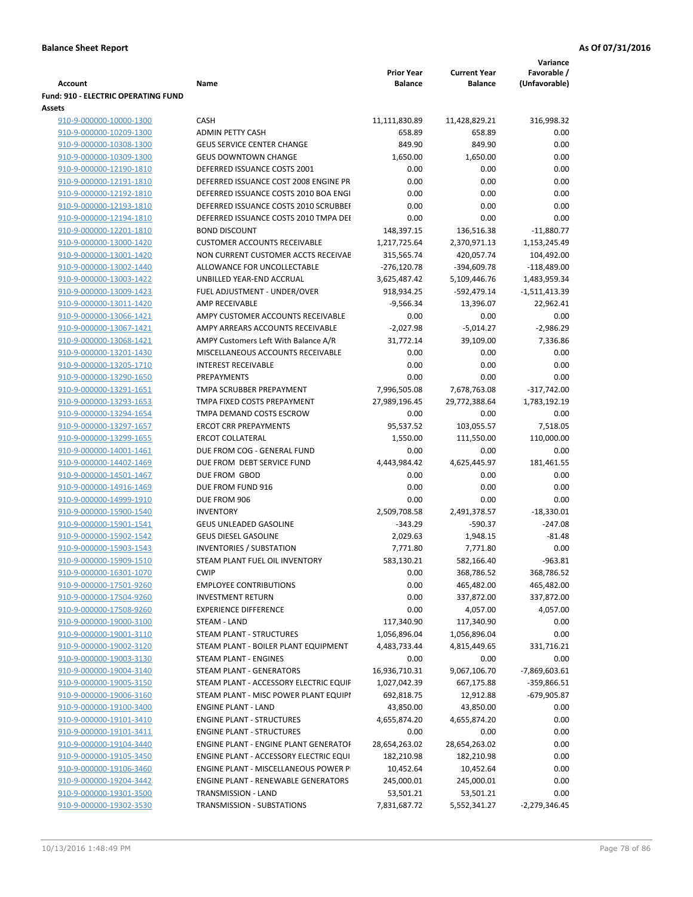**Balance Sheet Report** — As Of 07/31/2016

| Account | Name | Prior Year Balance | Current Year Balance | Variance Favorable / (Unfavorable) |
|---|---|---|---|---|
| **Fund: 910 - ELECTRIC OPERATING FUND** | | | | |
| **Assets** | | | | |
| 910-9-000000-10000-1300 | CASH | 11,111,830.89 | 11,428,829.21 | 316,998.32 |
| 910-9-000000-10209-1300 | ADMIN PETTY CASH | 658.89 | 658.89 | 0.00 |
| 910-9-000000-10308-1300 | GEUS SERVICE CENTER CHANGE | 849.90 | 849.90 | 0.00 |
| 910-9-000000-10309-1300 | GEUS DOWNTOWN CHANGE | 1,650.00 | 1,650.00 | 0.00 |
| 910-9-000000-12190-1810 | DEFERRED ISSUANCE COSTS 2001 | 0.00 | 0.00 | 0.00 |
| 910-9-000000-12191-1810 | DEFERRED ISSUANCE COST 2008 ENGINE PR | 0.00 | 0.00 | 0.00 |
| 910-9-000000-12192-1810 | DEFERRED ISSUANCE COSTS 2010 BOA ENGI | 0.00 | 0.00 | 0.00 |
| 910-9-000000-12193-1810 | DEFERRED ISSUANCE COSTS 2010 SCRUBBEI | 0.00 | 0.00 | 0.00 |
| 910-9-000000-12194-1810 | DEFERRED ISSUANCE COSTS 2010 TMPA DEI | 0.00 | 0.00 | 0.00 |
| 910-9-000000-12201-1810 | BOND DISCOUNT | 148,397.15 | 136,516.38 | -11,880.77 |
| 910-9-000000-13000-1420 | CUSTOMER ACCOUNTS RECEIVABLE | 1,217,725.64 | 2,370,971.13 | 1,153,245.49 |
| 910-9-000000-13001-1420 | NON CURRENT CUSTOMER ACCTS RECEIVAE | 315,565.74 | 420,057.74 | 104,492.00 |
| 910-9-000000-13002-1440 | ALLOWANCE FOR UNCOLLECTABLE | -276,120.78 | -394,609.78 | -118,489.00 |
| 910-9-000000-13003-1422 | UNBILLED YEAR-END ACCRUAL | 3,625,487.42 | 5,109,446.76 | 1,483,959.34 |
| 910-9-000000-13009-1423 | FUEL ADJUSTMENT - UNDER/OVER | 918,934.25 | -592,479.14 | -1,511,413.39 |
| 910-9-000000-13011-1420 | AMP RECEIVABLE | -9,566.34 | 13,396.07 | 22,962.41 |
| 910-9-000000-13066-1421 | AMPY CUSTOMER ACCOUNTS RECEIVABLE | 0.00 | 0.00 | 0.00 |
| 910-9-000000-13067-1421 | AMPY ARREARS ACCOUNTS RECEIVABLE | -2,027.98 | -5,014.27 | -2,986.29 |
| 910-9-000000-13068-1421 | AMPY Customers Left With Balance A/R | 31,772.14 | 39,109.00 | 7,336.86 |
| 910-9-000000-13201-1430 | MISCELLANEOUS ACCOUNTS RECEIVABLE | 0.00 | 0.00 | 0.00 |
| 910-9-000000-13205-1710 | INTEREST RECEIVABLE | 0.00 | 0.00 | 0.00 |
| 910-9-000000-13290-1650 | PREPAYMENTS | 0.00 | 0.00 | 0.00 |
| 910-9-000000-13291-1651 | TMPA SCRUBBER PREPAYMENT | 7,996,505.08 | 7,678,763.08 | -317,742.00 |
| 910-9-000000-13293-1653 | TMPA FIXED COSTS PREPAYMENT | 27,989,196.45 | 29,772,388.64 | 1,783,192.19 |
| 910-9-000000-13294-1654 | TMPA DEMAND COSTS ESCROW | 0.00 | 0.00 | 0.00 |
| 910-9-000000-13297-1657 | ERCOT CRR PREPAYMENTS | 95,537.52 | 103,055.57 | 7,518.05 |
| 910-9-000000-13299-1655 | ERCOT COLLATERAL | 1,550.00 | 111,550.00 | 110,000.00 |
| 910-9-000000-14001-1461 | DUE FROM COG - GENERAL FUND | 0.00 | 0.00 | 0.00 |
| 910-9-000000-14402-1469 | DUE FROM DEBT SERVICE FUND | 4,443,984.42 | 4,625,445.97 | 181,461.55 |
| 910-9-000000-14501-1467 | DUE FROM GBOD | 0.00 | 0.00 | 0.00 |
| 910-9-000000-14916-1469 | DUE FROM FUND 916 | 0.00 | 0.00 | 0.00 |
| 910-9-000000-14999-1910 | DUE FROM 906 | 0.00 | 0.00 | 0.00 |
| 910-9-000000-15900-1540 | INVENTORY | 2,509,708.58 | 2,491,378.57 | -18,330.01 |
| 910-9-000000-15901-1541 | GEUS UNLEADED GASOLINE | -343.29 | -590.37 | -247.08 |
| 910-9-000000-15902-1542 | GEUS DIESEL GASOLINE | 2,029.63 | 1,948.15 | -81.48 |
| 910-9-000000-15903-1543 | INVENTORIES / SUBSTATION | 7,771.80 | 7,771.80 | 0.00 |
| 910-9-000000-15909-1510 | STEAM PLANT FUEL OIL INVENTORY | 583,130.21 | 582,166.40 | -963.81 |
| 910-9-000000-16301-1070 | CWIP | 0.00 | 368,786.52 | 368,786.52 |
| 910-9-000000-17501-9260 | EMPLOYEE CONTRIBUTIONS | 0.00 | 465,482.00 | 465,482.00 |
| 910-9-000000-17504-9260 | INVESTMENT RETURN | 0.00 | 337,872.00 | 337,872.00 |
| 910-9-000000-17508-9260 | EXPERIENCE DIFFERENCE | 0.00 | 4,057.00 | 4,057.00 |
| 910-9-000000-19000-3100 | STEAM - LAND | 117,340.90 | 117,340.90 | 0.00 |
| 910-9-000000-19001-3110 | STEAM PLANT - STRUCTURES | 1,056,896.04 | 1,056,896.04 | 0.00 |
| 910-9-000000-19002-3120 | STEAM PLANT - BOILER PLANT EQUIPMENT | 4,483,733.44 | 4,815,449.65 | 331,716.21 |
| 910-9-000000-19003-3130 | STEAM PLANT - ENGINES | 0.00 | 0.00 | 0.00 |
| 910-9-000000-19004-3140 | STEAM PLANT - GENERATORS | 16,936,710.31 | 9,067,106.70 | -7,869,603.61 |
| 910-9-000000-19005-3150 | STEAM PLANT - ACCESSORY ELECTRIC EQUIF | 1,027,042.39 | 667,175.88 | -359,866.51 |
| 910-9-000000-19006-3160 | STEAM PLANT - MISC POWER PLANT EQUIPI | 692,818.75 | 12,912.88 | -679,905.87 |
| 910-9-000000-19100-3400 | ENGINE PLANT - LAND | 43,850.00 | 43,850.00 | 0.00 |
| 910-9-000000-19101-3410 | ENGINE PLANT - STRUCTURES | 4,655,874.20 | 4,655,874.20 | 0.00 |
| 910-9-000000-19101-3411 | ENGINE PLANT - STRUCTURES | 0.00 | 0.00 | 0.00 |
| 910-9-000000-19104-3440 | ENGINE PLANT - ENGINE PLANT GENERATOF | 28,654,263.02 | 28,654,263.02 | 0.00 |
| 910-9-000000-19105-3450 | ENGINE PLANT - ACCESSORY ELECTRIC EQUI | 182,210.98 | 182,210.98 | 0.00 |
| 910-9-000000-19106-3460 | ENGINE PLANT - MISCELLANEOUS POWER P | 10,452.64 | 10,452.64 | 0.00 |
| 910-9-000000-19204-3442 | ENGINE PLANT - RENEWABLE GENERATORS | 245,000.01 | 245,000.01 | 0.00 |
| 910-9-000000-19301-3500 | TRANSMISSION - LAND | 53,501.21 | 53,501.21 | 0.00 |
| 910-9-000000-19302-3530 | TRANSMISSION - SUBSTATIONS | 7,831,687.72 | 5,552,341.27 | -2,279,346.45 |

10/13/2016 1:48:49 PM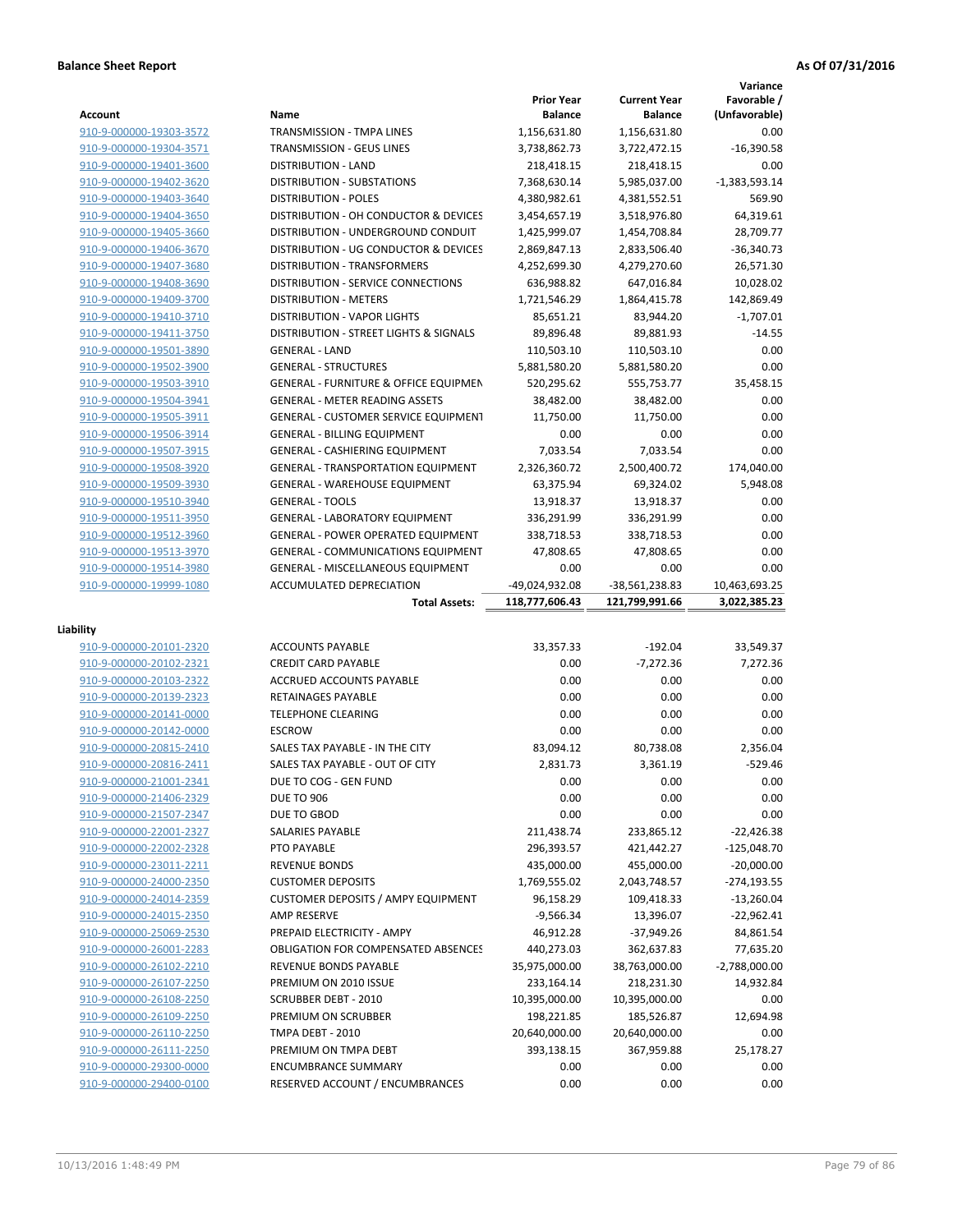**Balance Sheet Report** **As Of 07/31/2016**

| Account | Name | Prior Year Balance | Current Year Balance | Variance Favorable / (Unfavorable) |
|---|---|---|---|---|
| 910-9-000000-19303-3572 | TRANSMISSION - TMPA LINES | 1,156,631.80 | 1,156,631.80 | 0.00 |
| 910-9-000000-19304-3571 | TRANSMISSION - GEUS LINES | 3,738,862.73 | 3,722,472.15 | -16,390.58 |
| 910-9-000000-19401-3600 | DISTRIBUTION - LAND | 218,418.15 | 218,418.15 | 0.00 |
| 910-9-000000-19402-3620 | DISTRIBUTION - SUBSTATIONS | 7,368,630.14 | 5,985,037.00 | -1,383,593.14 |
| 910-9-000000-19403-3640 | DISTRIBUTION - POLES | 4,380,982.61 | 4,381,552.51 | 569.90 |
| 910-9-000000-19404-3650 | DISTRIBUTION - OH CONDUCTOR & DEVICES | 3,454,657.19 | 3,518,976.80 | 64,319.61 |
| 910-9-000000-19405-3660 | DISTRIBUTION - UNDERGROUND CONDUIT | 1,425,999.07 | 1,454,708.84 | 28,709.77 |
| 910-9-000000-19406-3670 | DISTRIBUTION - UG CONDUCTOR & DEVICES | 2,869,847.13 | 2,833,506.40 | -36,340.73 |
| 910-9-000000-19407-3680 | DISTRIBUTION - TRANSFORMERS | 4,252,699.30 | 4,279,270.60 | 26,571.30 |
| 910-9-000000-19408-3690 | DISTRIBUTION - SERVICE CONNECTIONS | 636,988.82 | 647,016.84 | 10,028.02 |
| 910-9-000000-19409-3700 | DISTRIBUTION - METERS | 1,721,546.29 | 1,864,415.78 | 142,869.49 |
| 910-9-000000-19410-3710 | DISTRIBUTION - VAPOR LIGHTS | 85,651.21 | 83,944.20 | -1,707.01 |
| 910-9-000000-19411-3750 | DISTRIBUTION - STREET LIGHTS & SIGNALS | 89,896.48 | 89,881.93 | -14.55 |
| 910-9-000000-19501-3890 | GENERAL - LAND | 110,503.10 | 110,503.10 | 0.00 |
| 910-9-000000-19502-3900 | GENERAL - STRUCTURES | 5,881,580.20 | 5,881,580.20 | 0.00 |
| 910-9-000000-19503-3910 | GENERAL - FURNITURE & OFFICE EQUIPMEN | 520,295.62 | 555,753.77 | 35,458.15 |
| 910-9-000000-19504-3941 | GENERAL - METER READING ASSETS | 38,482.00 | 38,482.00 | 0.00 |
| 910-9-000000-19505-3911 | GENERAL - CUSTOMER SERVICE EQUIPMENT | 11,750.00 | 11,750.00 | 0.00 |
| 910-9-000000-19506-3914 | GENERAL - BILLING EQUIPMENT | 0.00 | 0.00 | 0.00 |
| 910-9-000000-19507-3915 | GENERAL - CASHIERING EQUIPMENT | 7,033.54 | 7,033.54 | 0.00 |
| 910-9-000000-19508-3920 | GENERAL - TRANSPORTATION EQUIPMENT | 2,326,360.72 | 2,500,400.72 | 174,040.00 |
| 910-9-000000-19509-3930 | GENERAL - WAREHOUSE EQUIPMENT | 63,375.94 | 69,324.02 | 5,948.08 |
| 910-9-000000-19510-3940 | GENERAL - TOOLS | 13,918.37 | 13,918.37 | 0.00 |
| 910-9-000000-19511-3950 | GENERAL - LABORATORY EQUIPMENT | 336,291.99 | 336,291.99 | 0.00 |
| 910-9-000000-19512-3960 | GENERAL - POWER OPERATED EQUIPMENT | 338,718.53 | 338,718.53 | 0.00 |
| 910-9-000000-19513-3970 | GENERAL - COMMUNICATIONS EQUIPMENT | 47,808.65 | 47,808.65 | 0.00 |
| 910-9-000000-19514-3980 | GENERAL - MISCELLANEOUS EQUIPMENT | 0.00 | 0.00 | 0.00 |
| 910-9-000000-19999-1080 | ACCUMULATED DEPRECIATION | -49,024,932.08 | -38,561,238.83 | 10,463,693.25 |
| | **Total Assets:** | **118,777,606.43** | **121,799,991.66** | **3,022,385.23** |

**Liability**

| Account | Name | Prior Year Balance | Current Year Balance | Variance Favorable / (Unfavorable) |
|---|---|---|---|---|
| 910-9-000000-20101-2320 | ACCOUNTS PAYABLE | 33,357.33 | -192.04 | 33,549.37 |
| 910-9-000000-20102-2321 | CREDIT CARD PAYABLE | 0.00 | -7,272.36 | 7,272.36 |
| 910-9-000000-20103-2322 | ACCRUED ACCOUNTS PAYABLE | 0.00 | 0.00 | 0.00 |
| 910-9-000000-20139-2323 | RETAINAGES PAYABLE | 0.00 | 0.00 | 0.00 |
| 910-9-000000-20141-0000 | TELEPHONE CLEARING | 0.00 | 0.00 | 0.00 |
| 910-9-000000-20142-0000 | ESCROW | 0.00 | 0.00 | 0.00 |
| 910-9-000000-20815-2410 | SALES TAX PAYABLE - IN THE CITY | 83,094.12 | 80,738.08 | 2,356.04 |
| 910-9-000000-20816-2411 | SALES TAX PAYABLE - OUT OF CITY | 2,831.73 | 3,361.19 | -529.46 |
| 910-9-000000-21001-2341 | DUE TO COG - GEN FUND | 0.00 | 0.00 | 0.00 |
| 910-9-000000-21406-2329 | DUE TO 906 | 0.00 | 0.00 | 0.00 |
| 910-9-000000-21507-2347 | DUE TO GBOD | 0.00 | 0.00 | 0.00 |
| 910-9-000000-22001-2327 | SALARIES PAYABLE | 211,438.74 | 233,865.12 | -22,426.38 |
| 910-9-000000-22002-2328 | PTO PAYABLE | 296,393.57 | 421,442.27 | -125,048.70 |
| 910-9-000000-23011-2211 | REVENUE BONDS | 435,000.00 | 455,000.00 | -20,000.00 |
| 910-9-000000-24000-2350 | CUSTOMER DEPOSITS | 1,769,555.02 | 2,043,748.57 | -274,193.55 |
| 910-9-000000-24014-2359 | CUSTOMER DEPOSITS / AMPY EQUIPMENT | 96,158.29 | 109,418.33 | -13,260.04 |
| 910-9-000000-24015-2350 | AMP RESERVE | -9,566.34 | 13,396.07 | -22,962.41 |
| 910-9-000000-25069-2530 | PREPAID ELECTRICITY - AMPY | 46,912.28 | -37,949.26 | 84,861.54 |
| 910-9-000000-26001-2283 | OBLIGATION FOR COMPENSATED ABSENCES | 440,273.03 | 362,637.83 | 77,635.20 |
| 910-9-000000-26102-2210 | REVENUE BONDS PAYABLE | 35,975,000.00 | 38,763,000.00 | -2,788,000.00 |
| 910-9-000000-26107-2250 | PREMIUM ON 2010 ISSUE | 233,164.14 | 218,231.30 | 14,932.84 |
| 910-9-000000-26108-2250 | SCRUBBER DEBT - 2010 | 10,395,000.00 | 10,395,000.00 | 0.00 |
| 910-9-000000-26109-2250 | PREMIUM ON SCRUBBER | 198,221.85 | 185,526.87 | 12,694.98 |
| 910-9-000000-26110-2250 | TMPA DEBT - 2010 | 20,640,000.00 | 20,640,000.00 | 0.00 |
| 910-9-000000-26111-2250 | PREMIUM ON TMPA DEBT | 393,138.15 | 367,959.88 | 25,178.27 |
| 910-9-000000-29300-0000 | ENCUMBRANCE SUMMARY | 0.00 | 0.00 | 0.00 |
| 910-9-000000-29400-0100 | RESERVED ACCOUNT / ENCUMBRANCES | 0.00 | 0.00 | 0.00 |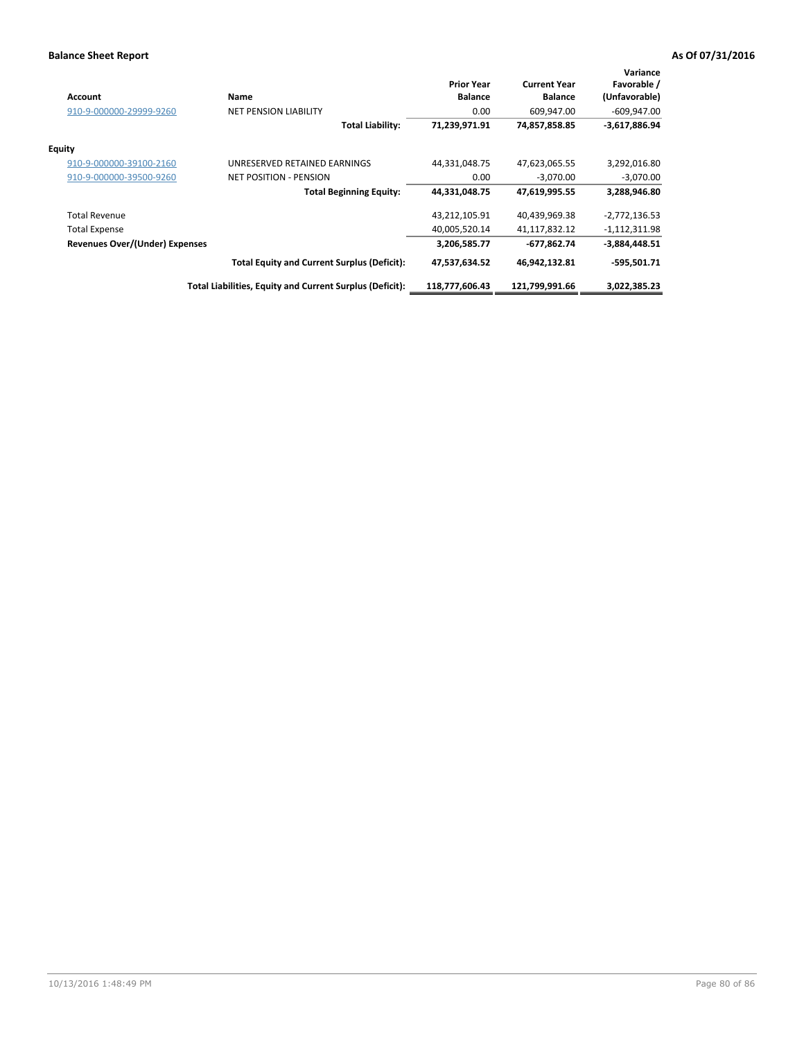**Balance Sheet Report** **As Of 07/31/2016**

| Account | Name | Prior Year Balance | Current Year Balance | Variance Favorable / (Unfavorable) |
|---|---|---|---|---|
| 910-9-000000-29999-9260 | NET PENSION LIABILITY | 0.00 | 609,947.00 | -609,947.00 |
| | **Total Liability:** | **71,239,971.91** | **74,857,858.85** | **-3,617,886.94** |
| **Equity** | | | | |
| 910-9-000000-39100-2160 | UNRESERVED RETAINED EARNINGS | 44,331,048.75 | 47,623,065.55 | 3,292,016.80 |
| 910-9-000000-39500-9260 | NET POSITION - PENSION | 0.00 | -3,070.00 | -3,070.00 |
| | **Total Beginning Equity:** | **44,331,048.75** | **47,619,995.55** | **3,288,946.80** |
| Total Revenue | | 43,212,105.91 | 40,439,969.38 | -2,772,136.53 |
| Total Expense | | 40,005,520.14 | 41,117,832.12 | -1,112,311.98 |
| **Revenues Over/(Under) Expenses** | | **3,206,585.77** | **-677,862.74** | **-3,884,448.51** |
| | **Total Equity and Current Surplus (Deficit):** | **47,537,634.52** | **46,942,132.81** | **-595,501.71** |
| | **Total Liabilities, Equity and Current Surplus (Deficit):** | **118,777,606.43** | **121,799,991.66** | **3,022,385.23** |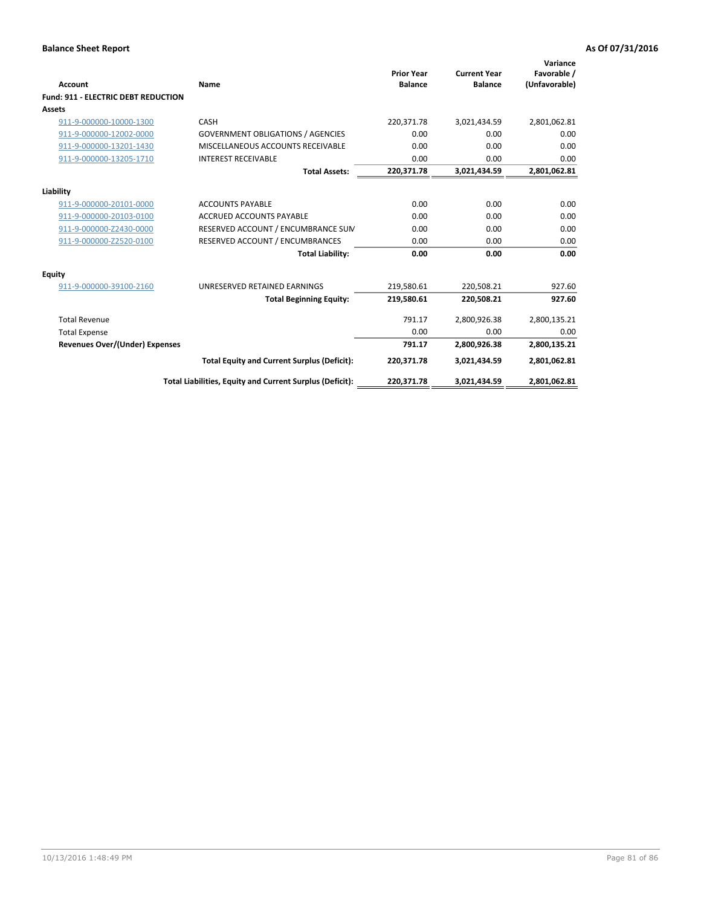## Balance Sheet Report

**As Of 07/31/2016**

| Account | Name | Prior Year Balance | Current Year Balance | Variance Favorable / (Unfavorable) |
|---|---|---|---|---|
| **Fund: 911 - ELECTRIC DEBT REDUCTION** | | | | |
| **Assets** | | | | |
| 911-9-000000-10000-1300 | CASH | 220,371.78 | 3,021,434.59 | 2,801,062.81 |
| 911-9-000000-12002-0000 | GOVERNMENT OBLIGATIONS / AGENCIES | 0.00 | 0.00 | 0.00 |
| 911-9-000000-13201-1430 | MISCELLANEOUS ACCOUNTS RECEIVABLE | 0.00 | 0.00 | 0.00 |
| 911-9-000000-13205-1710 | INTEREST RECEIVABLE | 0.00 | 0.00 | 0.00 |
| | **Total Assets:** | **220,371.78** | **3,021,434.59** | **2,801,062.81** |
| **Liability** | | | | |
| 911-9-000000-20101-0000 | ACCOUNTS PAYABLE | 0.00 | 0.00 | 0.00 |
| 911-9-000000-20103-0100 | ACCRUED ACCOUNTS PAYABLE | 0.00 | 0.00 | 0.00 |
| 911-9-000000-Z2430-0000 | RESERVED ACCOUNT / ENCUMBRANCE SUM | 0.00 | 0.00 | 0.00 |
| 911-9-000000-Z2520-0100 | RESERVED ACCOUNT / ENCUMBRANCES | 0.00 | 0.00 | 0.00 |
| | **Total Liability:** | **0.00** | **0.00** | **0.00** |
| **Equity** | | | | |
| 911-9-000000-39100-2160 | UNRESERVED RETAINED EARNINGS | 219,580.61 | 220,508.21 | 927.60 |
| | **Total Beginning Equity:** | **219,580.61** | **220,508.21** | **927.60** |
| Total Revenue | | 791.17 | 2,800,926.38 | 2,800,135.21 |
| Total Expense | | 0.00 | 0.00 | 0.00 |
| **Revenues Over/(Under) Expenses** | | **791.17** | **2,800,926.38** | **2,800,135.21** |
| | **Total Equity and Current Surplus (Deficit):** | **220,371.78** | **3,021,434.59** | **2,801,062.81** |
| | **Total Liabilities, Equity and Current Surplus (Deficit):** | **220,371.78** | **3,021,434.59** | **2,801,062.81** |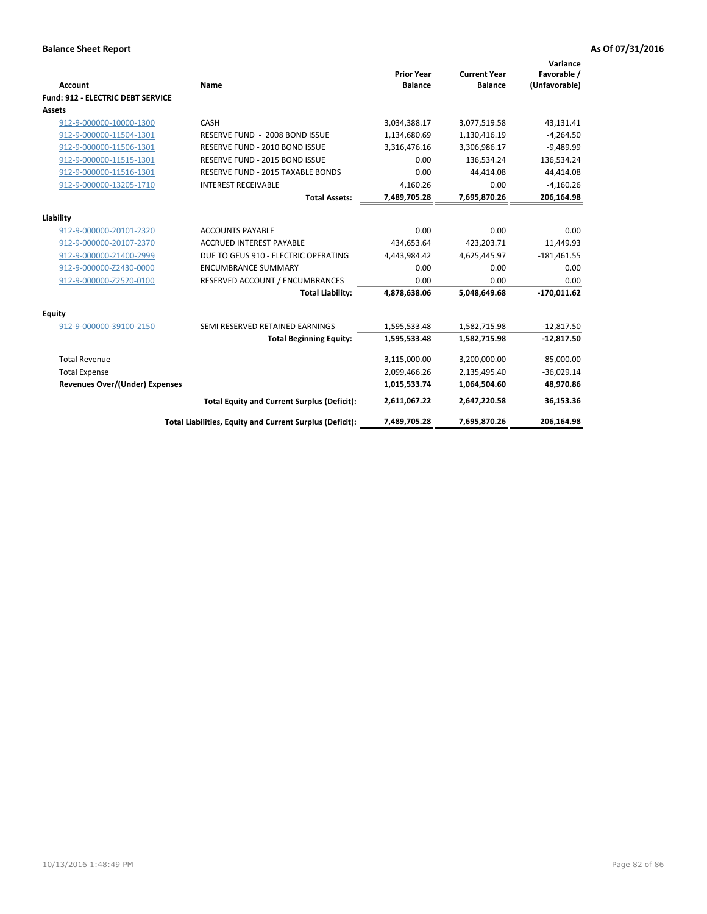**Balance Sheet Report** | **As Of 07/31/2016**

| Account | Name | Prior Year Balance | Current Year Balance | Variance Favorable / (Unfavorable) |
|---|---|---|---|---|
| **Fund: 912 - ELECTRIC DEBT SERVICE** | | | | |
| **Assets** | | | | |
| 912-9-000000-10000-1300 | CASH | 3,034,388.17 | 3,077,519.58 | 43,131.41 |
| 912-9-000000-11504-1301 | RESERVE FUND - 2008 BOND ISSUE | 1,134,680.69 | 1,130,416.19 | -4,264.50 |
| 912-9-000000-11506-1301 | RESERVE FUND - 2010 BOND ISSUE | 3,316,476.16 | 3,306,986.17 | -9,489.99 |
| 912-9-000000-11515-1301 | RESERVE FUND - 2015 BOND ISSUE | 0.00 | 136,534.24 | 136,534.24 |
| 912-9-000000-11516-1301 | RESERVE FUND - 2015 TAXABLE BONDS | 0.00 | 44,414.08 | 44,414.08 |
| 912-9-000000-13205-1710 | INTEREST RECEIVABLE | 4,160.26 | 0.00 | -4,160.26 |
| | **Total Assets:** | **7,489,705.28** | **7,695,870.26** | **206,164.98** |
| **Liability** | | | | |
| 912-9-000000-20101-2320 | ACCOUNTS PAYABLE | 0.00 | 0.00 | 0.00 |
| 912-9-000000-20107-2370 | ACCRUED INTEREST PAYABLE | 434,653.64 | 423,203.71 | 11,449.93 |
| 912-9-000000-21400-2999 | DUE TO GEUS 910 - ELECTRIC OPERATING | 4,443,984.42 | 4,625,445.97 | -181,461.55 |
| 912-9-000000-Z2430-0000 | ENCUMBRANCE SUMMARY | 0.00 | 0.00 | 0.00 |
| 912-9-000000-Z2520-0100 | RESERVED ACCOUNT / ENCUMBRANCES | 0.00 | 0.00 | 0.00 |
| | **Total Liability:** | **4,878,638.06** | **5,048,649.68** | **-170,011.62** |
| **Equity** | | | | |
| 912-9-000000-39100-2150 | SEMI RESERVED RETAINED EARNINGS | 1,595,533.48 | 1,582,715.98 | -12,817.50 |
| | **Total Beginning Equity:** | **1,595,533.48** | **1,582,715.98** | **-12,817.50** |
| Total Revenue | | 3,115,000.00 | 3,200,000.00 | 85,000.00 |
| Total Expense | | 2,099,466.26 | 2,135,495.40 | -36,029.14 |
| **Revenues Over/(Under) Expenses** | | **1,015,533.74** | **1,064,504.60** | **48,970.86** |
| | **Total Equity and Current Surplus (Deficit):** | **2,611,067.22** | **2,647,220.58** | **36,153.36** |
| | **Total Liabilities, Equity and Current Surplus (Deficit):** | **7,489,705.28** | **7,695,870.26** | **206,164.98** |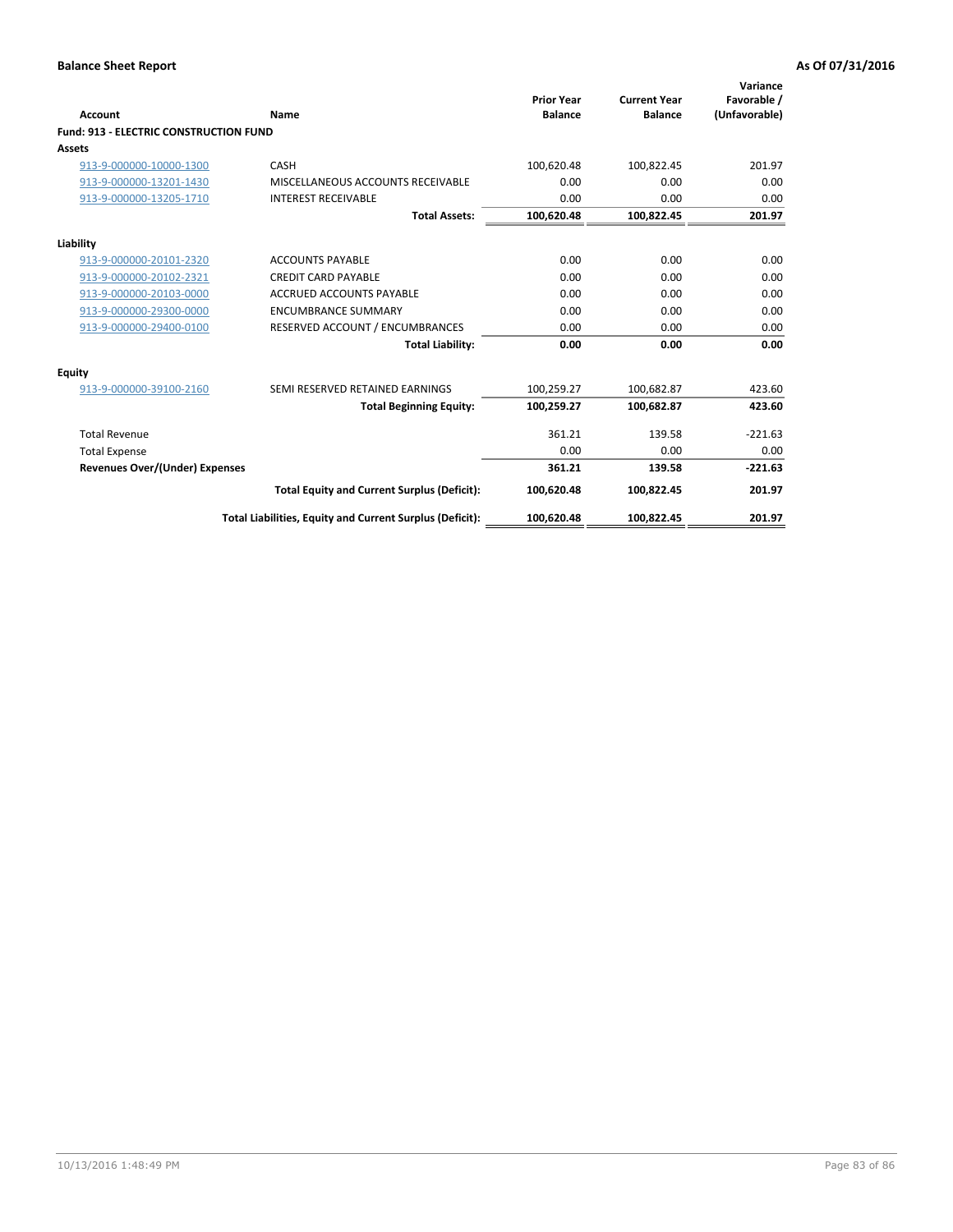**Balance Sheet Report** | **As Of 07/31/2016**

| Account | Name | Prior Year Balance | Current Year Balance | Variance Favorable / (Unfavorable) |
|---|---|---|---|---|
| **Fund: 913 - ELECTRIC CONSTRUCTION FUND** | | | | |
| **Assets** | | | | |
| 913-9-000000-10000-1300 | CASH | 100,620.48 | 100,822.45 | 201.97 |
| 913-9-000000-13201-1430 | MISCELLANEOUS ACCOUNTS RECEIVABLE | 0.00 | 0.00 | 0.00 |
| 913-9-000000-13205-1710 | INTEREST RECEIVABLE | 0.00 | 0.00 | 0.00 |
| | **Total Assets:** | **100,620.48** | **100,822.45** | **201.97** |
| **Liability** | | | | |
| 913-9-000000-20101-2320 | ACCOUNTS PAYABLE | 0.00 | 0.00 | 0.00 |
| 913-9-000000-20102-2321 | CREDIT CARD PAYABLE | 0.00 | 0.00 | 0.00 |
| 913-9-000000-20103-0000 | ACCRUED ACCOUNTS PAYABLE | 0.00 | 0.00 | 0.00 |
| 913-9-000000-29300-0000 | ENCUMBRANCE SUMMARY | 0.00 | 0.00 | 0.00 |
| 913-9-000000-29400-0100 | RESERVED ACCOUNT / ENCUMBRANCES | 0.00 | 0.00 | 0.00 |
| | **Total Liability:** | **0.00** | **0.00** | **0.00** |
| **Equity** | | | | |
| 913-9-000000-39100-2160 | SEMI RESERVED RETAINED EARNINGS | 100,259.27 | 100,682.87 | 423.60 |
| | **Total Beginning Equity:** | **100,259.27** | **100,682.87** | **423.60** |
| Total Revenue | | 361.21 | 139.58 | -221.63 |
| Total Expense | | 0.00 | 0.00 | 0.00 |
| **Revenues Over/(Under) Expenses** | | **361.21** | **139.58** | **-221.63** |
| | **Total Equity and Current Surplus (Deficit):** | **100,620.48** | **100,822.45** | **201.97** |
| | **Total Liabilities, Equity and Current Surplus (Deficit):** | **100,620.48** | **100,822.45** | **201.97** |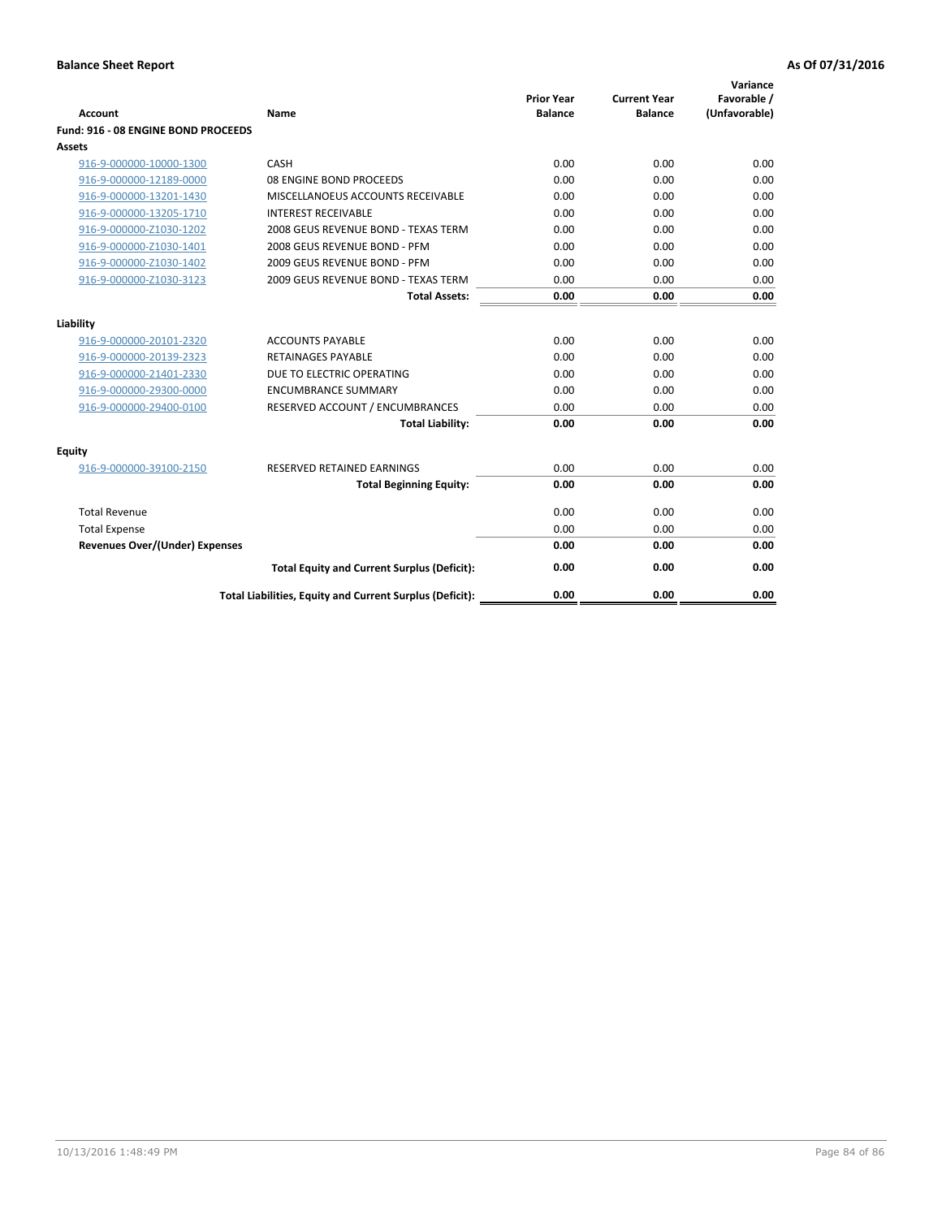**Balance Sheet Report** | **As Of 07/31/2016**

| Account | Name | Prior Year Balance | Current Year Balance | Variance Favorable / (Unfavorable) |
|---|---|---|---|---|
| **Fund: 916 - 08 ENGINE BOND PROCEEDS** | | | | |
| **Assets** | | | | |
| 916-9-000000-10000-1300 | CASH | 0.00 | 0.00 | 0.00 |
| 916-9-000000-12189-0000 | 08 ENGINE BOND PROCEEDS | 0.00 | 0.00 | 0.00 |
| 916-9-000000-13201-1430 | MISCELLANOEUS ACCOUNTS RECEIVABLE | 0.00 | 0.00 | 0.00 |
| 916-9-000000-13205-1710 | INTEREST RECEIVABLE | 0.00 | 0.00 | 0.00 |
| 916-9-000000-Z1030-1202 | 2008 GEUS REVENUE BOND - TEXAS TERM | 0.00 | 0.00 | 0.00 |
| 916-9-000000-Z1030-1401 | 2008 GEUS REVENUE BOND - PFM | 0.00 | 0.00 | 0.00 |
| 916-9-000000-Z1030-1402 | 2009 GEUS REVENUE BOND - PFM | 0.00 | 0.00 | 0.00 |
| 916-9-000000-Z1030-3123 | 2009 GEUS REVENUE BOND - TEXAS TERM | 0.00 | 0.00 | 0.00 |
| | **Total Assets:** | **0.00** | **0.00** | **0.00** |
| **Liability** | | | | |
| 916-9-000000-20101-2320 | ACCOUNTS PAYABLE | 0.00 | 0.00 | 0.00 |
| 916-9-000000-20139-2323 | RETAINAGES PAYABLE | 0.00 | 0.00 | 0.00 |
| 916-9-000000-21401-2330 | DUE TO ELECTRIC OPERATING | 0.00 | 0.00 | 0.00 |
| 916-9-000000-29300-0000 | ENCUMBRANCE SUMMARY | 0.00 | 0.00 | 0.00 |
| 916-9-000000-29400-0100 | RESERVED ACCOUNT / ENCUMBRANCES | 0.00 | 0.00 | 0.00 |
| | **Total Liability:** | **0.00** | **0.00** | **0.00** |
| **Equity** | | | | |
| 916-9-000000-39100-2150 | RESERVED RETAINED EARNINGS | 0.00 | 0.00 | 0.00 |
| | **Total Beginning Equity:** | **0.00** | **0.00** | **0.00** |
| Total Revenue | | 0.00 | 0.00 | 0.00 |
| Total Expense | | 0.00 | 0.00 | 0.00 |
| **Revenues Over/(Under) Expenses** | | **0.00** | **0.00** | **0.00** |
| | **Total Equity and Current Surplus (Deficit):** | **0.00** | **0.00** | **0.00** |
| | **Total Liabilities, Equity and Current Surplus (Deficit):** | **0.00** | **0.00** | **0.00** |

10/13/2016 1:48:49 PM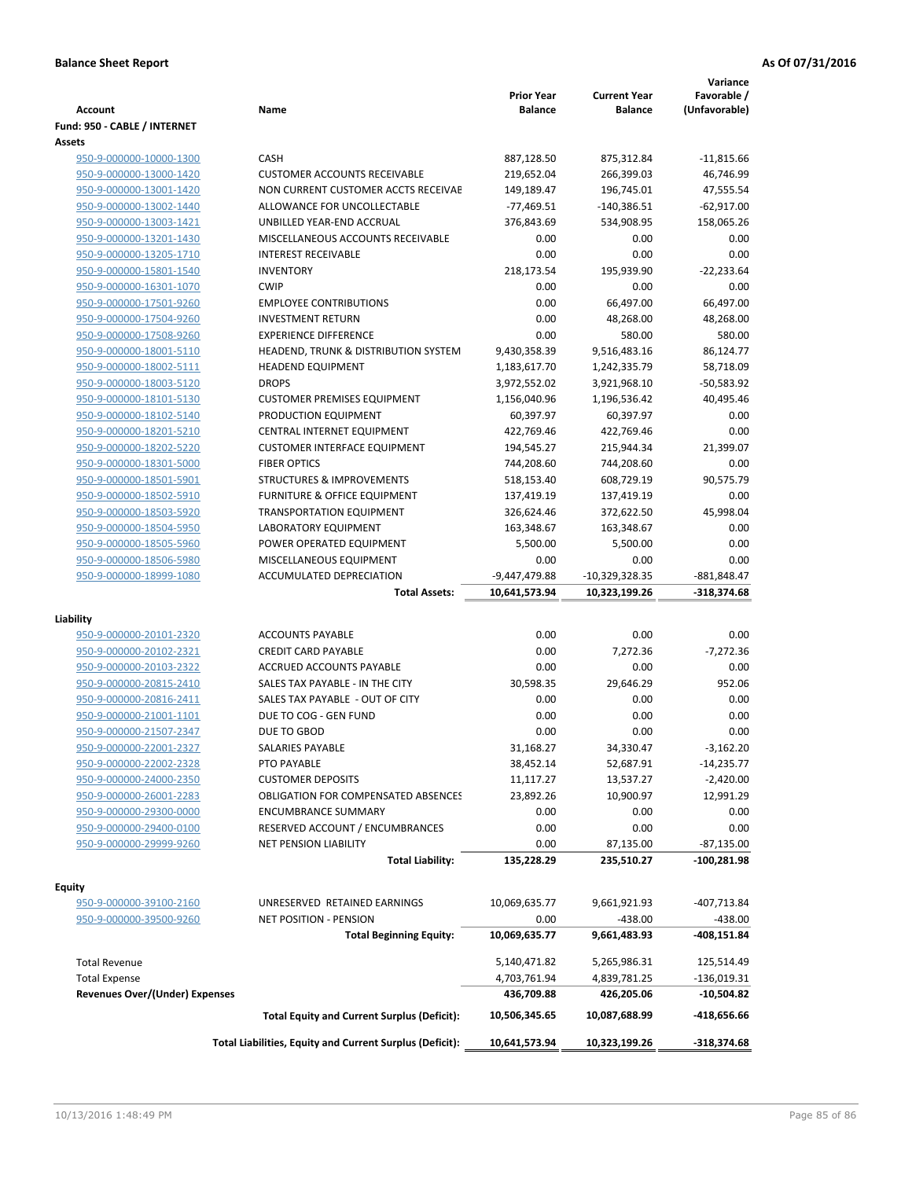**Balance Sheet Report** **As Of 07/31/2016**

| Account | Name | Prior Year Balance | Current Year Balance | Variance Favorable / (Unfavorable) |
|---|---|---|---|---|
| **Fund: 950 - CABLE / INTERNET** | | | | |
| **Assets** | | | | |
| 950-9-000000-10000-1300 | CASH | 887,128.50 | 875,312.84 | -11,815.66 |
| 950-9-000000-13000-1420 | CUSTOMER ACCOUNTS RECEIVABLE | 219,652.04 | 266,399.03 | 46,746.99 |
| 950-9-000000-13001-1420 | NON CURRENT CUSTOMER ACCTS RECEIVAE | 149,189.47 | 196,745.01 | 47,555.54 |
| 950-9-000000-13002-1440 | ALLOWANCE FOR UNCOLLECTABLE | -77,469.51 | -140,386.51 | -62,917.00 |
| 950-9-000000-13003-1421 | UNBILLED YEAR-END ACCRUAL | 376,843.69 | 534,908.95 | 158,065.26 |
| 950-9-000000-13201-1430 | MISCELLANEOUS ACCOUNTS RECEIVABLE | 0.00 | 0.00 | 0.00 |
| 950-9-000000-13205-1710 | INTEREST RECEIVABLE | 0.00 | 0.00 | 0.00 |
| 950-9-000000-15801-1540 | INVENTORY | 218,173.54 | 195,939.90 | -22,233.64 |
| 950-9-000000-16301-1070 | CWIP | 0.00 | 0.00 | 0.00 |
| 950-9-000000-17501-9260 | EMPLOYEE CONTRIBUTIONS | 0.00 | 66,497.00 | 66,497.00 |
| 950-9-000000-17504-9260 | INVESTMENT RETURN | 0.00 | 48,268.00 | 48,268.00 |
| 950-9-000000-17508-9260 | EXPERIENCE DIFFERENCE | 0.00 | 580.00 | 580.00 |
| 950-9-000000-18001-5110 | HEADEND, TRUNK & DISTRIBUTION SYSTEM | 9,430,358.39 | 9,516,483.16 | 86,124.77 |
| 950-9-000000-18002-5111 | HEADEND EQUIPMENT | 1,183,617.70 | 1,242,335.79 | 58,718.09 |
| 950-9-000000-18003-5120 | DROPS | 3,972,552.02 | 3,921,968.10 | -50,583.92 |
| 950-9-000000-18101-5130 | CUSTOMER PREMISES EQUIPMENT | 1,156,040.96 | 1,196,536.42 | 40,495.46 |
| 950-9-000000-18102-5140 | PRODUCTION EQUIPMENT | 60,397.97 | 60,397.97 | 0.00 |
| 950-9-000000-18201-5210 | CENTRAL INTERNET EQUIPMENT | 422,769.46 | 422,769.46 | 0.00 |
| 950-9-000000-18202-5220 | CUSTOMER INTERFACE EQUIPMENT | 194,545.27 | 215,944.34 | 21,399.07 |
| 950-9-000000-18301-5000 | FIBER OPTICS | 744,208.60 | 744,208.60 | 0.00 |
| 950-9-000000-18501-5901 | STRUCTURES & IMPROVEMENTS | 518,153.40 | 608,729.19 | 90,575.79 |
| 950-9-000000-18502-5910 | FURNITURE & OFFICE EQUIPMENT | 137,419.19 | 137,419.19 | 0.00 |
| 950-9-000000-18503-5920 | TRANSPORTATION EQUIPMENT | 326,624.46 | 372,622.50 | 45,998.04 |
| 950-9-000000-18504-5950 | LABORATORY EQUIPMENT | 163,348.67 | 163,348.67 | 0.00 |
| 950-9-000000-18505-5960 | POWER OPERATED EQUIPMENT | 5,500.00 | 5,500.00 | 0.00 |
| 950-9-000000-18506-5980 | MISCELLANEOUS EQUIPMENT | 0.00 | 0.00 | 0.00 |
| 950-9-000000-18999-1080 | ACCUMULATED DEPRECIATION | -9,447,479.88 | -10,329,328.35 | -881,848.47 |
| | **Total Assets:** | **10,641,573.94** | **10,323,199.26** | **-318,374.68** |
| **Liability** | | | | |
| 950-9-000000-20101-2320 | ACCOUNTS PAYABLE | 0.00 | 0.00 | 0.00 |
| 950-9-000000-20102-2321 | CREDIT CARD PAYABLE | 0.00 | 7,272.36 | -7,272.36 |
| 950-9-000000-20103-2322 | ACCRUED ACCOUNTS PAYABLE | 0.00 | 0.00 | 0.00 |
| 950-9-000000-20815-2410 | SALES TAX PAYABLE - IN THE CITY | 30,598.35 | 29,646.29 | 952.06 |
| 950-9-000000-20816-2411 | SALES TAX PAYABLE - OUT OF CITY | 0.00 | 0.00 | 0.00 |
| 950-9-000000-21001-1101 | DUE TO COG - GEN FUND | 0.00 | 0.00 | 0.00 |
| 950-9-000000-21507-2347 | DUE TO GBOD | 0.00 | 0.00 | 0.00 |
| 950-9-000000-22001-2327 | SALARIES PAYABLE | 31,168.27 | 34,330.47 | -3,162.20 |
| 950-9-000000-22002-2328 | PTO PAYABLE | 38,452.14 | 52,687.91 | -14,235.77 |
| 950-9-000000-24000-2350 | CUSTOMER DEPOSITS | 11,117.27 | 13,537.27 | -2,420.00 |
| 950-9-000000-26001-2283 | OBLIGATION FOR COMPENSATED ABSENCES | 23,892.26 | 10,900.97 | 12,991.29 |
| 950-9-000000-29300-0000 | ENCUMBRANCE SUMMARY | 0.00 | 0.00 | 0.00 |
| 950-9-000000-29400-0100 | RESERVED ACCOUNT / ENCUMBRANCES | 0.00 | 0.00 | 0.00 |
| 950-9-000000-29999-9260 | NET PENSION LIABILITY | 0.00 | 87,135.00 | -87,135.00 |
| | **Total Liability:** | **135,228.29** | **235,510.27** | **-100,281.98** |
| **Equity** | | | | |
| 950-9-000000-39100-2160 | UNRESERVED RETAINED EARNINGS | 10,069,635.77 | 9,661,921.93 | -407,713.84 |
| 950-9-000000-39500-9260 | NET POSITION - PENSION | 0.00 | -438.00 | -438.00 |
| | **Total Beginning Equity:** | **10,069,635.77** | **9,661,483.93** | **-408,151.84** |
| Total Revenue | | 5,140,471.82 | 5,265,986.31 | 125,514.49 |
| Total Expense | | 4,703,761.94 | 4,839,781.25 | -136,019.31 |
| **Revenues Over/(Under) Expenses** | | **436,709.88** | **426,205.06** | **-10,504.82** |
| | **Total Equity and Current Surplus (Deficit):** | **10,506,345.65** | **10,087,688.99** | **-418,656.66** |
| | **Total Liabilities, Equity and Current Surplus (Deficit):** | **10,641,573.94** | **10,323,199.26** | **-318,374.68** |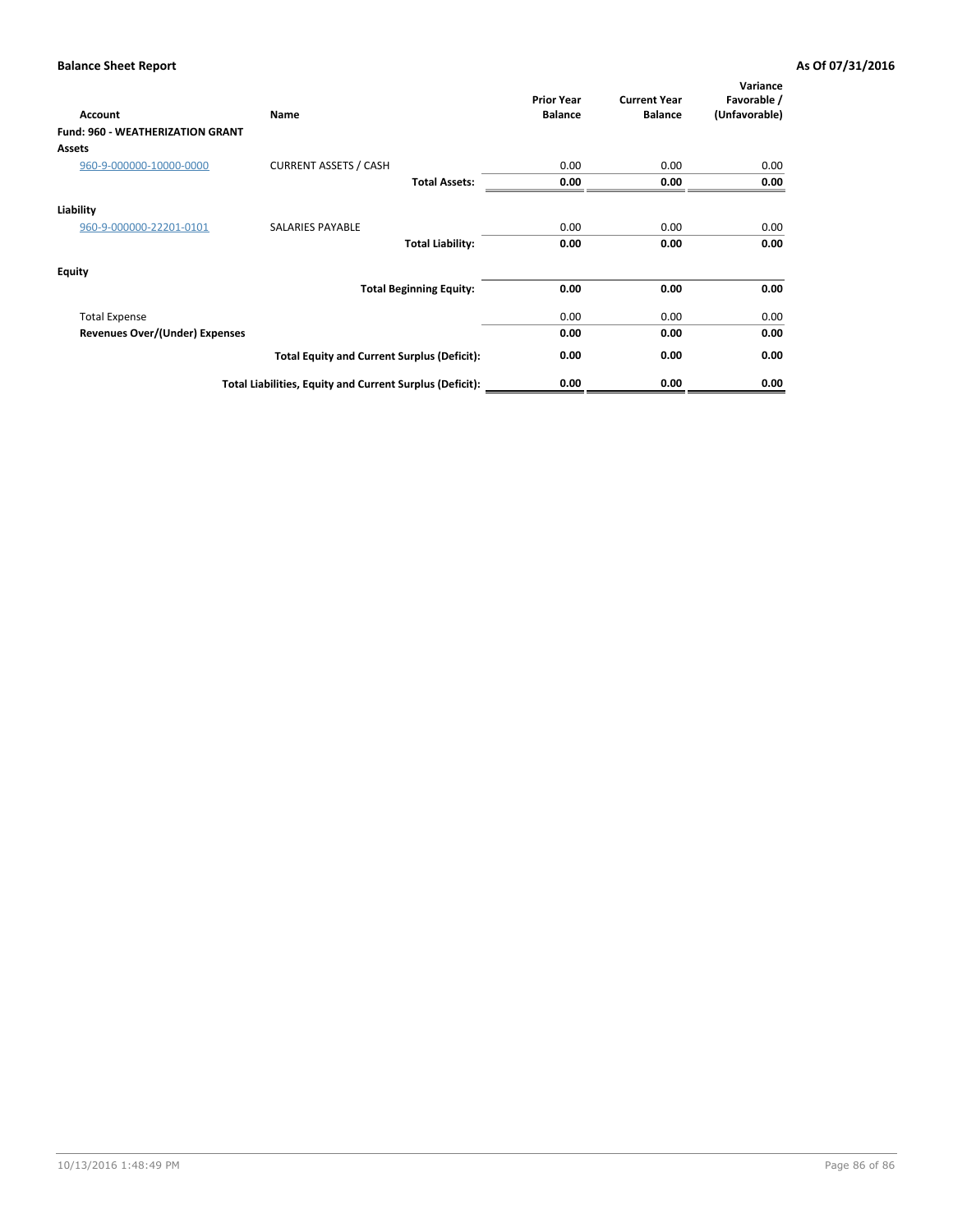**Balance Sheet Report** **As Of 07/31/2016**

| Account | Name | Prior Year Balance | Current Year Balance | Variance Favorable / (Unfavorable) |
|---|---|---|---|---|
| **Fund: 960 - WEATHERIZATION GRANT** | | | | |
| **Assets** | | | | |
| 960-9-000000-10000-0000 | CURRENT ASSETS / CASH | 0.00 | 0.00 | 0.00 |
| | **Total Assets:** | **0.00** | **0.00** | **0.00** |
| **Liability** | | | | |
| 960-9-000000-22201-0101 | SALARIES PAYABLE | 0.00 | 0.00 | 0.00 |
| | **Total Liability:** | **0.00** | **0.00** | **0.00** |
| **Equity** | | | | |
| | **Total Beginning Equity:** | **0.00** | **0.00** | **0.00** |
| Total Expense | | 0.00 | 0.00 | 0.00 |
| **Revenues Over/(Under) Expenses** | | **0.00** | **0.00** | **0.00** |
| | **Total Equity and Current Surplus (Deficit):** | **0.00** | **0.00** | **0.00** |
| | **Total Liabilities, Equity and Current Surplus (Deficit):** | **0.00** | **0.00** | **0.00** |